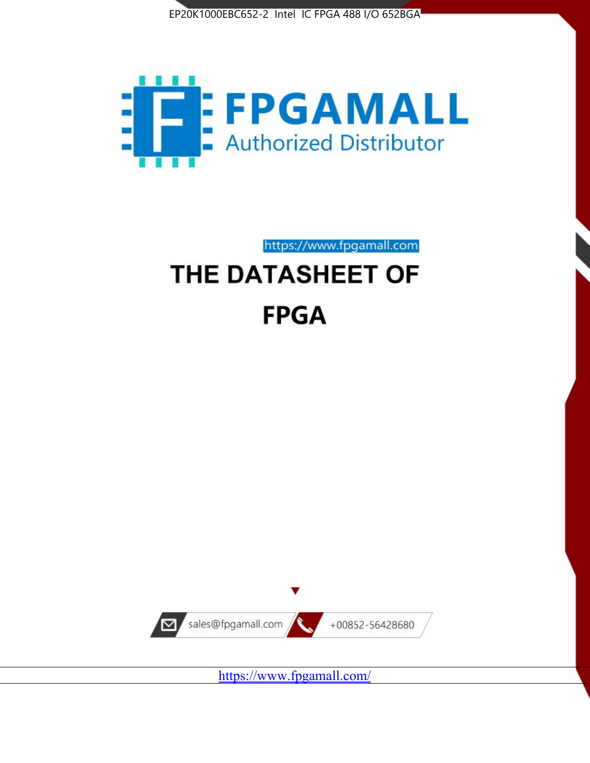EP20K1000EBC652-2 Intel IC FPGA 488 I/O 652BGA

FPGAMALL

Authorized Distributor

https://www.fpgamall.com

# THE DATASHEET OF

# FPGA

sales@fpgamall.com

+00852-56428680

https://www.fpgamall.com/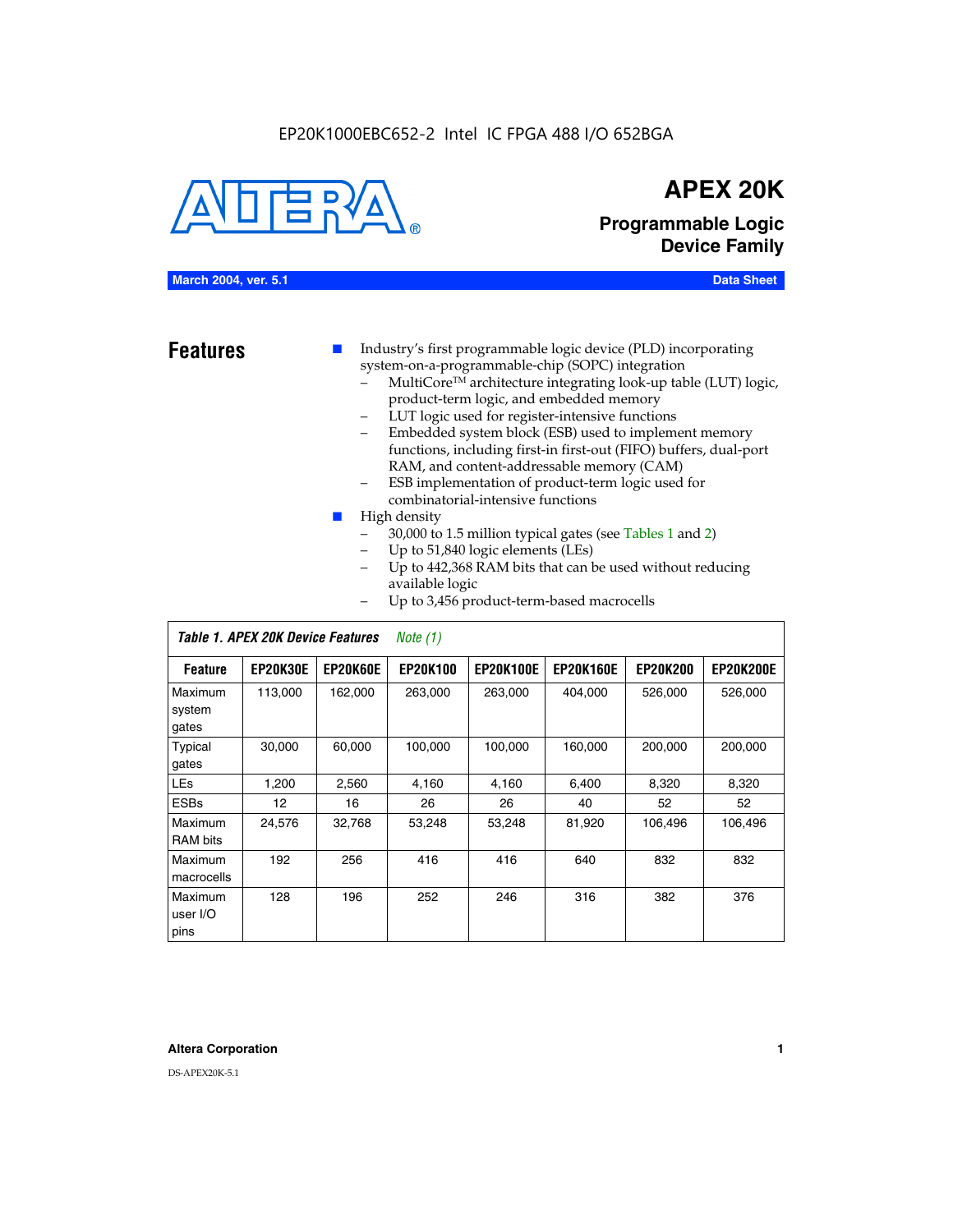EP20K1000EBC652-2 Intel IC FPGA 488 I/O 652BGA

# APEX 20K

## Programmable Logic Device Family

**March 2004, ver. 5.1** **Data Sheet**

## Features

- Industry's first programmable logic device (PLD) incorporating system-on-a-programmable-chip (SOPC) integration
  - MultiCore™ architecture integrating look-up table (LUT) logic, product-term logic, and embedded memory
  - LUT logic used for register-intensive functions
  - Embedded system block (ESB) used to implement memory functions, including first-in first-out (FIFO) buffers, dual-port RAM, and content-addressable memory (CAM)
  - ESB implementation of product-term logic used for combinatorial-intensive functions
- High density
  - 30,000 to 1.5 million typical gates (see Tables 1 and 2)
  - Up to 51,840 logic elements (LEs)
  - Up to 442,368 RAM bits that can be used without reducing available logic
  - Up to 3,456 product-term-based macrocells

*Table 1. APEX 20K Device Features* *Note (1)*

| Feature | EP20K30E | EP20K60E | EP20K100 | EP20K100E | EP20K160E | EP20K200 | EP20K200E |
|---|---|---|---|---|---|---|---|
| Maximum system gates | 113,000 | 162,000 | 263,000 | 263,000 | 404,000 | 526,000 | 526,000 |
| Typical gates | 30,000 | 60,000 | 100,000 | 100,000 | 160,000 | 200,000 | 200,000 |
| LEs | 1,200 | 2,560 | 4,160 | 4,160 | 6,400 | 8,320 | 8,320 |
| ESBs | 12 | 16 | 26 | 26 | 40 | 52 | 52 |
| Maximum RAM bits | 24,576 | 32,768 | 53,248 | 53,248 | 81,920 | 106,496 | 106,496 |
| Maximum macrocells | 192 | 256 | 416 | 416 | 640 | 832 | 832 |
| Maximum user I/O pins | 128 | 196 | 252 | 246 | 316 | 382 | 376 |

**Altera Corporation**

DS-APEX20K-5.1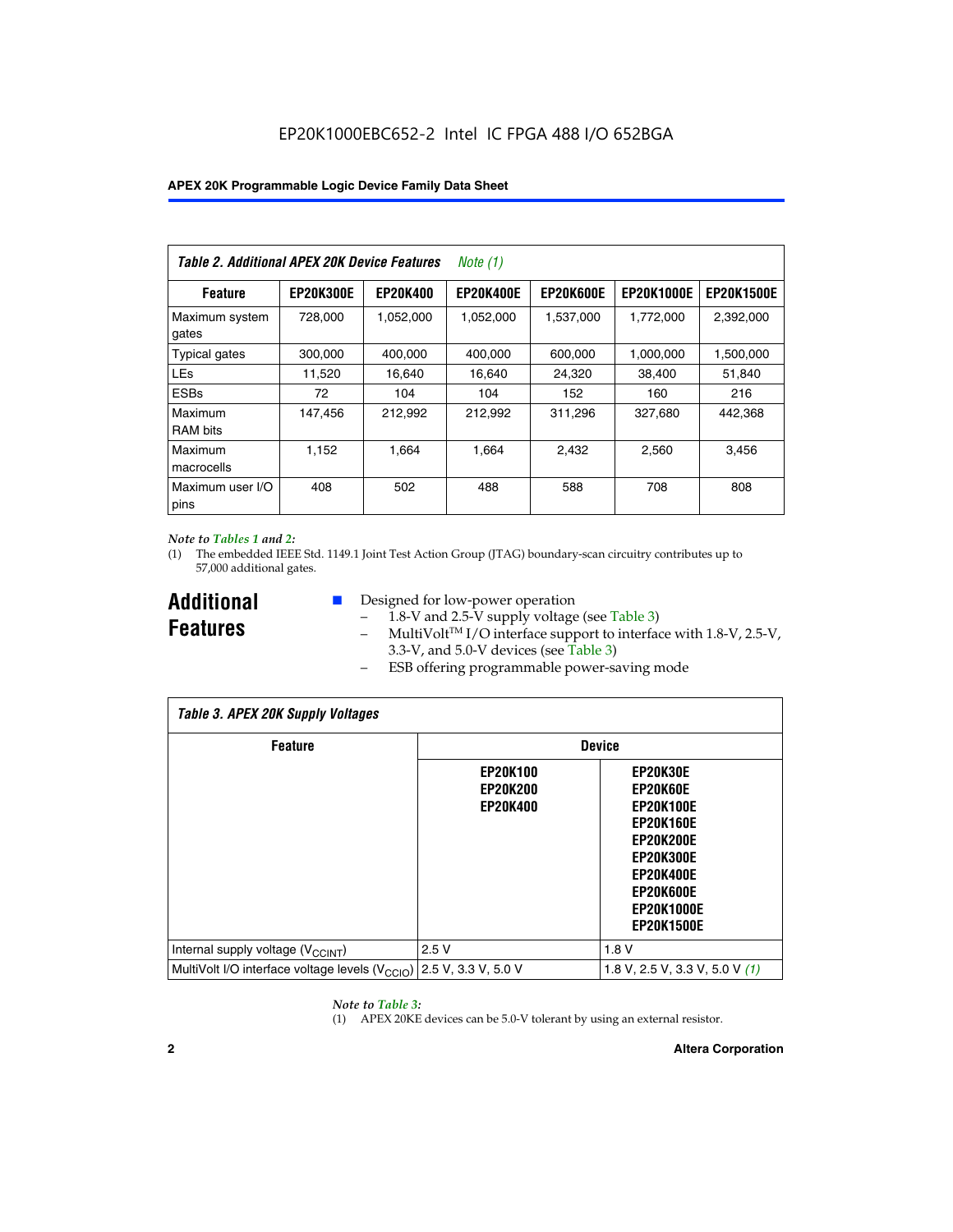EP20K1000EBC652-2 Intel IC FPGA 488 I/O 652BGA

| *Table 2. Additional APEX 20K Device Features* *Note (1)* | | | | | | |
|---|---|---|---|---|---|---|
| **Feature** | **EP20K300E** | **EP20K400** | **EP20K400E** | **EP20K600E** | **EP20K1000E** | **EP20K1500E** |
| Maximum system gates | 728,000 | 1,052,000 | 1,052,000 | 1,537,000 | 1,772,000 | 2,392,000 |
| Typical gates | 300,000 | 400,000 | 400,000 | 600,000 | 1,000,000 | 1,500,000 |
| LEs | 11,520 | 16,640 | 16,640 | 24,320 | 38,400 | 51,840 |
| ESBs | 72 | 104 | 104 | 152 | 160 | 216 |
| Maximum RAM bits | 147,456 | 212,992 | 212,992 | 311,296 | 327,680 | 442,368 |
| Maximum macrocells | 1,152 | 1,664 | 1,664 | 2,432 | 2,560 | 3,456 |
| Maximum user I/O pins | 408 | 502 | 488 | 588 | 708 | 808 |

*Note to Tables 1 and 2:*

(1) The embedded IEEE Std. 1149.1 Joint Test Action Group (JTAG) boundary-scan circuitry contributes up to 57,000 additional gates.

## Additional Features

- Designed for low-power operation
  - 1.8-V and 2.5-V supply voltage (see Table 3)
  - MultiVolt™ I/O interface support to interface with 1.8-V, 2.5-V, 3.3-V, and 5.0-V devices (see Table 3)
  - ESB offering programmable power-saving mode

| *Table 3. APEX 20K Supply Voltages* | | |
|---|---|---|
| **Feature** | **Device** | |
| | **EP20K100 EP20K200 EP20K400** | **EP20K30E EP20K60E EP20K100E EP20K160E EP20K200E EP20K300E EP20K400E EP20K600E EP20K1000E EP20K1500E** |
| Internal supply voltage ($V_{CCINT}$) | 2.5 V | 1.8 V |
| MultiVolt I/O interface voltage levels ($V_{CCIO}$) | 2.5 V, 3.3 V, 5.0 V | 1.8 V, 2.5 V, 3.3 V, 5.0 V *(1)* |

*Note to Table 3:*

(1) APEX 20KE devices can be 5.0-V tolerant by using an external resistor.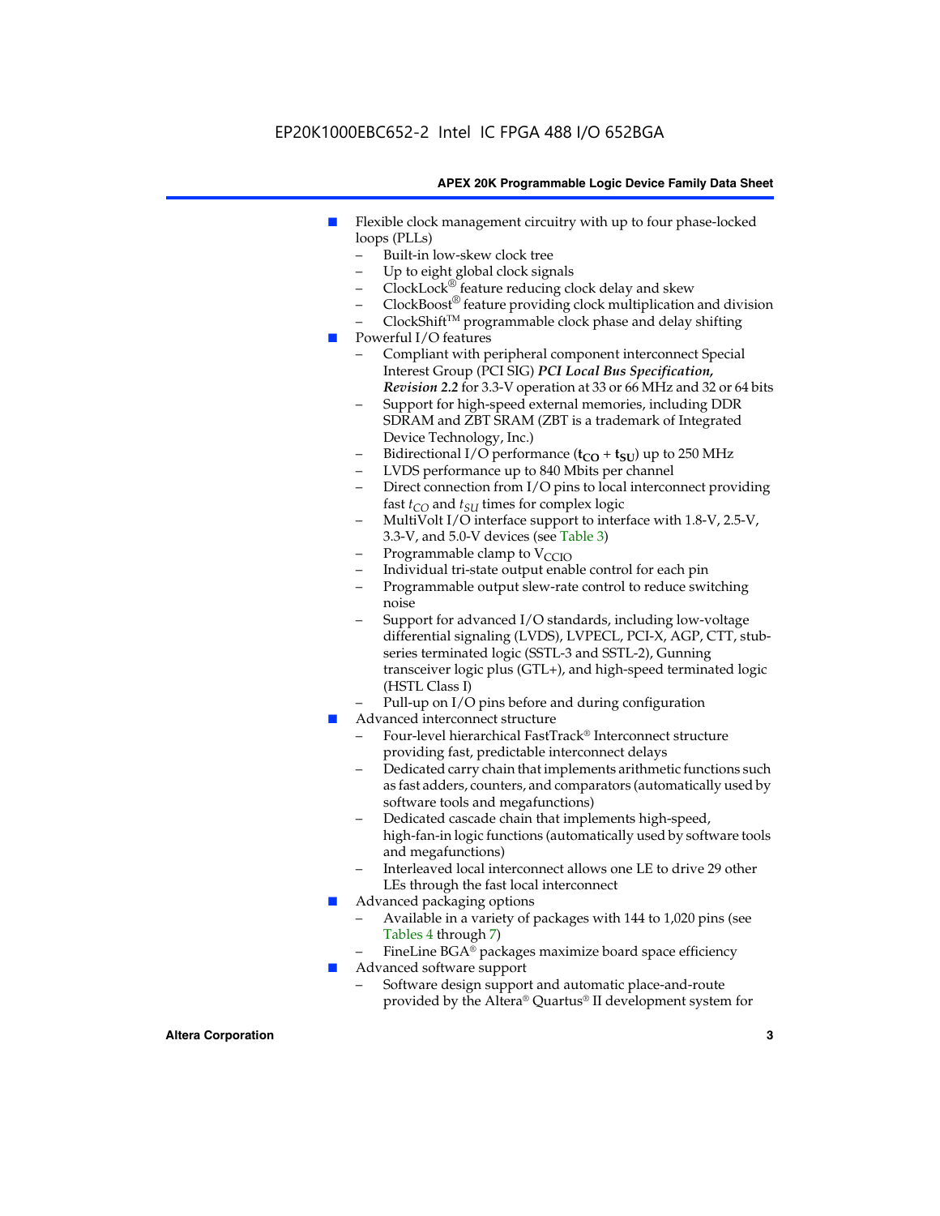- Flexible clock management circuitry with up to four phase-locked loops (PLLs)
  - Built-in low-skew clock tree
  - Up to eight global clock signals
  - ClockLock® feature reducing clock delay and skew
  - ClockBoost® feature providing clock multiplication and division
  - ClockShift™ programmable clock phase and delay shifting
- Powerful I/O features
  - Compliant with peripheral component interconnect Special Interest Group (PCI SIG) ***PCI Local Bus Specification, Revision 2.2*** for 3.3-V operation at 33 or 66 MHz and 32 or 64 bits
  - Support for high-speed external memories, including DDR SDRAM and ZBT SRAM (ZBT is a trademark of Integrated Device Technology, Inc.)
  - Bidirectional I/O performance ($\mathbf{t_{CO}} + \mathbf{t_{SU}}$) up to 250 MHz
  - LVDS performance up to 840 Mbits per channel
  - Direct connection from I/O pins to local interconnect providing fast $t_{CO}$ and $t_{SU}$ times for complex logic
  - MultiVolt I/O interface support to interface with 1.8-V, 2.5-V, 3.3-V, and 5.0-V devices (see Table 3)
  - Programmable clamp to $V_{CCIO}$
  - Individual tri-state output enable control for each pin
  - Programmable output slew-rate control to reduce switching noise
  - Support for advanced I/O standards, including low-voltage differential signaling (LVDS), LVPECL, PCI-X, AGP, CTT, stub-series terminated logic (SSTL-3 and SSTL-2), Gunning transceiver logic plus (GTL+), and high-speed terminated logic (HSTL Class I)
  - Pull-up on I/O pins before and during configuration
- Advanced interconnect structure
  - Four-level hierarchical FastTrack® Interconnect structure providing fast, predictable interconnect delays
  - Dedicated carry chain that implements arithmetic functions such as fast adders, counters, and comparators (automatically used by software tools and megafunctions)
  - Dedicated cascade chain that implements high-speed, high-fan-in logic functions (automatically used by software tools and megafunctions)
  - Interleaved local interconnect allows one LE to drive 29 other LEs through the fast local interconnect
- Advanced packaging options
  - Available in a variety of packages with 144 to 1,020 pins (see Tables 4 through 7)
  - FineLine BGA® packages maximize board space efficiency
- Advanced software support
  - Software design support and automatic place-and-route provided by the Altera® Quartus® II development system for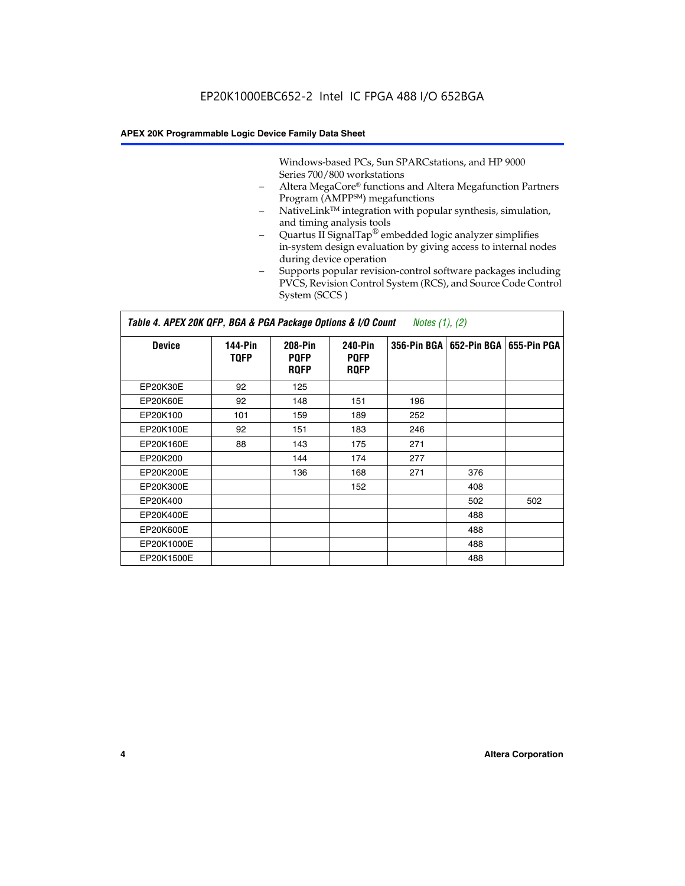Windows-based PCs, Sun SPARCstations, and HP 9000 Series 700/800 workstations

- Altera MegaCore® functions and Altera Megafunction Partners Program (AMPP℠) megafunctions
- NativeLink™ integration with popular synthesis, simulation, and timing analysis tools
- Quartus II SignalTap® embedded logic analyzer simplifies in-system design evaluation by giving access to internal nodes during device operation
- Supports popular revision-control software packages including PVCS, Revision Control System (RCS), and Source Code Control System (SCCS )

**Table 4. APEX 20K QFP, BGA & PGA Package Options & I/O Count** *Notes (1), (2)*

| Device | 144-Pin TQFP | 208-Pin PQFP RQFP | 240-Pin PQFP RQFP | 356-Pin BGA | 652-Pin BGA | 655-Pin PGA |
|---|---|---|---|---|---|---|
| EP20K30E | 92 | 125 | | | | |
| EP20K60E | 92 | 148 | 151 | 196 | | |
| EP20K100 | 101 | 159 | 189 | 252 | | |
| EP20K100E | 92 | 151 | 183 | 246 | | |
| EP20K160E | 88 | 143 | 175 | 271 | | |
| EP20K200 | | 144 | 174 | 277 | | |
| EP20K200E | | 136 | 168 | 271 | 376 | |
| EP20K300E | | | 152 | | 408 | |
| EP20K400 | | | | | 502 | 502 |
| EP20K400E | | | | | 488 | |
| EP20K600E | | | | | 488 | |
| EP20K1000E | | | | | 488 | |
| EP20K1500E | | | | | 488 | |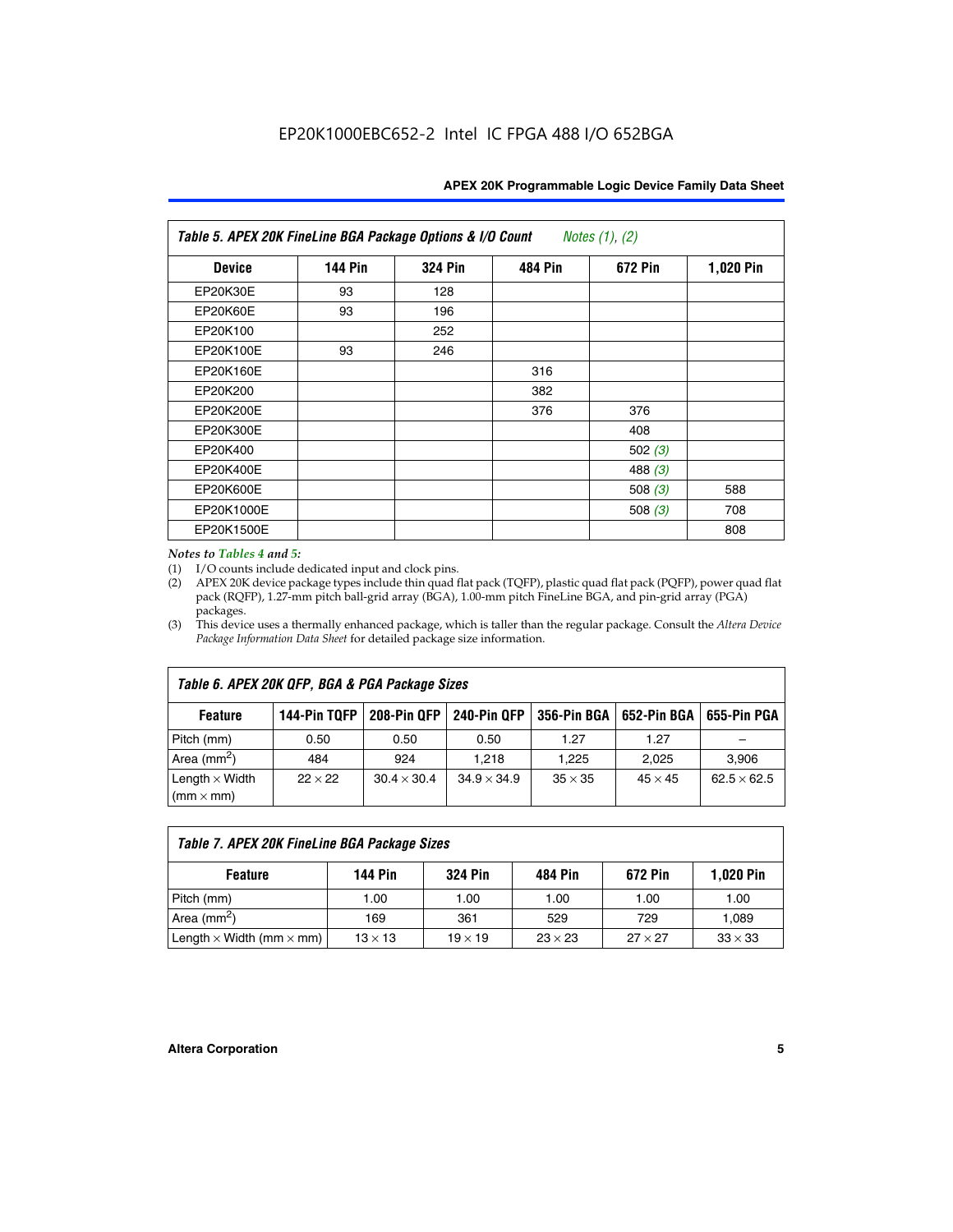**Table 5. APEX 20K FineLine BGA Package Options & I/O Count** *Notes (1), (2)*

| Device | 144 Pin | 324 Pin | 484 Pin | 672 Pin | 1,020 Pin |
|---|---|---|---|---|---|
| EP20K30E | 93 | 128 | | | |
| EP20K60E | 93 | 196 | | | |
| EP20K100 | | 252 | | | |
| EP20K100E | 93 | 246 | | | |
| EP20K160E | | | 316 | | |
| EP20K200 | | | 382 | | |
| EP20K200E | | | 376 | 376 | |
| EP20K300E | | | | 408 | |
| EP20K400 | | | | 502 *(3)* | |
| EP20K400E | | | | 488 *(3)* | |
| EP20K600E | | | | 508 *(3)* | 588 |
| EP20K1000E | | | | 508 *(3)* | 708 |
| EP20K1500E | | | | | 808 |

*Notes to Tables 4 and 5:*

(1) I/O counts include dedicated input and clock pins.

(2) APEX 20K device package types include thin quad flat pack (TQFP), plastic quad flat pack (PQFP), power quad flat pack (RQFP), 1.27-mm pitch ball-grid array (BGA), 1.00-mm pitch FineLine BGA, and pin-grid array (PGA) packages.

(3) This device uses a thermally enhanced package, which is taller than the regular package. Consult the *Altera Device Package Information Data Sheet* for detailed package size information.

**Table 6. APEX 20K QFP, BGA & PGA Package Sizes**

| Feature | 144-Pin TQFP | 208-Pin QFP | 240-Pin QFP | 356-Pin BGA | 652-Pin BGA | 655-Pin PGA |
|---|---|---|---|---|---|---|
| Pitch (mm) | 0.50 | 0.50 | 0.50 | 1.27 | 1.27 | – |
| Area ($mm^2$) | 484 | 924 | 1,218 | 1,225 | 2,025 | 3,906 |
| Length × Width (mm × mm) | 22 × 22 | 30.4 × 30.4 | 34.9 × 34.9 | 35 × 35 | 45 × 45 | 62.5 × 62.5 |

**Table 7. APEX 20K FineLine BGA Package Sizes**

| Feature | 144 Pin | 324 Pin | 484 Pin | 672 Pin | 1,020 Pin |
|---|---|---|---|---|---|
| Pitch (mm) | 1.00 | 1.00 | 1.00 | 1.00 | 1.00 |
| Area ($mm^2$) | 169 | 361 | 529 | 729 | 1,089 |
| Length × Width (mm × mm) | 13 × 13 | 19 × 19 | 23 × 23 | 27 × 27 | 33 × 33 |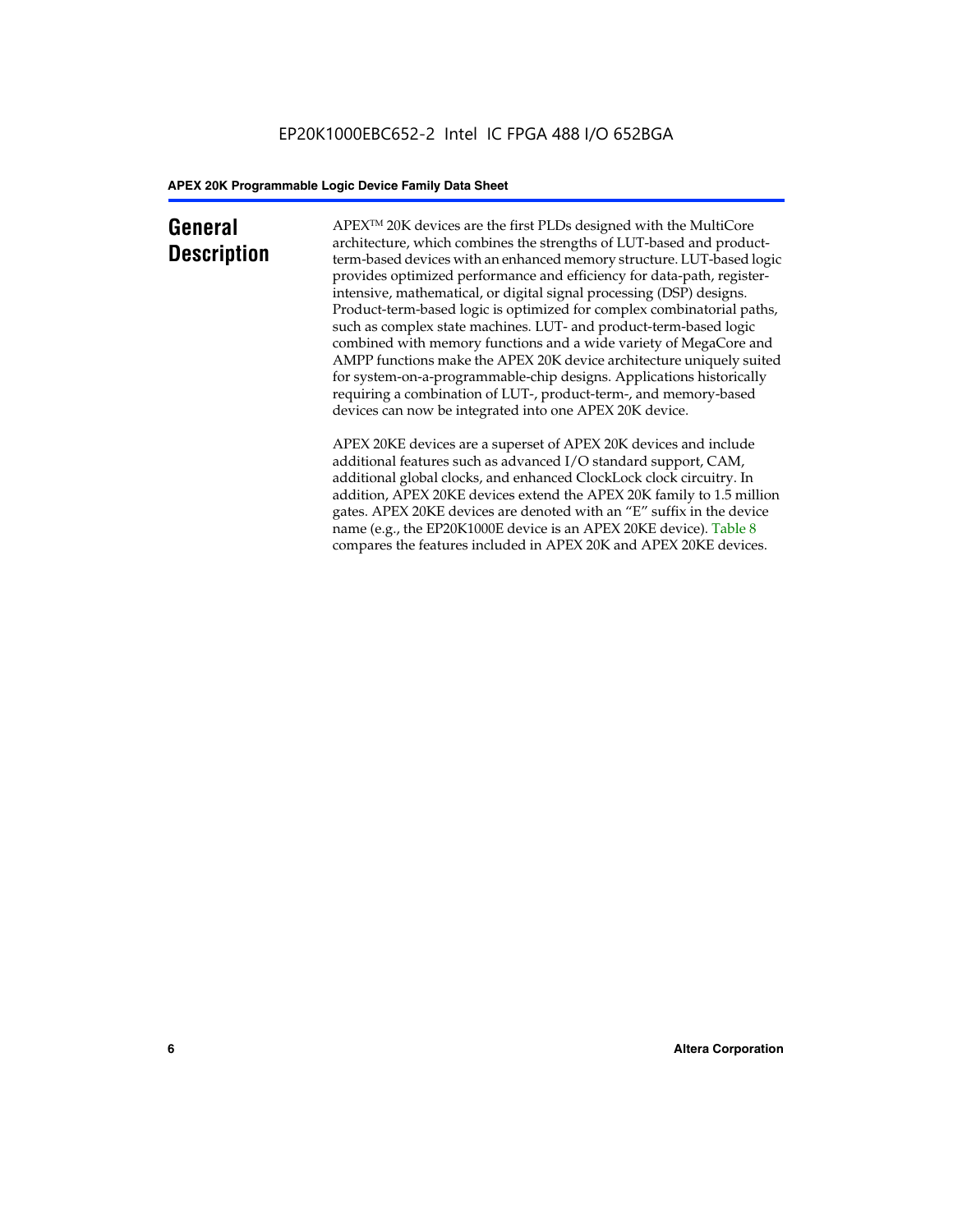## General Description

APEX™ 20K devices are the first PLDs designed with the MultiCore architecture, which combines the strengths of LUT-based and product-term-based devices with an enhanced memory structure. LUT-based logic provides optimized performance and efficiency for data-path, register-intensive, mathematical, or digital signal processing (DSP) designs. Product-term-based logic is optimized for complex combinatorial paths, such as complex state machines. LUT- and product-term-based logic combined with memory functions and a wide variety of MegaCore and AMPP functions make the APEX 20K device architecture uniquely suited for system-on-a-programmable-chip designs. Applications historically requiring a combination of LUT-, product-term-, and memory-based devices can now be integrated into one APEX 20K device.

APEX 20KE devices are a superset of APEX 20K devices and include additional features such as advanced I/O standard support, CAM, additional global clocks, and enhanced ClockLock clock circuitry. In addition, APEX 20KE devices extend the APEX 20K family to 1.5 million gates. APEX 20KE devices are denoted with an "E" suffix in the device name (e.g., the EP20K1000E device is an APEX 20KE device). Table 8 compares the features included in APEX 20K and APEX 20KE devices.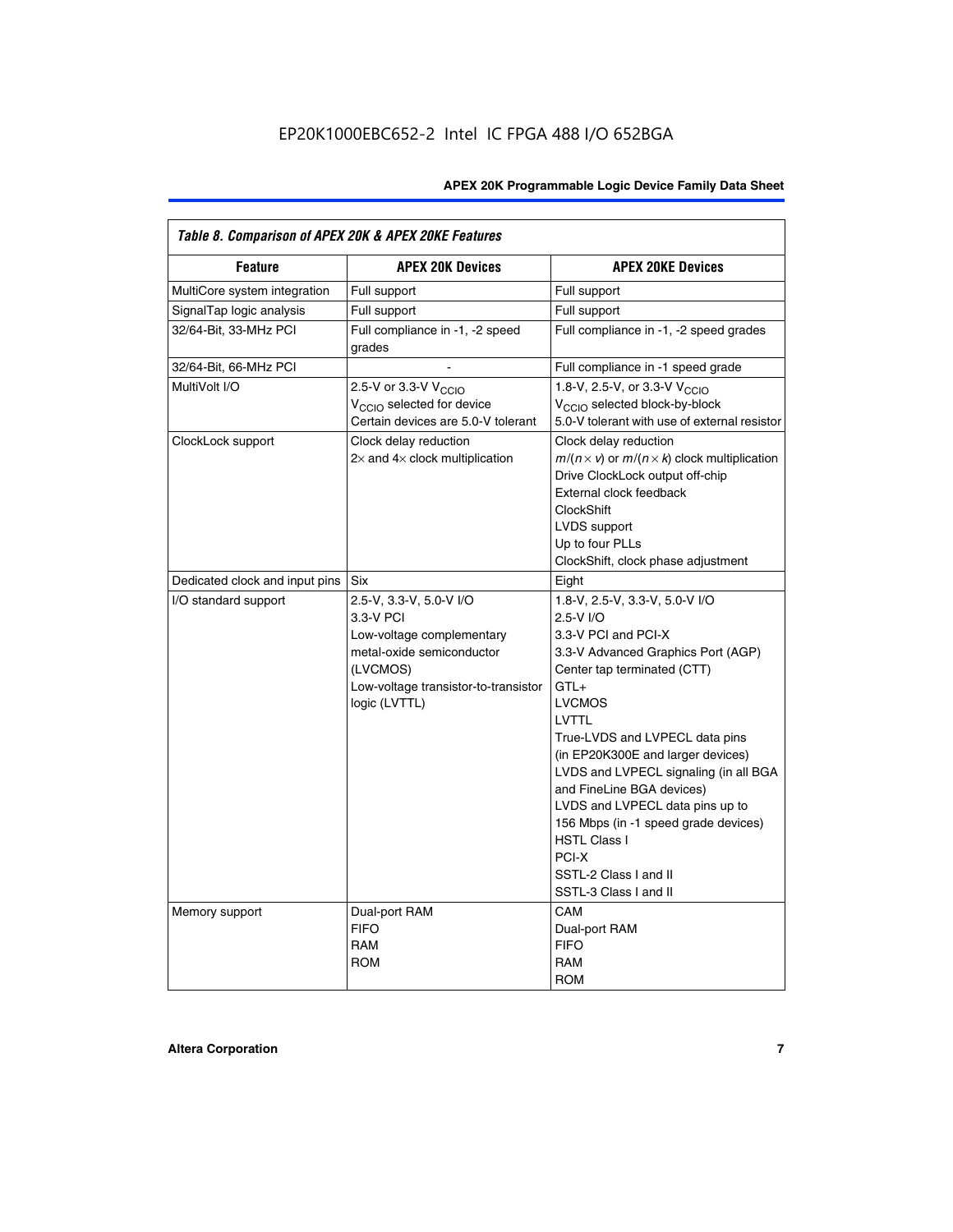*Table 8. Comparison of APEX 20K & APEX 20KE Features*

| Feature | APEX 20K Devices | APEX 20KE Devices |
|---|---|---|
| MultiCore system integration | Full support | Full support |
| SignalTap logic analysis | Full support | Full support |
| 32/64-Bit, 33-MHz PCI | Full compliance in -1, -2 speed grades | Full compliance in -1, -2 speed grades |
| 32/64-Bit, 66-MHz PCI | - | Full compliance in -1 speed grade |
| MultiVolt I/O | 2.5-V or 3.3-V $V_{CCIO}$<br>$V_{CCIO}$ selected for device<br>Certain devices are 5.0-V tolerant | 1.8-V, 2.5-V, or 3.3-V $V_{CCIO}$<br>$V_{CCIO}$ selected block-by-block<br>5.0-V tolerant with use of external resistor |
| ClockLock support | Clock delay reduction<br>2× and 4× clock multiplication | Clock delay reduction<br>$m/(n \times v)$ or $m/(n \times k)$ clock multiplication<br>Drive ClockLock output off-chip<br>External clock feedback<br>ClockShift<br>LVDS support<br>Up to four PLLs<br>ClockShift, clock phase adjustment |
| Dedicated clock and input pins | Six | Eight |
| I/O standard support | 2.5-V, 3.3-V, 5.0-V I/O<br>3.3-V PCI<br>Low-voltage complementary metal-oxide semiconductor (LVCMOS)<br>Low-voltage transistor-to-transistor logic (LVTTL) | 1.8-V, 2.5-V, 3.3-V, 5.0-V I/O<br>2.5-V I/O<br>3.3-V PCI and PCI-X<br>3.3-V Advanced Graphics Port (AGP)<br>Center tap terminated (CTT)<br>GTL+<br>LVCMOS<br>LVTTL<br>True-LVDS and LVPECL data pins (in EP20K300E and larger devices)<br>LVDS and LVPECL signaling (in all BGA and FineLine BGA devices)<br>LVDS and LVPECL data pins up to 156 Mbps (in -1 speed grade devices)<br>HSTL Class I<br>PCI-X<br>SSTL-2 Class I and II<br>SSTL-3 Class I and II |
| Memory support | Dual-port RAM<br>FIFO<br>RAM<br>ROM | CAM<br>Dual-port RAM<br>FIFO<br>RAM<br>ROM |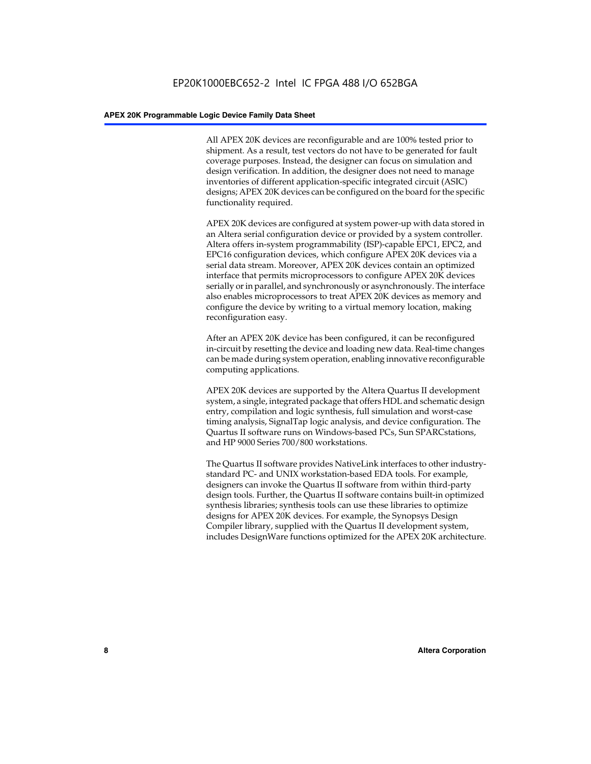All APEX 20K devices are reconfigurable and are 100% tested prior to shipment. As a result, test vectors do not have to be generated for fault coverage purposes. Instead, the designer can focus on simulation and design verification. In addition, the designer does not need to manage inventories of different application-specific integrated circuit (ASIC) designs; APEX 20K devices can be configured on the board for the specific functionality required.

APEX 20K devices are configured at system power-up with data stored in an Altera serial configuration device or provided by a system controller. Altera offers in-system programmability (ISP)-capable EPC1, EPC2, and EPC16 configuration devices, which configure APEX 20K devices via a serial data stream. Moreover, APEX 20K devices contain an optimized interface that permits microprocessors to configure APEX 20K devices serially or in parallel, and synchronously or asynchronously. The interface also enables microprocessors to treat APEX 20K devices as memory and configure the device by writing to a virtual memory location, making reconfiguration easy.

After an APEX 20K device has been configured, it can be reconfigured in-circuit by resetting the device and loading new data. Real-time changes can be made during system operation, enabling innovative reconfigurable computing applications.

APEX 20K devices are supported by the Altera Quartus II development system, a single, integrated package that offers HDL and schematic design entry, compilation and logic synthesis, full simulation and worst-case timing analysis, SignalTap logic analysis, and device configuration. The Quartus II software runs on Windows-based PCs, Sun SPARCstations, and HP 9000 Series 700/800 workstations.

The Quartus II software provides NativeLink interfaces to other industry-standard PC- and UNIX workstation-based EDA tools. For example, designers can invoke the Quartus II software from within third-party design tools. Further, the Quartus II software contains built-in optimized synthesis libraries; synthesis tools can use these libraries to optimize designs for APEX 20K devices. For example, the Synopsys Design Compiler library, supplied with the Quartus II development system, includes DesignWare functions optimized for the APEX 20K architecture.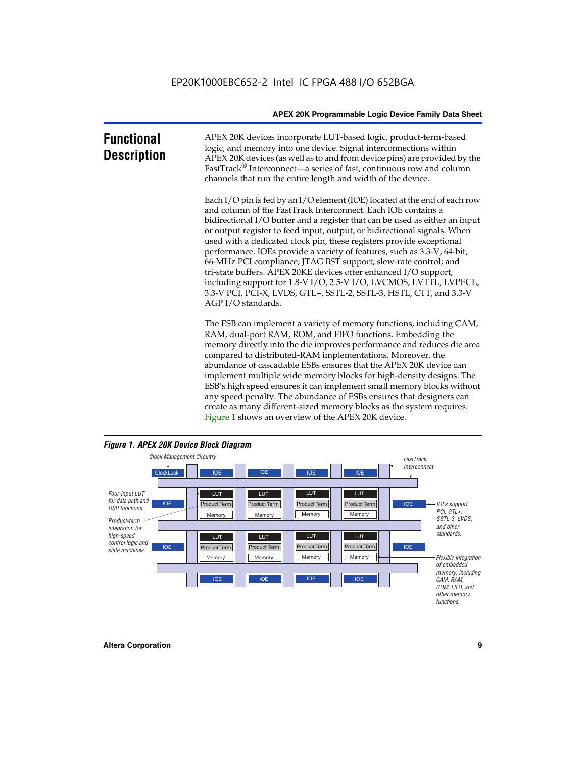# Functional Description

APEX 20K devices incorporate LUT-based logic, product-term-based logic, and memory into one device. Signal interconnections within APEX 20K devices (as well as to and from device pins) are provided by the FastTrack® Interconnect—a series of fast, continuous row and column channels that run the entire length and width of the device.

Each I/O pin is fed by an I/O element (IOE) located at the end of each row and column of the FastTrack Interconnect. Each IOE contains a bidirectional I/O buffer and a register that can be used as either an input or output register to feed input, output, or bidirectional signals. When used with a dedicated clock pin, these registers provide exceptional performance. IOEs provide a variety of features, such as 3.3-V, 64-bit, 66-MHz PCI compliance; JTAG BST support; slew-rate control; and tri-state buffers. APEX 20KE devices offer enhanced I/O support, including support for 1.8-V I/O, 2.5-V I/O, LVCMOS, LVTTL, LVPECL, 3.3-V PCI, PCI-X, LVDS, GTL+, SSTL-2, SSTL-3, HSTL, CTT, and 3.3-V AGP I/O standards.

The ESB can implement a variety of memory functions, including CAM, RAM, dual-port RAM, ROM, and FIFO functions. Embedding the memory directly into the die improves performance and reduces die area compared to distributed-RAM implementations. Moreover, the abundance of cascadable ESBs ensures that the APEX 20K device can implement multiple wide memory blocks for high-density designs. The ESB's high speed ensures it can implement small memory blocks without any speed penalty. The abundance of ESBs ensures that designers can create as many different-sized memory blocks as the system requires. Figure 1 shows an overview of the APEX 20K device.

*Figure 1. APEX 20K Device Block Diagram*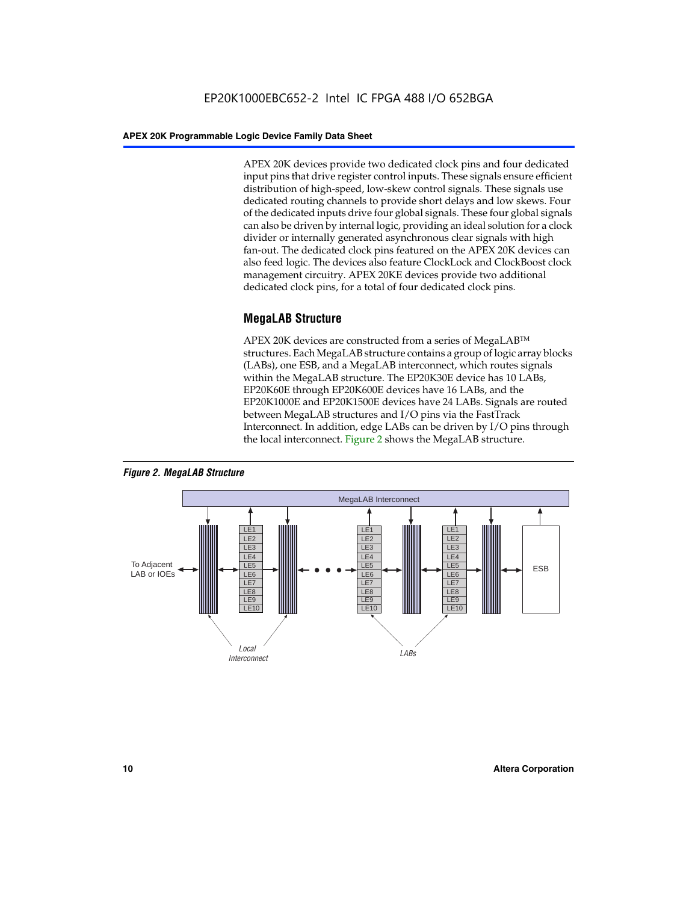APEX 20K devices provide two dedicated clock pins and four dedicated input pins that drive register control inputs. These signals ensure efficient distribution of high-speed, low-skew control signals. These signals use dedicated routing channels to provide short delays and low skews. Four of the dedicated inputs drive four global signals. These four global signals can also be driven by internal logic, providing an ideal solution for a clock divider or internally generated asynchronous clear signals with high fan-out. The dedicated clock pins featured on the APEX 20K devices can also feed logic. The devices also feature ClockLock and ClockBoost clock management circuitry. APEX 20KE devices provide two additional dedicated clock pins, for a total of four dedicated clock pins.

## MegaLAB Structure

APEX 20K devices are constructed from a series of MegaLAB™ structures. Each MegaLAB structure contains a group of logic array blocks (LABs), one ESB, and a MegaLAB interconnect, which routes signals within the MegaLAB structure. The EP20K30E device has 10 LABs, EP20K60E through EP20K600E devices have 16 LABs, and the EP20K1000E and EP20K1500E devices have 24 LABs. Signals are routed between MegaLAB structures and I/O pins via the FastTrack Interconnect. In addition, edge LABs can be driven by I/O pins through the local interconnect. Figure 2 shows the MegaLAB structure.

*Figure 2. MegaLAB Structure*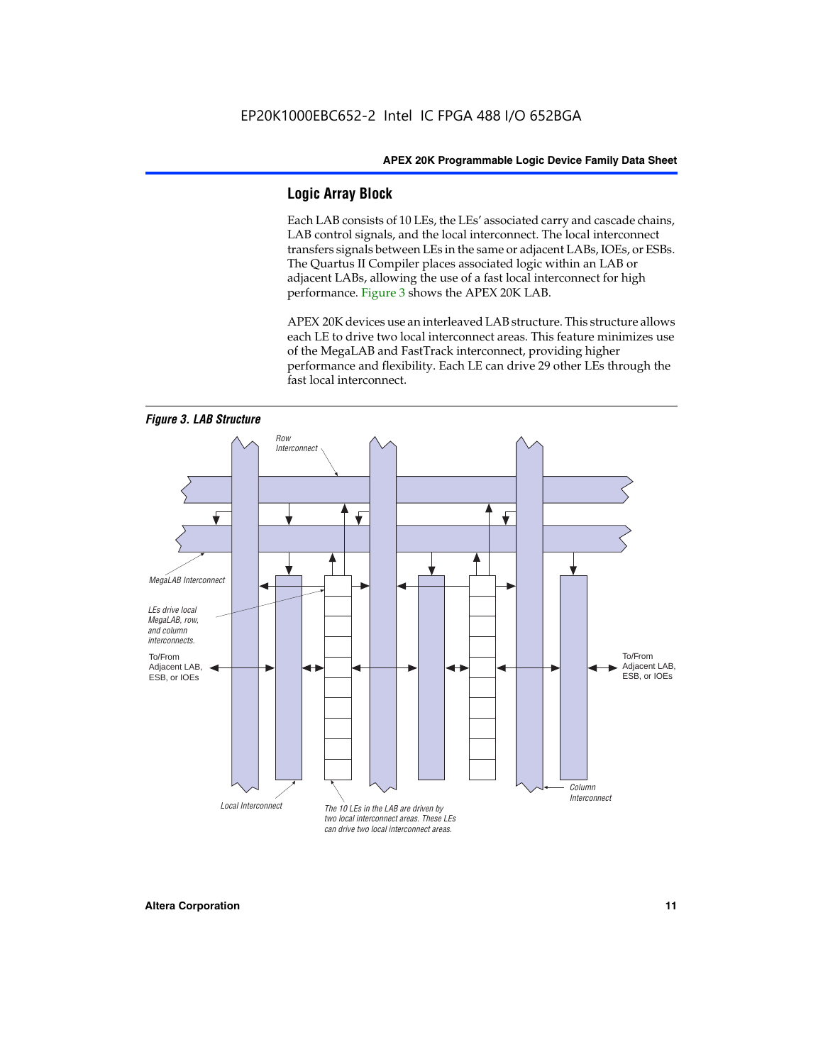## Logic Array Block

Each LAB consists of 10 LEs, the LEs' associated carry and cascade chains, LAB control signals, and the local interconnect. The local interconnect transfers signals between LEs in the same or adjacent LABs, IOEs, or ESBs. The Quartus II Compiler places associated logic within an LAB or adjacent LABs, allowing the use of a fast local interconnect for high performance. Figure 3 shows the APEX 20K LAB.

APEX 20K devices use an interleaved LAB structure. This structure allows each LE to drive two local interconnect areas. This feature minimizes use of the MegaLAB and FastTrack interconnect, providing higher performance and flexibility. Each LE can drive 29 other LEs through the fast local interconnect.

*Figure 3. LAB Structure*

Row Interconnect

MegaLAB Interconnect

LEs drive local MegaLAB, row, and column interconnects.

To/From Adjacent LAB, ESB, or IOEs

To/From Adjacent LAB, ESB, or IOEs

Column Interconnect

Local Interconnect

The 10 LEs in the LAB are driven by two local interconnect areas. These LEs can drive two local interconnect areas.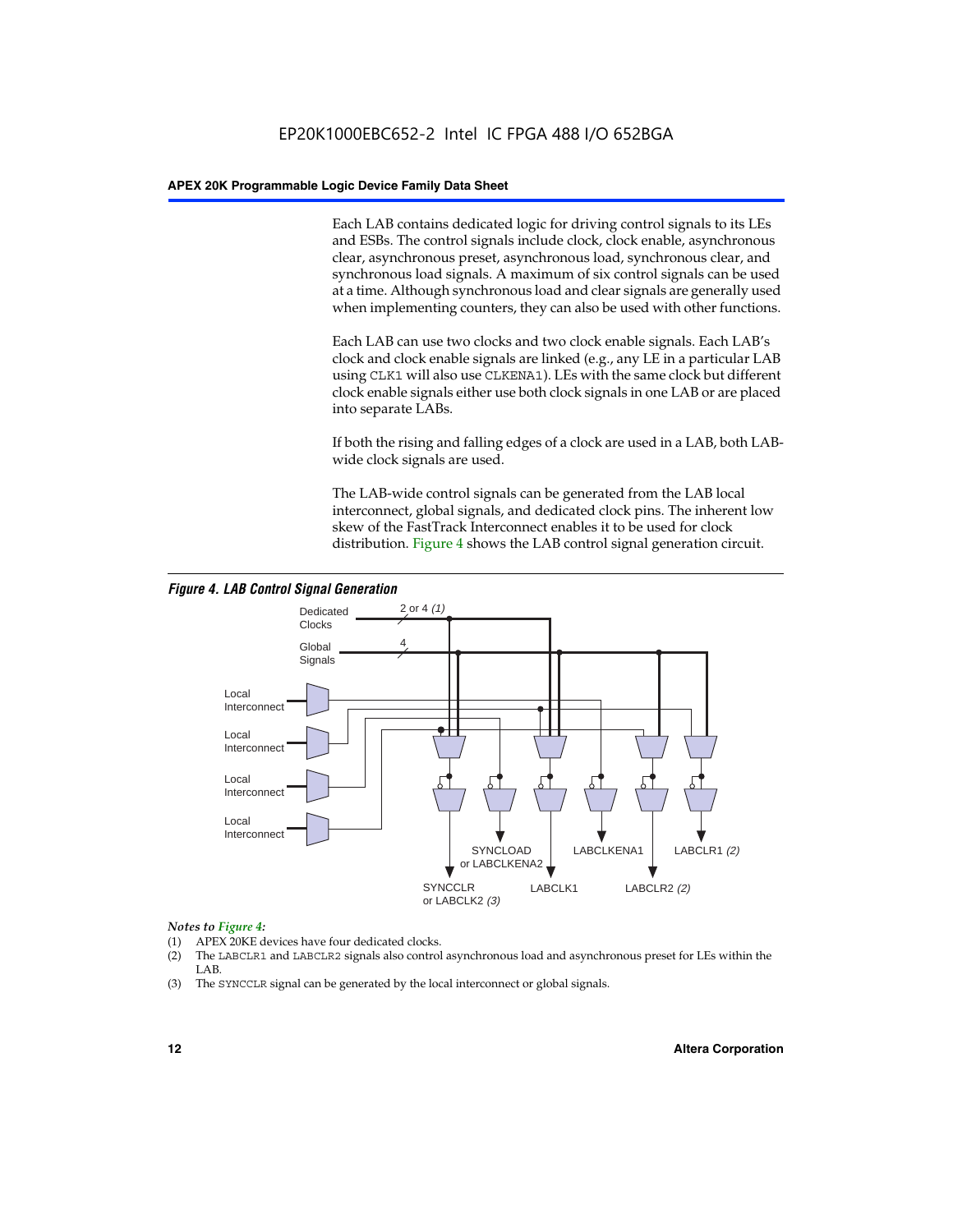Each LAB contains dedicated logic for driving control signals to its LEs and ESBs. The control signals include clock, clock enable, asynchronous clear, asynchronous preset, asynchronous load, synchronous clear, and synchronous load signals. A maximum of six control signals can be used at a time. Although synchronous load and clear signals are generally used when implementing counters, they can also be used with other functions.

Each LAB can use two clocks and two clock enable signals. Each LAB's clock and clock enable signals are linked (e.g., any LE in a particular LAB using CLK1 will also use CLKENA1). LEs with the same clock but different clock enable signals either use both clock signals in one LAB or are placed into separate LABs.

If both the rising and falling edges of a clock are used in a LAB, both LAB-wide clock signals are used.

The LAB-wide control signals can be generated from the LAB local interconnect, global signals, and dedicated clock pins. The inherent low skew of the FastTrack Interconnect enables it to be used for clock distribution. Figure 4 shows the LAB control signal generation circuit.

*Figure 4. LAB Control Signal Generation*

Dedicated Clocks — 2 or 4 *(1)*
Global Signals — 4
Local Interconnect
Local Interconnect
Local Interconnect
Local Interconnect

SYNCCLR or LABCLK2 *(3)*
SYNCLOAD or LABCLKENA2
LABCLK1
LABCLKENA1
LABCLR2 *(2)*
LABCLR1 *(2)*

*Notes to Figure 4:*

(1) APEX 20KE devices have four dedicated clocks.
(2) The LABCLR1 and LABCLR2 signals also control asynchronous load and asynchronous preset for LEs within the LAB.
(3) The SYNCCLR signal can be generated by the local interconnect or global signals.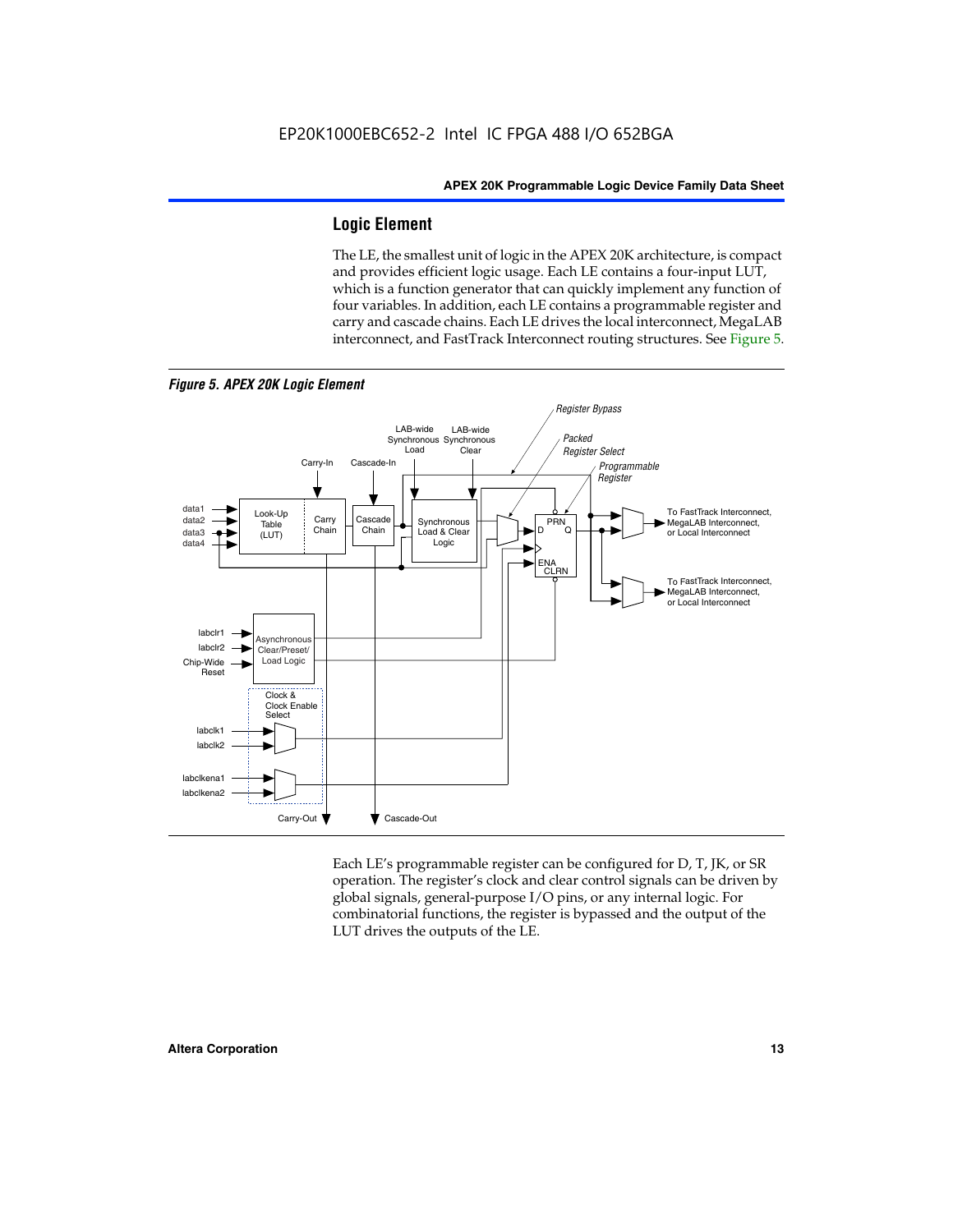## Logic Element

The LE, the smallest unit of logic in the APEX 20K architecture, is compact and provides efficient logic usage. Each LE contains a four-input LUT, which is a function generator that can quickly implement any function of four variables. In addition, each LE contains a programmable register and carry and cascade chains. Each LE drives the local interconnect, MegaLAB interconnect, and FastTrack Interconnect routing structures. See Figure 5.

*Figure 5. APEX 20K Logic Element*

Each LE's programmable register can be configured for D, T, JK, or SR operation. The register's clock and clear control signals can be driven by global signals, general-purpose I/O pins, or any internal logic. For combinatorial functions, the register is bypassed and the output of the LUT drives the outputs of the LE.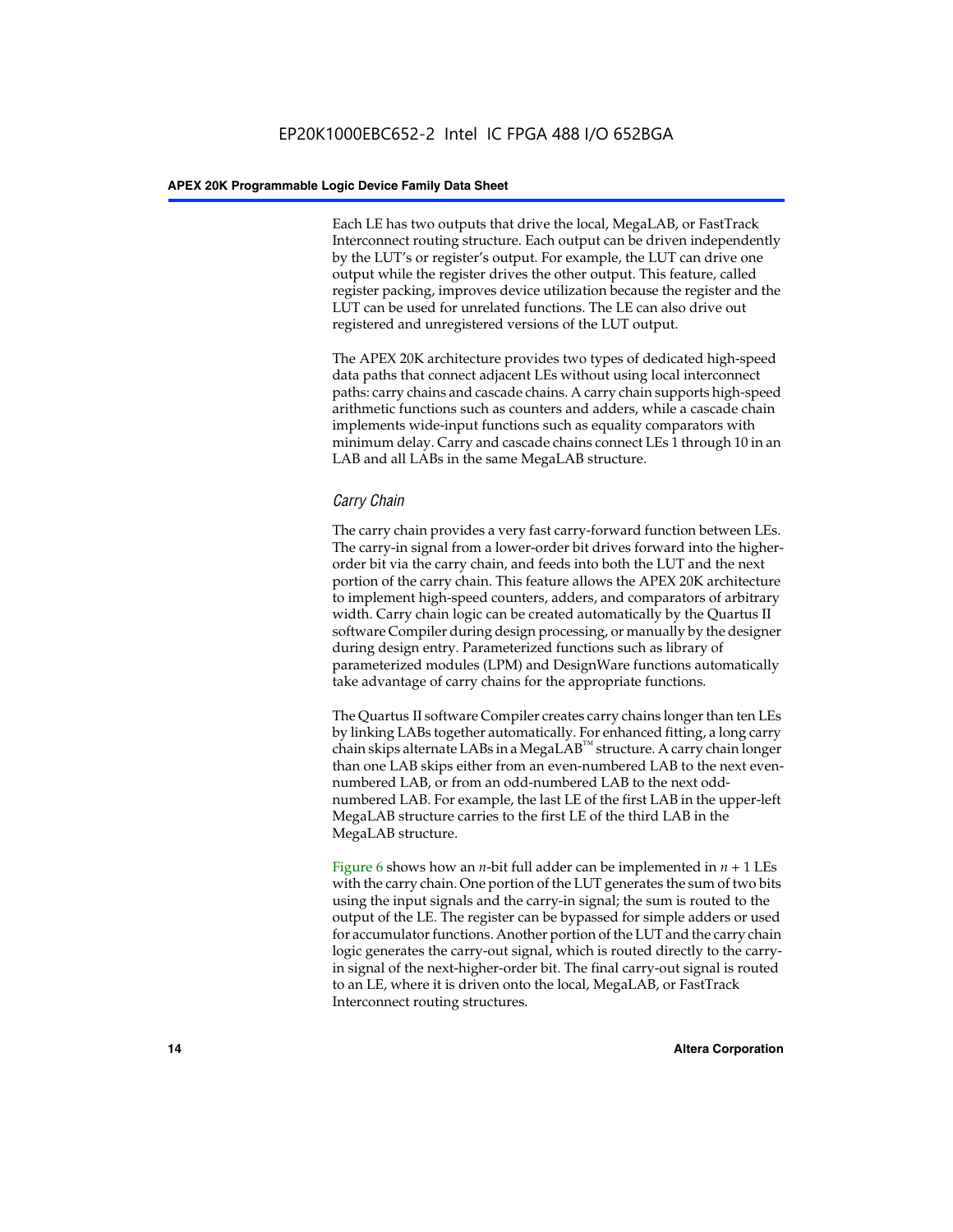Each LE has two outputs that drive the local, MegaLAB, or FastTrack Interconnect routing structure. Each output can be driven independently by the LUT's or register's output. For example, the LUT can drive one output while the register drives the other output. This feature, called register packing, improves device utilization because the register and the LUT can be used for unrelated functions. The LE can also drive out registered and unregistered versions of the LUT output.

The APEX 20K architecture provides two types of dedicated high-speed data paths that connect adjacent LEs without using local interconnect paths: carry chains and cascade chains. A carry chain supports high-speed arithmetic functions such as counters and adders, while a cascade chain implements wide-input functions such as equality comparators with minimum delay. Carry and cascade chains connect LEs 1 through 10 in an LAB and all LABs in the same MegaLAB structure.

### *Carry Chain*

The carry chain provides a very fast carry-forward function between LEs. The carry-in signal from a lower-order bit drives forward into the higher-order bit via the carry chain, and feeds into both the LUT and the next portion of the carry chain. This feature allows the APEX 20K architecture to implement high-speed counters, adders, and comparators of arbitrary width. Carry chain logic can be created automatically by the Quartus II software Compiler during design processing, or manually by the designer during design entry. Parameterized functions such as library of parameterized modules (LPM) and DesignWare functions automatically take advantage of carry chains for the appropriate functions.

The Quartus II software Compiler creates carry chains longer than ten LEs by linking LABs together automatically. For enhanced fitting, a long carry chain skips alternate LABs in a MegaLAB™ structure. A carry chain longer than one LAB skips either from an even-numbered LAB to the next even-numbered LAB, or from an odd-numbered LAB to the next odd-numbered LAB. For example, the last LE of the first LAB in the upper-left MegaLAB structure carries to the first LE of the third LAB in the MegaLAB structure.

Figure 6 shows how an $n$-bit full adder can be implemented in $n + 1$ LEs with the carry chain. One portion of the LUT generates the sum of two bits using the input signals and the carry-in signal; the sum is routed to the output of the LE. The register can be bypassed for simple adders or used for accumulator functions. Another portion of the LUT and the carry chain logic generates the carry-out signal, which is routed directly to the carry-in signal of the next-higher-order bit. The final carry-out signal is routed to an LE, where it is driven onto the local, MegaLAB, or FastTrack Interconnect routing structures.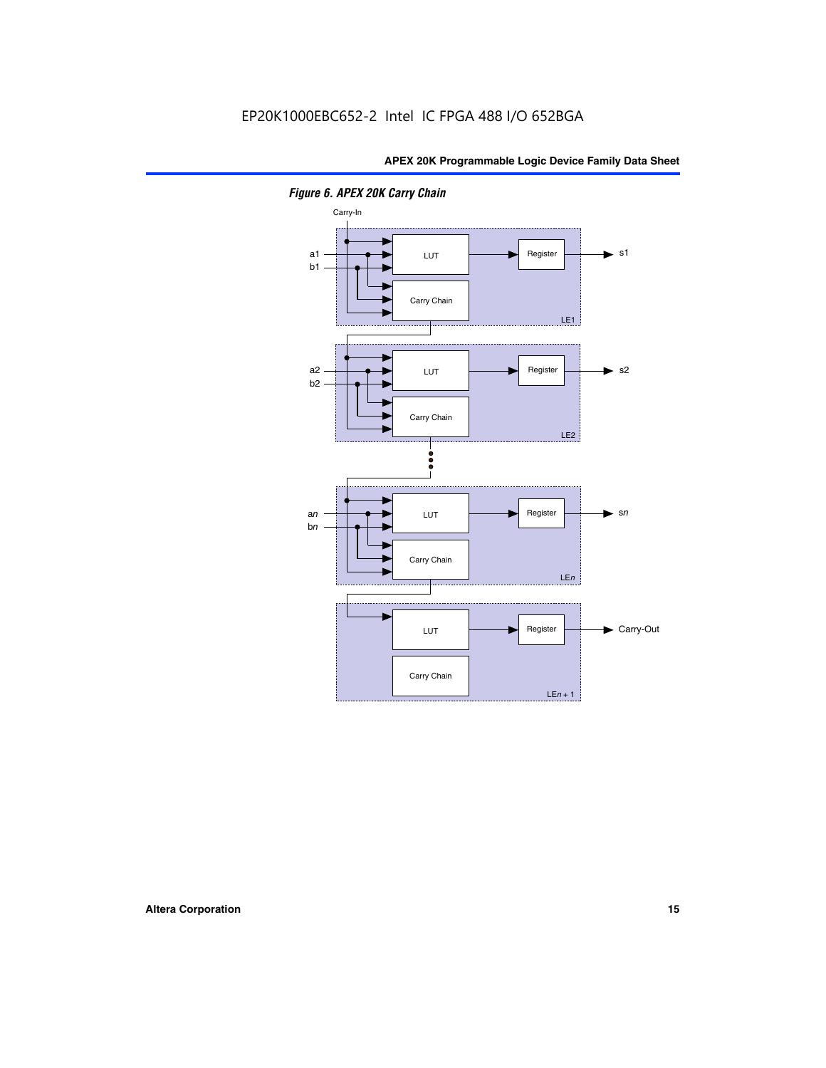*Figure 6. APEX 20K Carry Chain*

Carry-In

a1
b1

LUT

Register

s1

Carry Chain

LE1

a2
b2

LUT

Register

s2

Carry Chain

LE2

an
bn

LUT

Register

sn

Carry Chain

LEn

LUT

Register

Carry-Out

Carry Chain

LEn + 1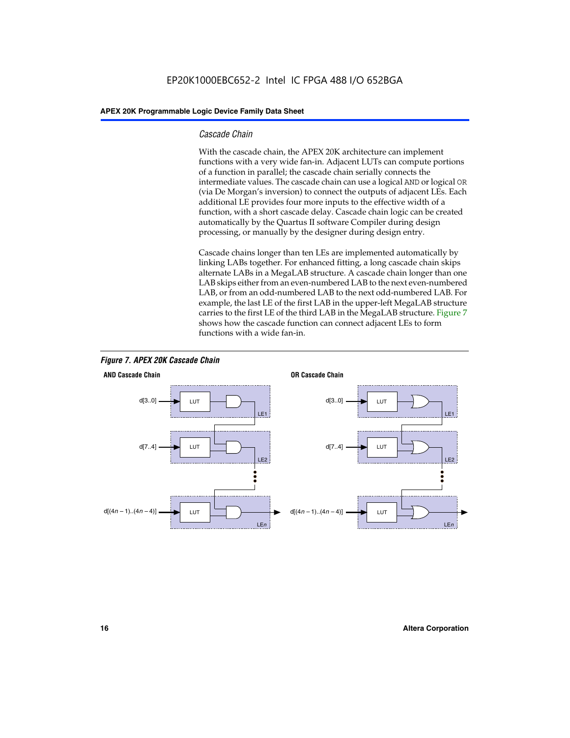### *Cascade Chain*

With the cascade chain, the APEX 20K architecture can implement functions with a very wide fan-in. Adjacent LUTs can compute portions of a function in parallel; the cascade chain serially connects the intermediate values. The cascade chain can use a logical AND or logical OR (via De Morgan's inversion) to connect the outputs of adjacent LEs. Each additional LE provides four more inputs to the effective width of a function, with a short cascade delay. Cascade chain logic can be created automatically by the Quartus II software Compiler during design processing, or manually by the designer during design entry.

Cascade chains longer than ten LEs are implemented automatically by linking LABs together. For enhanced fitting, a long cascade chain skips alternate LABs in a MegaLAB structure. A cascade chain longer than one LAB skips either from an even-numbered LAB to the next even-numbered LAB, or from an odd-numbered LAB to the next odd-numbered LAB. For example, the last LE of the first LAB in the upper-left MegaLAB structure carries to the first LE of the third LAB in the MegaLAB structure. Figure 7 shows how the cascade function can connect adjacent LEs to form functions with a wide fan-in.

***Figure 7. APEX 20K Cascade Chain***

**AND Cascade Chain** | **OR Cascade Chain**

d[3..0] → LUT → LE1

d[7..4] → LUT → LE2

d[(4*n* – 1)..(4*n* – 4)] → LUT → LE*n*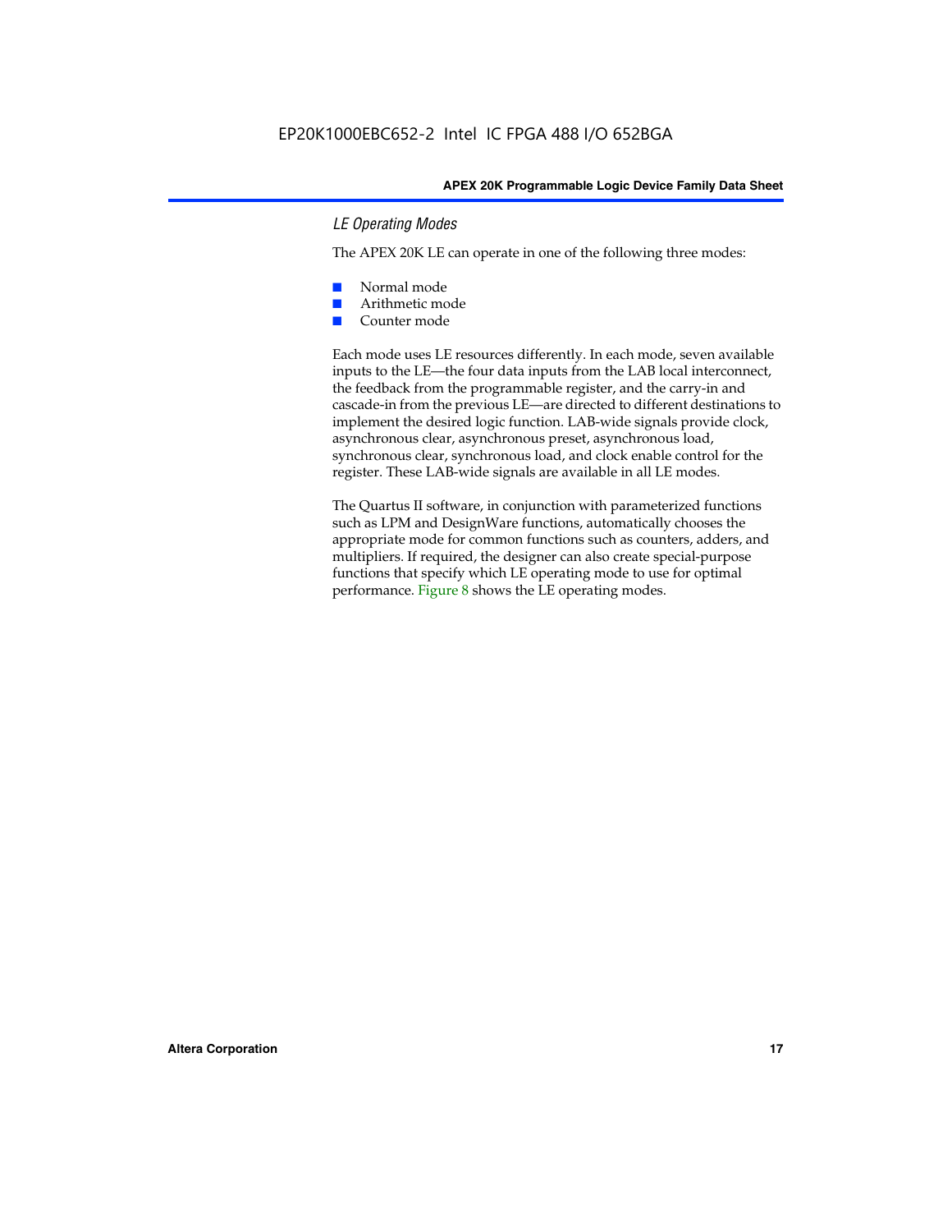### *LE Operating Modes*

The APEX 20K LE can operate in one of the following three modes:

- Normal mode
- Arithmetic mode
- Counter mode

Each mode uses LE resources differently. In each mode, seven available inputs to the LE—the four data inputs from the LAB local interconnect, the feedback from the programmable register, and the carry-in and cascade-in from the previous LE—are directed to different destinations to implement the desired logic function. LAB-wide signals provide clock, asynchronous clear, asynchronous preset, asynchronous load, synchronous clear, synchronous load, and clock enable control for the register. These LAB-wide signals are available in all LE modes.

The Quartus II software, in conjunction with parameterized functions such as LPM and DesignWare functions, automatically chooses the appropriate mode for common functions such as counters, adders, and multipliers. If required, the designer can also create special-purpose functions that specify which LE operating mode to use for optimal performance. Figure 8 shows the LE operating modes.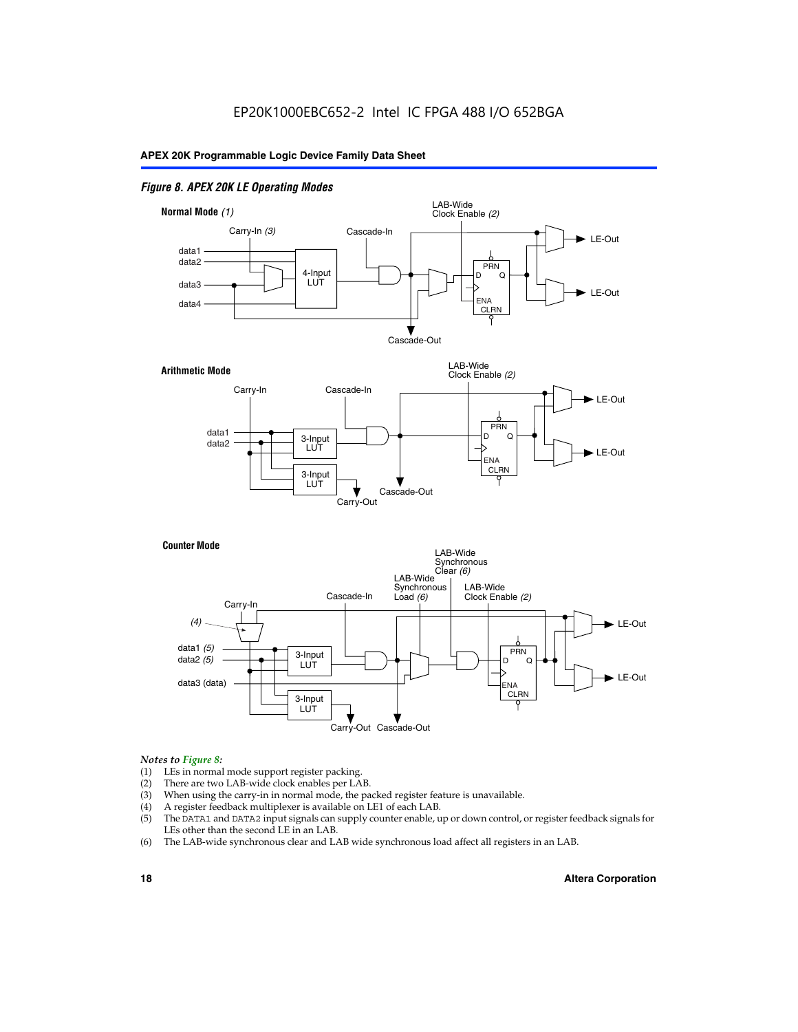*Figure 8. APEX 20K LE Operating Modes*

**Normal Mode** *(1)*

LAB-Wide Clock Enable *(2)*

Carry-In *(3)*

Cascade-In

data1
data2
data3
data4

4-Input LUT

PRN
D Q
ENA
CLRN

LE-Out
LE-Out

Cascade-Out

**Arithmetic Mode**

LAB-Wide Clock Enable *(2)*

Carry-In

Cascade-In

data1
data2

3-Input LUT
3-Input LUT

PRN
D Q
ENA
CLRN

LE-Out
LE-Out

Cascade-Out
Carry-Out

**Counter Mode**

LAB-Wide Synchronous Clear *(6)*

LAB-Wide Synchronous Load *(6)*

LAB-Wide Clock Enable *(2)*

Cascade-In

Carry-In

*(4)*

data1 *(5)*
data2 *(5)*
data3 (data)

3-Input LUT
3-Input LUT

PRN
D Q
ENA
CLRN

LE-Out
LE-Out

Carry-Out Cascade-Out

*Notes to Figure 8:*

(1) LEs in normal mode support register packing.
(2) There are two LAB-wide clock enables per LAB.
(3) When using the carry-in in normal mode, the packed register feature is unavailable.
(4) A register feedback multiplexer is available on LE1 of each LAB.
(5) The DATA1 and DATA2 input signals can supply counter enable, up or down control, or register feedback signals for LEs other than the second LE in an LAB.
(6) The LAB-wide synchronous clear and LAB wide synchronous load affect all registers in an LAB.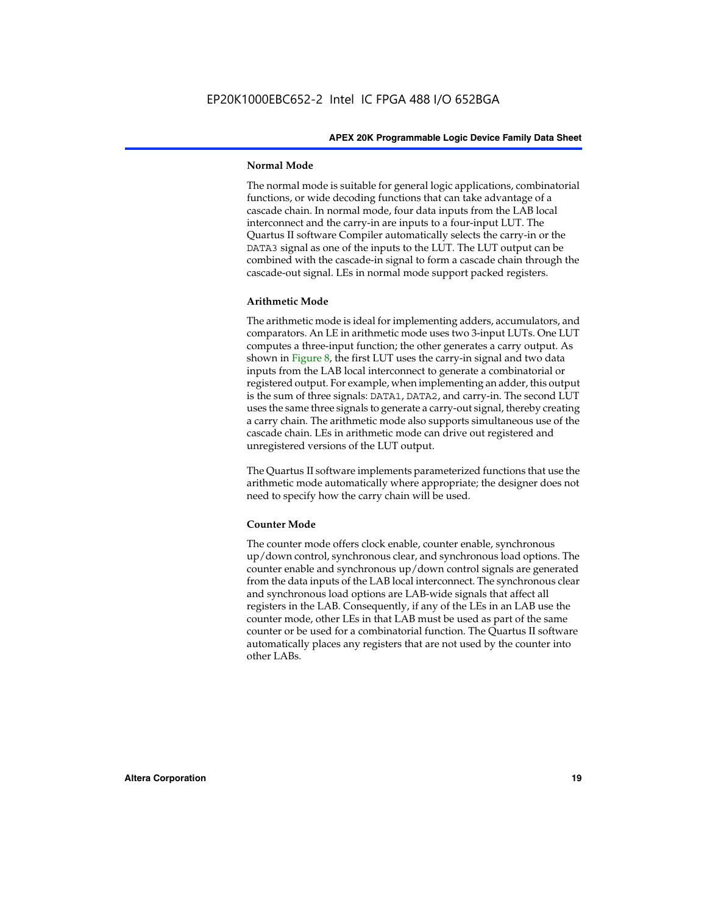#### Normal Mode

The normal mode is suitable for general logic applications, combinatorial functions, or wide decoding functions that can take advantage of a cascade chain. In normal mode, four data inputs from the LAB local interconnect and the carry-in are inputs to a four-input LUT. The Quartus II software Compiler automatically selects the carry-in or the DATA3 signal as one of the inputs to the LUT. The LUT output can be combined with the cascade-in signal to form a cascade chain through the cascade-out signal. LEs in normal mode support packed registers.

#### Arithmetic Mode

The arithmetic mode is ideal for implementing adders, accumulators, and comparators. An LE in arithmetic mode uses two 3-input LUTs. One LUT computes a three-input function; the other generates a carry output. As shown in Figure 8, the first LUT uses the carry-in signal and two data inputs from the LAB local interconnect to generate a combinatorial or registered output. For example, when implementing an adder, this output is the sum of three signals: DATA1, DATA2, and carry-in. The second LUT uses the same three signals to generate a carry-out signal, thereby creating a carry chain. The arithmetic mode also supports simultaneous use of the cascade chain. LEs in arithmetic mode can drive out registered and unregistered versions of the LUT output.

The Quartus II software implements parameterized functions that use the arithmetic mode automatically where appropriate; the designer does not need to specify how the carry chain will be used.

#### Counter Mode

The counter mode offers clock enable, counter enable, synchronous up/down control, synchronous clear, and synchronous load options. The counter enable and synchronous up/down control signals are generated from the data inputs of the LAB local interconnect. The synchronous clear and synchronous load options are LAB-wide signals that affect all registers in the LAB. Consequently, if any of the LEs in an LAB use the counter mode, other LEs in that LAB must be used as part of the same counter or be used for a combinatorial function. The Quartus II software automatically places any registers that are not used by the counter into other LABs.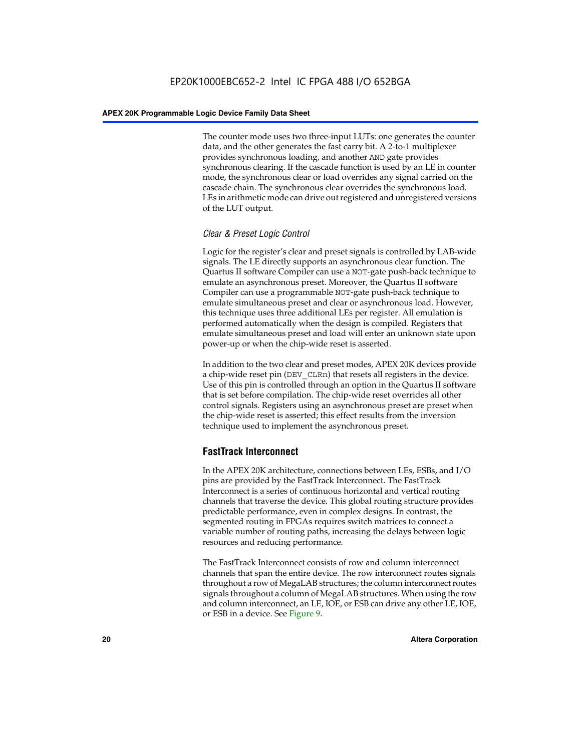The counter mode uses two three-input LUTs: one generates the counter data, and the other generates the fast carry bit. A 2-to-1 multiplexer provides synchronous loading, and another AND gate provides synchronous clearing. If the cascade function is used by an LE in counter mode, the synchronous clear or load overrides any signal carried on the cascade chain. The synchronous clear overrides the synchronous load. LEs in arithmetic mode can drive out registered and unregistered versions of the LUT output.

### *Clear & Preset Logic Control*

Logic for the register's clear and preset signals is controlled by LAB-wide signals. The LE directly supports an asynchronous clear function. The Quartus II software Compiler can use a NOT-gate push-back technique to emulate an asynchronous preset. Moreover, the Quartus II software Compiler can use a programmable NOT-gate push-back technique to emulate simultaneous preset and clear or asynchronous load. However, this technique uses three additional LEs per register. All emulation is performed automatically when the design is compiled. Registers that emulate simultaneous preset and load will enter an unknown state upon power-up or when the chip-wide reset is asserted.

In addition to the two clear and preset modes, APEX 20K devices provide a chip-wide reset pin (DEV_CLRn) that resets all registers in the device. Use of this pin is controlled through an option in the Quartus II software that is set before compilation. The chip-wide reset overrides all other control signals. Registers using an asynchronous preset are preset when the chip-wide reset is asserted; this effect results from the inversion technique used to implement the asynchronous preset.

## FastTrack Interconnect

In the APEX 20K architecture, connections between LEs, ESBs, and I/O pins are provided by the FastTrack Interconnect. The FastTrack Interconnect is a series of continuous horizontal and vertical routing channels that traverse the device. This global routing structure provides predictable performance, even in complex designs. In contrast, the segmented routing in FPGAs requires switch matrices to connect a variable number of routing paths, increasing the delays between logic resources and reducing performance.

The FastTrack Interconnect consists of row and column interconnect channels that span the entire device. The row interconnect routes signals throughout a row of MegaLAB structures; the column interconnect routes signals throughout a column of MegaLAB structures. When using the row and column interconnect, an LE, IOE, or ESB can drive any other LE, IOE, or ESB in a device. See Figure 9.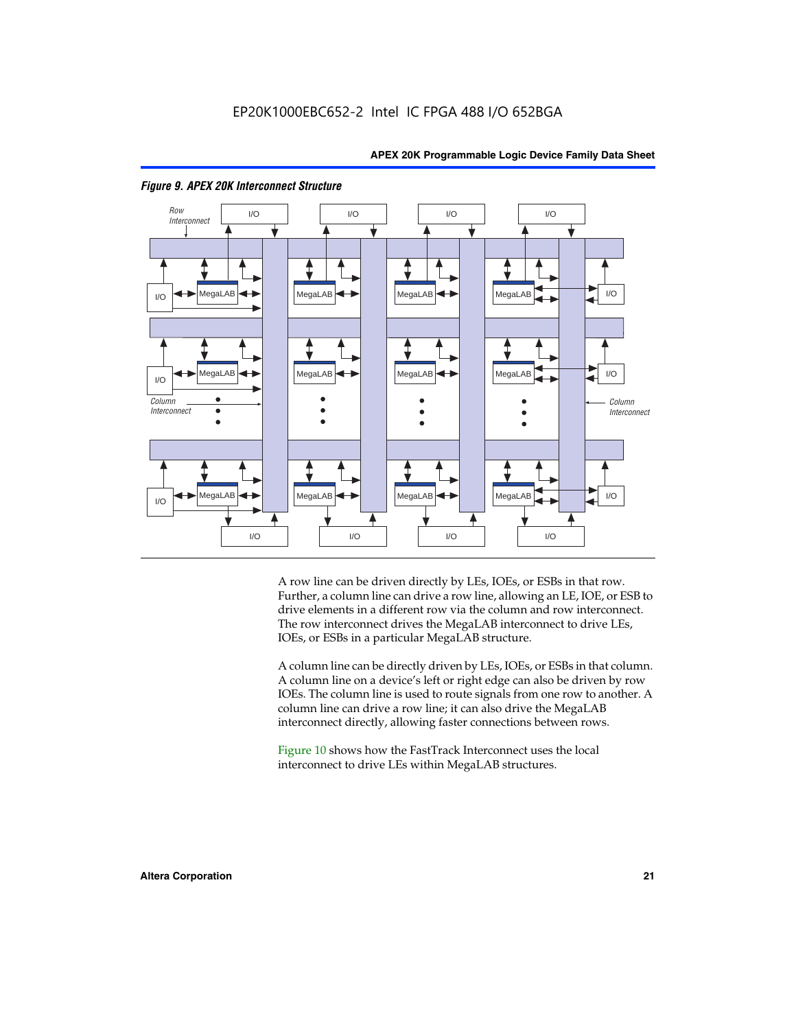*Figure 9. APEX 20K Interconnect Structure*

A row line can be driven directly by LEs, IOEs, or ESBs in that row. Further, a column line can drive a row line, allowing an LE, IOE, or ESB to drive elements in a different row via the column and row interconnect. The row interconnect drives the MegaLAB interconnect to drive LEs, IOEs, or ESBs in a particular MegaLAB structure.

A column line can be directly driven by LEs, IOEs, or ESBs in that column. A column line on a device's left or right edge can also be driven by row IOEs. The column line is used to route signals from one row to another. A column line can drive a row line; it can also drive the MegaLAB interconnect directly, allowing faster connections between rows.

Figure 10 shows how the FastTrack Interconnect uses the local interconnect to drive LEs within MegaLAB structures.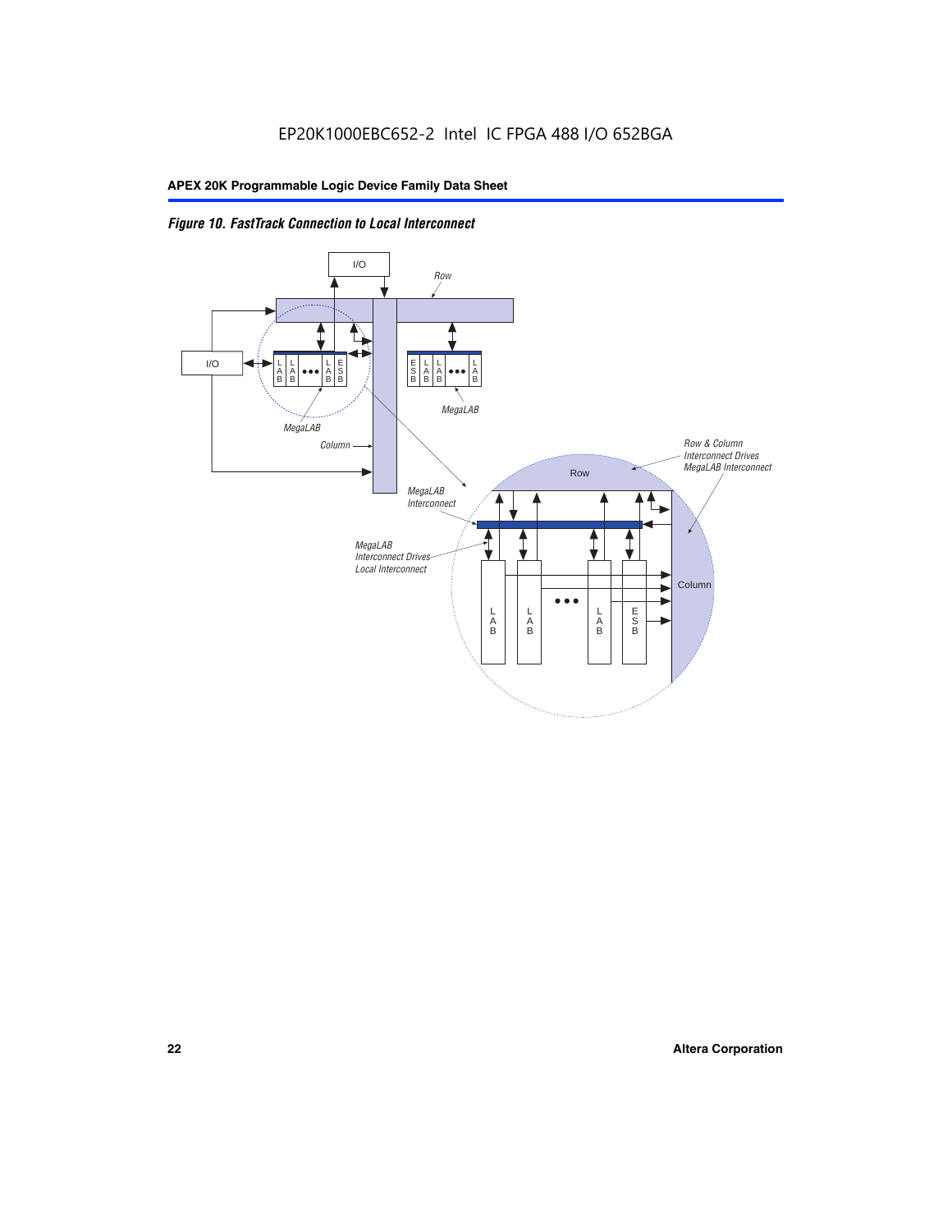*Figure 10. FastTrack Connection to Local Interconnect*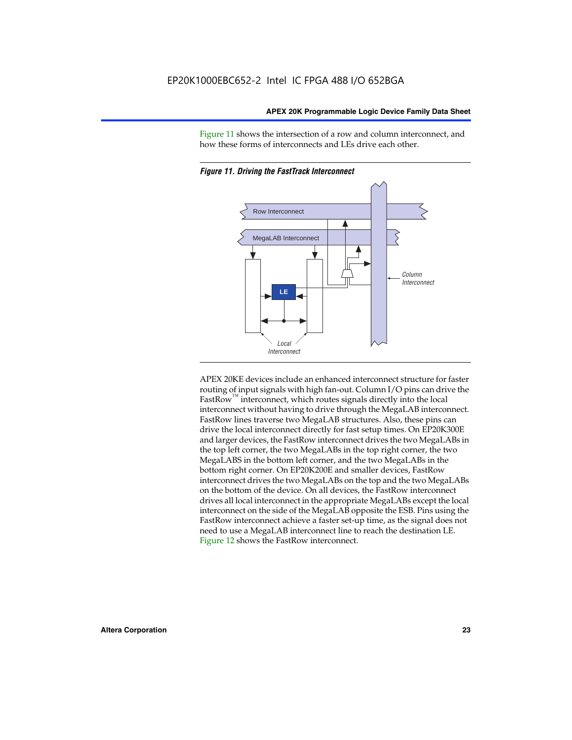Figure 11 shows the intersection of a row and column interconnect, and how these forms of interconnects and LEs drive each other.

*Figure 11. Driving the FastTrack Interconnect*

APEX 20KE devices include an enhanced interconnect structure for faster routing of input signals with high fan-out. Column I/O pins can drive the FastRow™ interconnect, which routes signals directly into the local interconnect without having to drive through the MegaLAB interconnect. FastRow lines traverse two MegaLAB structures. Also, these pins can drive the local interconnect directly for fast setup times. On EP20K300E and larger devices, the FastRow interconnect drives the two MegaLABs in the top left corner, the two MegaLABs in the top right corner, the two MegaLABS in the bottom left corner, and the two MegaLABs in the bottom right corner. On EP20K200E and smaller devices, FastRow interconnect drives the two MegaLABs on the top and the two MegaLABs on the bottom of the device. On all devices, the FastRow interconnect drives all local interconnect in the appropriate MegaLABs except the local interconnect on the side of the MegaLAB opposite the ESB. Pins using the FastRow interconnect achieve a faster set-up time, as the signal does not need to use a MegaLAB interconnect line to reach the destination LE. Figure 12 shows the FastRow interconnect.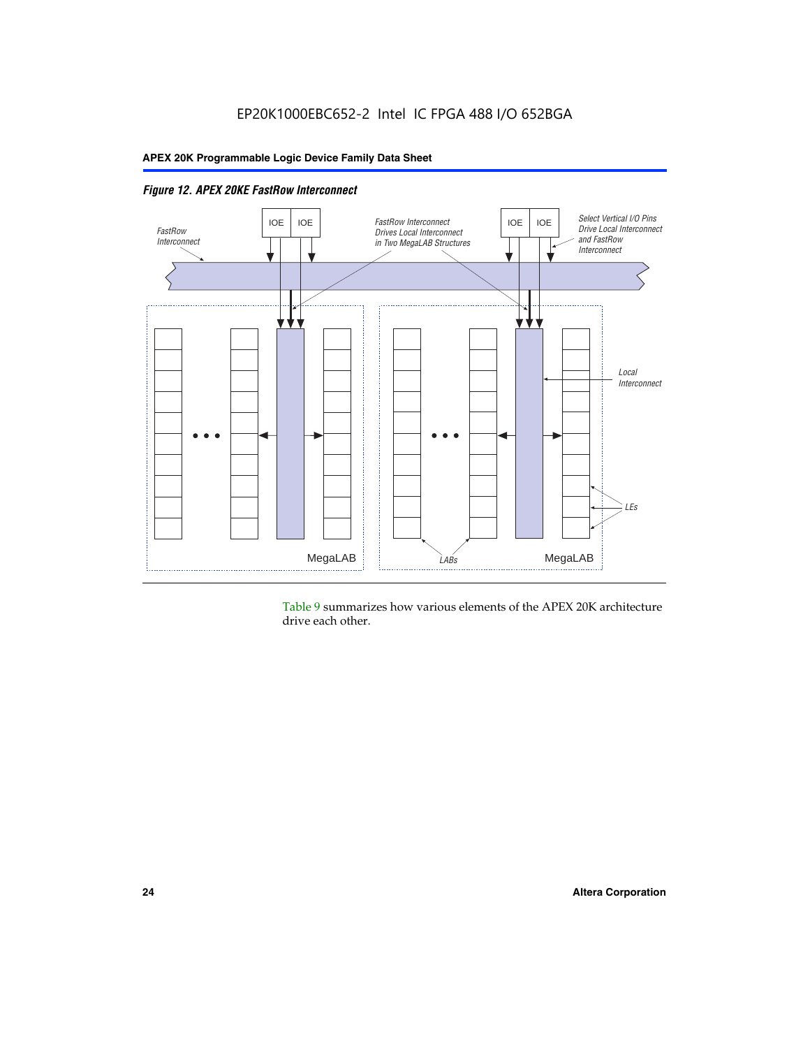*Figure 12. APEX 20KE FastRow Interconnect*

Table 9 summarizes how various elements of the APEX 20K architecture drive each other.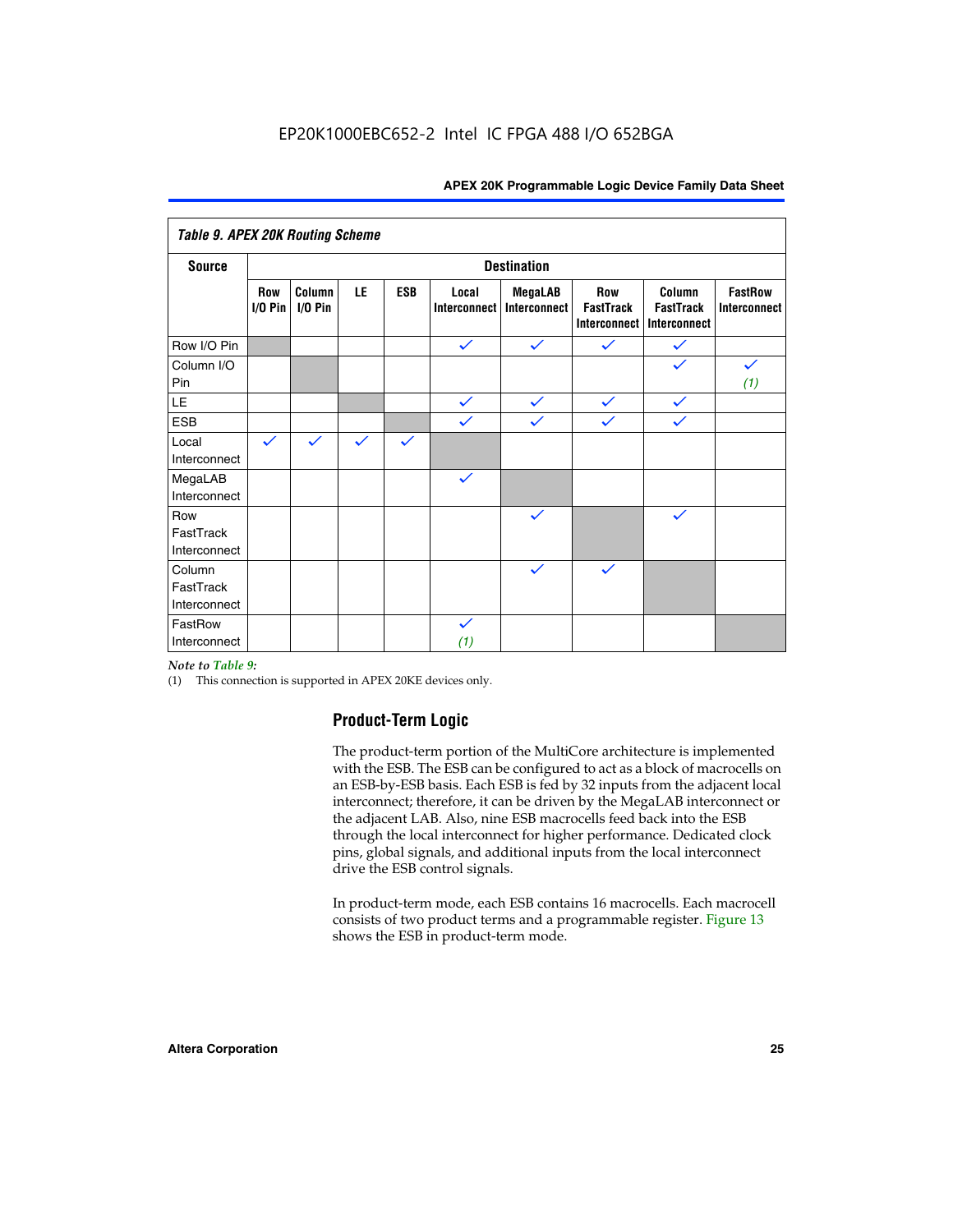**Table 9. APEX 20K Routing Scheme**

| Source | Destination | | | | | | | | |
|---|---|---|---|---|---|---|---|---|---|
| | Row I/O Pin | Column I/O Pin | LE | ESB | Local Interconnect | MegaLAB Interconnect | Row FastTrack Interconnect | Column FastTrack Interconnect | FastRow Interconnect |
| Row I/O Pin | | | | | ✓ | ✓ | ✓ | ✓ | |
| Column I/O Pin | | | | | | | | ✓ | ✓ *(1)* |
| LE | | | | | ✓ | ✓ | ✓ | ✓ | |
| ESB | | | | | ✓ | ✓ | ✓ | ✓ | |
| Local Interconnect | ✓ | ✓ | ✓ | ✓ | | | | | |
| MegaLAB Interconnect | | | | | ✓ | | | | |
| Row FastTrack Interconnect | | | | | | ✓ | | ✓ | |
| Column FastTrack Interconnect | | | | | | ✓ | ✓ | | |
| FastRow Interconnect | | | | | ✓ *(1)* | | | | |

*Note to Table 9:*

(1) This connection is supported in APEX 20KE devices only.

## Product-Term Logic

The product-term portion of the MultiCore architecture is implemented with the ESB. The ESB can be configured to act as a block of macrocells on an ESB-by-ESB basis. Each ESB is fed by 32 inputs from the adjacent local interconnect; therefore, it can be driven by the MegaLAB interconnect or the adjacent LAB. Also, nine ESB macrocells feed back into the ESB through the local interconnect for higher performance. Dedicated clock pins, global signals, and additional inputs from the local interconnect drive the ESB control signals.

In product-term mode, each ESB contains 16 macrocells. Each macrocell consists of two product terms and a programmable register. Figure 13 shows the ESB in product-term mode.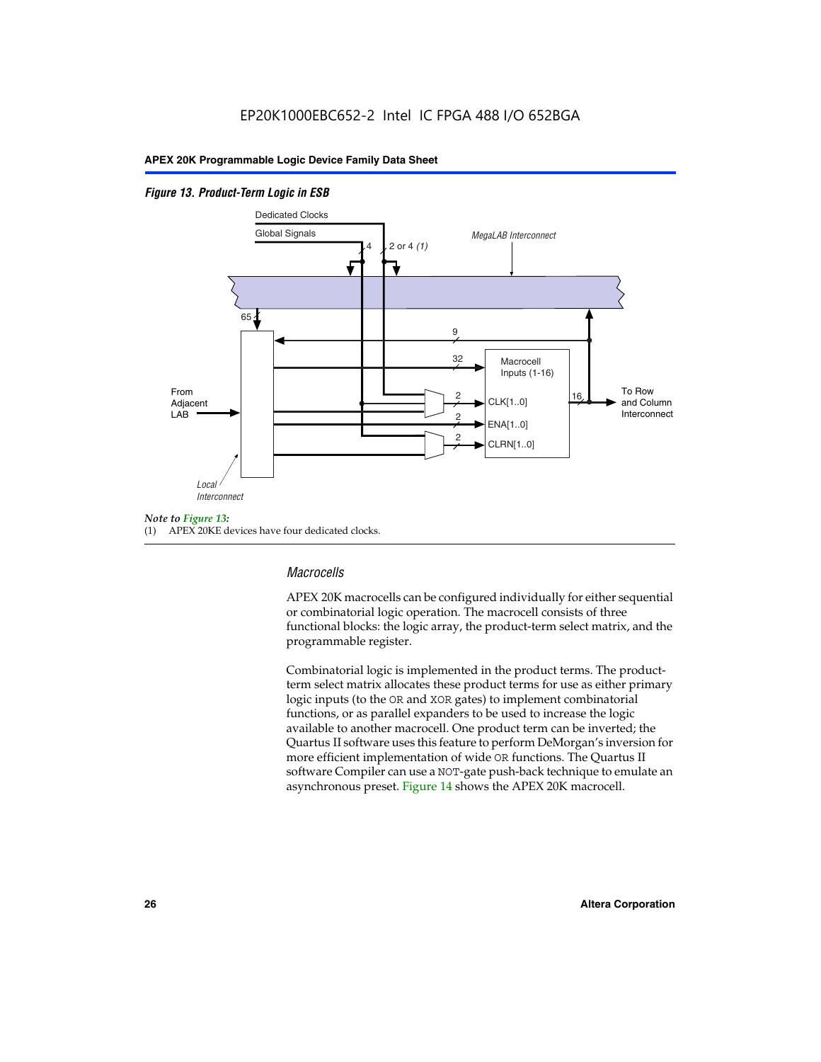*Figure 13. Product-Term Logic in ESB*

Dedicated Clocks

Global Signals

4

2 or 4 *(1)*

*MegaLAB Interconnect*

65

9

32

Macrocell Inputs (1-16)

From Adjacent LAB

2

CLK[1..0]

2

ENA[1..0]

2

CLRN[1..0]

16

To Row and Column Interconnect

*Local Interconnect*

*Note to Figure 13:*

(1) APEX 20KE devices have four dedicated clocks.

## *Macrocells*

APEX 20K macrocells can be configured individually for either sequential or combinatorial logic operation. The macrocell consists of three functional blocks: the logic array, the product-term select matrix, and the programmable register.

Combinatorial logic is implemented in the product terms. The product-term select matrix allocates these product terms for use as either primary logic inputs (to the OR and XOR gates) to implement combinatorial functions, or as parallel expanders to be used to increase the logic available to another macrocell. One product term can be inverted; the Quartus II software uses this feature to perform DeMorgan's inversion for more efficient implementation of wide OR functions. The Quartus II software Compiler can use a NOT-gate push-back technique to emulate an asynchronous preset. Figure 14 shows the APEX 20K macrocell.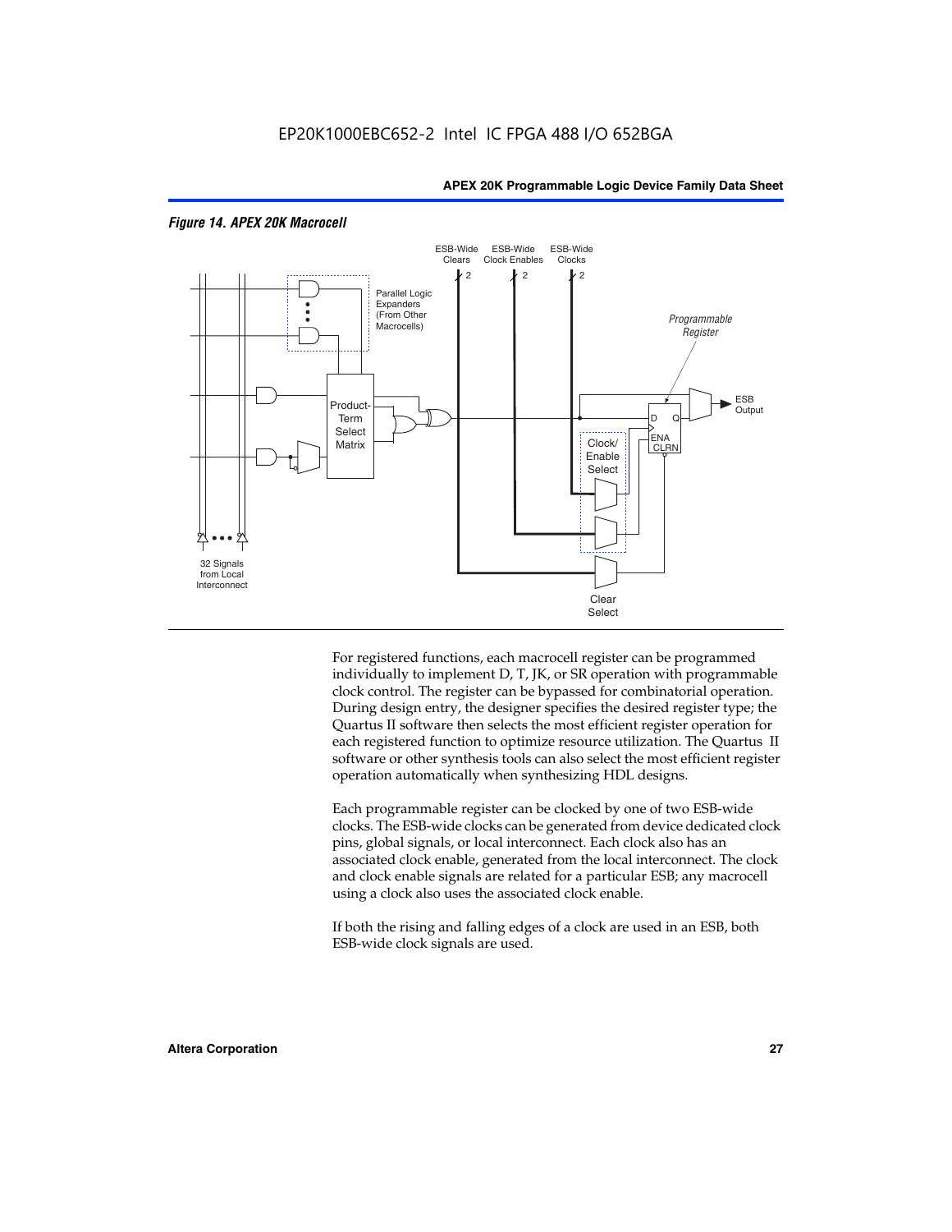*Figure 14. APEX 20K Macrocell*

For registered functions, each macrocell register can be programmed individually to implement D, T, JK, or SR operation with programmable clock control. The register can be bypassed for combinatorial operation. During design entry, the designer specifies the desired register type; the Quartus II software then selects the most efficient register operation for each registered function to optimize resource utilization. The Quartus II software or other synthesis tools can also select the most efficient register operation automatically when synthesizing HDL designs.

Each programmable register can be clocked by one of two ESB-wide clocks. The ESB-wide clocks can be generated from device dedicated clock pins, global signals, or local interconnect. Each clock also has an associated clock enable, generated from the local interconnect. The clock and clock enable signals are related for a particular ESB; any macrocell using a clock also uses the associated clock enable.

If both the rising and falling edges of a clock are used in an ESB, both ESB-wide clock signals are used.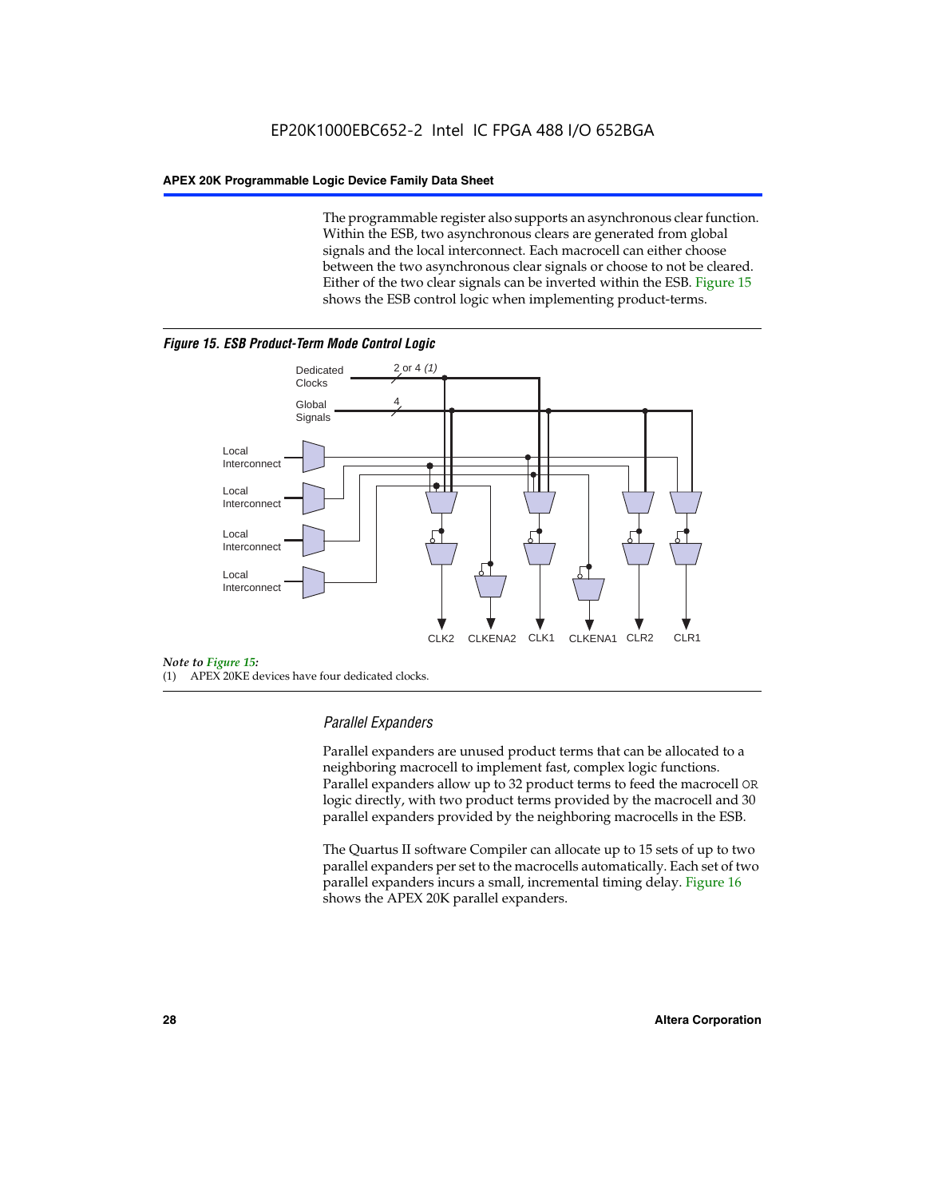The programmable register also supports an asynchronous clear function. Within the ESB, two asynchronous clears are generated from global signals and the local interconnect. Each macrocell can either choose between the two asynchronous clear signals or choose to not be cleared. Either of the two clear signals can be inverted within the ESB. Figure 15 shows the ESB control logic when implementing product-terms.

***Figure 15. ESB Product-Term Mode Control Logic***

Dedicated Clocks 2 or 4 *(1)*

Global Signals 4

Local Interconnect

Local Interconnect

Local Interconnect

Local Interconnect

CLK2 CLKENA2 CLK1 CLKENA1 CLR2 CLR1

*Note to Figure 15:*

(1) APEX 20KE devices have four dedicated clocks.

### *Parallel Expanders*

Parallel expanders are unused product terms that can be allocated to a neighboring macrocell to implement fast, complex logic functions. Parallel expanders allow up to 32 product terms to feed the macrocell OR logic directly, with two product terms provided by the macrocell and 30 parallel expanders provided by the neighboring macrocells in the ESB.

The Quartus II software Compiler can allocate up to 15 sets of up to two parallel expanders per set to the macrocells automatically. Each set of two parallel expanders incurs a small, incremental timing delay. Figure 16 shows the APEX 20K parallel expanders.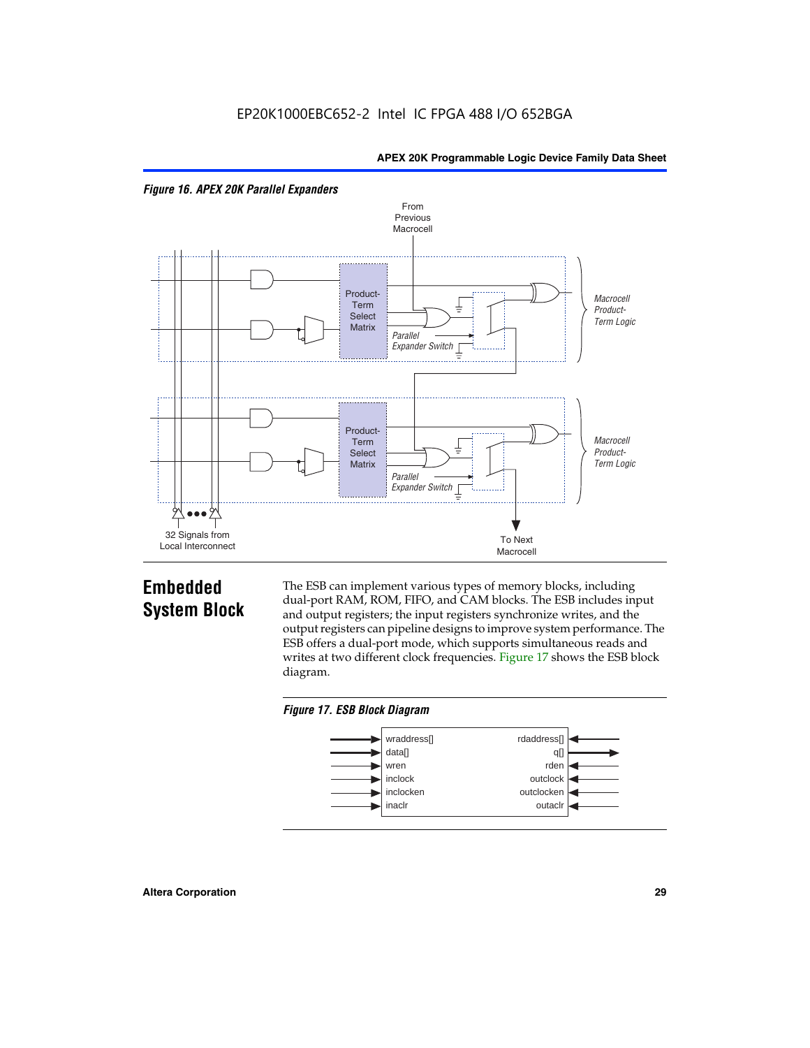*Figure 16. APEX 20K Parallel Expanders*

From Previous Macrocell

Product-Term Select Matrix

Parallel Expander Switch

Macrocell Product-Term Logic

Product-Term Select Matrix

Parallel Expander Switch

Macrocell Product-Term Logic

32 Signals from Local Interconnect

To Next Macrocell

## Embedded System Block

The ESB can implement various types of memory blocks, including dual-port RAM, ROM, FIFO, and CAM blocks. The ESB includes input and output registers; the input registers synchronize writes, and the output registers can pipeline designs to improve system performance. The ESB offers a dual-port mode, which supports simultaneous reads and writes at two different clock frequencies. Figure 17 shows the ESB block diagram.

*Figure 17. ESB Block Diagram*

| Inputs | Outputs |
|---|---|
| wraddress[] | rdaddress[] |
| data[] | q[] |
| wren | rden |
| inclock | outclock |
| inclocken | outclocken |
| inaclr | outaclr |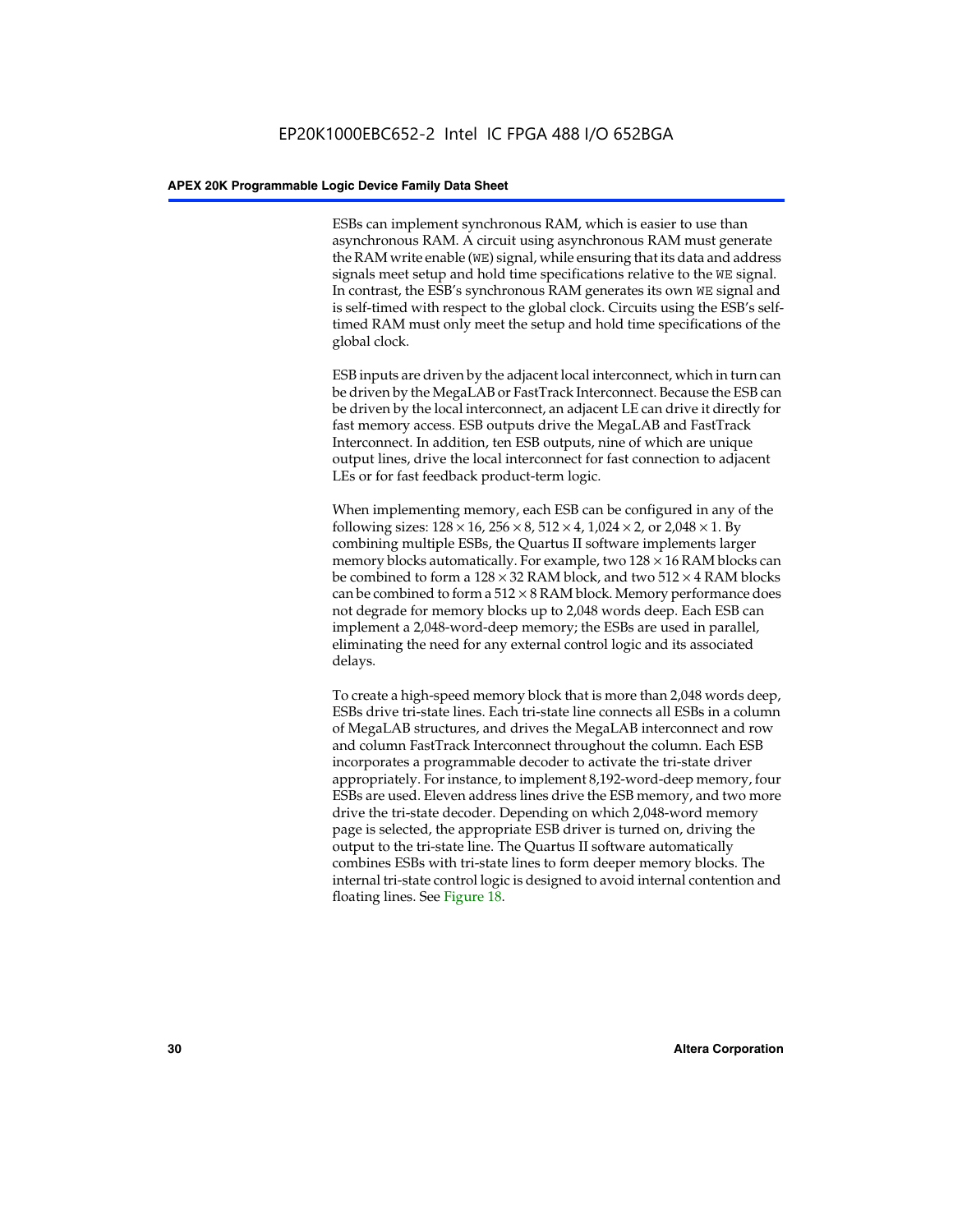ESBs can implement synchronous RAM, which is easier to use than asynchronous RAM. A circuit using asynchronous RAM must generate the RAM write enable (`WE`) signal, while ensuring that its data and address signals meet setup and hold time specifications relative to the `WE` signal. In contrast, the ESB's synchronous RAM generates its own `WE` signal and is self-timed with respect to the global clock. Circuits using the ESB's self-timed RAM must only meet the setup and hold time specifications of the global clock.

ESB inputs are driven by the adjacent local interconnect, which in turn can be driven by the MegaLAB or FastTrack Interconnect. Because the ESB can be driven by the local interconnect, an adjacent LE can drive it directly for fast memory access. ESB outputs drive the MegaLAB and FastTrack Interconnect. In addition, ten ESB outputs, nine of which are unique output lines, drive the local interconnect for fast connection to adjacent LEs or for fast feedback product-term logic.

When implementing memory, each ESB can be configured in any of the following sizes: 128 × 16, 256 × 8, 512 × 4, 1,024 × 2, or 2,048 × 1. By combining multiple ESBs, the Quartus II software implements larger memory blocks automatically. For example, two 128 × 16 RAM blocks can be combined to form a 128 × 32 RAM block, and two 512 × 4 RAM blocks can be combined to form a 512 × 8 RAM block. Memory performance does not degrade for memory blocks up to 2,048 words deep. Each ESB can implement a 2,048-word-deep memory; the ESBs are used in parallel, eliminating the need for any external control logic and its associated delays.

To create a high-speed memory block that is more than 2,048 words deep, ESBs drive tri-state lines. Each tri-state line connects all ESBs in a column of MegaLAB structures, and drives the MegaLAB interconnect and row and column FastTrack Interconnect throughout the column. Each ESB incorporates a programmable decoder to activate the tri-state driver appropriately. For instance, to implement 8,192-word-deep memory, four ESBs are used. Eleven address lines drive the ESB memory, and two more drive the tri-state decoder. Depending on which 2,048-word memory page is selected, the appropriate ESB driver is turned on, driving the output to the tri-state line. The Quartus II software automatically combines ESBs with tri-state lines to form deeper memory blocks. The internal tri-state control logic is designed to avoid internal contention and floating lines. See Figure 18.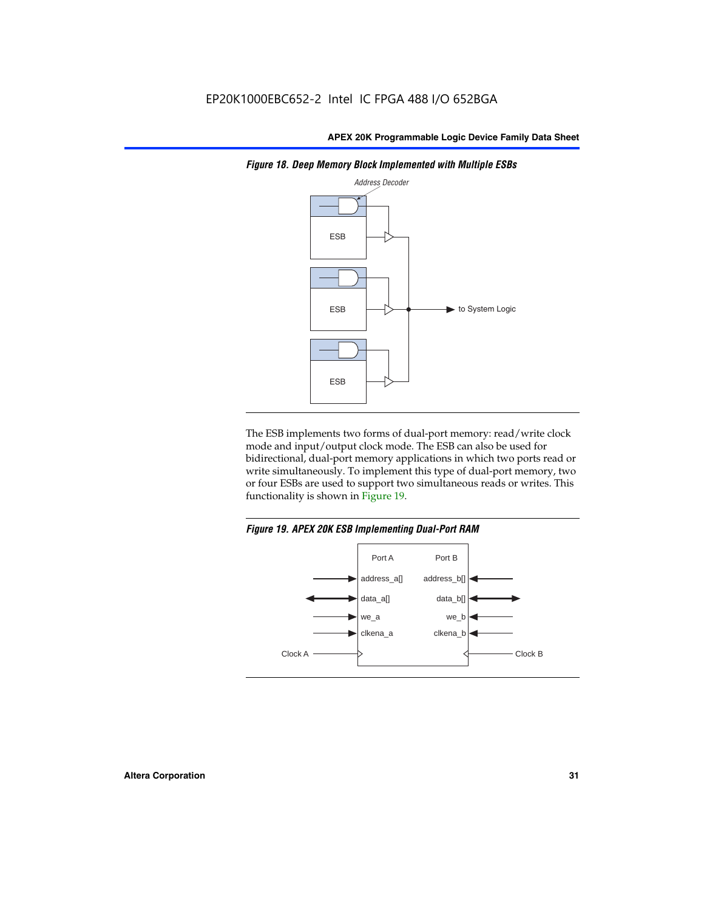*Figure 18. Deep Memory Block Implemented with Multiple ESBs*

The ESB implements two forms of dual-port memory: read/write clock mode and input/output clock mode. The ESB can also be used for bidirectional, dual-port memory applications in which two ports read or write simultaneously. To implement this type of dual-port memory, two or four ESBs are used to support two simultaneous reads or writes. This functionality is shown in Figure 19.

*Figure 19. APEX 20K ESB Implementing Dual-Port RAM*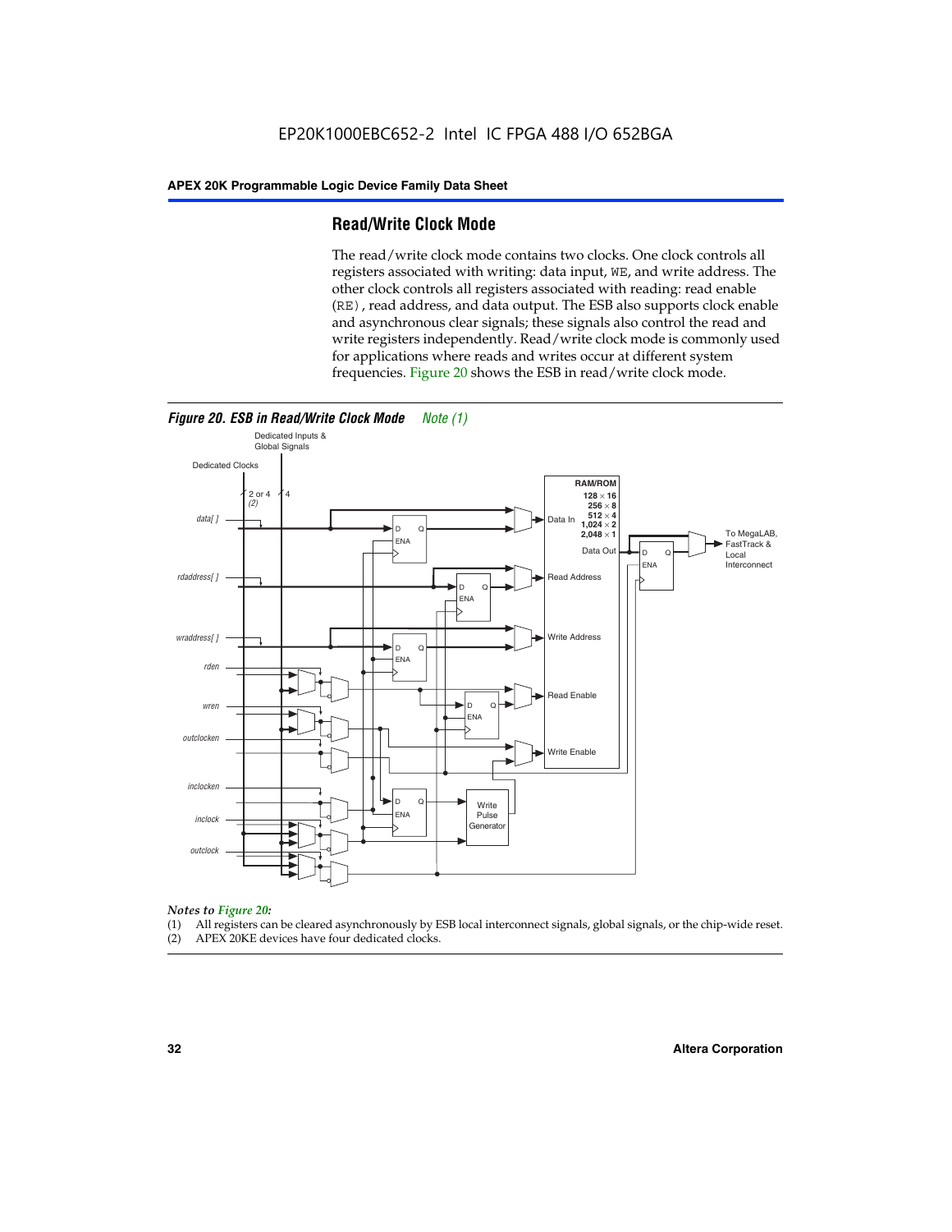## Read/Write Clock Mode

The read/write clock mode contains two clocks. One clock controls all registers associated with writing: data input, `WE`, and write address. The other clock controls all registers associated with reading: read enable (`RE`), read address, and data output. The ESB also supports clock enable and asynchronous clear signals; these signals also control the read and write registers independently. Read/write clock mode is commonly used for applications where reads and writes occur at different system frequencies. Figure 20 shows the ESB in read/write clock mode.

***Figure 20. ESB in Read/Write Clock Mode*** *Note (1)*

*Notes to Figure 20:*

(1) All registers can be cleared asynchronously by ESB local interconnect signals, global signals, or the chip-wide reset.

(2) APEX 20KE devices have four dedicated clocks.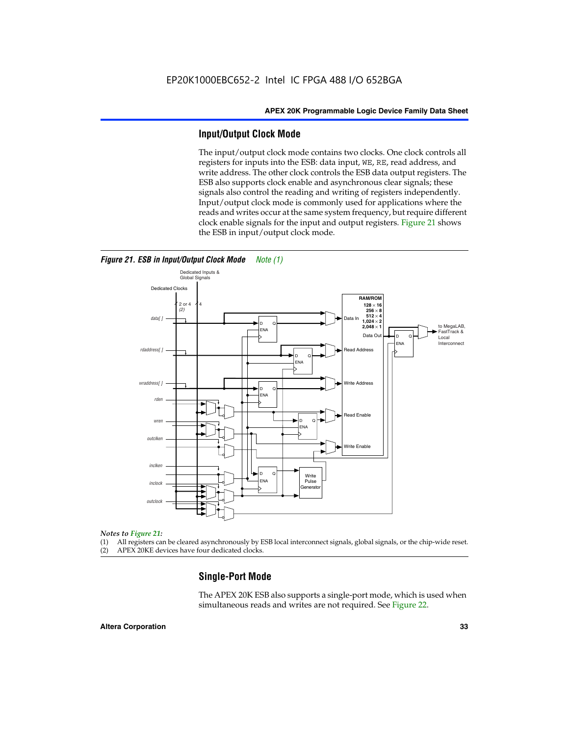## Input/Output Clock Mode

The input/output clock mode contains two clocks. One clock controls all registers for inputs into the ESB: data input, WE, RE, read address, and write address. The other clock controls the ESB data output registers. The ESB also supports clock enable and asynchronous clear signals; these signals also control the reading and writing of registers independently. Input/output clock mode is commonly used for applications where the reads and writes occur at the same system frequency, but require different clock enable signals for the input and output registers. Figure 21 shows the ESB in input/output clock mode.

*Figure 21. ESB in Input/Output Clock Mode* *Note (1)*

*Notes to Figure 21:*

(1) All registers can be cleared asynchronously by ESB local interconnect signals, global signals, or the chip-wide reset.
(2) APEX 20KE devices have four dedicated clocks.

## Single-Port Mode

The APEX 20K ESB also supports a single-port mode, which is used when simultaneous reads and writes are not required. See Figure 22.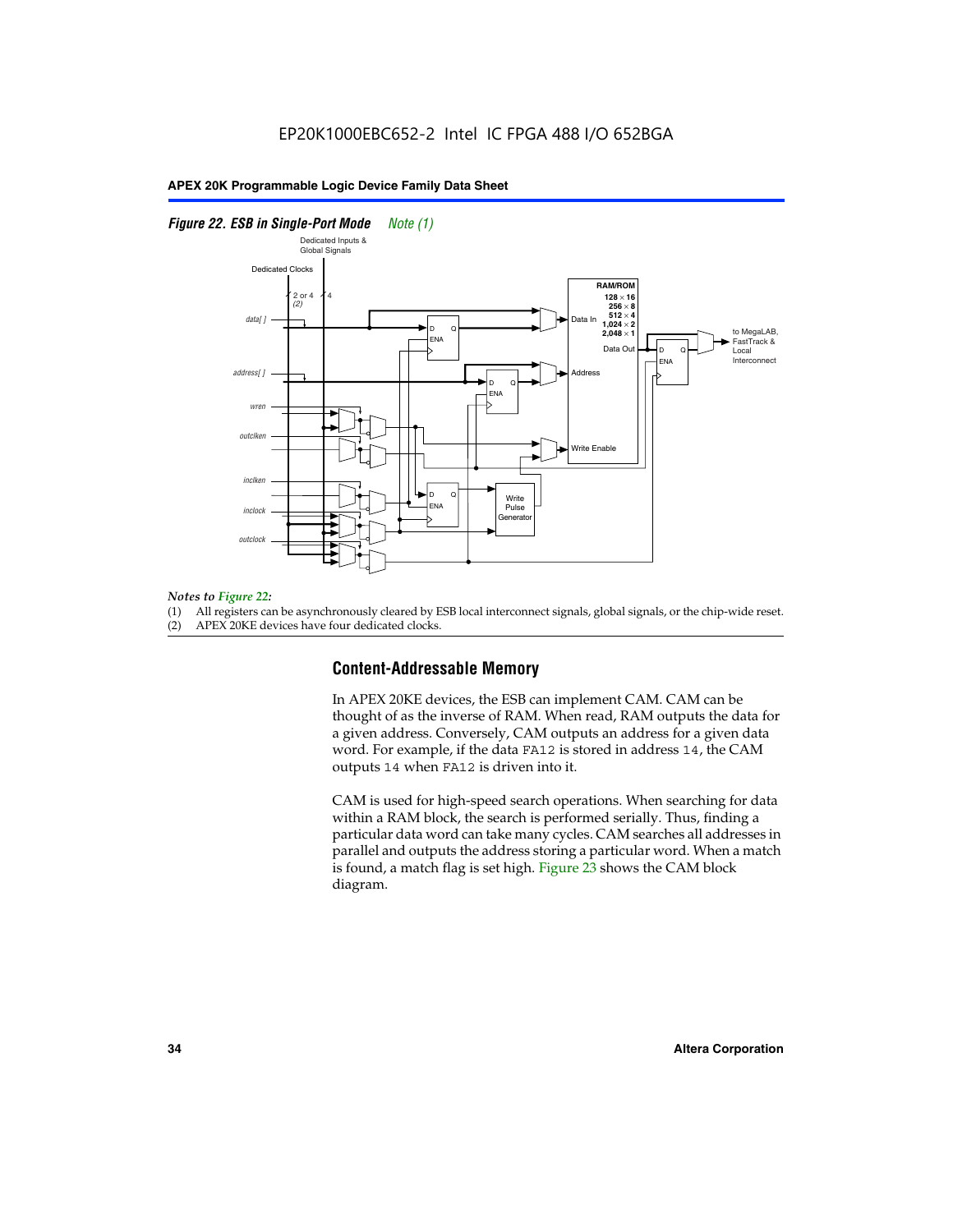*Figure 22. ESB in Single-Port Mode* *Note (1)*

*Notes to Figure 22:*

(1) All registers can be asynchronously cleared by ESB local interconnect signals, global signals, or the chip-wide reset.
(2) APEX 20KE devices have four dedicated clocks.

## Content-Addressable Memory

In APEX 20KE devices, the ESB can implement CAM. CAM can be thought of as the inverse of RAM. When read, RAM outputs the data for a given address. Conversely, CAM outputs an address for a given data word. For example, if the data `FA12` is stored in address `14`, the CAM outputs `14` when `FA12` is driven into it.

CAM is used for high-speed search operations. When searching for data within a RAM block, the search is performed serially. Thus, finding a particular data word can take many cycles. CAM searches all addresses in parallel and outputs the address storing a particular word. When a match is found, a match flag is set high. Figure 23 shows the CAM block diagram.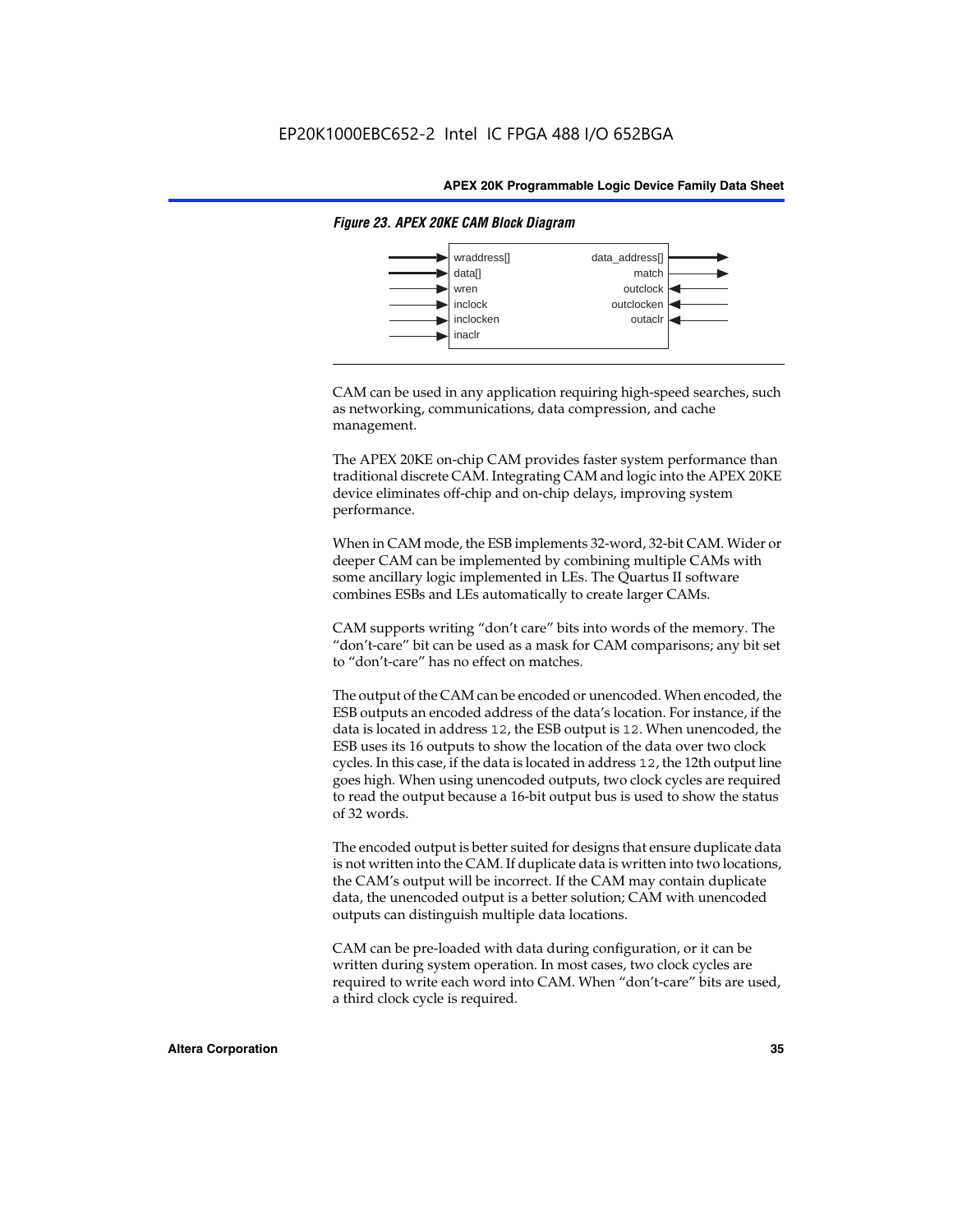*Figure 23. APEX 20KE CAM Block Diagram*

| Inputs | Outputs |
|---|---|
| wraddress[] | data_address[] |
| data[] | match |
| wren | outclock |
| inclock | outclocken |
| inclocken | outaclr |
| inaclr | |

CAM can be used in any application requiring high-speed searches, such as networking, communications, data compression, and cache management.

The APEX 20KE on-chip CAM provides faster system performance than traditional discrete CAM. Integrating CAM and logic into the APEX 20KE device eliminates off-chip and on-chip delays, improving system performance.

When in CAM mode, the ESB implements 32-word, 32-bit CAM. Wider or deeper CAM can be implemented by combining multiple CAMs with some ancillary logic implemented in LEs. The Quartus II software combines ESBs and LEs automatically to create larger CAMs.

CAM supports writing "don't care" bits into words of the memory. The "don't-care" bit can be used as a mask for CAM comparisons; any bit set to "don't-care" has no effect on matches.

The output of the CAM can be encoded or unencoded. When encoded, the ESB outputs an encoded address of the data's location. For instance, if the data is located in address `12`, the ESB output is `12`. When unencoded, the ESB uses its 16 outputs to show the location of the data over two clock cycles. In this case, if the data is located in address `12`, the 12th output line goes high. When using unencoded outputs, two clock cycles are required to read the output because a 16-bit output bus is used to show the status of 32 words.

The encoded output is better suited for designs that ensure duplicate data is not written into the CAM. If duplicate data is written into two locations, the CAM's output will be incorrect. If the CAM may contain duplicate data, the unencoded output is a better solution; CAM with unencoded outputs can distinguish multiple data locations.

CAM can be pre-loaded with data during configuration, or it can be written during system operation. In most cases, two clock cycles are required to write each word into CAM. When "don't-care" bits are used, a third clock cycle is required.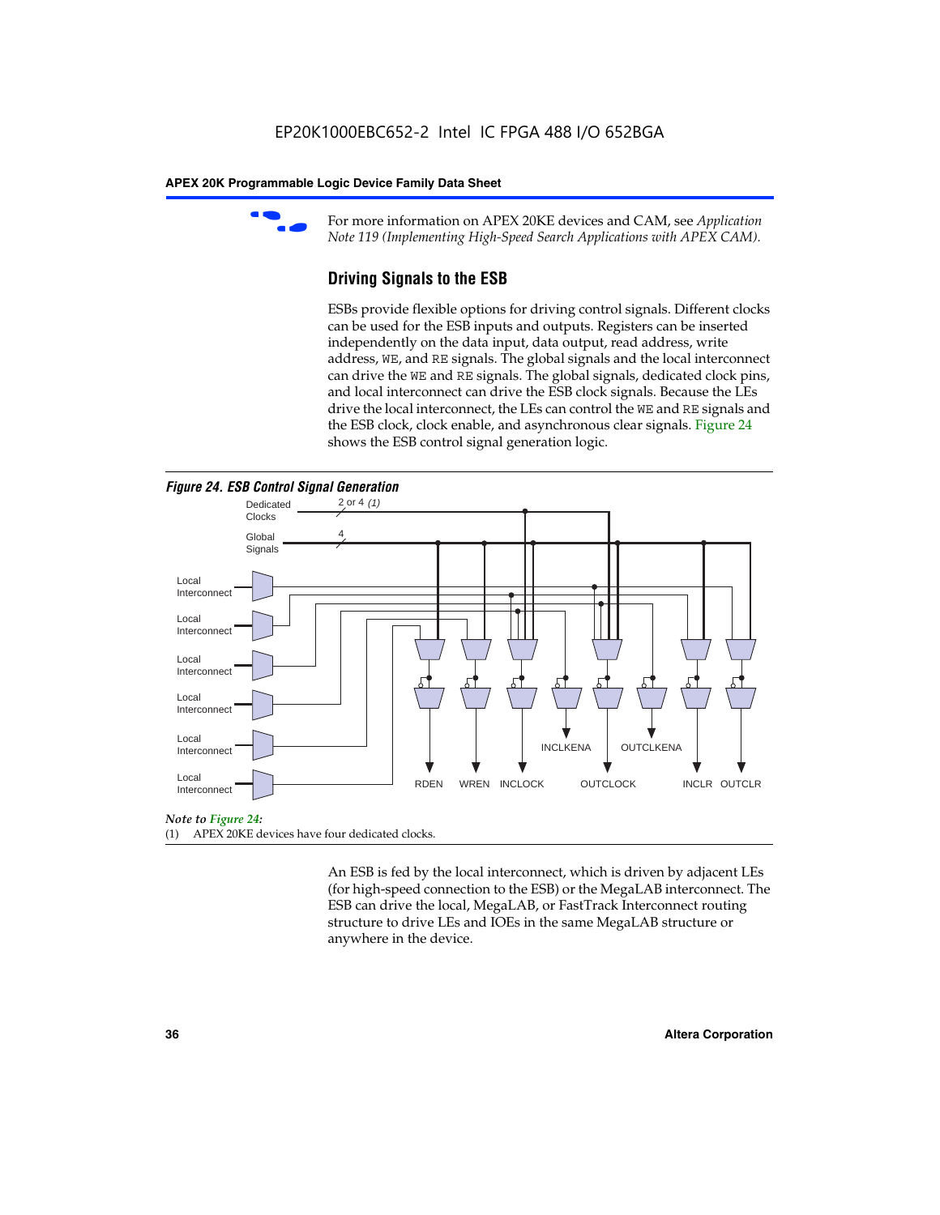For more information on APEX 20KE devices and CAM, see *Application Note 119 (Implementing High-Speed Search Applications with APEX CAM).*

## Driving Signals to the ESB

ESBs provide flexible options for driving control signals. Different clocks can be used for the ESB inputs and outputs. Registers can be inserted independently on the data input, data output, read address, write address, WE, and RE signals. The global signals and the local interconnect can drive the WE and RE signals. The global signals, dedicated clock pins, and local interconnect can drive the ESB clock signals. Because the LEs drive the local interconnect, the LEs can control the WE and RE signals and the ESB clock, clock enable, and asynchronous clear signals. Figure 24 shows the ESB control signal generation logic.

*Figure 24. ESB Control Signal Generation*

Dedicated Clocks 2 or 4 *(1)*

Global Signals 4

Local Interconnect

Local Interconnect

Local Interconnect

Local Interconnect

Local Interconnect

Local Interconnect

RDEN WREN INCLOCK INCLKENA OUTCLOCK OUTCLKENA INCLR OUTCLR

*Note to Figure 24:*

(1) APEX 20KE devices have four dedicated clocks.

An ESB is fed by the local interconnect, which is driven by adjacent LEs (for high-speed connection to the ESB) or the MegaLAB interconnect. The ESB can drive the local, MegaLAB, or FastTrack Interconnect routing structure to drive LEs and IOEs in the same MegaLAB structure or anywhere in the device.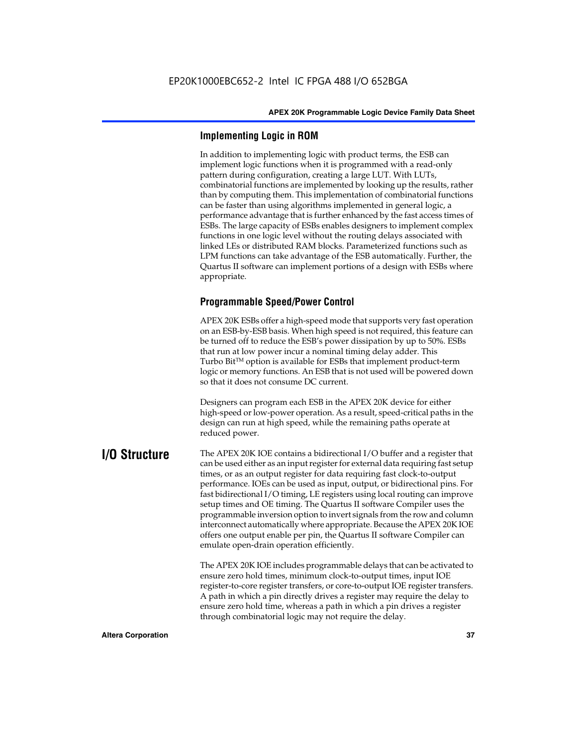### Implementing Logic in ROM

In addition to implementing logic with product terms, the ESB can implement logic functions when it is programmed with a read-only pattern during configuration, creating a large LUT. With LUTs, combinatorial functions are implemented by looking up the results, rather than by computing them. This implementation of combinatorial functions can be faster than using algorithms implemented in general logic, a performance advantage that is further enhanced by the fast access times of ESBs. The large capacity of ESBs enables designers to implement complex functions in one logic level without the routing delays associated with linked LEs or distributed RAM blocks. Parameterized functions such as LPM functions can take advantage of the ESB automatically. Further, the Quartus II software can implement portions of a design with ESBs where appropriate.

### Programmable Speed/Power Control

APEX 20K ESBs offer a high-speed mode that supports very fast operation on an ESB-by-ESB basis. When high speed is not required, this feature can be turned off to reduce the ESB's power dissipation by up to 50%. ESBs that run at low power incur a nominal timing delay adder. This Turbo Bit™ option is available for ESBs that implement product-term logic or memory functions. An ESB that is not used will be powered down so that it does not consume DC current.

Designers can program each ESB in the APEX 20K device for either high-speed or low-power operation. As a result, speed-critical paths in the design can run at high speed, while the remaining paths operate at reduced power.

## I/O Structure

The APEX 20K IOE contains a bidirectional I/O buffer and a register that can be used either as an input register for external data requiring fast setup times, or as an output register for data requiring fast clock-to-output performance. IOEs can be used as input, output, or bidirectional pins. For fast bidirectional I/O timing, LE registers using local routing can improve setup times and OE timing. The Quartus II software Compiler uses the programmable inversion option to invert signals from the row and column interconnect automatically where appropriate. Because the APEX 20K IOE offers one output enable per pin, the Quartus II software Compiler can emulate open-drain operation efficiently.

The APEX 20K IOE includes programmable delays that can be activated to ensure zero hold times, minimum clock-to-output times, input IOE register-to-core register transfers, or core-to-output IOE register transfers. A path in which a pin directly drives a register may require the delay to ensure zero hold time, whereas a path in which a pin drives a register through combinatorial logic may not require the delay.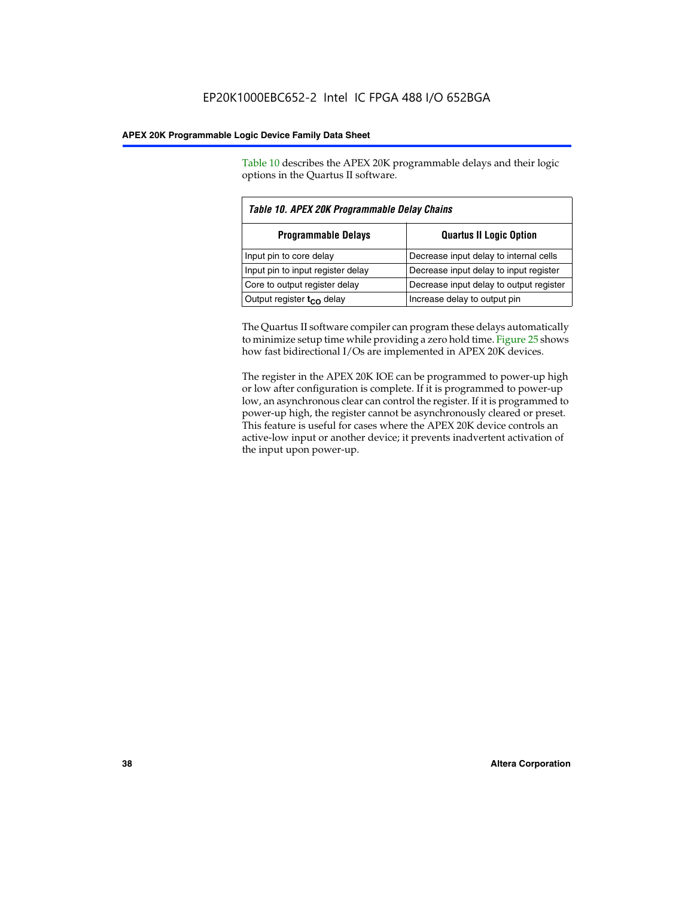Table 10 describes the APEX 20K programmable delays and their logic options in the Quartus II software.

*Table 10. APEX 20K Programmable Delay Chains*

| Programmable Delays | Quartus II Logic Option |
|---|---|
| Input pin to core delay | Decrease input delay to internal cells |
| Input pin to input register delay | Decrease input delay to input register |
| Core to output register delay | Decrease input delay to output register |
| Output register $t_{CO}$ delay | Increase delay to output pin |

The Quartus II software compiler can program these delays automatically to minimize setup time while providing a zero hold time. Figure 25 shows how fast bidirectional I/Os are implemented in APEX 20K devices.

The register in the APEX 20K IOE can be programmed to power-up high or low after configuration is complete. If it is programmed to power-up low, an asynchronous clear can control the register. If it is programmed to power-up high, the register cannot be asynchronously cleared or preset. This feature is useful for cases where the APEX 20K device controls an active-low input or another device; it prevents inadvertent activation of the input upon power-up.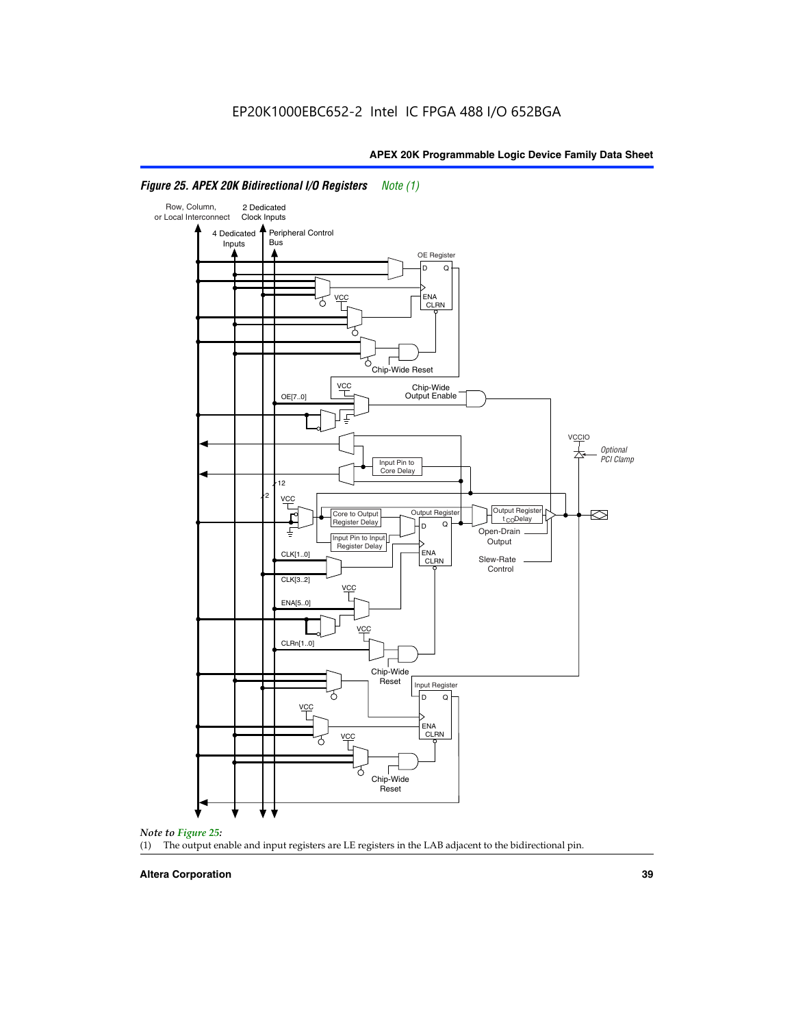EP20K1000EBC652-2 Intel IC FPGA 488 I/O 652BGA

*Figure 25. APEX 20K Bidirectional I/O Registers Note (1)*

*Note to Figure 25:*

(1) The output enable and input registers are LE registers in the LAB adjacent to the bidirectional pin.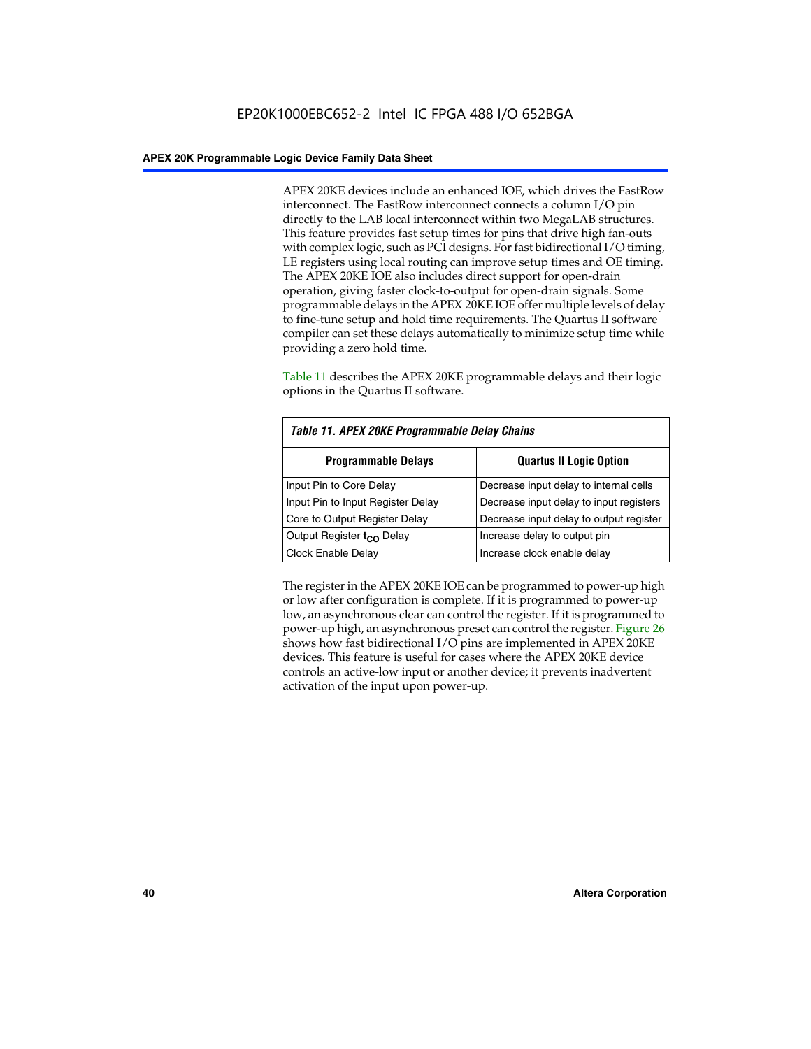APEX 20KE devices include an enhanced IOE, which drives the FastRow interconnect. The FastRow interconnect connects a column I/O pin directly to the LAB local interconnect within two MegaLAB structures. This feature provides fast setup times for pins that drive high fan-outs with complex logic, such as PCI designs. For fast bidirectional I/O timing, LE registers using local routing can improve setup times and OE timing. The APEX 20KE IOE also includes direct support for open-drain operation, giving faster clock-to-output for open-drain signals. Some programmable delays in the APEX 20KE IOE offer multiple levels of delay to fine-tune setup and hold time requirements. The Quartus II software compiler can set these delays automatically to minimize setup time while providing a zero hold time.

Table 11 describes the APEX 20KE programmable delays and their logic options in the Quartus II software.

*Table 11. APEX 20KE Programmable Delay Chains*

| Programmable Delays | Quartus II Logic Option |
| --- | --- |
| Input Pin to Core Delay | Decrease input delay to internal cells |
| Input Pin to Input Register Delay | Decrease input delay to input registers |
| Core to Output Register Delay | Decrease input delay to output register |
| Output Register $t_{CO}$ Delay | Increase delay to output pin |
| Clock Enable Delay | Increase clock enable delay |

The register in the APEX 20KE IOE can be programmed to power-up high or low after configuration is complete. If it is programmed to power-up low, an asynchronous clear can control the register. If it is programmed to power-up high, an asynchronous preset can control the register. Figure 26 shows how fast bidirectional I/O pins are implemented in APEX 20KE devices. This feature is useful for cases where the APEX 20KE device controls an active-low input or another device; it prevents inadvertent activation of the input upon power-up.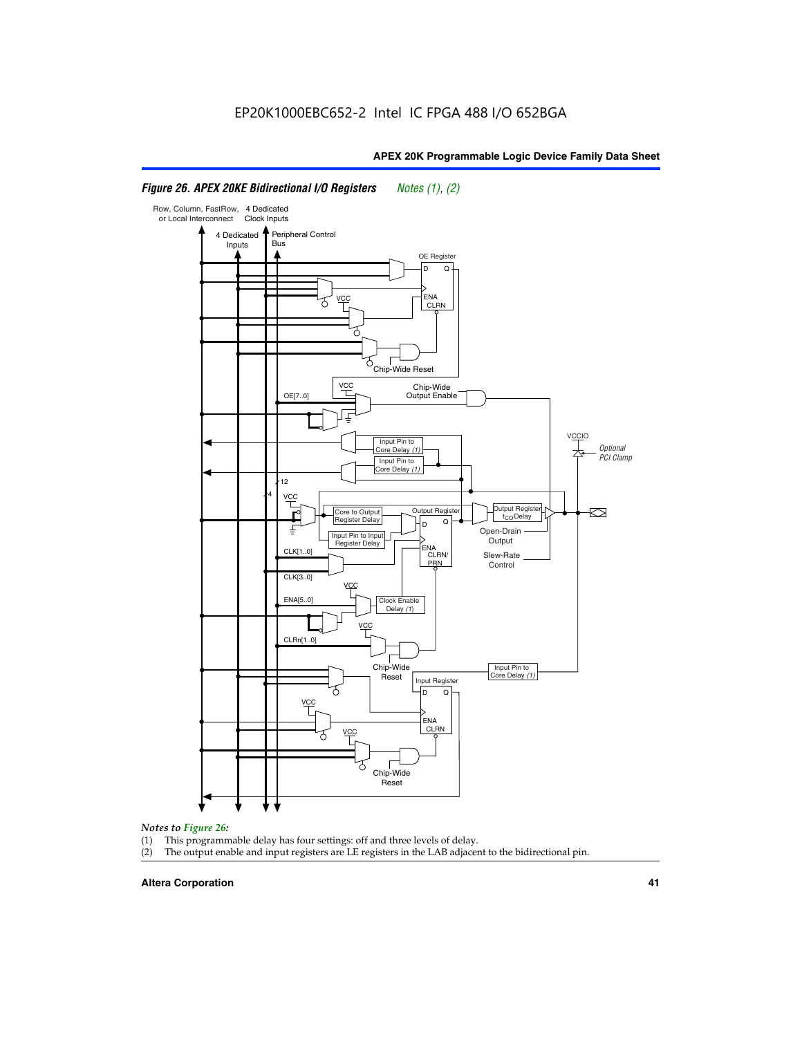*Figure 26. APEX 20KE Bidirectional I/O Registers* *Notes (1), (2)*

*Notes to Figure 26:*

(1) This programmable delay has four settings: off and three levels of delay.

(2) The output enable and input registers are LE registers in the LAB adjacent to the bidirectional pin.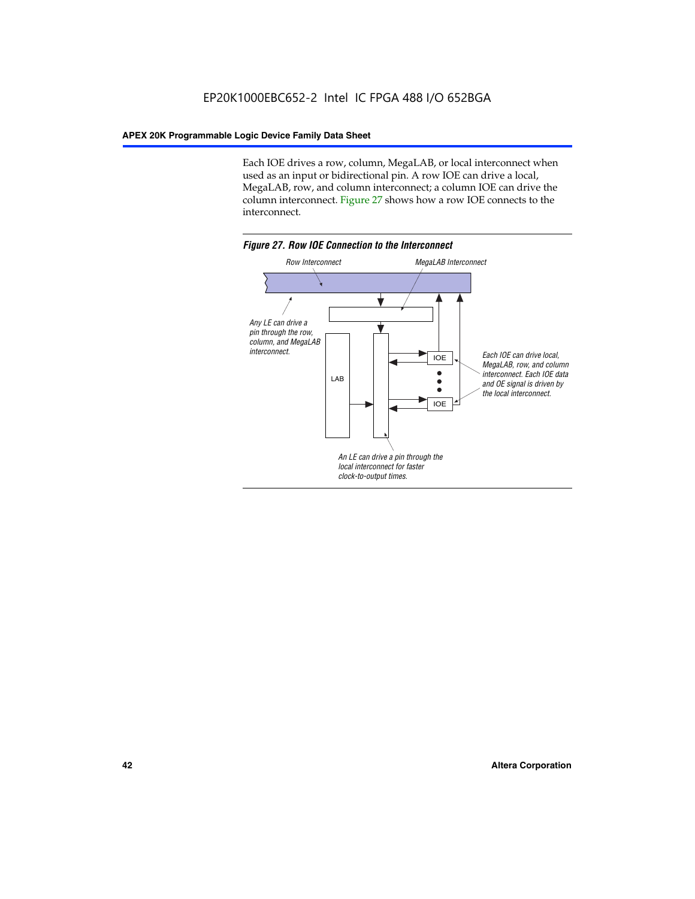Each IOE drives a row, column, MegaLAB, or local interconnect when used as an input or bidirectional pin. A row IOE can drive a local, MegaLAB, row, and column interconnect; a column IOE can drive the column interconnect. Figure 27 shows how a row IOE connects to the interconnect.

*Figure 27. Row IOE Connection to the Interconnect*

Row Interconnect

MegaLAB Interconnect

Any LE can drive a pin through the row, column, and MegaLAB interconnect.

LAB

IOE

IOE

Each IOE can drive local, MegaLAB, row, and column interconnect. Each IOE data and OE signal is driven by the local interconnect.

An LE can drive a pin through the local interconnect for faster clock-to-output times.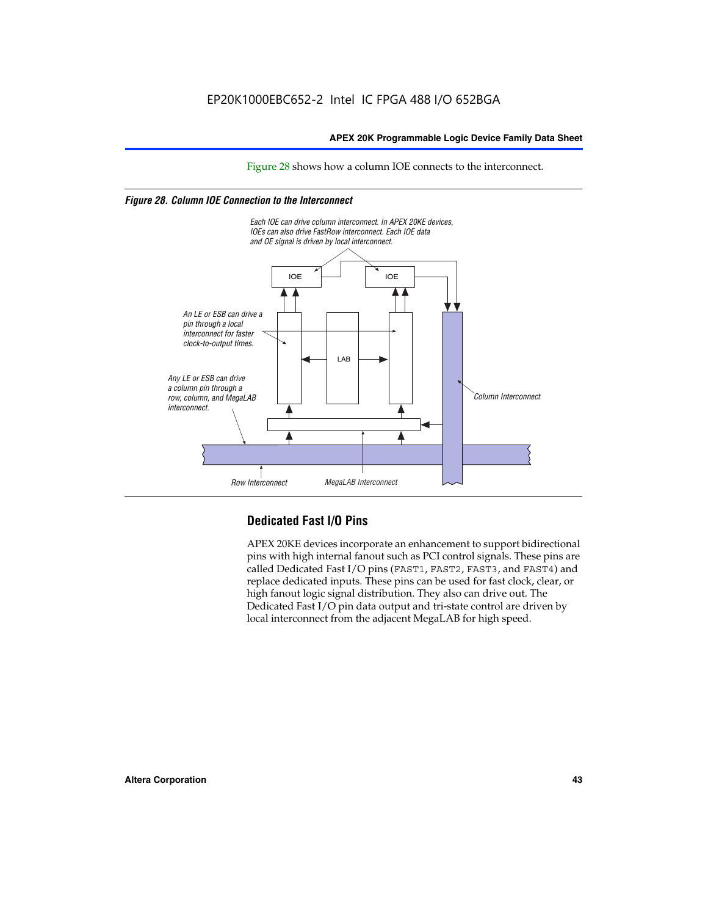Figure 28 shows how a column IOE connects to the interconnect.

*Figure 28. Column IOE Connection to the Interconnect*

Each IOE can drive column interconnect. In APEX 20KE devices, IOEs can also drive FastRow interconnect. Each IOE data and OE signal is driven by local interconnect.

An LE or ESB can drive a pin through a local interconnect for faster clock-to-output times.

Any LE or ESB can drive a column pin through a row, column, and MegaLAB interconnect.

IOE

IOE

LAB

Column Interconnect

Row Interconnect

MegaLAB Interconnect

## Dedicated Fast I/O Pins

APEX 20KE devices incorporate an enhancement to support bidirectional pins with high internal fanout such as PCI control signals. These pins are called Dedicated Fast I/O pins (FAST1, FAST2, FAST3, and FAST4) and replace dedicated inputs. These pins can be used for fast clock, clear, or high fanout logic signal distribution. They also can drive out. The Dedicated Fast I/O pin data output and tri-state control are driven by local interconnect from the adjacent MegaLAB for high speed.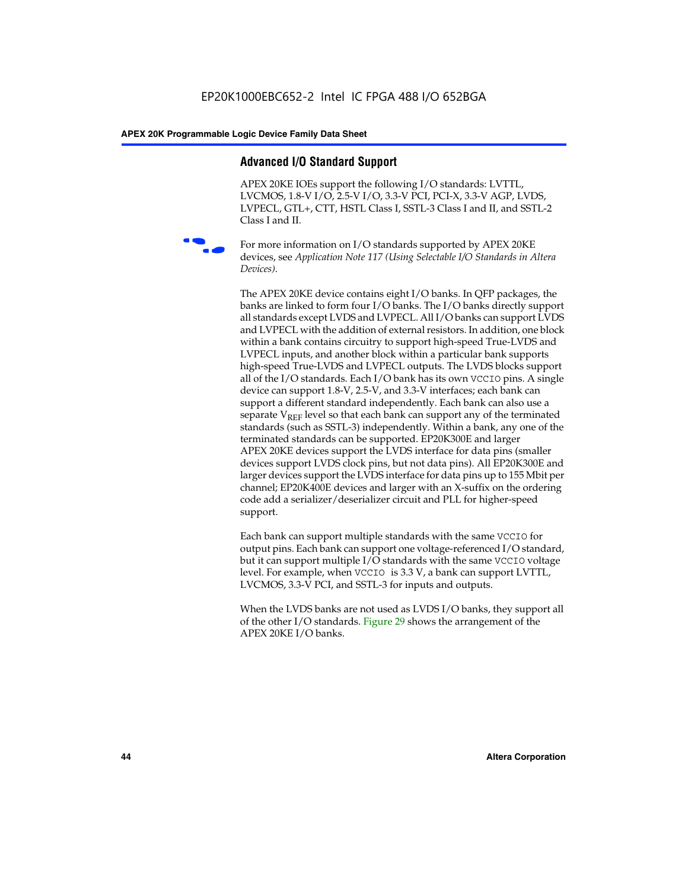## Advanced I/O Standard Support

APEX 20KE IOEs support the following I/O standards: LVTTL, LVCMOS, 1.8-V I/O, 2.5-V I/O, 3.3-V PCI, PCI-X, 3.3-V AGP, LVDS, LVPECL, GTL+, CTT, HSTL Class I, SSTL-3 Class I and II, and SSTL-2 Class I and II.

For more information on I/O standards supported by APEX 20KE devices, see *Application Note 117 (Using Selectable I/O Standards in Altera Devices)*.

The APEX 20KE device contains eight I/O banks. In QFP packages, the banks are linked to form four I/O banks. The I/O banks directly support all standards except LVDS and LVPECL. All I/O banks can support LVDS and LVPECL with the addition of external resistors. In addition, one block within a bank contains circuitry to support high-speed True-LVDS and LVPECL inputs, and another block within a particular bank supports high-speed True-LVDS and LVPECL outputs. The LVDS blocks support all of the I/O standards. Each I/O bank has its own `VCCIO` pins. A single device can support 1.8-V, 2.5-V, and 3.3-V interfaces; each bank can support a different standard independently. Each bank can also use a separate $V_{REF}$ level so that each bank can support any of the terminated standards (such as SSTL-3) independently. Within a bank, any one of the terminated standards can be supported. EP20K300E and larger APEX 20KE devices support the LVDS interface for data pins (smaller devices support LVDS clock pins, but not data pins). All EP20K300E and larger devices support the LVDS interface for data pins up to 155 Mbit per channel; EP20K400E devices and larger with an X-suffix on the ordering code add a serializer/deserializer circuit and PLL for higher-speed support.

Each bank can support multiple standards with the same `VCCIO` for output pins. Each bank can support one voltage-referenced I/O standard, but it can support multiple I/O standards with the same `VCCIO` voltage level. For example, when `VCCIO` is 3.3 V, a bank can support LVTTL, LVCMOS, 3.3-V PCI, and SSTL-3 for inputs and outputs.

When the LVDS banks are not used as LVDS I/O banks, they support all of the other I/O standards. Figure 29 shows the arrangement of the APEX 20KE I/O banks.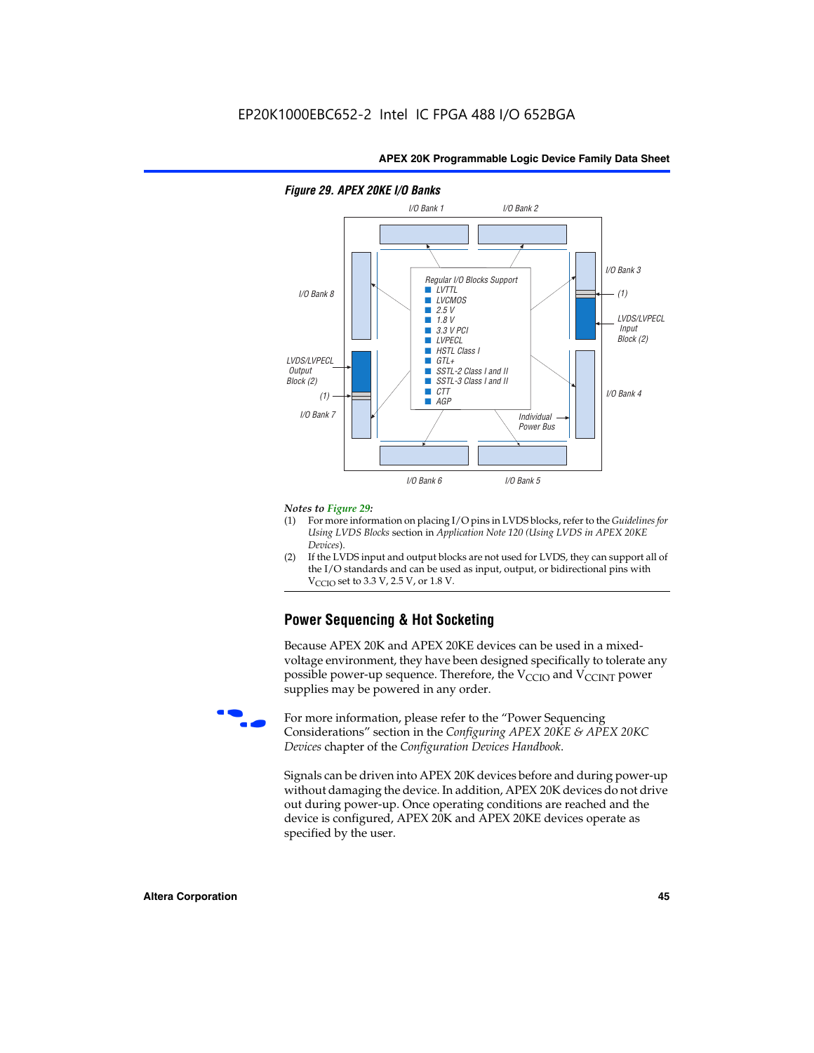*Figure 29. APEX 20KE I/O Banks*

I/O Bank 1 · I/O Bank 2 · I/O Bank 3 · I/O Bank 4 · I/O Bank 5 · I/O Bank 6 · I/O Bank 7 · I/O Bank 8

Regular I/O Blocks Support
- LVTTL
- LVCMOS
- 2.5 V
- 1.8 V
- 3.3 V PCI
- LVPECL
- HSTL Class I
- GTL+
- SSTL-2 Class I and II
- SSTL-3 Class I and II
- CTT
- AGP

LVDS/LVPECL Input Block (2) · LVDS/LVPECL Output Block (2) · (1) · Individual Power Bus

*Notes to Figure 29:*

(1) For more information on placing I/O pins in LVDS blocks, refer to the *Guidelines for Using LVDS Blocks* section in *Application Note 120 (Using LVDS in APEX 20KE Devices)*.

(2) If the LVDS input and output blocks are not used for LVDS, they can support all of the I/O standards and can be used as input, output, or bidirectional pins with $V_{CCIO}$ set to 3.3 V, 2.5 V, or 1.8 V.

## Power Sequencing & Hot Socketing

Because APEX 20K and APEX 20KE devices can be used in a mixed-voltage environment, they have been designed specifically to tolerate any possible power-up sequence. Therefore, the $V_{CCIO}$ and $V_{CCINT}$ power supplies may be powered in any order.

For more information, please refer to the "Power Sequencing Considerations" section in the *Configuring APEX 20KE & APEX 20KC Devices* chapter of the *Configuration Devices Handbook*.

Signals can be driven into APEX 20K devices before and during power-up without damaging the device. In addition, APEX 20K devices do not drive out during power-up. Once operating conditions are reached and the device is configured, APEX 20K and APEX 20KE devices operate as specified by the user.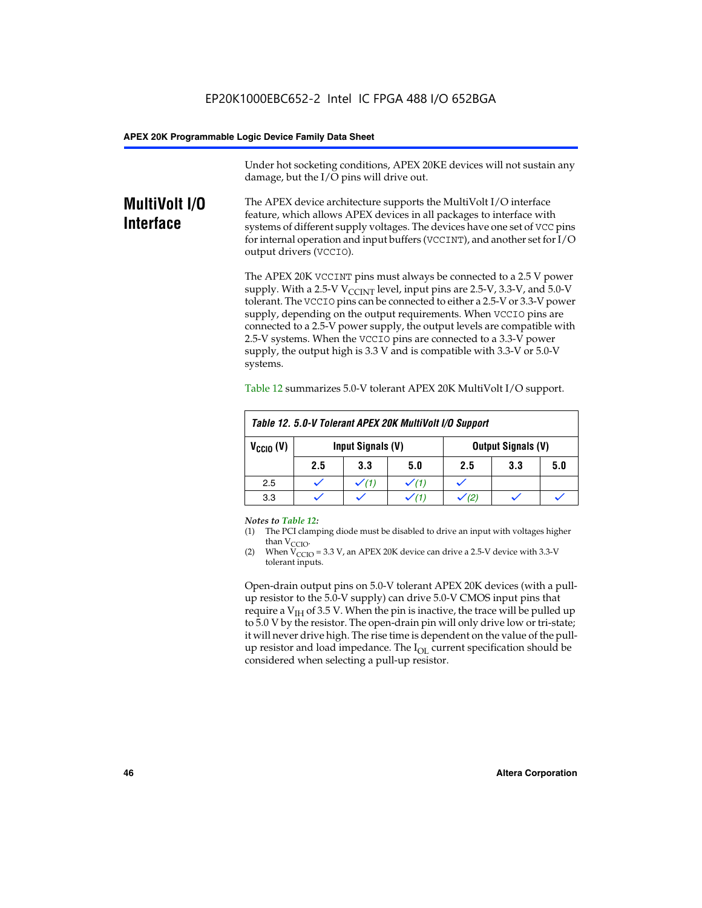EP20K1000EBC652-2 Intel IC FPGA 488 I/O 652BGA

Under hot socketing conditions, APEX 20KE devices will not sustain any damage, but the I/O pins will drive out.

## MultiVolt I/O Interface

The APEX device architecture supports the MultiVolt I/O interface feature, which allows APEX devices in all packages to interface with systems of different supply voltages. The devices have one set of VCC pins for internal operation and input buffers (VCCINT), and another set for I/O output drivers (VCCIO).

The APEX 20K VCCINT pins must always be connected to a 2.5 V power supply. With a 2.5-V $V_{CCINT}$ level, input pins are 2.5-V, 3.3-V, and 5.0-V tolerant. The VCCIO pins can be connected to either a 2.5-V or 3.3-V power supply, depending on the output requirements. When VCCIO pins are connected to a 2.5-V power supply, the output levels are compatible with 2.5-V systems. When the VCCIO pins are connected to a 3.3-V power supply, the output high is 3.3 V and is compatible with 3.3-V or 5.0-V systems.

Table 12 summarizes 5.0-V tolerant APEX 20K MultiVolt I/O support.

*Table 12. 5.0-V Tolerant APEX 20K MultiVolt I/O Support*

| $V_{CCIO}$ (V) | Input Signals (V) | | | Output Signals (V) | | |
|---|---|---|---|---|---|---|
| | 2.5 | 3.3 | 5.0 | 2.5 | 3.3 | 5.0 |
| 2.5 | ✓ | ✓ (1) | ✓ (1) | ✓ | | |
| 3.3 | ✓ | ✓ | ✓ (1) | ✓ (2) | ✓ | ✓ |

*Notes to Table 12:*

(1) The PCI clamping diode must be disabled to drive an input with voltages higher than $V_{CCIO}$.

(2) When $V_{CCIO}$ = 3.3 V, an APEX 20K device can drive a 2.5-V device with 3.3-V tolerant inputs.

Open-drain output pins on 5.0-V tolerant APEX 20K devices (with a pull-up resistor to the 5.0-V supply) can drive 5.0-V CMOS input pins that require a $V_{IH}$ of 3.5 V. When the pin is inactive, the trace will be pulled up to 5.0 V by the resistor. The open-drain pin will only drive low or tri-state; it will never drive high. The rise time is dependent on the value of the pull-up resistor and load impedance. The $I_{OL}$ current specification should be considered when selecting a pull-up resistor.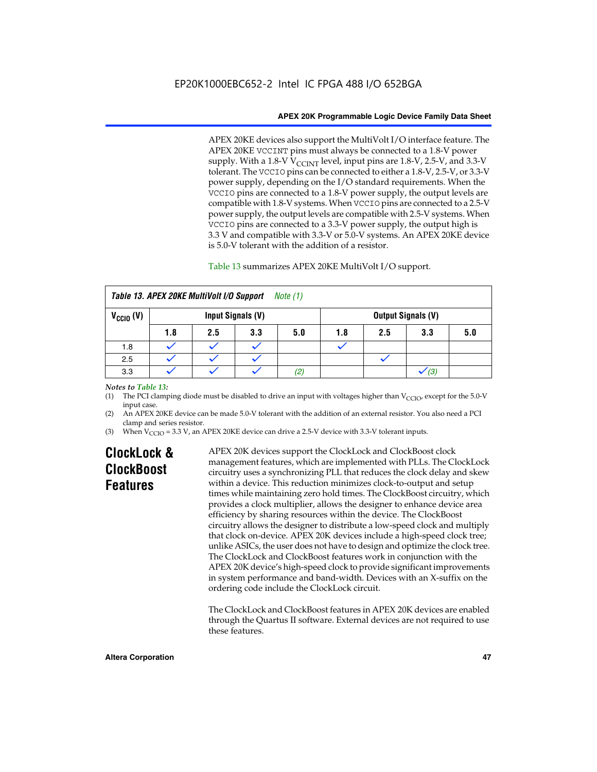APEX 20KE devices also support the MultiVolt I/O interface feature. The APEX 20KE VCCINT pins must always be connected to a 1.8-V power supply. With a 1.8-V $V_{CCINT}$ level, input pins are 1.8-V, 2.5-V, and 3.3-V tolerant. The VCCIO pins can be connected to either a 1.8-V, 2.5-V, or 3.3-V power supply, depending on the I/O standard requirements. When the VCCIO pins are connected to a 1.8-V power supply, the output levels are compatible with 1.8-V systems. When VCCIO pins are connected to a 2.5-V power supply, the output levels are compatible with 2.5-V systems. When VCCIO pins are connected to a 3.3-V power supply, the output high is 3.3 V and compatible with 3.3-V or 5.0-V systems. An APEX 20KE device is 5.0-V tolerant with the addition of a resistor.

Table 13 summarizes APEX 20KE MultiVolt I/O support.

**Table 13. APEX 20KE MultiVolt I/O Support** *Note (1)*

| $V_{CCIO}$ (V) | Input Signals (V) | | | | Output Signals (V) | | | |
|---|---|---|---|---|---|---|---|---|
| | 1.8 | 2.5 | 3.3 | 5.0 | 1.8 | 2.5 | 3.3 | 5.0 |
| 1.8 | ✓ | ✓ | ✓ | | ✓ | | | |
| 2.5 | ✓ | ✓ | ✓ | | | ✓ | | |
| 3.3 | ✓ | ✓ | ✓ | *(2)* | | | ✓ *(3)* | |

*Notes to Table 13:*

(1) The PCI clamping diode must be disabled to drive an input with voltages higher than $V_{CCIO}$, except for the 5.0-V input case.

(2) An APEX 20KE device can be made 5.0-V tolerant with the addition of an external resistor. You also need a PCI clamp and series resistor.

(3) When $V_{CCIO}$ = 3.3 V, an APEX 20KE device can drive a 2.5-V device with 3.3-V tolerant inputs.

## ClockLock & ClockBoost Features

APEX 20K devices support the ClockLock and ClockBoost clock management features, which are implemented with PLLs. The ClockLock circuitry uses a synchronizing PLL that reduces the clock delay and skew within a device. This reduction minimizes clock-to-output and setup times while maintaining zero hold times. The ClockBoost circuitry, which provides a clock multiplier, allows the designer to enhance device area efficiency by sharing resources within the device. The ClockBoost circuitry allows the designer to distribute a low-speed clock and multiply that clock on-device. APEX 20K devices include a high-speed clock tree; unlike ASICs, the user does not have to design and optimize the clock tree. The ClockLock and ClockBoost features work in conjunction with the APEX 20K device's high-speed clock to provide significant improvements in system performance and band-width. Devices with an X-suffix on the ordering code include the ClockLock circuit.

The ClockLock and ClockBoost features in APEX 20K devices are enabled through the Quartus II software. External devices are not required to use these features.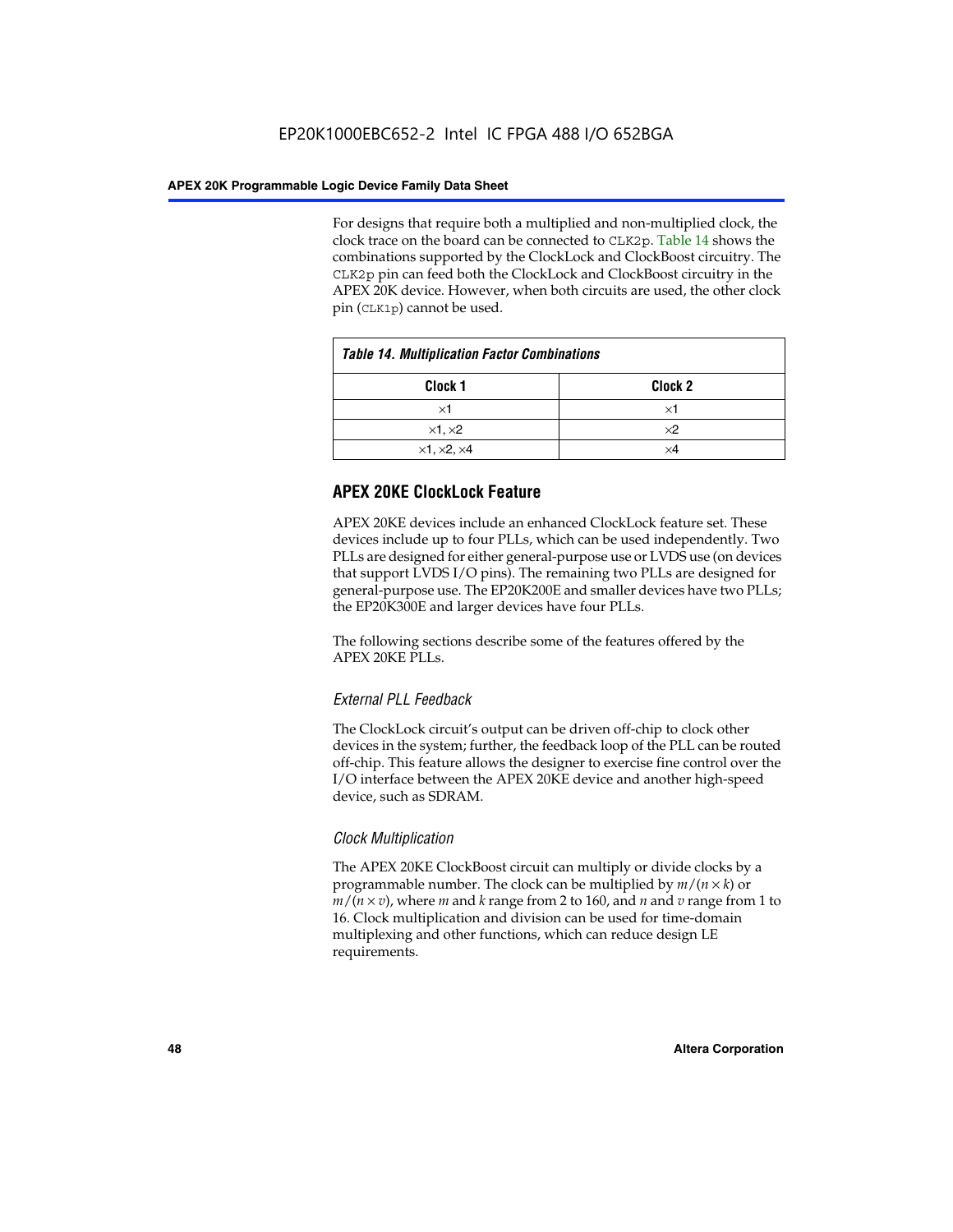For designs that require both a multiplied and non-multiplied clock, the clock trace on the board can be connected to CLK2p. Table 14 shows the combinations supported by the ClockLock and ClockBoost circuitry. The CLK2p pin can feed both the ClockLock and ClockBoost circuitry in the APEX 20K device. However, when both circuits are used, the other clock pin (CLK1p) cannot be used.

*Table 14. Multiplication Factor Combinations*

| Clock 1 | Clock 2 |
|---|---|
| ×1 | ×1 |
| ×1, ×2 | ×2 |
| ×1, ×2, ×4 | ×4 |

## APEX 20KE ClockLock Feature

APEX 20KE devices include an enhanced ClockLock feature set. These devices include up to four PLLs, which can be used independently. Two PLLs are designed for either general-purpose use or LVDS use (on devices that support LVDS I/O pins). The remaining two PLLs are designed for general-purpose use. The EP20K200E and smaller devices have two PLLs; the EP20K300E and larger devices have four PLLs.

The following sections describe some of the features offered by the APEX 20KE PLLs.

### *External PLL Feedback*

The ClockLock circuit's output can be driven off-chip to clock other devices in the system; further, the feedback loop of the PLL can be routed off-chip. This feature allows the designer to exercise fine control over the I/O interface between the APEX 20KE device and another high-speed device, such as SDRAM.

### *Clock Multiplication*

The APEX 20KE ClockBoost circuit can multiply or divide clocks by a programmable number. The clock can be multiplied by $m/(n \times k)$ or $m/(n \times v)$, where $m$ and $k$ range from 2 to 160, and $n$ and $v$ range from 1 to 16. Clock multiplication and division can be used for time-domain multiplexing and other functions, which can reduce design LE requirements.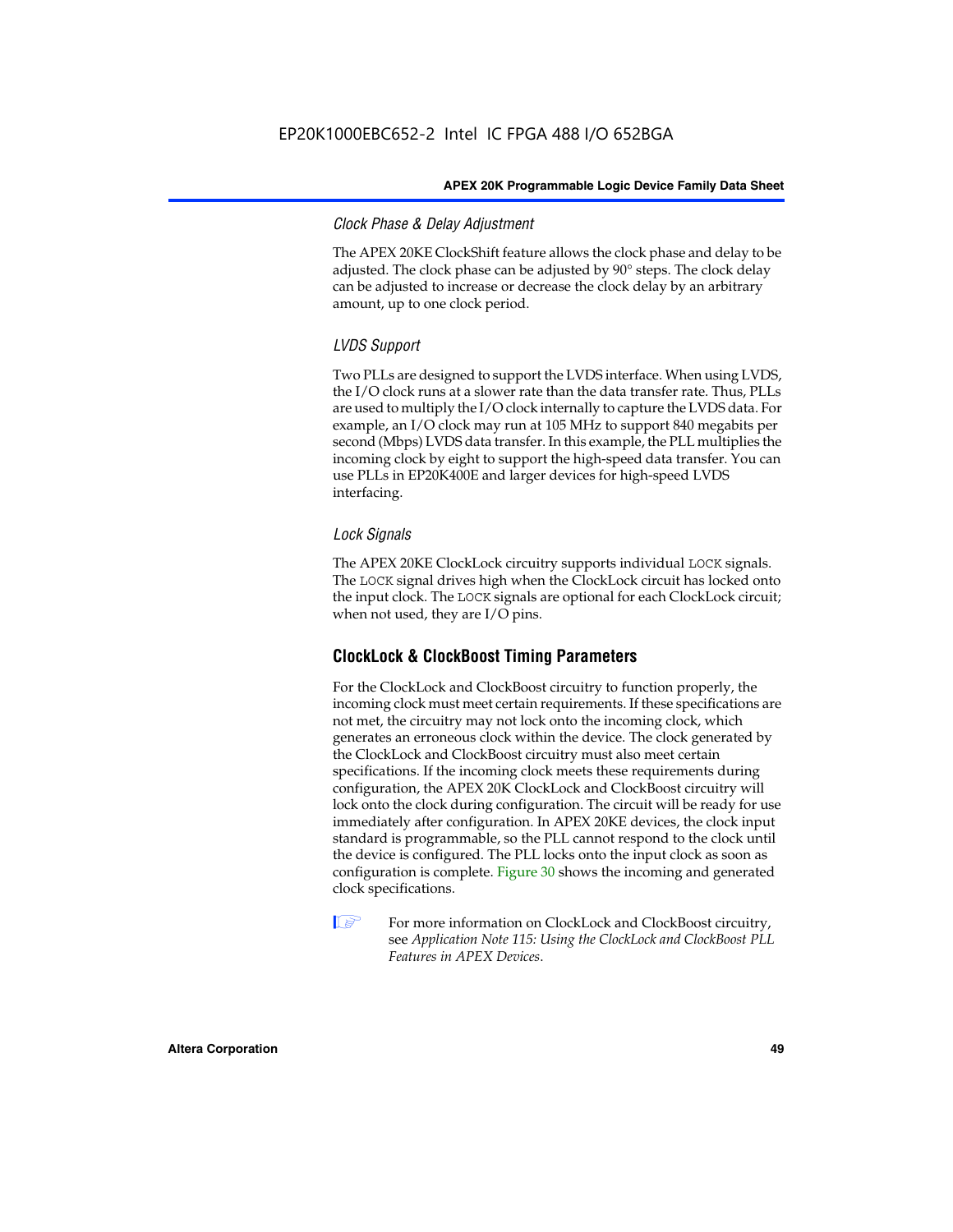#### Clock Phase & Delay Adjustment

The APEX 20KE ClockShift feature allows the clock phase and delay to be adjusted. The clock phase can be adjusted by 90° steps. The clock delay can be adjusted to increase or decrease the clock delay by an arbitrary amount, up to one clock period.

#### LVDS Support

Two PLLs are designed to support the LVDS interface. When using LVDS, the I/O clock runs at a slower rate than the data transfer rate. Thus, PLLs are used to multiply the I/O clock internally to capture the LVDS data. For example, an I/O clock may run at 105 MHz to support 840 megabits per second (Mbps) LVDS data transfer. In this example, the PLL multiplies the incoming clock by eight to support the high-speed data transfer. You can use PLLs in EP20K400E and larger devices for high-speed LVDS interfacing.

#### Lock Signals

The APEX 20KE ClockLock circuitry supports individual `LOCK` signals. The `LOCK` signal drives high when the ClockLock circuit has locked onto the input clock. The `LOCK` signals are optional for each ClockLock circuit; when not used, they are I/O pins.

### ClockLock & ClockBoost Timing Parameters

For the ClockLock and ClockBoost circuitry to function properly, the incoming clock must meet certain requirements. If these specifications are not met, the circuitry may not lock onto the incoming clock, which generates an erroneous clock within the device. The clock generated by the ClockLock and ClockBoost circuitry must also meet certain specifications. If the incoming clock meets these requirements during configuration, the APEX 20K ClockLock and ClockBoost circuitry will lock onto the clock during configuration. The circuit will be ready for use immediately after configuration. In APEX 20KE devices, the clock input standard is programmable, so the PLL cannot respond to the clock until the device is configured. The PLL locks onto the input clock as soon as configuration is complete. Figure 30 shows the incoming and generated clock specifications.

For more information on ClockLock and ClockBoost circuitry, see *Application Note 115: Using the ClockLock and ClockBoost PLL Features in APEX Devices*.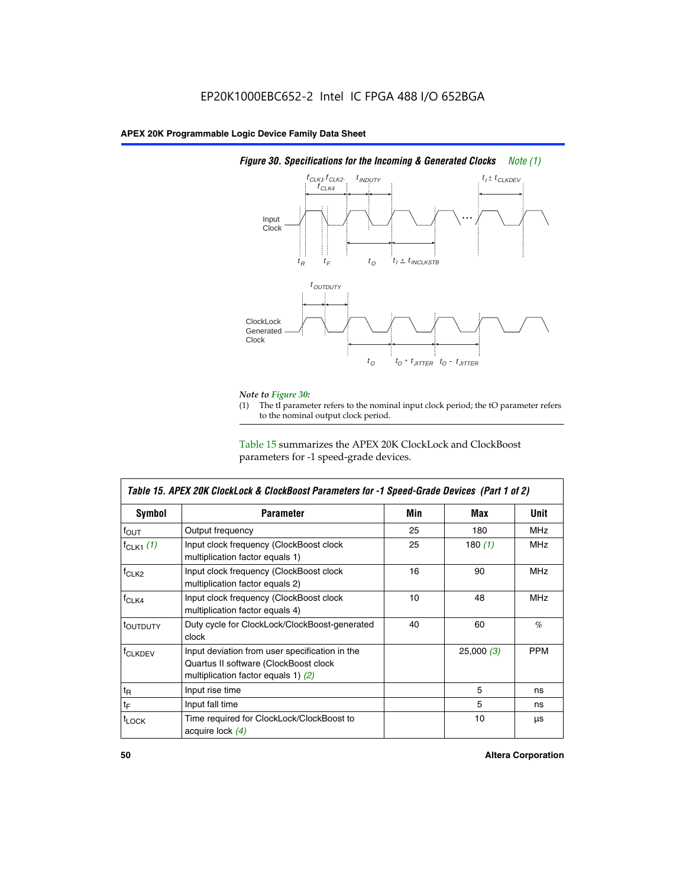*Figure 30. Specifications for the Incoming & Generated Clocks* *Note (1)*

*Note to Figure 30:*

(1) The tI parameter refers to the nominal input clock period; the tO parameter refers to the nominal output clock period.

Table 15 summarizes the APEX 20K ClockLock and ClockBoost parameters for -1 speed-grade devices.

| *Table 15. APEX 20K ClockLock & ClockBoost Parameters for -1 Speed-Grade Devices (Part 1 of 2)* | | | | |
|---|---|---|---|---|
| **Symbol** | **Parameter** | **Min** | **Max** | **Unit** |
| $f_{OUT}$ | Output frequency | 25 | 180 | MHz |
| $f_{CLK1}$ *(1)* | Input clock frequency (ClockBoost clock multiplication factor equals 1) | 25 | 180 *(1)* | MHz |
| $f_{CLK2}$ | Input clock frequency (ClockBoost clock multiplication factor equals 2) | 16 | 90 | MHz |
| $f_{CLK4}$ | Input clock frequency (ClockBoost clock multiplication factor equals 4) | 10 | 48 | MHz |
| $t_{OUTDUTY}$ | Duty cycle for ClockLock/ClockBoost-generated clock | 40 | 60 | % |
| $f_{CLKDEV}$ | Input deviation from user specification in the Quartus II software (ClockBoost clock multiplication factor equals 1) *(2)* | | 25,000 *(3)* | PPM |
| $t_R$ | Input rise time | | 5 | ns |
| $t_F$ | Input fall time | | 5 | ns |
| $t_{LOCK}$ | Time required for ClockLock/ClockBoost to acquire lock *(4)* | | 10 | µs |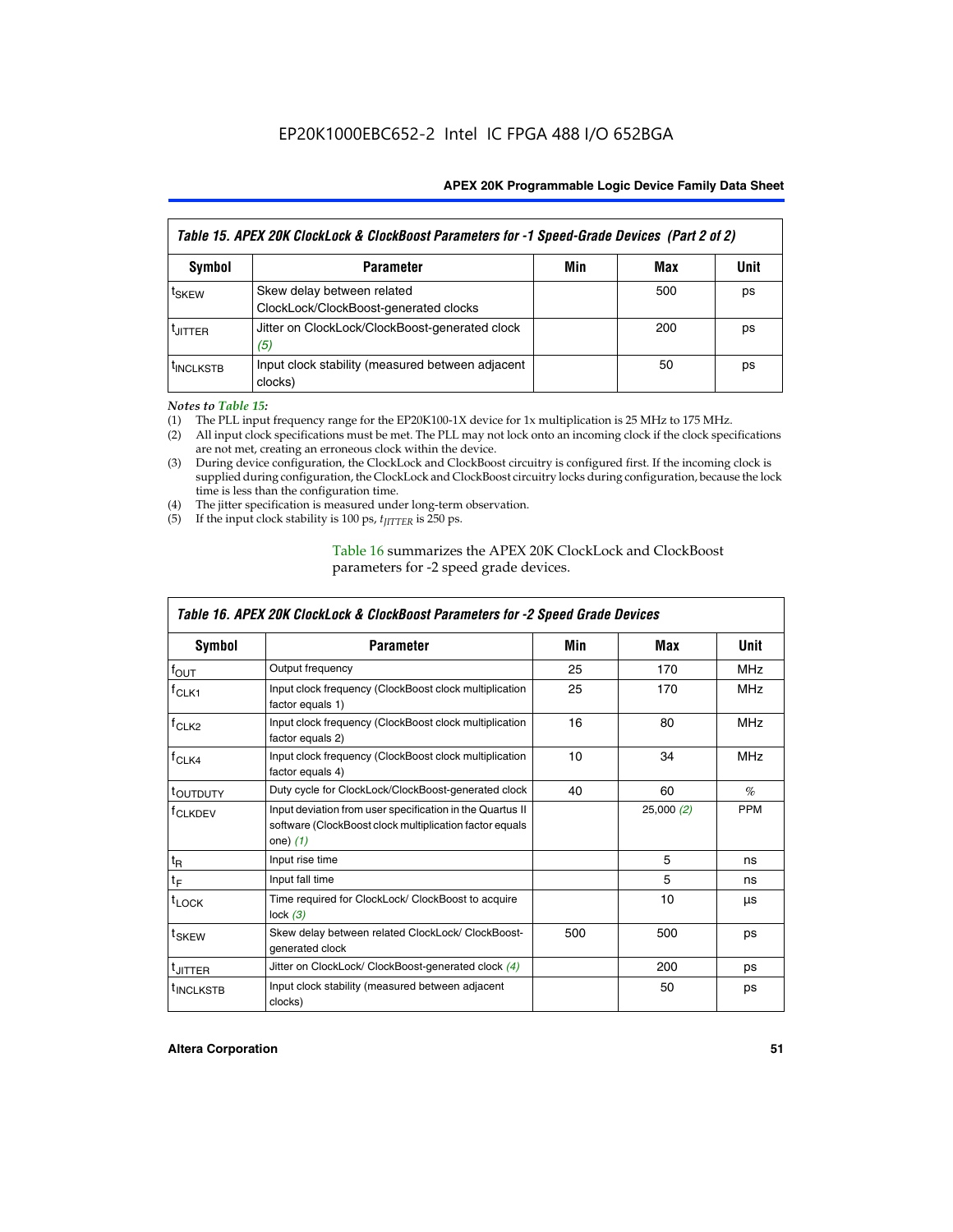EP20K1000EBC652-2 Intel IC FPGA 488 I/O 652BGA

| *Table 15. APEX 20K ClockLock & ClockBoost Parameters for -1 Speed-Grade Devices (Part 2 of 2)* | | | | |
|---|---|---|---|---|
| **Symbol** | **Parameter** | **Min** | **Max** | **Unit** |
| $t_{SKEW}$ | Skew delay between related ClockLock/ClockBoost-generated clocks | | 500 | ps |
| $t_{JITTER}$ | Jitter on ClockLock/ClockBoost-generated clock *(5)* | | 200 | ps |
| $t_{INCLKSTB}$ | Input clock stability (measured between adjacent clocks) | | 50 | ps |

*Notes to Table 15:*

(1) The PLL input frequency range for the EP20K100-1X device for 1x multiplication is 25 MHz to 175 MHz.
(2) All input clock specifications must be met. The PLL may not lock onto an incoming clock if the clock specifications are not met, creating an erroneous clock within the device.
(3) During device configuration, the ClockLock and ClockBoost circuitry is configured first. If the incoming clock is supplied during configuration, the ClockLock and ClockBoost circuitry locks during configuration, because the lock time is less than the configuration time.
(4) The jitter specification is measured under long-term observation.
(5) If the input clock stability is 100 ps, $t_{JITTER}$ is 250 ps.

Table 16 summarizes the APEX 20K ClockLock and ClockBoost parameters for -2 speed grade devices.

| *Table 16. APEX 20K ClockLock & ClockBoost Parameters for -2 Speed Grade Devices* | | | | |
|---|---|---|---|---|
| **Symbol** | **Parameter** | **Min** | **Max** | **Unit** |
| $f_{OUT}$ | Output frequency | 25 | 170 | MHz |
| $f_{CLK1}$ | Input clock frequency (ClockBoost clock multiplication factor equals 1) | 25 | 170 | MHz |
| $f_{CLK2}$ | Input clock frequency (ClockBoost clock multiplication factor equals 2) | 16 | 80 | MHz |
| $f_{CLK4}$ | Input clock frequency (ClockBoost clock multiplication factor equals 4) | 10 | 34 | MHz |
| $t_{OUTDUTY}$ | Duty cycle for ClockLock/ClockBoost-generated clock | 40 | 60 | % |
| $f_{CLKDEV}$ | Input deviation from user specification in the Quartus II software (ClockBoost clock multiplication factor equals one) *(1)* | | 25,000 *(2)* | PPM |
| $t_R$ | Input rise time | | 5 | ns |
| $t_F$ | Input fall time | | 5 | ns |
| $t_{LOCK}$ | Time required for ClockLock/ ClockBoost to acquire lock *(3)* | | 10 | µs |
| $t_{SKEW}$ | Skew delay between related ClockLock/ ClockBoost-generated clock | 500 | 500 | ps |
| $t_{JITTER}$ | Jitter on ClockLock/ ClockBoost-generated clock *(4)* | | 200 | ps |
| $t_{INCLKSTB}$ | Input clock stability (measured between adjacent clocks) | | 50 | ps |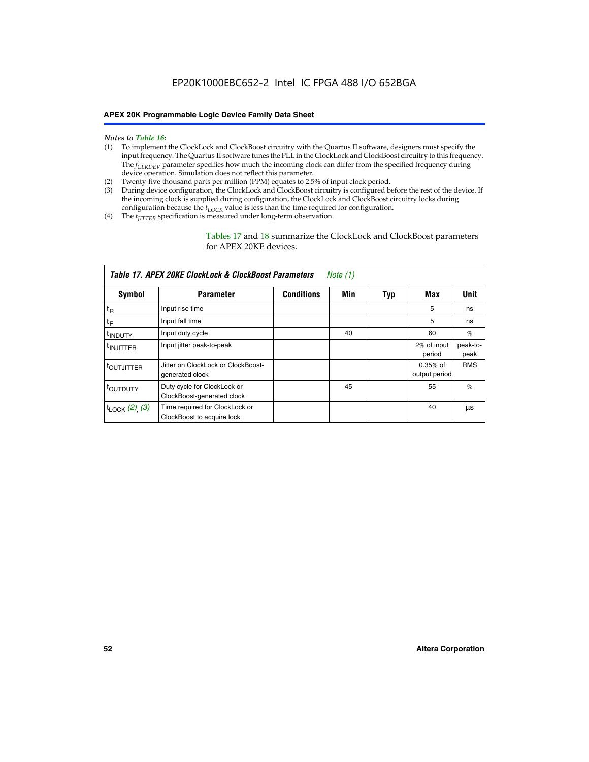*Notes to Table 16:*

(1) To implement the ClockLock and ClockBoost circuitry with the Quartus II software, designers must specify the input frequency. The Quartus II software tunes the PLL in the ClockLock and ClockBoost circuitry to this frequency. The $f_{CLKDEV}$ parameter specifies how much the incoming clock can differ from the specified frequency during device operation. Simulation does not reflect this parameter.

(2) Twenty-five thousand parts per million (PPM) equates to 2.5% of input clock period.

(3) During device configuration, the ClockLock and ClockBoost circuitry is configured before the rest of the device. If the incoming clock is supplied during configuration, the ClockLock and ClockBoost circuitry locks during configuration because the $t_{LOCK}$ value is less than the time required for configuration.

(4) The $t_{JITTER}$ specification is measured under long-term observation.

Tables 17 and 18 summarize the ClockLock and ClockBoost parameters for APEX 20KE devices.

*Table 17. APEX 20KE ClockLock & ClockBoost Parameters Note (1)*

| Symbol | Parameter | Conditions | Min | Typ | Max | Unit |
|---|---|---|---|---|---|---|
| $t_R$ | Input rise time | | | | 5 | ns |
| $t_F$ | Input fall time | | | | 5 | ns |
| $t_{INDUTY}$ | Input duty cycle | | 40 | | 60 | % |
| $t_{INJITTER}$ | Input jitter peak-to-peak | | | | 2% of input period | peak-to-peak |
| $t_{OUTJITTER}$ | Jitter on ClockLock or ClockBoost-generated clock | | | | 0.35% of output period | RMS |
| $t_{OUTDUTY}$ | Duty cycle for ClockLock or ClockBoost-generated clock | | 45 | | 55 | % |
| $t_{LOCK}$ (2), (3) | Time required for ClockLock or ClockBoost to acquire lock | | | | 40 | µs |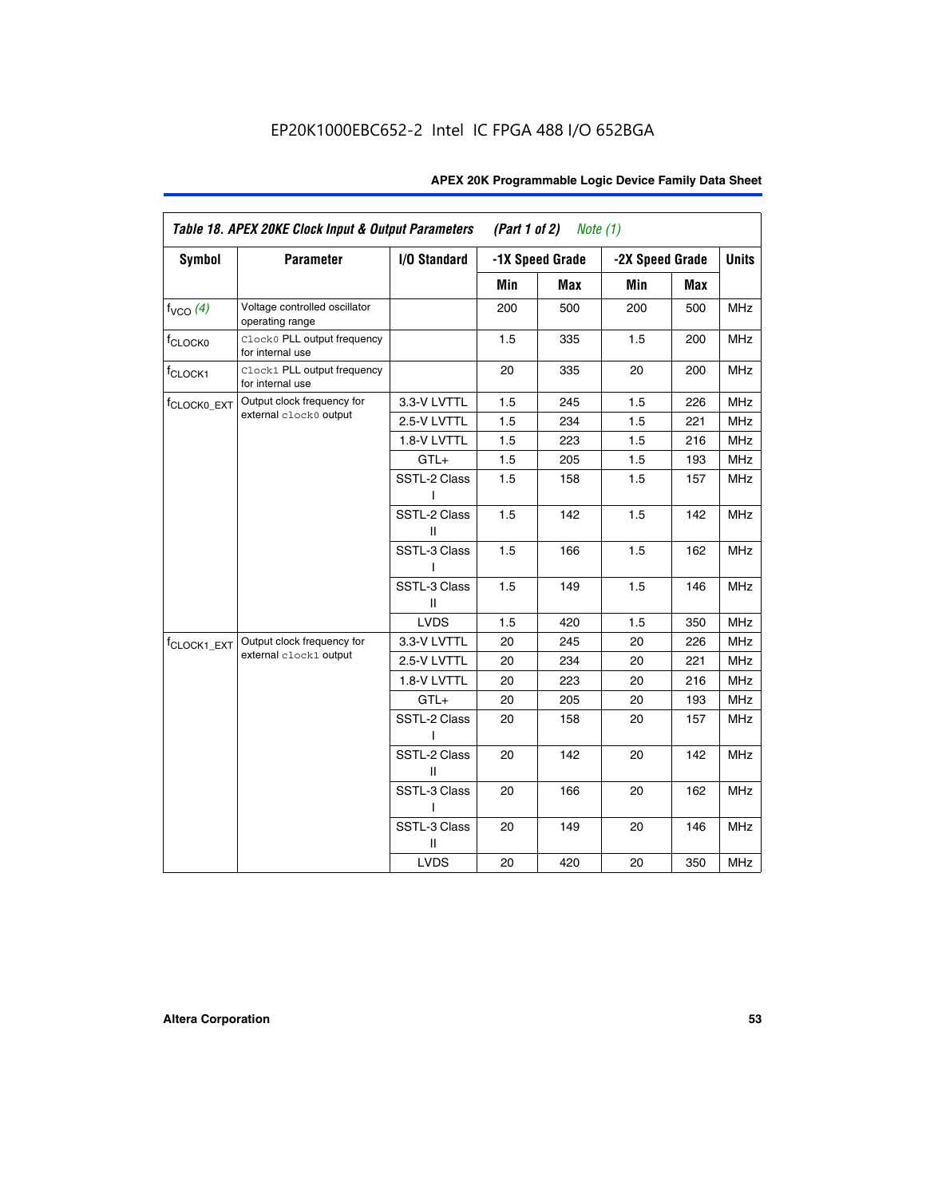EP20K1000EBC652-2 Intel IC FPGA 488 I/O 652BGA

| *Table 18. APEX 20KE Clock Input & Output Parameters (Part 1 of 2) Note (1)* | | | | | | | |
|---|---|---|---|---|---|---|---|
| **Symbol** | **Parameter** | **I/O Standard** | **-1X Speed Grade** | | **-2X Speed Grade** | | **Units** |
| | | | **Min** | **Max** | **Min** | **Max** | |
| $f_{VCO}$ *(4)* | Voltage controlled oscillator operating range | | 200 | 500 | 200 | 500 | MHz |
| $f_{CLOCK0}$ | `Clock0` PLL output frequency for internal use | | 1.5 | 335 | 1.5 | 200 | MHz |
| $f_{CLOCK1}$ | `Clock1` PLL output frequency for internal use | | 20 | 335 | 20 | 200 | MHz |
| $f_{CLOCK0\_EXT}$ | Output clock frequency for external `clock0` output | 3.3-V LVTTL | 1.5 | 245 | 1.5 | 226 | MHz |
| | | 2.5-V LVTTL | 1.5 | 234 | 1.5 | 221 | MHz |
| | | 1.8-V LVTTL | 1.5 | 223 | 1.5 | 216 | MHz |
| | | GTL+ | 1.5 | 205 | 1.5 | 193 | MHz |
| | | SSTL-2 Class I | 1.5 | 158 | 1.5 | 157 | MHz |
| | | SSTL-2 Class II | 1.5 | 142 | 1.5 | 142 | MHz |
| | | SSTL-3 Class I | 1.5 | 166 | 1.5 | 162 | MHz |
| | | SSTL-3 Class II | 1.5 | 149 | 1.5 | 146 | MHz |
| | | LVDS | 1.5 | 420 | 1.5 | 350 | MHz |
| $f_{CLOCK1\_EXT}$ | Output clock frequency for external `clock1` output | 3.3-V LVTTL | 20 | 245 | 20 | 226 | MHz |
| | | 2.5-V LVTTL | 20 | 234 | 20 | 221 | MHz |
| | | 1.8-V LVTTL | 20 | 223 | 20 | 216 | MHz |
| | | GTL+ | 20 | 205 | 20 | 193 | MHz |
| | | SSTL-2 Class I | 20 | 158 | 20 | 157 | MHz |
| | | SSTL-2 Class II | 20 | 142 | 20 | 142 | MHz |
| | | SSTL-3 Class I | 20 | 166 | 20 | 162 | MHz |
| | | SSTL-3 Class II | 20 | 149 | 20 | 146 | MHz |
| | | LVDS | 20 | 420 | 20 | 350 | MHz |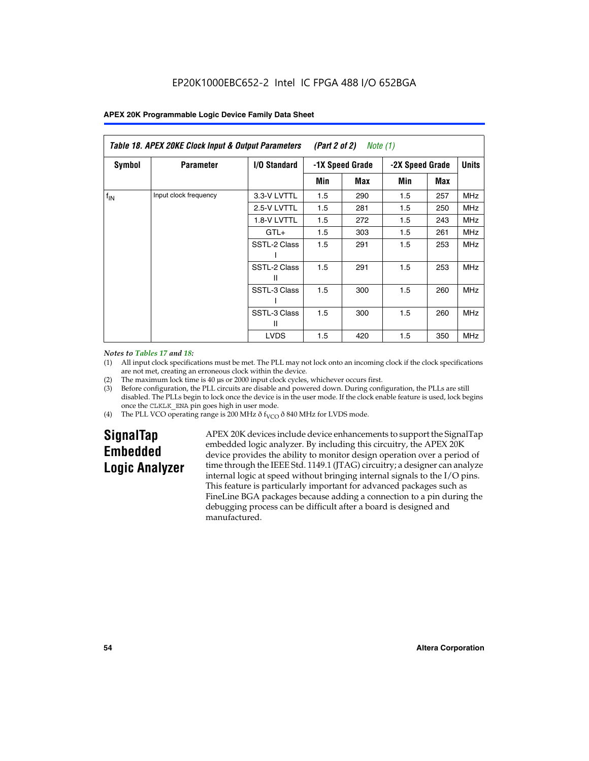EP20K1000EBC652-2 Intel IC FPGA 488 I/O 652BGA

**Table 18. APEX 20KE Clock Input & Output Parameters (Part 2 of 2) Note (1)**

| Symbol | Parameter | I/O Standard | -1X Speed Grade | | -2X Speed Grade | | Units |
|---|---|---|---|---|---|---|---|
| | | | Min | Max | Min | Max | |
| $f_{IN}$ | Input clock frequency | 3.3-V LVTTL | 1.5 | 290 | 1.5 | 257 | MHz |
| | | 2.5-V LVTTL | 1.5 | 281 | 1.5 | 250 | MHz |
| | | 1.8-V LVTTL | 1.5 | 272 | 1.5 | 243 | MHz |
| | | GTL+ | 1.5 | 303 | 1.5 | 261 | MHz |
| | | SSTL-2 Class I | 1.5 | 291 | 1.5 | 253 | MHz |
| | | SSTL-2 Class II | 1.5 | 291 | 1.5 | 253 | MHz |
| | | SSTL-3 Class I | 1.5 | 300 | 1.5 | 260 | MHz |
| | | SSTL-3 Class II | 1.5 | 300 | 1.5 | 260 | MHz |
| | | LVDS | 1.5 | 420 | 1.5 | 350 | MHz |

*Notes to Tables 17 and 18:*

(1) All input clock specifications must be met. The PLL may not lock onto an incoming clock if the clock specifications are not met, creating an erroneous clock within the device.

(2) The maximum lock time is 40 µs or 2000 input clock cycles, whichever occurs first.

(3) Before configuration, the PLL circuits are disable and powered down. During configuration, the PLLs are still disabled. The PLLs begin to lock once the device is in the user mode. If the clock enable feature is used, lock begins once the CLKLK_ENA pin goes high in user mode.

(4) The PLL VCO operating range is 200 MHz ð $f_{VCO}$ ð 840 MHz for LVDS mode.

## SignalTap Embedded Logic Analyzer

APEX 20K devices include device enhancements to support the SignalTap embedded logic analyzer. By including this circuitry, the APEX 20K device provides the ability to monitor design operation over a period of time through the IEEE Std. 1149.1 (JTAG) circuitry; a designer can analyze internal logic at speed without bringing internal signals to the I/O pins. This feature is particularly important for advanced packages such as FineLine BGA packages because adding a connection to a pin during the debugging process can be difficult after a board is designed and manufactured.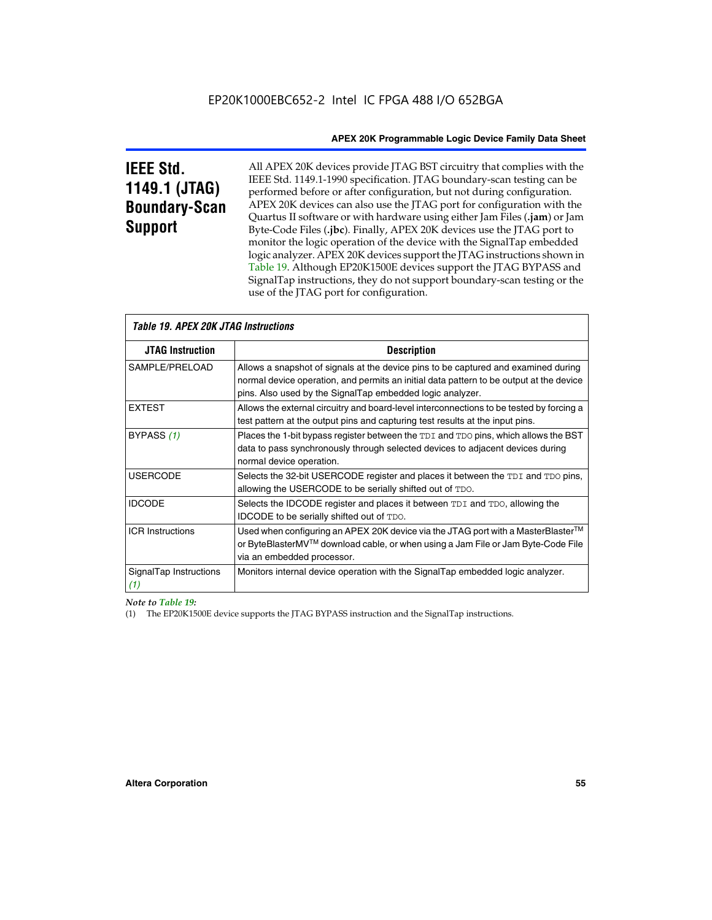## IEEE Std. 1149.1 (JTAG) Boundary-Scan Support

All APEX 20K devices provide JTAG BST circuitry that complies with the IEEE Std. 1149.1-1990 specification. JTAG boundary-scan testing can be performed before or after configuration, but not during configuration. APEX 20K devices can also use the JTAG port for configuration with the Quartus II software or with hardware using either Jam Files (**.jam**) or Jam Byte-Code Files (**.jbc**). Finally, APEX 20K devices use the JTAG port to monitor the logic operation of the device with the SignalTap embedded logic analyzer. APEX 20K devices support the JTAG instructions shown in Table 19. Although EP20K1500E devices support the JTAG BYPASS and SignalTap instructions, they do not support boundary-scan testing or the use of the JTAG port for configuration.

*Table 19. APEX 20K JTAG Instructions*

| JTAG Instruction | Description |
|---|---|
| SAMPLE/PRELOAD | Allows a snapshot of signals at the device pins to be captured and examined during normal device operation, and permits an initial data pattern to be output at the device pins. Also used by the SignalTap embedded logic analyzer. |
| EXTEST | Allows the external circuitry and board-level interconnections to be tested by forcing a test pattern at the output pins and capturing test results at the input pins. |
| BYPASS *(1)* | Places the 1-bit bypass register between the `TDI` and `TDO` pins, which allows the BST data to pass synchronously through selected devices to adjacent devices during normal device operation. |
| USERCODE | Selects the 32-bit USERCODE register and places it between the `TDI` and `TDO` pins, allowing the USERCODE to be serially shifted out of `TDO`. |
| IDCODE | Selects the IDCODE register and places it between `TDI` and `TDO`, allowing the IDCODE to be serially shifted out of `TDO`. |
| ICR Instructions | Used when configuring an APEX 20K device via the JTAG port with a MasterBlaster™ or ByteBlasterMV™ download cable, or when using a Jam File or Jam Byte-Code File via an embedded processor. |
| SignalTap Instructions *(1)* | Monitors internal device operation with the SignalTap embedded logic analyzer. |

*Note to Table 19:*

(1) The EP20K1500E device supports the JTAG BYPASS instruction and the SignalTap instructions.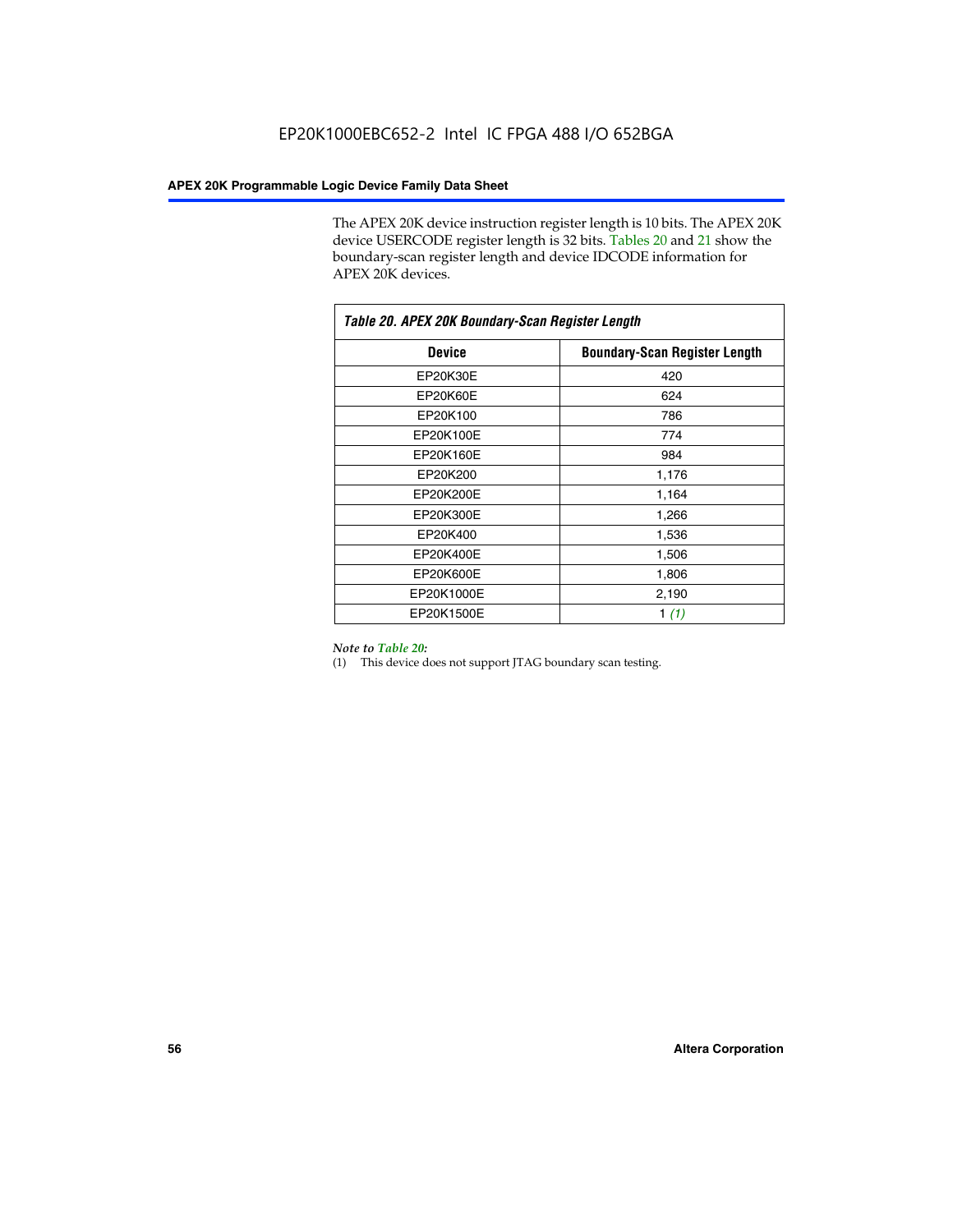The APEX 20K device instruction register length is 10 bits. The APEX 20K device USERCODE register length is 32 bits. Tables 20 and 21 show the boundary-scan register length and device IDCODE information for APEX 20K devices.

*Table 20. APEX 20K Boundary-Scan Register Length*

| Device | Boundary-Scan Register Length |
|---|---|
| EP20K30E | 420 |
| EP20K60E | 624 |
| EP20K100 | 786 |
| EP20K100E | 774 |
| EP20K160E | 984 |
| EP20K200 | 1,176 |
| EP20K200E | 1,164 |
| EP20K300E | 1,266 |
| EP20K400 | 1,536 |
| EP20K400E | 1,506 |
| EP20K600E | 1,806 |
| EP20K1000E | 2,190 |
| EP20K1500E | 1 *(1)* |

*Note to Table 20:*

(1) This device does not support JTAG boundary scan testing.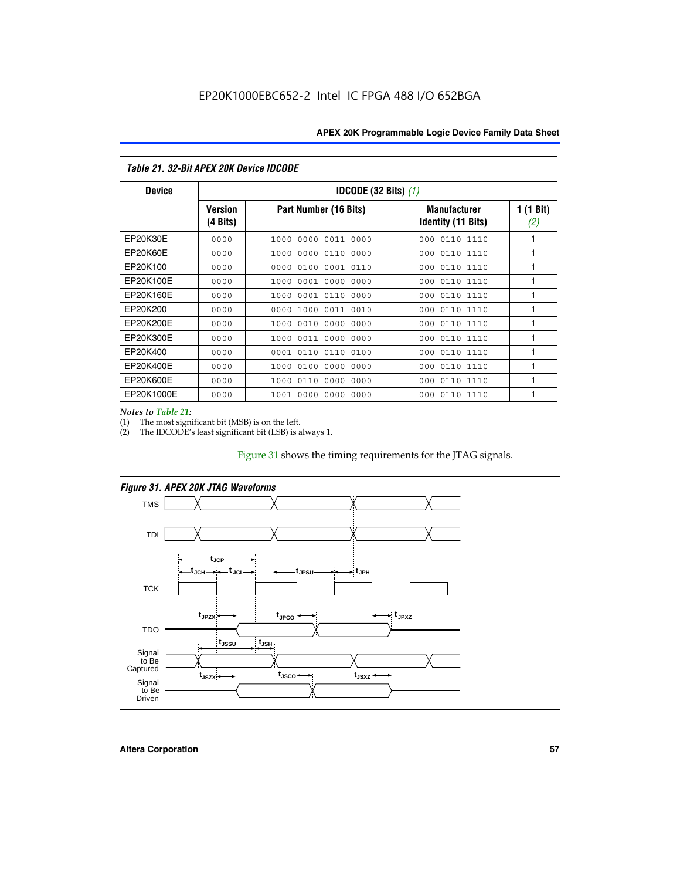EP20K1000EBC652-2 Intel IC FPGA 488 I/O 652BGA

*Table 21. 32-Bit APEX 20K Device IDCODE*

| Device | IDCODE (32 Bits) *(1)* | | | |
|---|---|---|---|---|
| | Version (4 Bits) | Part Number (16 Bits) | Manufacturer Identity (11 Bits) | 1 (1 Bit) *(2)* |
| EP20K30E | 0000 | 1000 0000 0011 0000 | 000 0110 1110 | 1 |
| EP20K60E | 0000 | 1000 0000 0110 0000 | 000 0110 1110 | 1 |
| EP20K100 | 0000 | 0000 0100 0001 0110 | 000 0110 1110 | 1 |
| EP20K100E | 0000 | 1000 0001 0000 0000 | 000 0110 1110 | 1 |
| EP20K160E | 0000 | 1000 0001 0110 0000 | 000 0110 1110 | 1 |
| EP20K200 | 0000 | 0000 1000 0011 0010 | 000 0110 1110 | 1 |
| EP20K200E | 0000 | 1000 0010 0000 0000 | 000 0110 1110 | 1 |
| EP20K300E | 0000 | 1000 0011 0000 0000 | 000 0110 1110 | 1 |
| EP20K400 | 0000 | 0001 0110 0110 0100 | 000 0110 1110 | 1 |
| EP20K400E | 0000 | 1000 0100 0000 0000 | 000 0110 1110 | 1 |
| EP20K600E | 0000 | 1000 0110 0000 0000 | 000 0110 1110 | 1 |
| EP20K1000E | 0000 | 1001 0000 0000 0000 | 000 0110 1110 | 1 |

*Notes to Table 21:*

(1) The most significant bit (MSB) is on the left.

(2) The IDCODE's least significant bit (LSB) is always 1.

Figure 31 shows the timing requirements for the JTAG signals.

*Figure 31. APEX 20K JTAG Waveforms*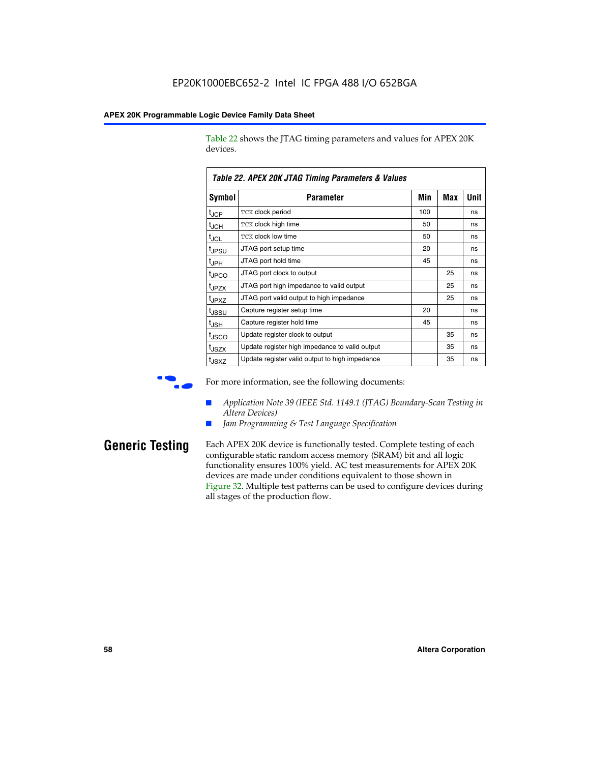Table 22 shows the JTAG timing parameters and values for APEX 20K devices.

**Table 22. APEX 20K JTAG Timing Parameters & Values**

| Symbol | Parameter | Min | Max | Unit |
|---|---|---|---|---|
| $t_{JCP}$ | TCK clock period | 100 | | ns |
| $t_{JCH}$ | TCK clock high time | 50 | | ns |
| $t_{JCL}$ | TCK clock low time | 50 | | ns |
| $t_{JPSU}$ | JTAG port setup time | 20 | | ns |
| $t_{JPH}$ | JTAG port hold time | 45 | | ns |
| $t_{JPCO}$ | JTAG port clock to output | | 25 | ns |
| $t_{JPZX}$ | JTAG port high impedance to valid output | | 25 | ns |
| $t_{JPXZ}$ | JTAG port valid output to high impedance | | 25 | ns |
| $t_{JSSU}$ | Capture register setup time | 20 | | ns |
| $t_{JSH}$ | Capture register hold time | 45 | | ns |
| $t_{JSCO}$ | Update register clock to output | | 35 | ns |
| $t_{JSZX}$ | Update register high impedance to valid output | | 35 | ns |
| $t_{JSXZ}$ | Update register valid output to high impedance | | 35 | ns |

For more information, see the following documents:

- *Application Note 39 (IEEE Std. 1149.1 (JTAG) Boundary-Scan Testing in Altera Devices)*
- *Jam Programming & Test Language Specification*

## Generic Testing

Each APEX 20K device is functionally tested. Complete testing of each configurable static random access memory (SRAM) bit and all logic functionality ensures 100% yield. AC test measurements for APEX 20K devices are made under conditions equivalent to those shown in Figure 32. Multiple test patterns can be used to configure devices during all stages of the production flow.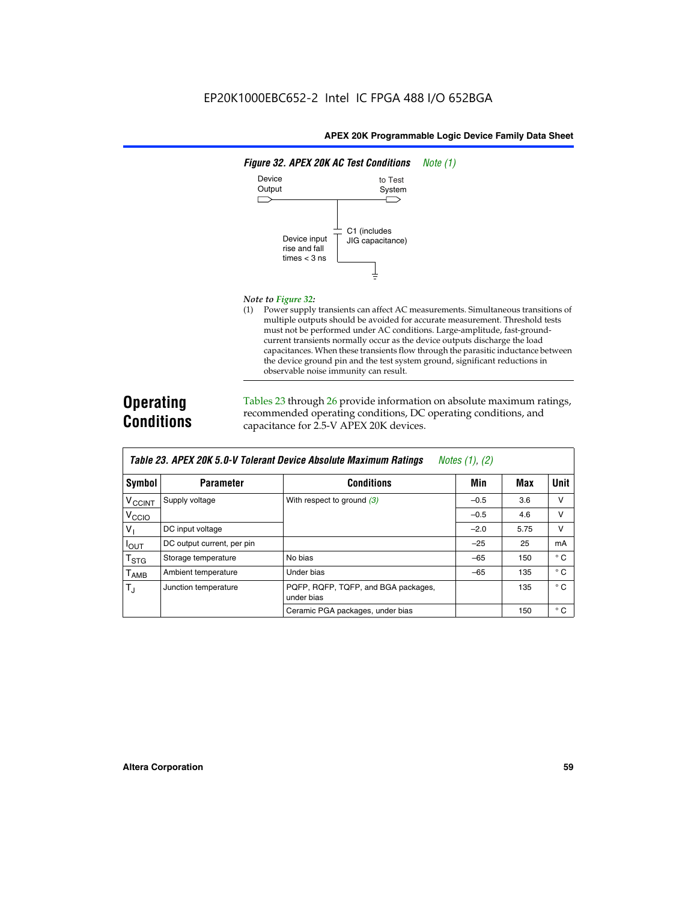**Figure 32. APEX 20K AC Test Conditions** *Note (1)*

Device Output

to Test System

C1 (includes JIG capacitance)

Device input rise and fall times < 3 ns

*Note to Figure 32:*

(1) Power supply transients can affect AC measurements. Simultaneous transitions of multiple outputs should be avoided for accurate measurement. Threshold tests must not be performed under AC conditions. Large-amplitude, fast-ground-current transients normally occur as the device outputs discharge the load capacitances. When these transients flow through the parasitic inductance between the device ground pin and the test system ground, significant reductions in observable noise immunity can result.

## Operating Conditions

Tables 23 through 26 provide information on absolute maximum ratings, recommended operating conditions, DC operating conditions, and capacitance for 2.5-V APEX 20K devices.

**Table 23. APEX 20K 5.0-V Tolerant Device Absolute Maximum Ratings** *Notes (1), (2)*

| Symbol | Parameter | Conditions | Min | Max | Unit |
|---|---|---|---|---|---|
| $V_{CCINT}$ | Supply voltage | With respect to ground (3) | –0.5 | 3.6 | V |
| $V_{CCIO}$ | | | –0.5 | 4.6 | V |
| $V_I$ | DC input voltage | | –2.0 | 5.75 | V |
| $I_{OUT}$ | DC output current, per pin | | –25 | 25 | mA |
| $T_{STG}$ | Storage temperature | No bias | –65 | 150 | ° C |
| $T_{AMB}$ | Ambient temperature | Under bias | –65 | 135 | ° C |
| $T_J$ | Junction temperature | PQFP, RQFP, TQFP, and BGA packages, under bias | | 135 | ° C |
| | | Ceramic PGA packages, under bias | | 150 | ° C |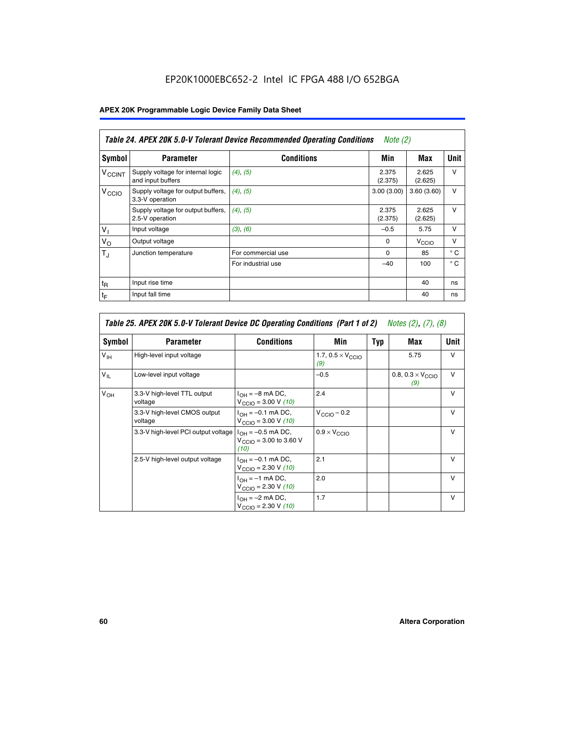EP20K1000EBC652-2 Intel IC FPGA 488 I/O 652BGA

**APEX 20K Programmable Logic Device Family Data Sheet**

| *Table 24. APEX 20K 5.0-V Tolerant Device Recommended Operating Conditions* *Note (2)* | | | | | |
|---|---|---|---|---|---|
| **Symbol** | **Parameter** | **Conditions** | **Min** | **Max** | **Unit** |
| $V_{CCINT}$ | Supply voltage for internal logic and input buffers | *(4)*, *(5)* | 2.375 (2.375) | 2.625 (2.625) | V |
| $V_{CCIO}$ | Supply voltage for output buffers, 3.3-V operation | *(4)*, *(5)* | 3.00 (3.00) | 3.60 (3.60) | V |
| | Supply voltage for output buffers, 2.5-V operation | *(4)*, *(5)* | 2.375 (2.375) | 2.625 (2.625) | V |
| $V_I$ | Input voltage | *(3)*, *(6)* | –0.5 | 5.75 | V |
| $V_O$ | Output voltage | | 0 | $V_{CCIO}$ | V |
| $T_J$ | Junction temperature | For commercial use | 0 | 85 | ° C |
| | | For industrial use | –40 | 100 | ° C |
| $t_R$ | Input rise time | | | 40 | ns |
| $t_F$ | Input fall time | | | 40 | ns |

| *Table 25. APEX 20K 5.0-V Tolerant Device DC Operating Conditions (Part 1 of 2)* *Notes (2), (7), (8)* | | | | | | |
|---|---|---|---|---|---|---|
| **Symbol** | **Parameter** | **Conditions** | **Min** | **Typ** | **Max** | **Unit** |
| $V_{IH}$ | High-level input voltage | | 1.7, $0.5 \times V_{CCIO}$ *(9)* | | 5.75 | V |
| $V_{IL}$ | Low-level input voltage | | –0.5 | | 0.8, $0.3 \times V_{CCIO}$ *(9)* | V |
| $V_{OH}$ | 3.3-V high-level TTL output voltage | $I_{OH}$ = –8 mA DC, $V_{CCIO}$ = 3.00 V *(10)* | 2.4 | | | V |
| | 3.3-V high-level CMOS output voltage | $I_{OH}$ = –0.1 mA DC, $V_{CCIO}$ = 3.00 V *(10)* | $V_{CCIO}$ – 0.2 | | | V |
| | 3.3-V high-level PCI output voltage | $I_{OH}$ = –0.5 mA DC, $V_{CCIO}$ = 3.00 to 3.60 V *(10)* | $0.9 \times V_{CCIO}$ | | | V |
| | 2.5-V high-level output voltage | $I_{OH}$ = –0.1 mA DC, $V_{CCIO}$ = 2.30 V *(10)* | 2.1 | | | V |
| | | $I_{OH}$ = –1 mA DC, $V_{CCIO}$ = 2.30 V *(10)* | 2.0 | | | V |
| | | $I_{OH}$ = –2 mA DC, $V_{CCIO}$ = 2.30 V *(10)* | 1.7 | | | V |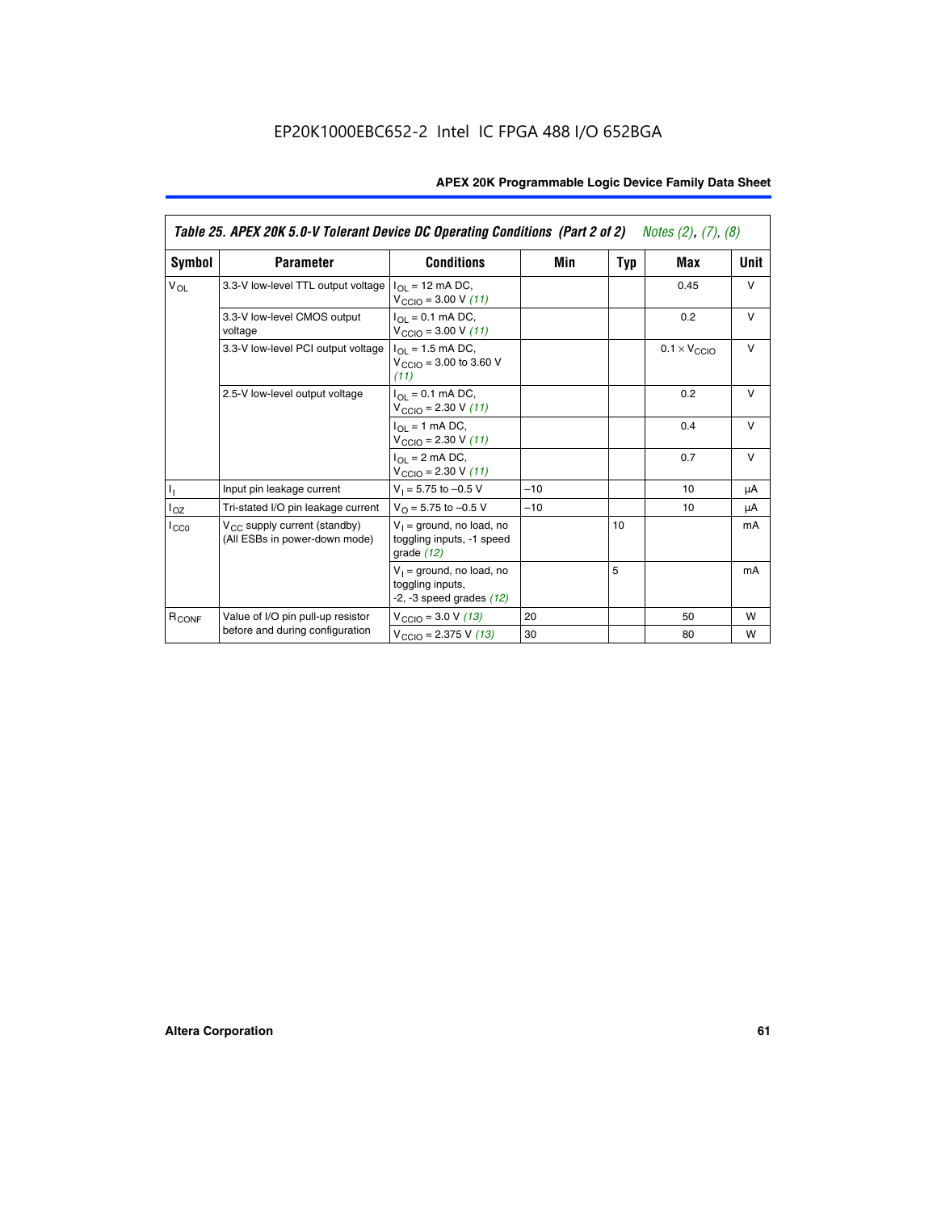EP20K1000EBC652-2 Intel IC FPGA 488 I/O 652BGA

| Table 25. APEX 20K 5.0-V Tolerant Device DC Operating Conditions (Part 2 of 2) *Notes (2), (7), (8)* | | | | | | |
|---|---|---|---|---|---|---|
| **Symbol** | **Parameter** | **Conditions** | **Min** | **Typ** | **Max** | **Unit** |
| $V_{OL}$ | 3.3-V low-level TTL output voltage | $I_{OL}$ = 12 mA DC, $V_{CCIO}$ = 3.00 V *(11)* | | | 0.45 | V |
| | 3.3-V low-level CMOS output voltage | $I_{OL}$ = 0.1 mA DC, $V_{CCIO}$ = 3.00 V *(11)* | | | 0.2 | V |
| | 3.3-V low-level PCI output voltage | $I_{OL}$ = 1.5 mA DC, $V_{CCIO}$ = 3.00 to 3.60 V *(11)* | | | $0.1 \times V_{CCIO}$ | V |
| | 2.5-V low-level output voltage | $I_{OL}$ = 0.1 mA DC, $V_{CCIO}$ = 2.30 V *(11)* | | | 0.2 | V |
| | | $I_{OL}$ = 1 mA DC, $V_{CCIO}$ = 2.30 V *(11)* | | | 0.4 | V |
| | | $I_{OL}$ = 2 mA DC, $V_{CCIO}$ = 2.30 V *(11)* | | | 0.7 | V |
| $I_I$ | Input pin leakage current | $V_I$ = 5.75 to –0.5 V | –10 | | 10 | µA |
| $I_{OZ}$ | Tri-stated I/O pin leakage current | $V_O$ = 5.75 to –0.5 V | –10 | | 10 | µA |
| $I_{CC0}$ | $V_{CC}$ supply current (standby) (All ESBs in power-down mode) | $V_I$ = ground, no load, no toggling inputs, -1 speed grade *(12)* | | 10 | | mA |
| | | $V_I$ = ground, no load, no toggling inputs, -2, -3 speed grades *(12)* | | 5 | | mA |
| $R_{CONF}$ | Value of I/O pin pull-up resistor before and during configuration | $V_{CCIO}$ = 3.0 V *(13)* | 20 | | 50 | W |
| | | $V_{CCIO}$ = 2.375 V *(13)* | 30 | | 80 | W |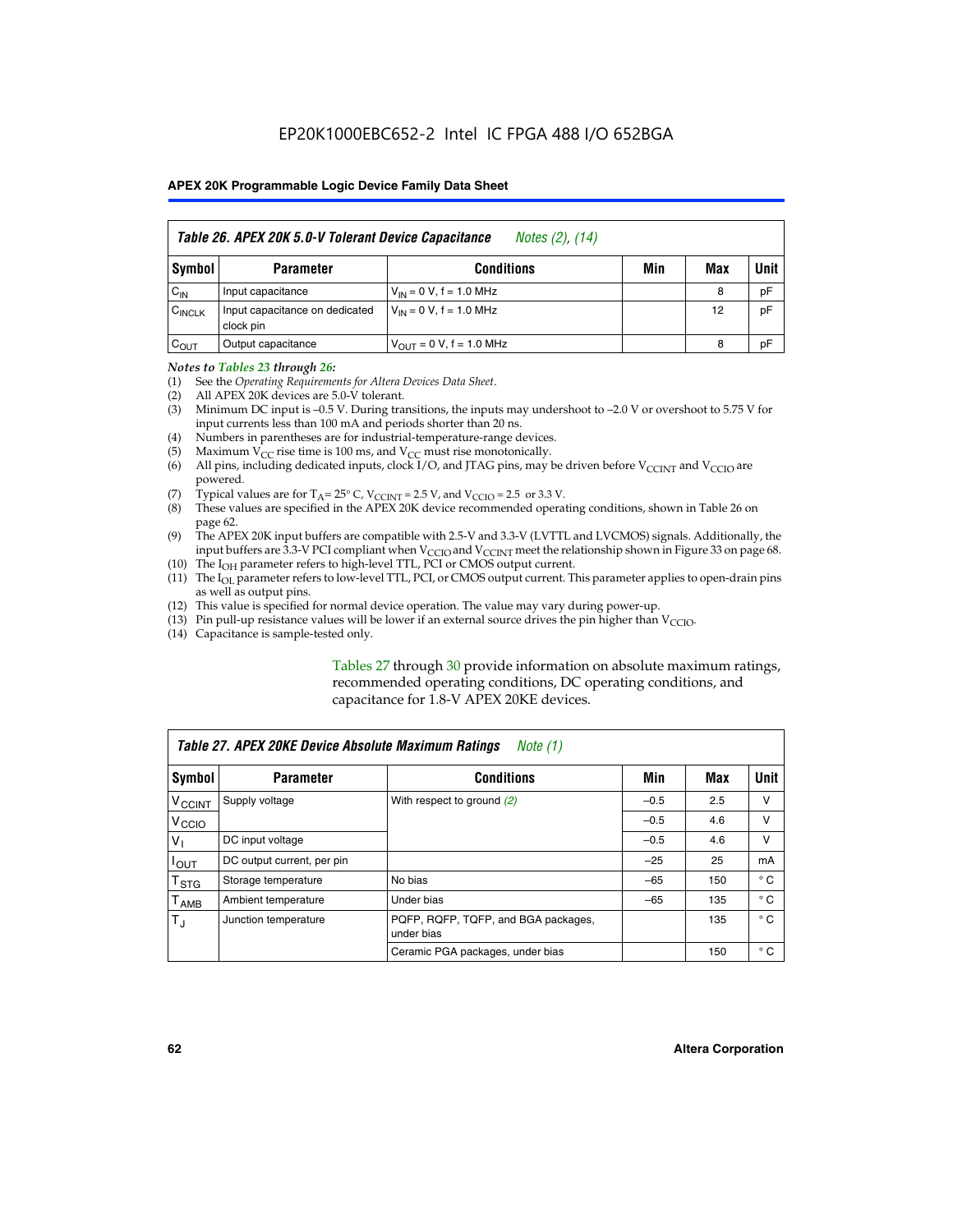# EP20K1000EBC652-2 Intel IC FPGA 488 I/O 652BGA

| *Table 26. APEX 20K 5.0-V Tolerant Device Capacitance* *Notes (2), (14)* | | | | | |
|---|---|---|---|---|---|
| **Symbol** | **Parameter** | **Conditions** | **Min** | **Max** | **Unit** |
| $C_{IN}$ | Input capacitance | $V_{IN}$ = 0 V, f = 1.0 MHz | | 8 | pF |
| $C_{INCLK}$ | Input capacitance on dedicated clock pin | $V_{IN}$ = 0 V, f = 1.0 MHz | | 12 | pF |
| $C_{OUT}$ | Output capacitance | $V_{OUT}$ = 0 V, f = 1.0 MHz | | 8 | pF |

***Notes to Tables 23 through 26:***

(1) See the *Operating Requirements for Altera Devices Data Sheet*.
(2) All APEX 20K devices are 5.0-V tolerant.
(3) Minimum DC input is –0.5 V. During transitions, the inputs may undershoot to –2.0 V or overshoot to 5.75 V for input currents less than 100 mA and periods shorter than 20 ns.
(4) Numbers in parentheses are for industrial-temperature-range devices.
(5) Maximum $V_{CC}$ rise time is 100 ms, and $V_{CC}$ must rise monotonically.
(6) All pins, including dedicated inputs, clock I/O, and JTAG pins, may be driven before $V_{CCINT}$ and $V_{CCIO}$ are powered.
(7) Typical values are for $T_A$ = 25° C, $V_{CCINT}$ = 2.5 V, and $V_{CCIO}$ = 2.5 or 3.3 V.
(8) These values are specified in the APEX 20K device recommended operating conditions, shown in Table 26 on page 62.
(9) The APEX 20K input buffers are compatible with 2.5-V and 3.3-V (LVTTL and LVCMOS) signals. Additionally, the input buffers are 3.3-V PCI compliant when $V_{CCIO}$ and $V_{CCINT}$ meet the relationship shown in Figure 33 on page 68.
(10) The $I_{OH}$ parameter refers to high-level TTL, PCI or CMOS output current.
(11) The $I_{OL}$ parameter refers to low-level TTL, PCI, or CMOS output current. This parameter applies to open-drain pins as well as output pins.
(12) This value is specified for normal device operation. The value may vary during power-up.
(13) Pin pull-up resistance values will be lower if an external source drives the pin higher than $V_{CCIO}$.
(14) Capacitance is sample-tested only.

Tables 27 through 30 provide information on absolute maximum ratings, recommended operating conditions, DC operating conditions, and capacitance for 1.8-V APEX 20KE devices.

| *Table 27. APEX 20KE Device Absolute Maximum Ratings* *Note (1)* | | | | | |
|---|---|---|---|---|---|
| **Symbol** | **Parameter** | **Conditions** | **Min** | **Max** | **Unit** |
| $V_{CCINT}$ | Supply voltage | With respect to ground *(2)* | –0.5 | 2.5 | V |
| $V_{CCIO}$ | | | –0.5 | 4.6 | V |
| $V_I$ | DC input voltage | | –0.5 | 4.6 | V |
| $I_{OUT}$ | DC output current, per pin | | –25 | 25 | mA |
| $T_{STG}$ | Storage temperature | No bias | –65 | 150 | ° C |
| $T_{AMB}$ | Ambient temperature | Under bias | –65 | 135 | ° C |
| $T_J$ | Junction temperature | PQFP, RQFP, TQFP, and BGA packages, under bias | | 135 | ° C |
| | | Ceramic PGA packages, under bias | | 150 | ° C |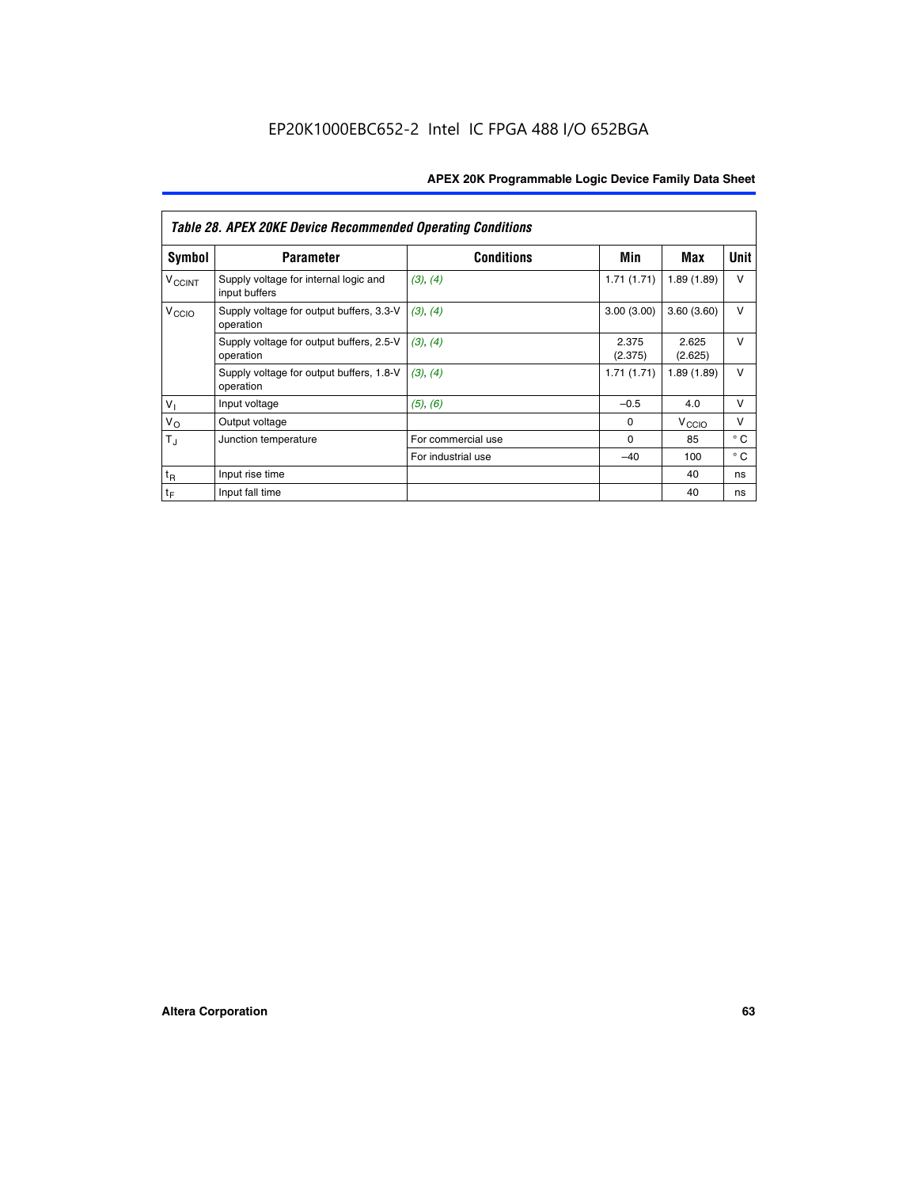*Table 28. APEX 20KE Device Recommended Operating Conditions*

| Symbol | Parameter | Conditions | Min | Max | Unit |
|---|---|---|---|---|---|
| $V_{CCINT}$ | Supply voltage for internal logic and input buffers | (3), (4) | 1.71 (1.71) | 1.89 (1.89) | V |
| $V_{CCIO}$ | Supply voltage for output buffers, 3.3-V operation | (3), (4) | 3.00 (3.00) | 3.60 (3.60) | V |
| | Supply voltage for output buffers, 2.5-V operation | (3), (4) | 2.375 (2.375) | 2.625 (2.625) | V |
| | Supply voltage for output buffers, 1.8-V operation | (3), (4) | 1.71 (1.71) | 1.89 (1.89) | V |
| $V_I$ | Input voltage | (5), (6) | –0.5 | 4.0 | V |
| $V_O$ | Output voltage | | 0 | $V_{CCIO}$ | V |
| $T_J$ | Junction temperature | For commercial use | 0 | 85 | ° C |
| | | For industrial use | –40 | 100 | ° C |
| $t_R$ | Input rise time | | | 40 | ns |
| $t_F$ | Input fall time | | | 40 | ns |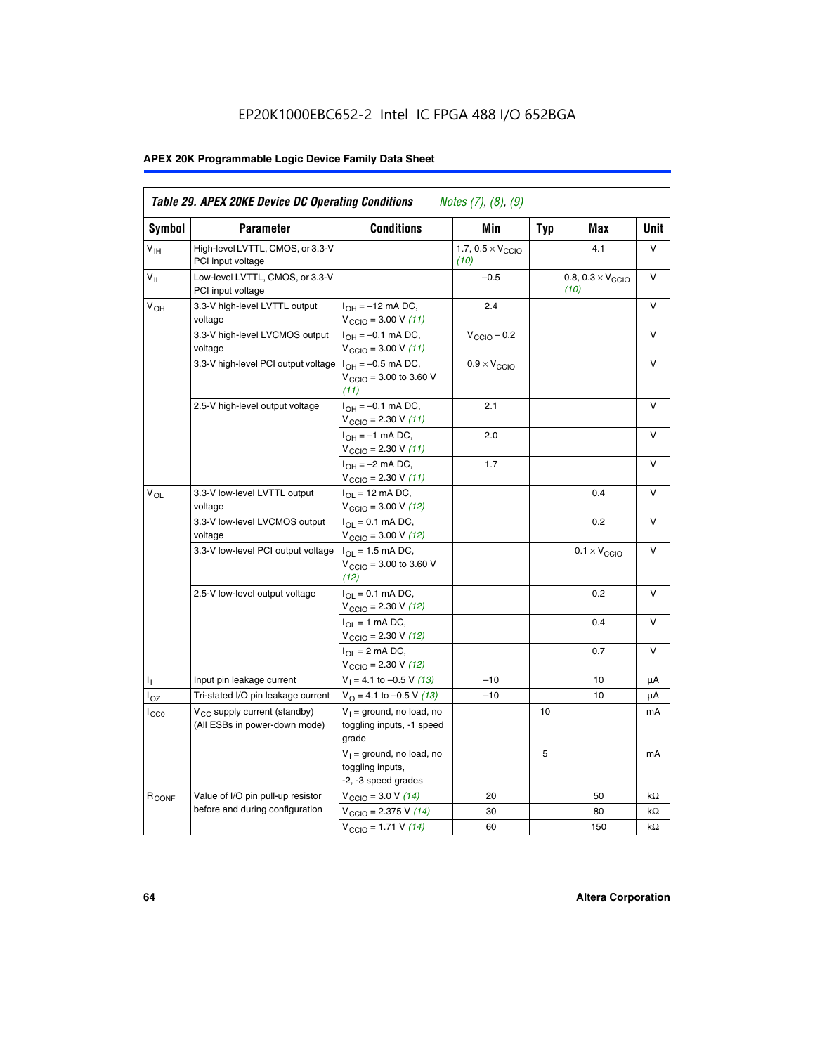EP20K1000EBC652-2 Intel IC FPGA 488 I/O 652BGA

**Table 29. APEX 20KE Device DC Operating Conditions** *Notes (7), (8), (9)*

| Symbol | Parameter | Conditions | Min | Typ | Max | Unit |
|---|---|---|---|---|---|---|
| $V_{IH}$ | High-level LVTTL, CMOS, or 3.3-V PCI input voltage | | 1.7, $0.5 \times V_{CCIO}$ *(10)* | | 4.1 | V |
| $V_{IL}$ | Low-level LVTTL, CMOS, or 3.3-V PCI input voltage | | –0.5 | | 0.8, $0.3 \times V_{CCIO}$ *(10)* | V |
| $V_{OH}$ | 3.3-V high-level LVTTL output voltage | $I_{OH}$ = –12 mA DC, $V_{CCIO}$ = 3.00 V *(11)* | 2.4 | | | V |
| | 3.3-V high-level LVCMOS output voltage | $I_{OH}$ = –0.1 mA DC, $V_{CCIO}$ = 3.00 V *(11)* | $V_{CCIO}$ – 0.2 | | | V |
| | 3.3-V high-level PCI output voltage | $I_{OH}$ = –0.5 mA DC, $V_{CCIO}$ = 3.00 to 3.60 V *(11)* | $0.9 \times V_{CCIO}$ | | | V |
| | 2.5-V high-level output voltage | $I_{OH}$ = –0.1 mA DC, $V_{CCIO}$ = 2.30 V *(11)* | 2.1 | | | V |
| | | $I_{OH}$ = –1 mA DC, $V_{CCIO}$ = 2.30 V *(11)* | 2.0 | | | V |
| | | $I_{OH}$ = –2 mA DC, $V_{CCIO}$ = 2.30 V *(11)* | 1.7 | | | V |
| $V_{OL}$ | 3.3-V low-level LVTTL output voltage | $I_{OL}$ = 12 mA DC, $V_{CCIO}$ = 3.00 V *(12)* | | | 0.4 | V |
| | 3.3-V low-level LVCMOS output voltage | $I_{OL}$ = 0.1 mA DC, $V_{CCIO}$ = 3.00 V *(12)* | | | 0.2 | V |
| | 3.3-V low-level PCI output voltage | $I_{OL}$ = 1.5 mA DC, $V_{CCIO}$ = 3.00 to 3.60 V *(12)* | | | $0.1 \times V_{CCIO}$ | V |
| | 2.5-V low-level output voltage | $I_{OL}$ = 0.1 mA DC, $V_{CCIO}$ = 2.30 V *(12)* | | | 0.2 | V |
| | | $I_{OL}$ = 1 mA DC, $V_{CCIO}$ = 2.30 V *(12)* | | | 0.4 | V |
| | | $I_{OL}$ = 2 mA DC, $V_{CCIO}$ = 2.30 V *(12)* | | | 0.7 | V |
| $I_I$ | Input pin leakage current | $V_I$ = 4.1 to –0.5 V *(13)* | –10 | | 10 | µA |
| $I_{OZ}$ | Tri-stated I/O pin leakage current | $V_O$ = 4.1 to –0.5 V *(13)* | –10 | | 10 | µA |
| $I_{CC0}$ | $V_{CC}$ supply current (standby) (All ESBs in power-down mode) | $V_I$ = ground, no load, no toggling inputs, -1 speed grade | | 10 | | mA |
| | | $V_I$ = ground, no load, no toggling inputs, -2, -3 speed grades | | 5 | | mA |
| $R_{CONF}$ | Value of I/O pin pull-up resistor before and during configuration | $V_{CCIO}$ = 3.0 V *(14)* | 20 | | 50 | kΩ |
| | | $V_{CCIO}$ = 2.375 V *(14)* | 30 | | 80 | kΩ |
| | | $V_{CCIO}$ = 1.71 V *(14)* | 60 | | 150 | kΩ |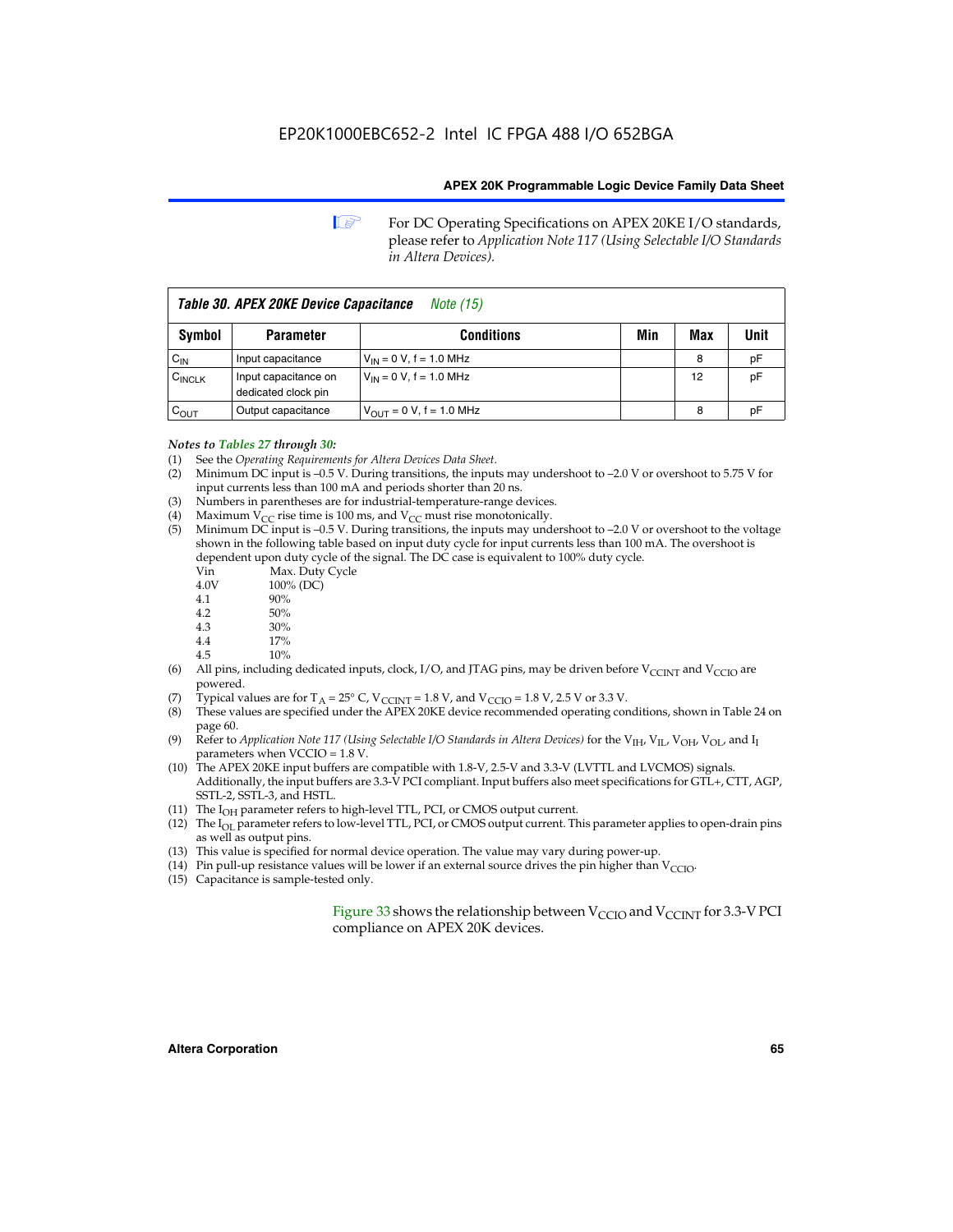EP20K1000EBC652-2 Intel IC FPGA 488 I/O 652BGA

For DC Operating Specifications on APEX 20KE I/O standards, please refer to *Application Note 117 (Using Selectable I/O Standards in Altera Devices).*

**Table 30. APEX 20KE Device Capacitance** *Note (15)*

| Symbol | Parameter | Conditions | Min | Max | Unit |
|---|---|---|---|---|---|
| $C_{IN}$ | Input capacitance | $V_{IN}$ = 0 V, f = 1.0 MHz | | 8 | pF |
| $C_{INCLK}$ | Input capacitance on dedicated clock pin | $V_{IN}$ = 0 V, f = 1.0 MHz | | 12 | pF |
| $C_{OUT}$ | Output capacitance | $V_{OUT}$ = 0 V, f = 1.0 MHz | | 8 | pF |

*Notes to Tables 27 through 30:*

(1) See the *Operating Requirements for Altera Devices Data Sheet*.
(2) Minimum DC input is –0.5 V. During transitions, the inputs may undershoot to –2.0 V or overshoot to 5.75 V for input currents less than 100 mA and periods shorter than 20 ns.
(3) Numbers in parentheses are for industrial-temperature-range devices.
(4) Maximum $V_{CC}$ rise time is 100 ms, and $V_{CC}$ must rise monotonically.
(5) Minimum DC input is –0.5 V. During transitions, the inputs may undershoot to –2.0 V or overshoot to the voltage shown in the following table based on input duty cycle for input currents less than 100 mA. The overshoot is dependent upon duty cycle of the signal. The DC case is equivalent to 100% duty cycle.

| Vin | Max. Duty Cycle |
|---|---|
| 4.0V | 100% (DC) |
| 4.1 | 90% |
| 4.2 | 50% |
| 4.3 | 30% |
| 4.4 | 17% |
| 4.5 | 10% |

(6) All pins, including dedicated inputs, clock, I/O, and JTAG pins, may be driven before $V_{CCINT}$ and $V_{CCIO}$ are powered.
(7) Typical values are for $T_A$ = 25° C, $V_{CCINT}$ = 1.8 V, and $V_{CCIO}$ = 1.8 V, 2.5 V or 3.3 V.
(8) These values are specified under the APEX 20KE device recommended operating conditions, shown in Table 24 on page 60.
(9) Refer to *Application Note 117 (Using Selectable I/O Standards in Altera Devices)* for the $V_{IH}$, $V_{IL}$, $V_{OH}$, $V_{OL}$, and $I_I$ parameters when VCCIO = 1.8 V.
(10) The APEX 20KE input buffers are compatible with 1.8-V, 2.5-V and 3.3-V (LVTTL and LVCMOS) signals. Additionally, the input buffers are 3.3-V PCI compliant. Input buffers also meet specifications for GTL+, CTT, AGP, SSTL-2, SSTL-3, and HSTL.
(11) The $I_{OH}$ parameter refers to high-level TTL, PCI, or CMOS output current.
(12) The $I_{OL}$ parameter refers to low-level TTL, PCI, or CMOS output current. This parameter applies to open-drain pins as well as output pins.
(13) This value is specified for normal device operation. The value may vary during power-up.
(14) Pin pull-up resistance values will be lower if an external source drives the pin higher than $V_{CCIO}$.
(15) Capacitance is sample-tested only.

Figure 33 shows the relationship between $V_{CCIO}$ and $V_{CCINT}$ for 3.3-V PCI compliance on APEX 20K devices.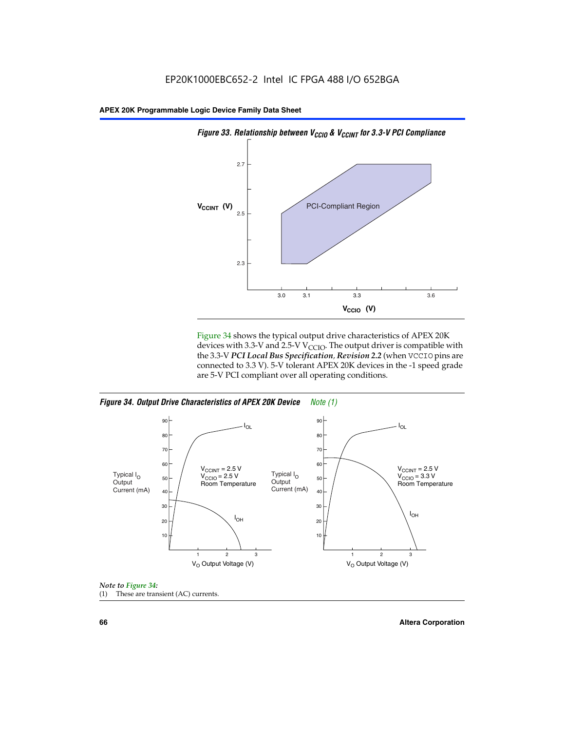*Figure 33. Relationship between $V_{CCIO}$ & $V_{CCINT}$ for 3.3-V PCI Compliance*

Figure 34 shows the typical output drive characteristics of APEX 20K devices with 3.3-V and 2.5-V $V_{CCIO}$. The output driver is compatible with the 3.3-V ***PCI Local Bus Specification, Revision 2.2*** (when VCCIO pins are connected to 3.3 V). 5-V tolerant APEX 20K devices in the -1 speed grade are 5-V PCI compliant over all operating conditions.

*Figure 34. Output Drive Characteristics of APEX 20K Device Note (1)*

*Note to Figure 34:*

(1) These are transient (AC) currents.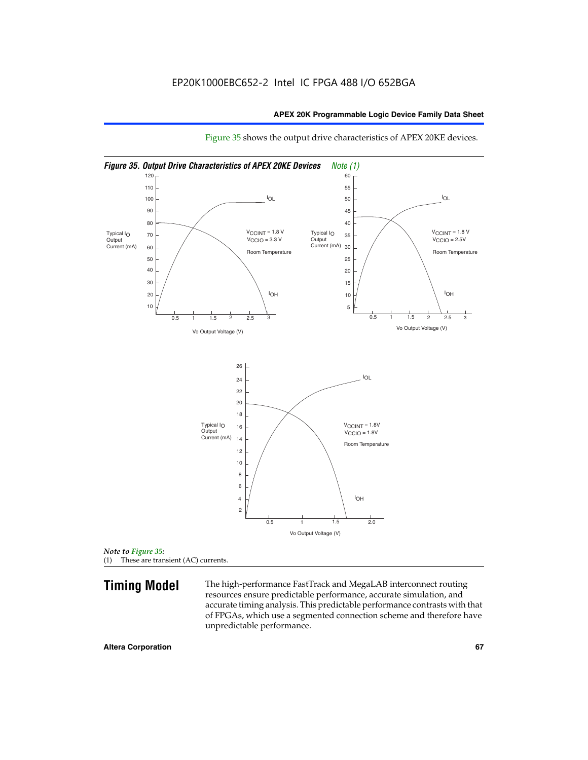Figure 35 shows the output drive characteristics of APEX 20KE devices.

*Figure 35. Output Drive Characteristics of APEX 20KE Devices* *Note (1)*

*Note to Figure 35:*

(1) These are transient (AC) currents.

## Timing Model

The high-performance FastTrack and MegaLAB interconnect routing resources ensure predictable performance, accurate simulation, and accurate timing analysis. This predictable performance contrasts with that of FPGAs, which use a segmented connection scheme and therefore have unpredictable performance.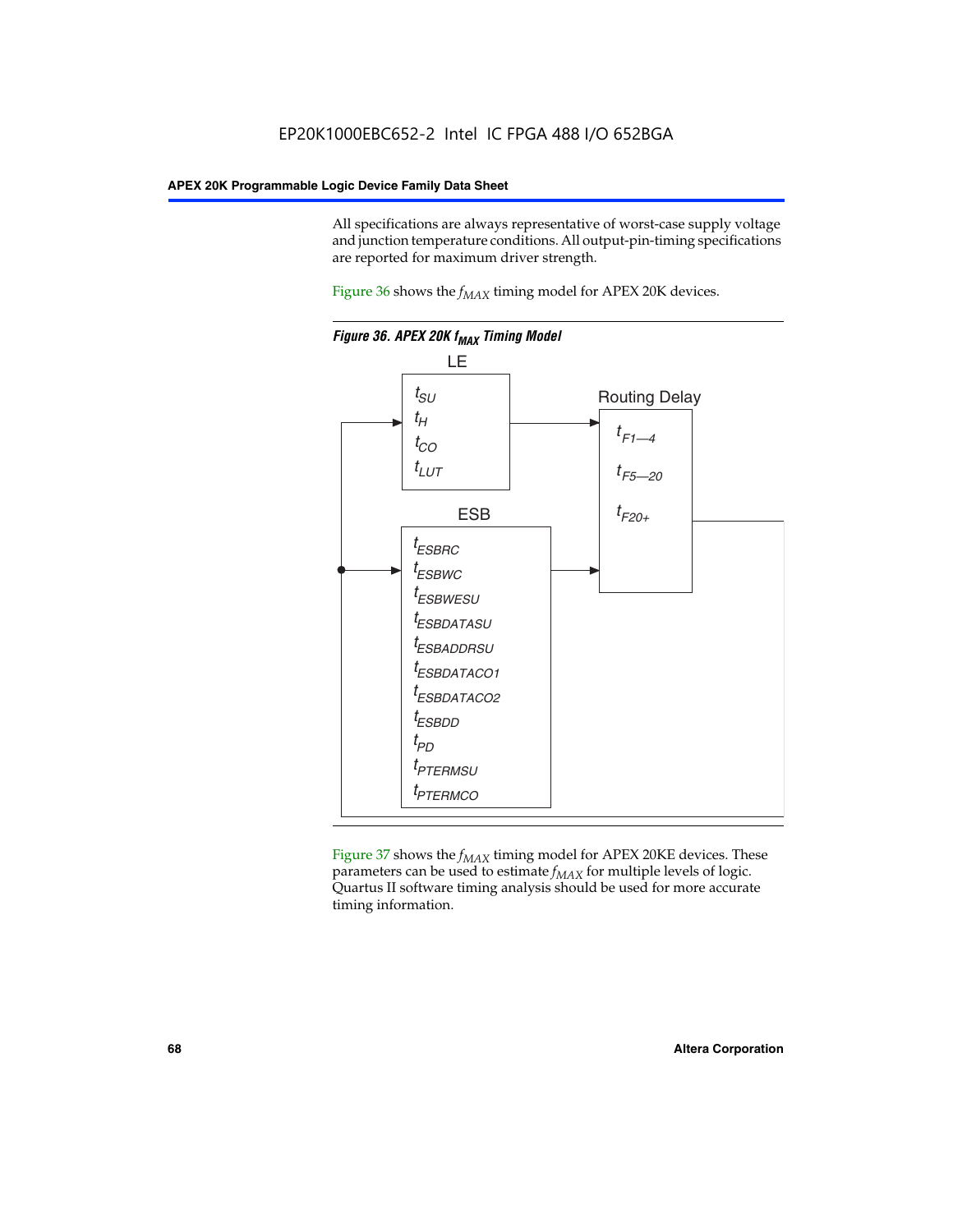All specifications are always representative of worst-case supply voltage and junction temperature conditions. All output-pin-timing specifications are reported for maximum driver strength.

Figure 36 shows the $f_{MAX}$ timing model for APEX 20K devices.

**Figure 36. APEX 20K $f_{MAX}$ Timing Model**

LE

$t_{SU}$
$t_H$
$t_{CO}$
$t_{LUT}$

Routing Delay

$t_{F1—4}$
$t_{F5—20}$
$t_{F20+}$

ESB

$t_{ESBRC}$
$t_{ESBWC}$
$t_{ESBWESU}$
$t_{ESBDATASU}$
$t_{ESBADDRSU}$
$t_{ESBDATACO1}$
$t_{ESBDATACO2}$
$t_{ESBDD}$
$t_{PD}$
$t_{PTERMSU}$
$t_{PTERMCO}$

Figure 37 shows the $f_{MAX}$ timing model for APEX 20KE devices. These parameters can be used to estimate $f_{MAX}$ for multiple levels of logic. Quartus II software timing analysis should be used for more accurate timing information.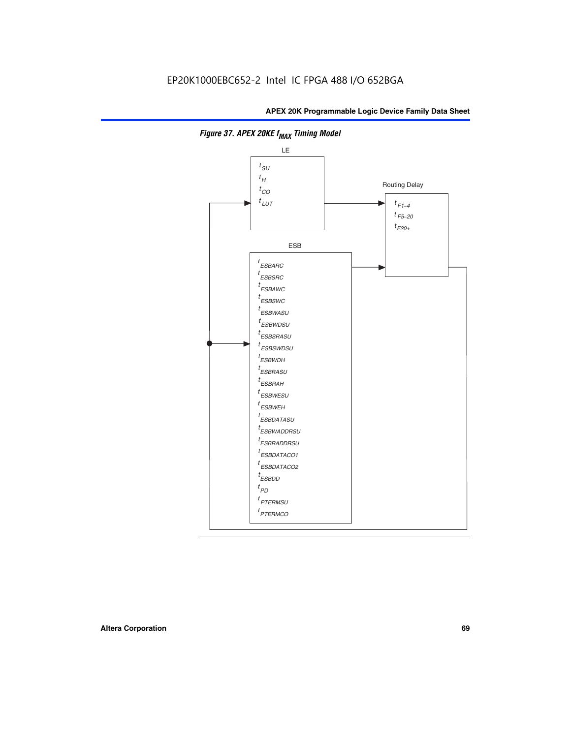*Figure 37. APEX 20KE $f_{MAX}$ Timing Model*

LE

$t_{SU}$
$t_{H}$
$t_{CO}$
$t_{LUT}$

Routing Delay

$t_{F1-4}$
$t_{F5-20}$
$t_{F20+}$

ESB

$t_{ESBARC}$
$t_{ESBSRC}$
$t_{ESBAWC}$
$t_{ESBSWC}$
$t_{ESBWASU}$
$t_{ESBWDSU}$
$t_{ESBSRASU}$
$t_{ESBSWDSU}$
$t_{ESBWDH}$
$t_{ESBRASU}$
$t_{ESBRAH}$
$t_{ESBWESU}$
$t_{ESBWEH}$
$t_{ESBDATASU}$
$t_{ESBWADDRSU}$
$t_{ESBRADDRSU}$
$t_{ESBDATACO1}$
$t_{ESBDATACO2}$
$t_{ESBDD}$
$t_{PD}$
$t_{PTERMSU}$
$t_{PTERMCO}$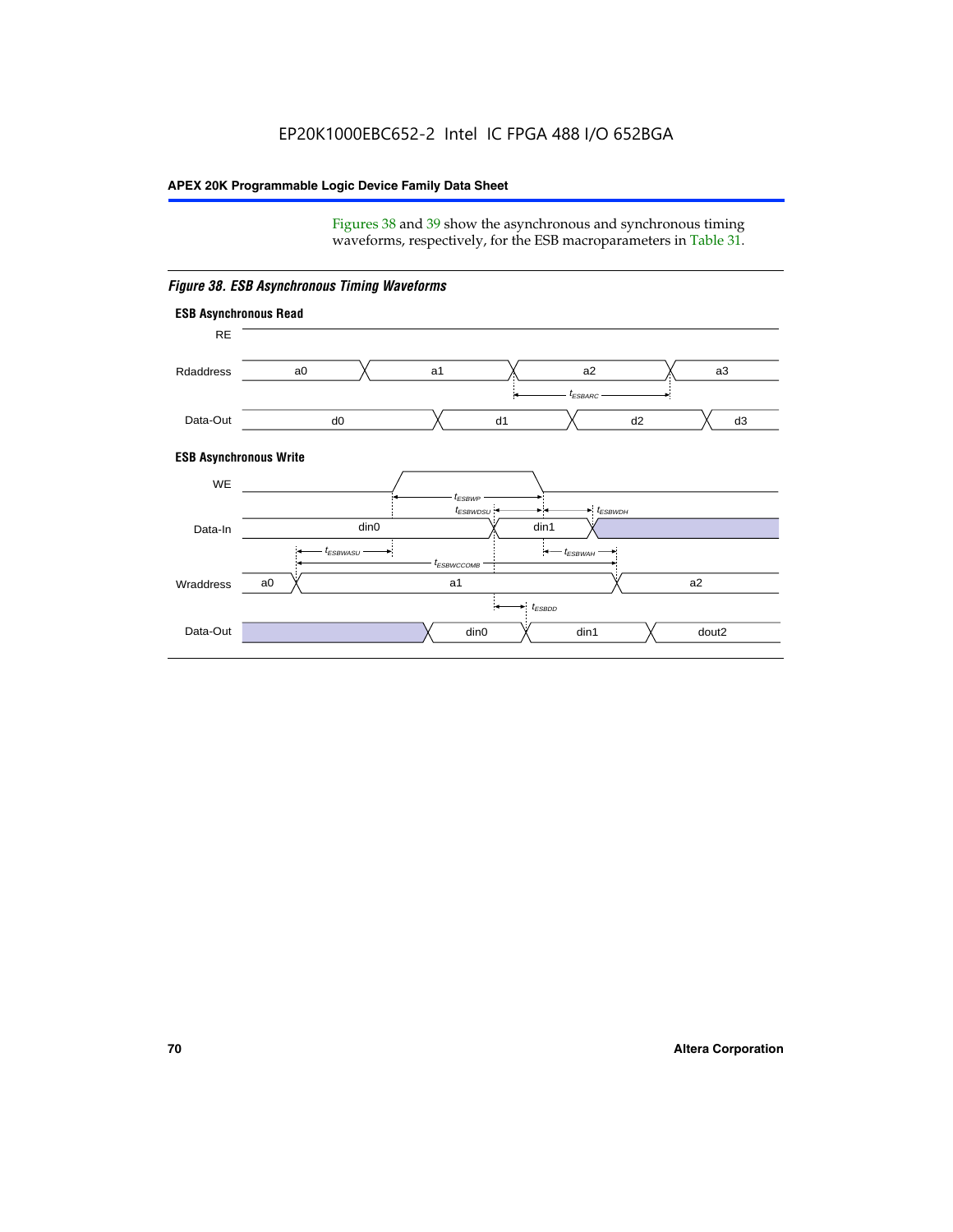Figures 38 and 39 show the asynchronous and synchronous timing waveforms, respectively, for the ESB macroparameters in Table 31.

*Figure 38. ESB Asynchronous Timing Waveforms*

**ESB Asynchronous Read**

RE

Rdaddress: a0, a1, a2, a3

$t_{ESBARC}$

Data-Out: d0, d1, d2, d3

**ESB Asynchronous Write**

WE

$t_{ESBWP}$

$t_{ESBWDSU}$ $t_{ESBWDH}$

Data-In: din0, din1

$t_{ESBWASU}$ $t_{ESBWAH}$

$t_{ESBWCCOMB}$

Wraddress: a0, a1, a2

$t_{ESBDD}$

Data-Out: din0, din1, dout2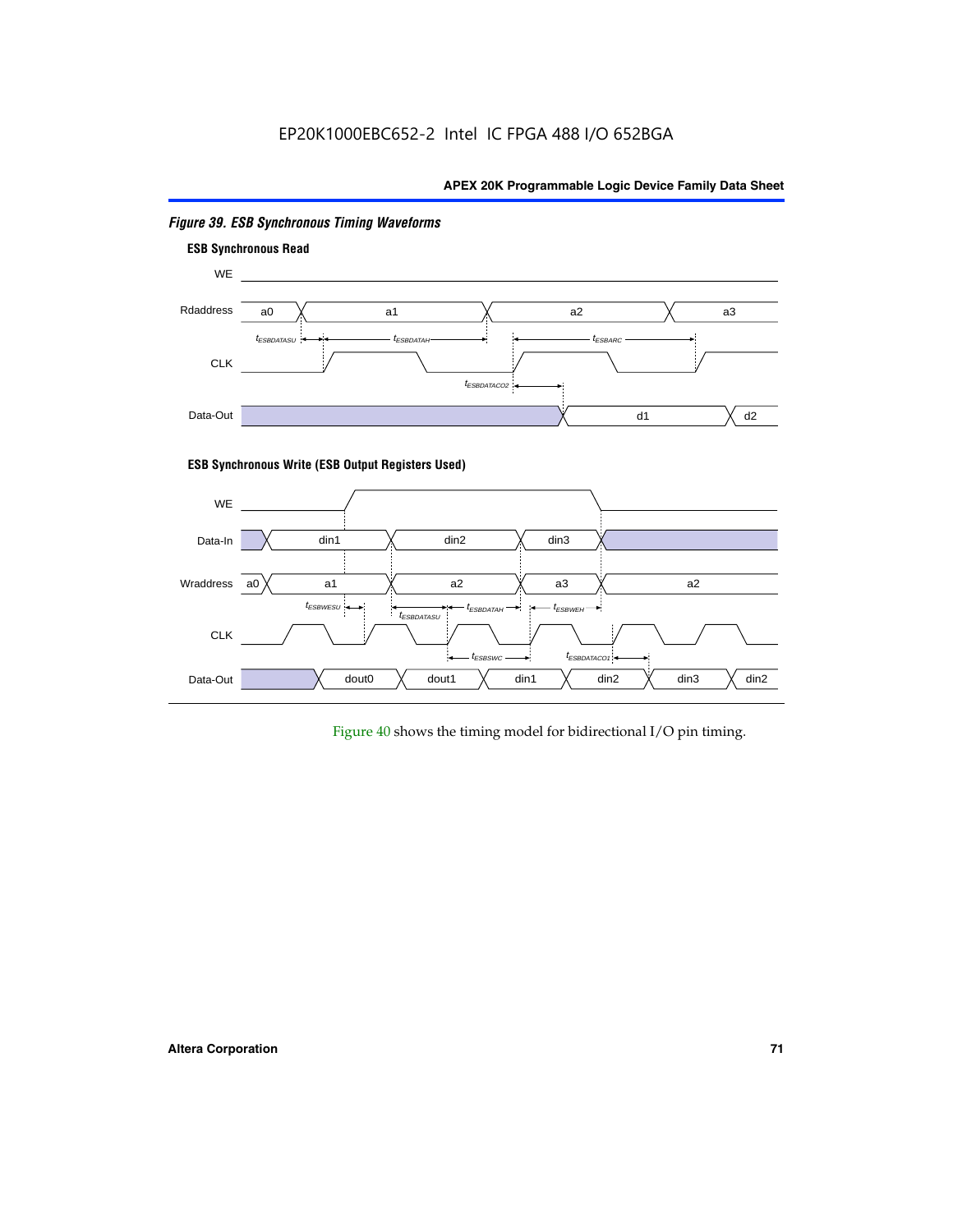*Figure 39. ESB Synchronous Timing Waveforms*

**ESB Synchronous Read**

WE

Rdaddress: a0, a1, a2, a3

$t_{ESBDATASU}$ $t_{ESBDATAH}$ $t_{ESBARC}$

CLK

$t_{ESBDATACO2}$

Data-Out: d1, d2

**ESB Synchronous Write (ESB Output Registers Used)**

WE

Data-In: din1, din2, din3

Wraddress: a0, a1, a2, a3, a2

$t_{ESBWESU}$ $t_{ESBDATASU}$ $t_{ESBDATAH}$ $t_{ESBWEH}$

CLK

$t_{ESBWC}$ $t_{ESBDATACO1}$

Data-Out: dout0, dout1, din1, din2, din3, din2

Figure 40 shows the timing model for bidirectional I/O pin timing.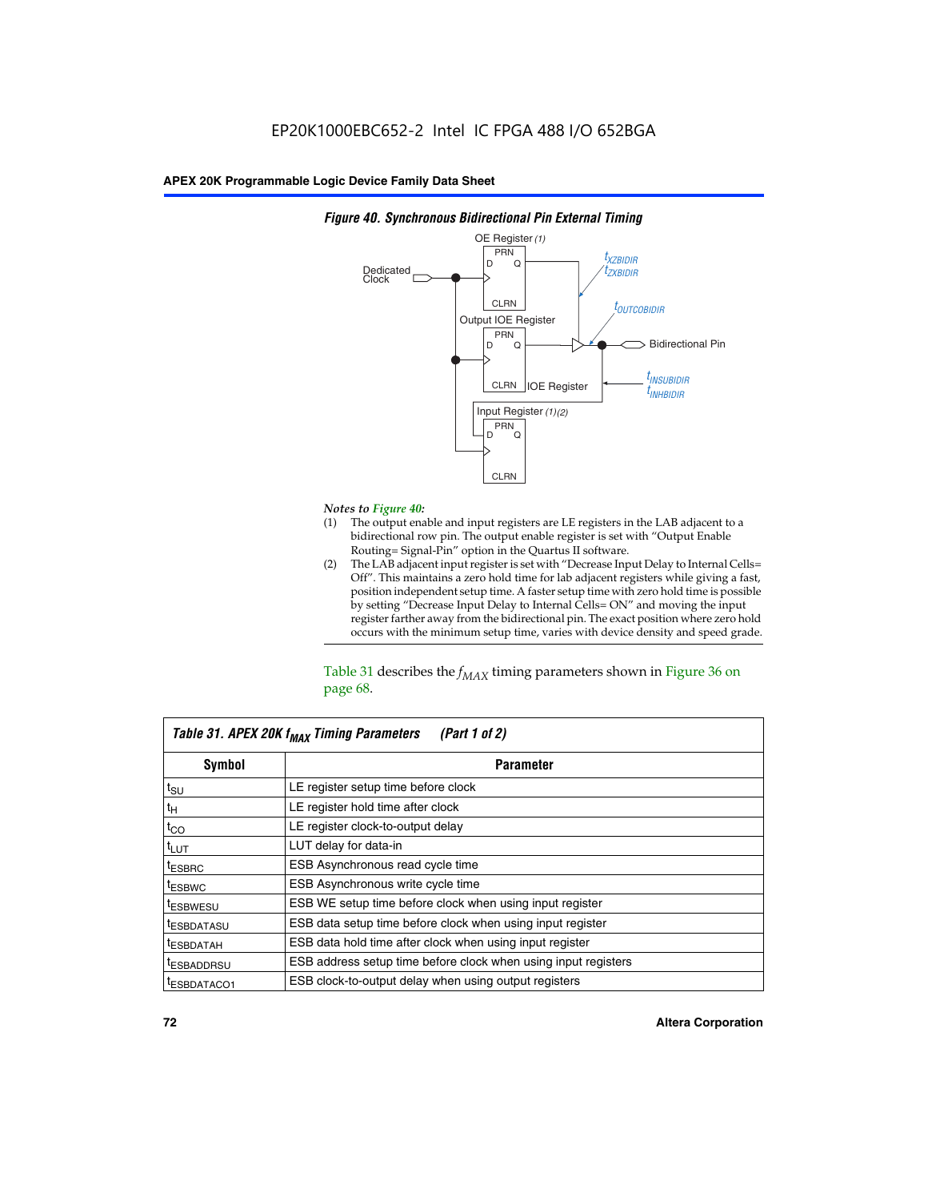**Figure 40. Synchronous Bidirectional Pin External Timing**

*Notes to Figure 40:*

(1) The output enable and input registers are LE registers in the LAB adjacent to a bidirectional row pin. The output enable register is set with "Output Enable Routing= Signal-Pin" option in the Quartus II software.

(2) The LAB adjacent input register is set with "Decrease Input Delay to Internal Cells= Off". This maintains a zero hold time for lab adjacent registers while giving a fast, position independent setup time. A faster setup time with zero hold time is possible by setting "Decrease Input Delay to Internal Cells= ON" and moving the input register farther away from the bidirectional pin. The exact position where zero hold occurs with the minimum setup time, varies with device density and speed grade.

Table 31 describes the $f_{MAX}$ timing parameters shown in Figure 36 on page 68.

**Table 31. APEX 20K $f_{MAX}$ Timing Parameters (Part 1 of 2)**

| Symbol | Parameter |
|---|---|
| $t_{SU}$ | LE register setup time before clock |
| $t_{H}$ | LE register hold time after clock |
| $t_{CO}$ | LE register clock-to-output delay |
| $t_{LUT}$ | LUT delay for data-in |
| $t_{ESBRC}$ | ESB Asynchronous read cycle time |
| $t_{ESBWC}$ | ESB Asynchronous write cycle time |
| $t_{ESBWESU}$ | ESB WE setup time before clock when using input register |
| $t_{ESBDATASU}$ | ESB data setup time before clock when using input register |
| $t_{ESBDATAH}$ | ESB data hold time after clock when using input register |
| $t_{ESBADDRSU}$ | ESB address setup time before clock when using input registers |
| $t_{ESBDATACO1}$ | ESB clock-to-output delay when using output registers |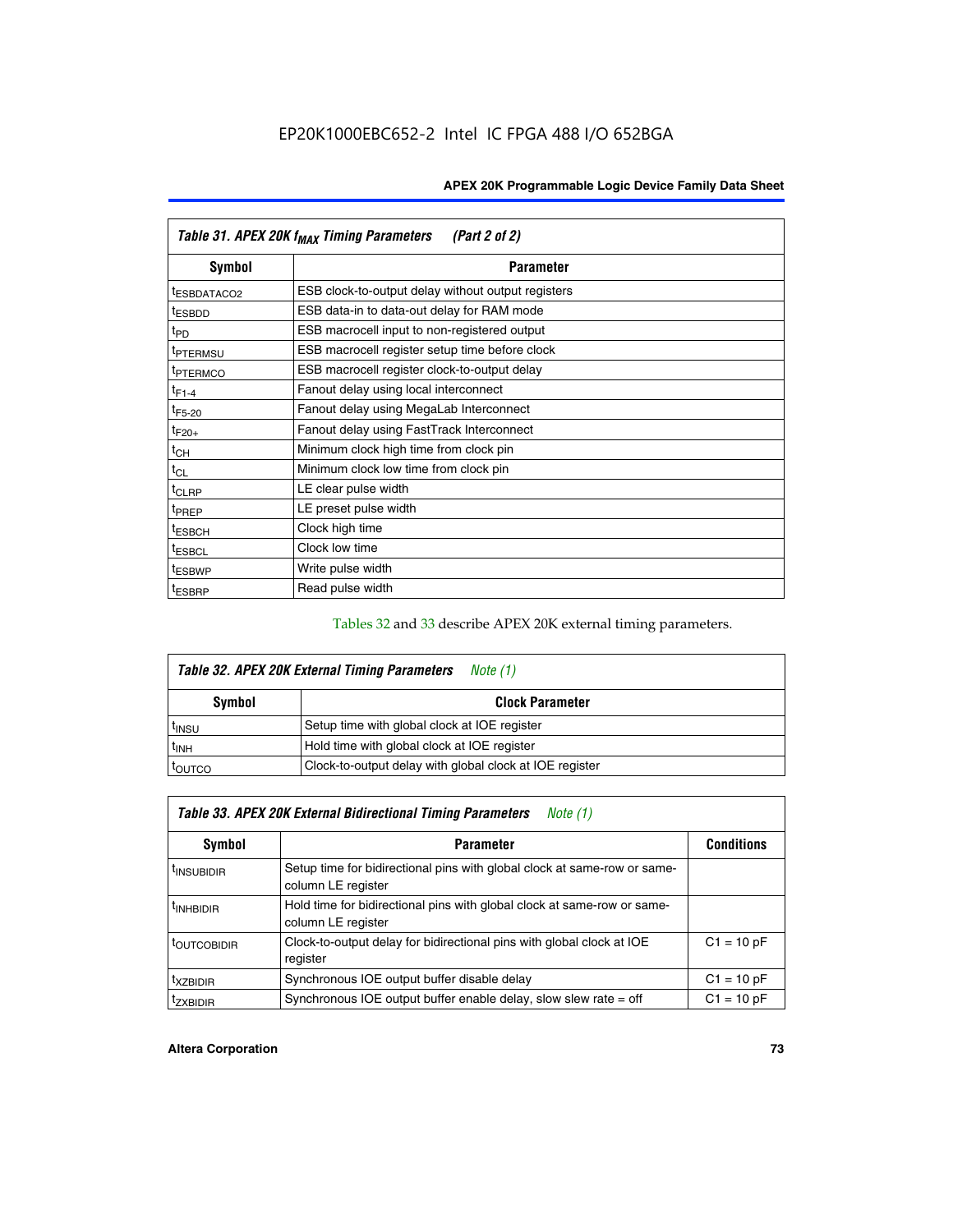**Table 31. APEX 20K $f_{MAX}$ Timing Parameters (Part 2 of 2)**

| Symbol | Parameter |
|---|---|
| $t_{ESBDATACO2}$ | ESB clock-to-output delay without output registers |
| $t_{ESBDD}$ | ESB data-in to data-out delay for RAM mode |
| $t_{PD}$ | ESB macrocell input to non-registered output |
| $t_{PTERMSU}$ | ESB macrocell register setup time before clock |
| $t_{PTERMCO}$ | ESB macrocell register clock-to-output delay |
| $t_{F1-4}$ | Fanout delay using local interconnect |
| $t_{F5-20}$ | Fanout delay using MegaLab Interconnect |
| $t_{F20+}$ | Fanout delay using FastTrack Interconnect |
| $t_{CH}$ | Minimum clock high time from clock pin |
| $t_{CL}$ | Minimum clock low time from clock pin |
| $t_{CLRP}$ | LE clear pulse width |
| $t_{PREP}$ | LE preset pulse width |
| $t_{ESBCH}$ | Clock high time |
| $t_{ESBCL}$ | Clock low time |
| $t_{ESBWP}$ | Write pulse width |
| $t_{ESBRP}$ | Read pulse width |

Tables 32 and 33 describe APEX 20K external timing parameters.

**Table 32. APEX 20K External Timing Parameters** *Note (1)*

| Symbol | Clock Parameter |
|---|---|
| $t_{INSU}$ | Setup time with global clock at IOE register |
| $t_{INH}$ | Hold time with global clock at IOE register |
| $t_{OUTCO}$ | Clock-to-output delay with global clock at IOE register |

**Table 33. APEX 20K External Bidirectional Timing Parameters** *Note (1)*

| Symbol | Parameter | Conditions |
|---|---|---|
| $t_{INSUBIDIR}$ | Setup time for bidirectional pins with global clock at same-row or same-column LE register | |
| $t_{INHBIDIR}$ | Hold time for bidirectional pins with global clock at same-row or same-column LE register | |
| $t_{OUTCOBIDIR}$ | Clock-to-output delay for bidirectional pins with global clock at IOE register | C1 = 10 pF |
| $t_{XZBIDIR}$ | Synchronous IOE output buffer disable delay | C1 = 10 pF |
| $t_{ZXBIDIR}$ | Synchronous IOE output buffer enable delay, slow slew rate = off | C1 = 10 pF |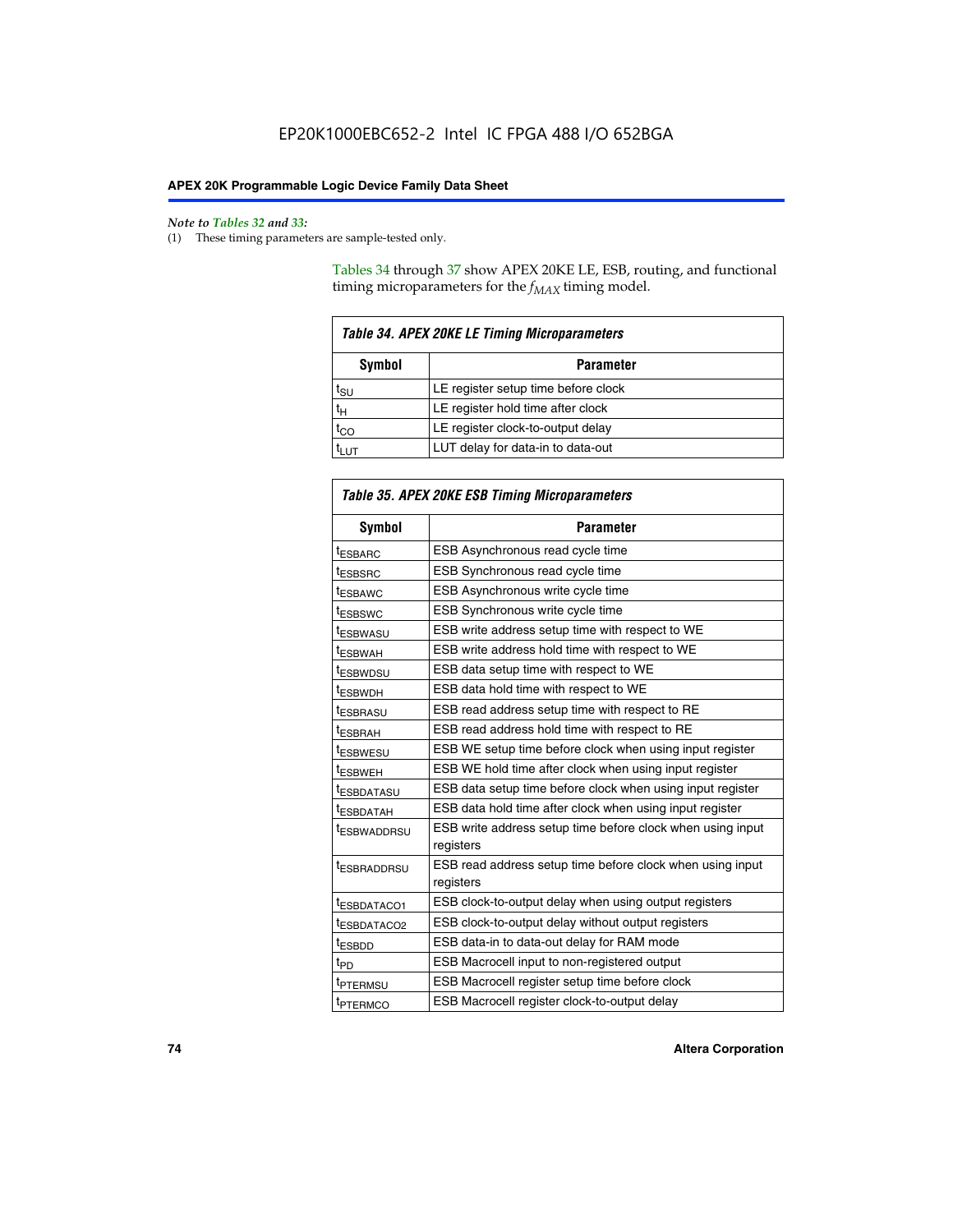*Note to Tables 32 and 33:*

(1) These timing parameters are sample-tested only.

Tables 34 through 37 show APEX 20KE LE, ESB, routing, and functional timing microparameters for the $f_{MAX}$ timing model.

**Table 34. APEX 20KE LE Timing Microparameters**

| Symbol | Parameter |
|---|---|
| $t_{SU}$ | LE register setup time before clock |
| $t_H$ | LE register hold time after clock |
| $t_{CO}$ | LE register clock-to-output delay |
| $t_{LUT}$ | LUT delay for data-in to data-out |

**Table 35. APEX 20KE ESB Timing Microparameters**

| Symbol | Parameter |
|---|---|
| $t_{ESBARC}$ | ESB Asynchronous read cycle time |
| $t_{ESBSRC}$ | ESB Synchronous read cycle time |
| $t_{ESBAWC}$ | ESB Asynchronous write cycle time |
| $t_{ESBSWC}$ | ESB Synchronous write cycle time |
| $t_{ESBWASU}$ | ESB write address setup time with respect to WE |
| $t_{ESBWAH}$ | ESB write address hold time with respect to WE |
| $t_{ESBWDSU}$ | ESB data setup time with respect to WE |
| $t_{ESBWDH}$ | ESB data hold time with respect to WE |
| $t_{ESBRASU}$ | ESB read address setup time with respect to RE |
| $t_{ESBRAH}$ | ESB read address hold time with respect to RE |
| $t_{ESBWESU}$ | ESB WE setup time before clock when using input register |
| $t_{ESBWEH}$ | ESB WE hold time after clock when using input register |
| $t_{ESBDATASU}$ | ESB data setup time before clock when using input register |
| $t_{ESBDATAH}$ | ESB data hold time after clock when using input register |
| $t_{ESBWADDRSU}$ | ESB write address setup time before clock when using input registers |
| $t_{ESBRADDRSU}$ | ESB read address setup time before clock when using input registers |
| $t_{ESBDATACO1}$ | ESB clock-to-output delay when using output registers |
| $t_{ESBDATACO2}$ | ESB clock-to-output delay without output registers |
| $t_{ESBDD}$ | ESB data-in to data-out delay for RAM mode |
| $t_{PD}$ | ESB Macrocell input to non-registered output |
| $t_{PTERMSU}$ | ESB Macrocell register setup time before clock |
| $t_{PTERMCO}$ | ESB Macrocell register clock-to-output delay |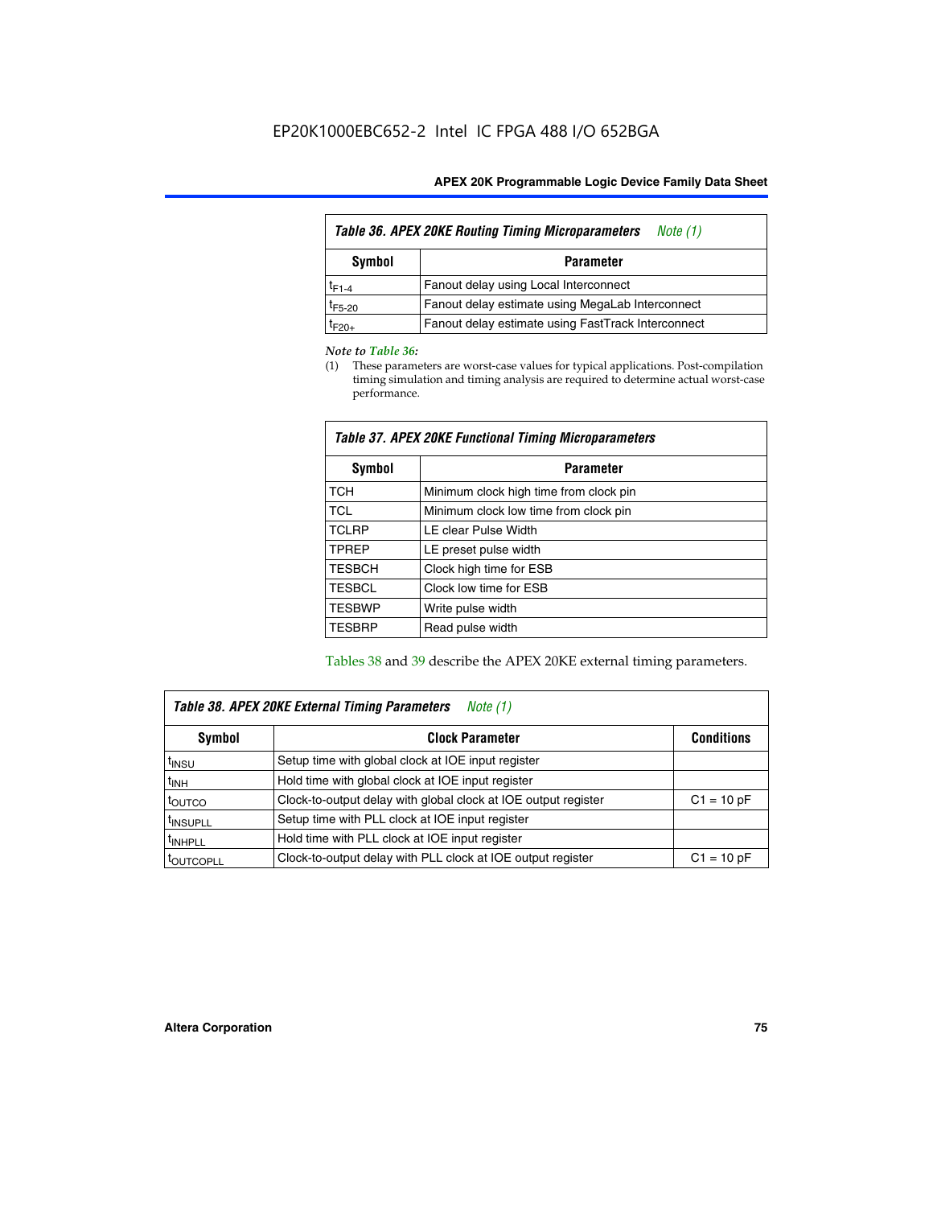EP20K1000EBC652-2 Intel IC FPGA 488 I/O 652BGA

| *Table 36. APEX 20KE Routing Timing Microparameters* *Note (1)* | |
|---|---|
| **Symbol** | **Parameter** |
| $t_{F1-4}$ | Fanout delay using Local Interconnect |
| $t_{F5-20}$ | Fanout delay estimate using MegaLab Interconnect |
| $t_{F20+}$ | Fanout delay estimate using FastTrack Interconnect |

*Note to Table 36:*

(1) These parameters are worst-case values for typical applications. Post-compilation timing simulation and timing analysis are required to determine actual worst-case performance.

| *Table 37. APEX 20KE Functional Timing Microparameters* | |
|---|---|
| **Symbol** | **Parameter** |
| TCH | Minimum clock high time from clock pin |
| TCL | Minimum clock low time from clock pin |
| TCLRP | LE clear Pulse Width |
| TPREP | LE preset pulse width |
| TESBCH | Clock high time for ESB |
| TESBCL | Clock low time for ESB |
| TESBWP | Write pulse width |
| TESBRP | Read pulse width |

Tables 38 and 39 describe the APEX 20KE external timing parameters.

| *Table 38. APEX 20KE External Timing Parameters* *Note (1)* | | |
|---|---|---|
| **Symbol** | **Clock Parameter** | **Conditions** |
| $t_{INSU}$ | Setup time with global clock at IOE input register | |
| $t_{INH}$ | Hold time with global clock at IOE input register | |
| $t_{OUTCO}$ | Clock-to-output delay with global clock at IOE output register | C1 = 10 pF |
| $t_{INSUPLL}$ | Setup time with PLL clock at IOE input register | |
| $t_{INHPLL}$ | Hold time with PLL clock at IOE input register | |
| $t_{OUTCOPLL}$ | Clock-to-output delay with PLL clock at IOE output register | C1 = 10 pF |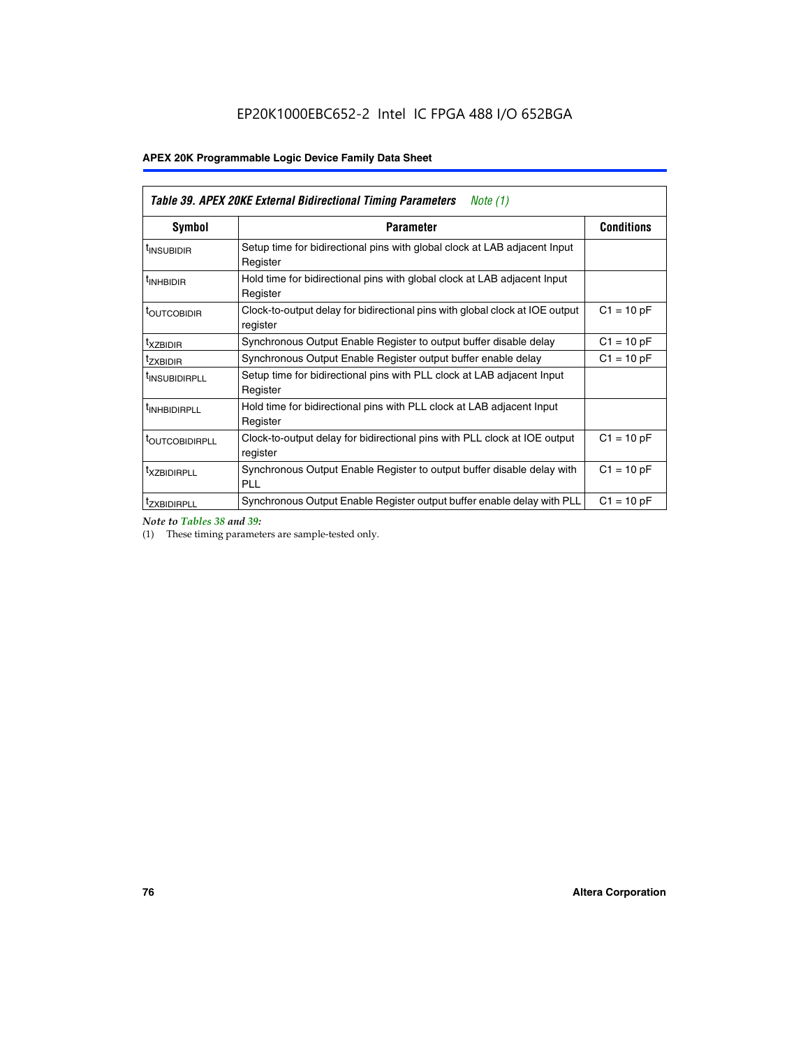| Table 39. APEX 20KE External Bidirectional Timing Parameters *Note (1)* | | |
|---|---|---|
| **Symbol** | **Parameter** | **Conditions** |
| $t_{INSUBIDIR}$ | Setup time for bidirectional pins with global clock at LAB adjacent Input Register | |
| $t_{INHBIDIR}$ | Hold time for bidirectional pins with global clock at LAB adjacent Input Register | |
| $t_{OUTCOBIDIR}$ | Clock-to-output delay for bidirectional pins with global clock at IOE output register | C1 = 10 pF |
| $t_{XZBIDIR}$ | Synchronous Output Enable Register to output buffer disable delay | C1 = 10 pF |
| $t_{ZXBIDIR}$ | Synchronous Output Enable Register output buffer enable delay | C1 = 10 pF |
| $t_{INSUBIDIRPLL}$ | Setup time for bidirectional pins with PLL clock at LAB adjacent Input Register | |
| $t_{INHBIDIRPLL}$ | Hold time for bidirectional pins with PLL clock at LAB adjacent Input Register | |
| $t_{OUTCOBIDIRPLL}$ | Clock-to-output delay for bidirectional pins with PLL clock at IOE output register | C1 = 10 pF |
| $t_{XZBIDIRPLL}$ | Synchronous Output Enable Register to output buffer disable delay with PLL | C1 = 10 pF |
| $t_{ZXBIDIRPLL}$ | Synchronous Output Enable Register output buffer enable delay with PLL | C1 = 10 pF |

*Note to Tables 38 and 39:*

(1) These timing parameters are sample-tested only.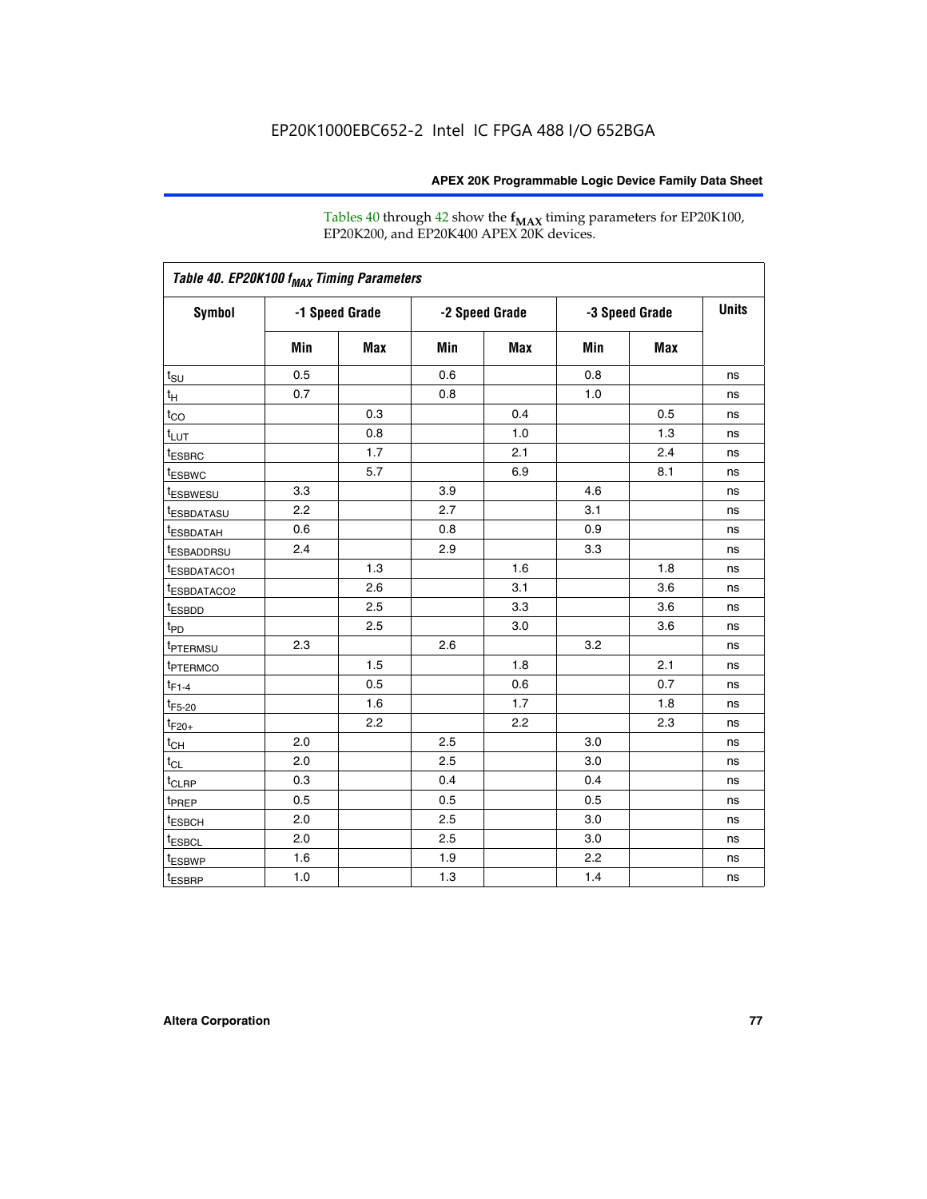Tables 40 through 42 show the $f_{MAX}$ timing parameters for EP20K100, EP20K200, and EP20K400 APEX 20K devices.

**Table 40. EP20K100 $f_{MAX}$ Timing Parameters**

| Symbol | -1 Speed Grade | | -2 Speed Grade | | -3 Speed Grade | | Units |
|---|---|---|---|---|---|---|---|
| | Min | Max | Min | Max | Min | Max | |
| $t_{SU}$ | 0.5 | | 0.6 | | 0.8 | | ns |
| $t_{H}$ | 0.7 | | 0.8 | | 1.0 | | ns |
| $t_{CO}$ | | 0.3 | | 0.4 | | 0.5 | ns |
| $t_{LUT}$ | | 0.8 | | 1.0 | | 1.3 | ns |
| $t_{ESBRC}$ | | 1.7 | | 2.1 | | 2.4 | ns |
| $t_{ESBWC}$ | | 5.7 | | 6.9 | | 8.1 | ns |
| $t_{ESBWESU}$ | 3.3 | | 3.9 | | 4.6 | | ns |
| $t_{ESBDATASU}$ | 2.2 | | 2.7 | | 3.1 | | ns |
| $t_{ESBDATAH}$ | 0.6 | | 0.8 | | 0.9 | | ns |
| $t_{ESBADDRSU}$ | 2.4 | | 2.9 | | 3.3 | | ns |
| $t_{ESBDATACO1}$ | | 1.3 | | 1.6 | | 1.8 | ns |
| $t_{ESBDATACO2}$ | | 2.6 | | 3.1 | | 3.6 | ns |
| $t_{ESBDD}$ | | 2.5 | | 3.3 | | 3.6 | ns |
| $t_{PD}$ | | 2.5 | | 3.0 | | 3.6 | ns |
| $t_{PTERMSU}$ | 2.3 | | 2.6 | | 3.2 | | ns |
| $t_{PTERMCO}$ | | 1.5 | | 1.8 | | 2.1 | ns |
| $t_{F1-4}$ | | 0.5 | | 0.6 | | 0.7 | ns |
| $t_{F5-20}$ | | 1.6 | | 1.7 | | 1.8 | ns |
| $t_{F20+}$ | | 2.2 | | 2.2 | | 2.3 | ns |
| $t_{CH}$ | 2.0 | | 2.5 | | 3.0 | | ns |
| $t_{CL}$ | 2.0 | | 2.5 | | 3.0 | | ns |
| $t_{CLRP}$ | 0.3 | | 0.4 | | 0.4 | | ns |
| $t_{PREP}$ | 0.5 | | 0.5 | | 0.5 | | ns |
| $t_{ESBCH}$ | 2.0 | | 2.5 | | 3.0 | | ns |
| $t_{ESBCL}$ | 2.0 | | 2.5 | | 3.0 | | ns |
| $t_{ESBWP}$ | 1.6 | | 1.9 | | 2.2 | | ns |
| $t_{ESBRP}$ | 1.0 | | 1.3 | | 1.4 | | ns |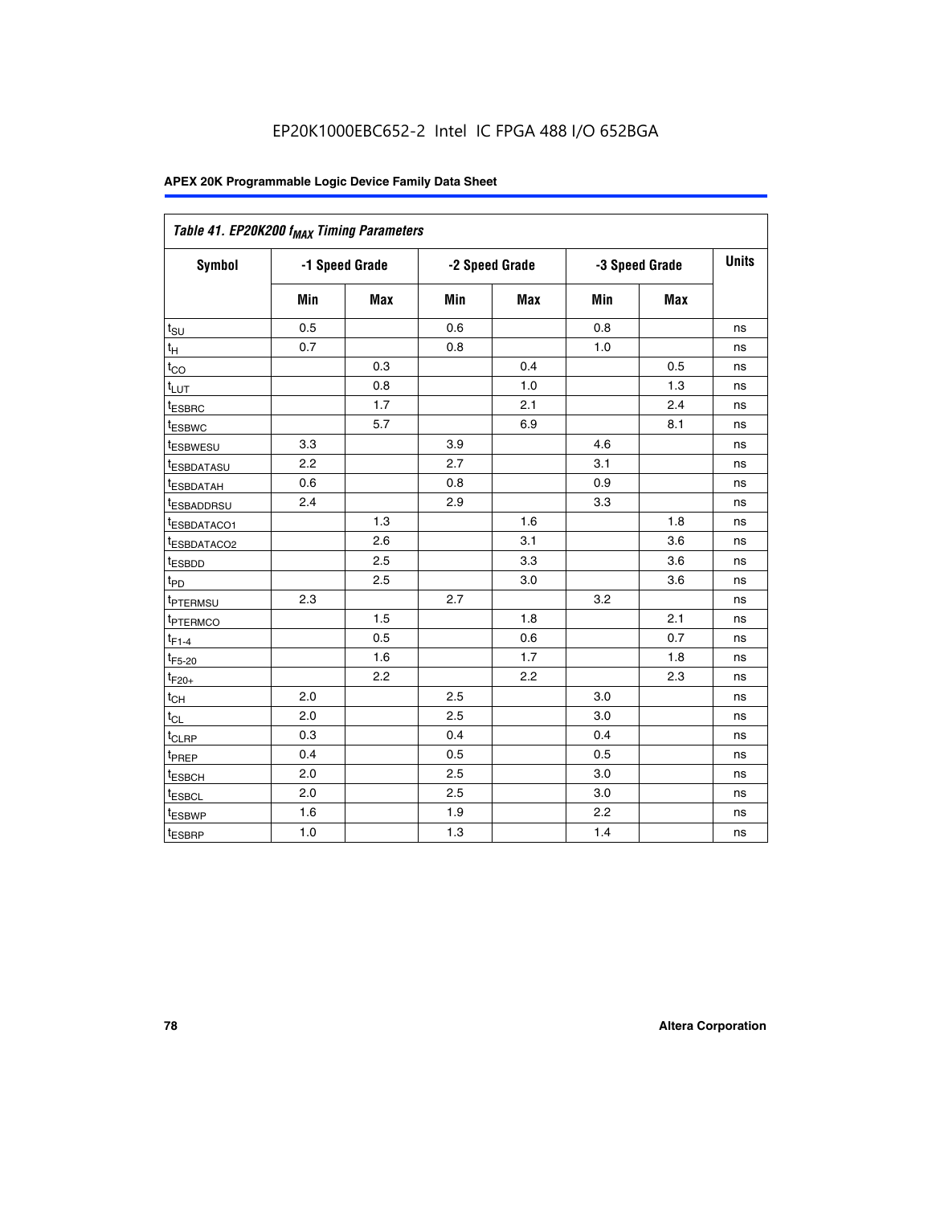EP20K1000EBC652-2 Intel IC FPGA 488 I/O 652BGA

**APEX 20K Programmable Logic Device Family Data Sheet**

| *Table 41. EP20K200 $f_{MAX}$ Timing Parameters* | | | | | | | |
|---|---|---|---|---|---|---|---|
| **Symbol** | **-1 Speed Grade** | | **-2 Speed Grade** | | **-3 Speed Grade** | | **Units** |
| | **Min** | **Max** | **Min** | **Max** | **Min** | **Max** | |
| $t_{SU}$ | 0.5 | | 0.6 | | 0.8 | | ns |
| $t_H$ | 0.7 | | 0.8 | | 1.0 | | ns |
| $t_{CO}$ | | 0.3 | | 0.4 | | 0.5 | ns |
| $t_{LUT}$ | | 0.8 | | 1.0 | | 1.3 | ns |
| $t_{ESBRC}$ | | 1.7 | | 2.1 | | 2.4 | ns |
| $t_{ESBWC}$ | | 5.7 | | 6.9 | | 8.1 | ns |
| $t_{ESBWESU}$ | 3.3 | | 3.9 | | 4.6 | | ns |
| $t_{ESBDATASU}$ | 2.2 | | 2.7 | | 3.1 | | ns |
| $t_{ESBDATAH}$ | 0.6 | | 0.8 | | 0.9 | | ns |
| $t_{ESBADDRSU}$ | 2.4 | | 2.9 | | 3.3 | | ns |
| $t_{ESBDATACO1}$ | | 1.3 | | 1.6 | | 1.8 | ns |
| $t_{ESBDATACO2}$ | | 2.6 | | 3.1 | | 3.6 | ns |
| $t_{ESBDD}$ | | 2.5 | | 3.3 | | 3.6 | ns |
| $t_{PD}$ | | 2.5 | | 3.0 | | 3.6 | ns |
| $t_{PTERMSU}$ | 2.3 | | 2.7 | | 3.2 | | ns |
| $t_{PTERMCO}$ | | 1.5 | | 1.8 | | 2.1 | ns |
| $t_{F1-4}$ | | 0.5 | | 0.6 | | 0.7 | ns |
| $t_{F5-20}$ | | 1.6 | | 1.7 | | 1.8 | ns |
| $t_{F20+}$ | | 2.2 | | 2.2 | | 2.3 | ns |
| $t_{CH}$ | 2.0 | | 2.5 | | 3.0 | | ns |
| $t_{CL}$ | 2.0 | | 2.5 | | 3.0 | | ns |
| $t_{CLRP}$ | 0.3 | | 0.4 | | 0.4 | | ns |
| $t_{PREP}$ | 0.4 | | 0.5 | | 0.5 | | ns |
| $t_{ESBCH}$ | 2.0 | | 2.5 | | 3.0 | | ns |
| $t_{ESBCL}$ | 2.0 | | 2.5 | | 3.0 | | ns |
| $t_{ESBWP}$ | 1.6 | | 1.9 | | 2.2 | | ns |
| $t_{ESBRP}$ | 1.0 | | 1.3 | | 1.4 | | ns |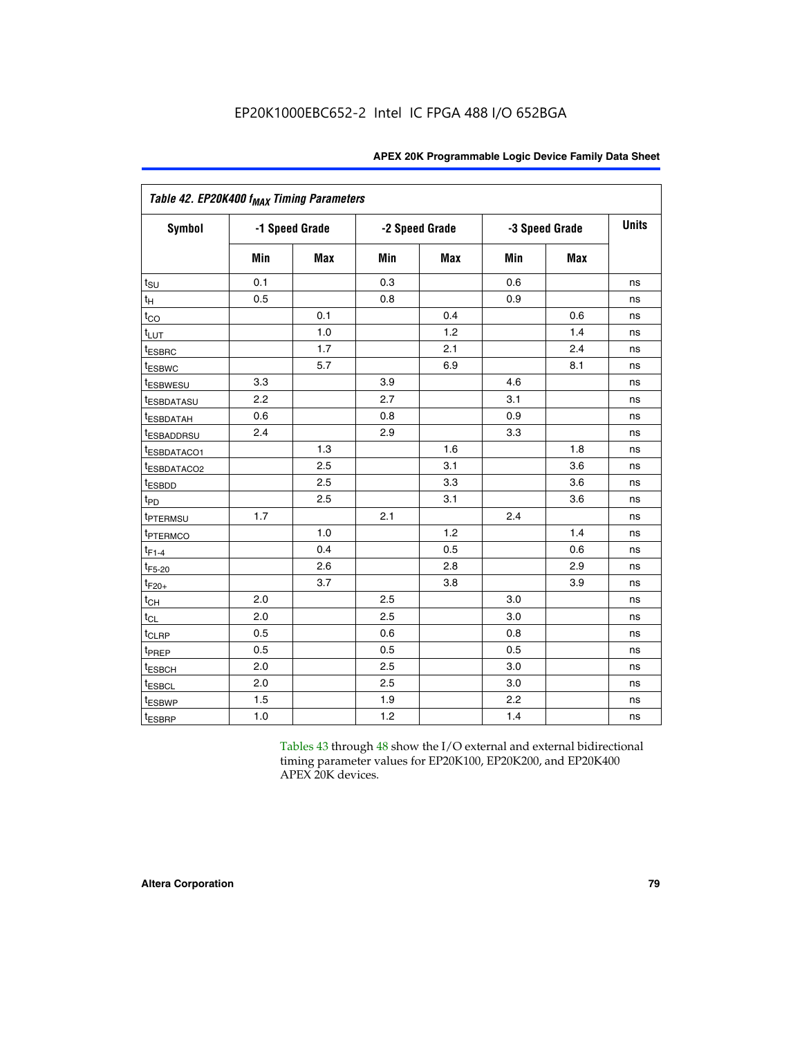EP20K1000EBC652-2 Intel IC FPGA 488 I/O 652BGA

| *Table 42. EP20K400 $f_{MAX}$ Timing Parameters* | | | | | | | |
|---|---|---|---|---|---|---|---|
| **Symbol** | **-1 Speed Grade** | | **-2 Speed Grade** | | **-3 Speed Grade** | | **Units** |
| | **Min** | **Max** | **Min** | **Max** | **Min** | **Max** | |
| $t_{SU}$ | 0.1 | | 0.3 | | 0.6 | | ns |
| $t_H$ | 0.5 | | 0.8 | | 0.9 | | ns |
| $t_{CO}$ | | 0.1 | | 0.4 | | 0.6 | ns |
| $t_{LUT}$ | | 1.0 | | 1.2 | | 1.4 | ns |
| $t_{ESBRC}$ | | 1.7 | | 2.1 | | 2.4 | ns |
| $t_{ESBWC}$ | | 5.7 | | 6.9 | | 8.1 | ns |
| $t_{ESBWESU}$ | 3.3 | | 3.9 | | 4.6 | | ns |
| $t_{ESBDATASU}$ | 2.2 | | 2.7 | | 3.1 | | ns |
| $t_{ESBDATAH}$ | 0.6 | | 0.8 | | 0.9 | | ns |
| $t_{ESBADDRSU}$ | 2.4 | | 2.9 | | 3.3 | | ns |
| $t_{ESBDATACO1}$ | | 1.3 | | 1.6 | | 1.8 | ns |
| $t_{ESBDATACO2}$ | | 2.5 | | 3.1 | | 3.6 | ns |
| $t_{ESBDD}$ | | 2.5 | | 3.3 | | 3.6 | ns |
| $t_{PD}$ | | 2.5 | | 3.1 | | 3.6 | ns |
| $t_{PTERMSU}$ | 1.7 | | 2.1 | | 2.4 | | ns |
| $t_{PTERMCO}$ | | 1.0 | | 1.2 | | 1.4 | ns |
| $t_{F1-4}$ | | 0.4 | | 0.5 | | 0.6 | ns |
| $t_{F5-20}$ | | 2.6 | | 2.8 | | 2.9 | ns |
| $t_{F20+}$ | | 3.7 | | 3.8 | | 3.9 | ns |
| $t_{CH}$ | 2.0 | | 2.5 | | 3.0 | | ns |
| $t_{CL}$ | 2.0 | | 2.5 | | 3.0 | | ns |
| $t_{CLRP}$ | 0.5 | | 0.6 | | 0.8 | | ns |
| $t_{PREP}$ | 0.5 | | 0.5 | | 0.5 | | ns |
| $t_{ESBCH}$ | 2.0 | | 2.5 | | 3.0 | | ns |
| $t_{ESBCL}$ | 2.0 | | 2.5 | | 3.0 | | ns |
| $t_{ESBWP}$ | 1.5 | | 1.9 | | 2.2 | | ns |
| $t_{ESBRP}$ | 1.0 | | 1.2 | | 1.4 | | ns |

Tables 43 through 48 show the I/O external and external bidirectional timing parameter values for EP20K100, EP20K200, and EP20K400 APEX 20K devices.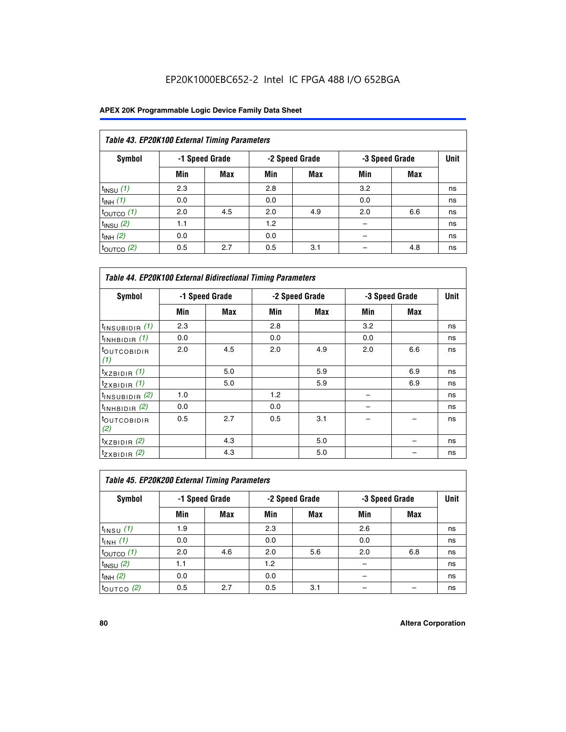EP20K1000EBC652-2 Intel IC FPGA 488 I/O 652BGA

**Table 43. EP20K100 External Timing Parameters**

| Symbol | -1 Speed Grade | | -2 Speed Grade | | -3 Speed Grade | | Unit |
|---|---|---|---|---|---|---|---|
| | Min | Max | Min | Max | Min | Max | |
| $t_{INSU}$ *(1)* | 2.3 | | 2.8 | | 3.2 | | ns |
| $t_{INH}$ *(1)* | 0.0 | | 0.0 | | 0.0 | | ns |
| $t_{OUTCO}$ *(1)* | 2.0 | 4.5 | 2.0 | 4.9 | 2.0 | 6.6 | ns |
| $t_{INSU}$ *(2)* | 1.1 | | 1.2 | | – | | ns |
| $t_{INH}$ *(2)* | 0.0 | | 0.0 | | – | | ns |
| $t_{OUTCO}$ *(2)* | 0.5 | 2.7 | 0.5 | 3.1 | – | 4.8 | ns |

**Table 44. EP20K100 External Bidirectional Timing Parameters**

| Symbol | -1 Speed Grade | | -2 Speed Grade | | -3 Speed Grade | | Unit |
|---|---|---|---|---|---|---|---|
| | Min | Max | Min | Max | Min | Max | |
| $t_{INSUBIDIR}$ *(1)* | 2.3 | | 2.8 | | 3.2 | | ns |
| $t_{INHBIDIR}$ *(1)* | 0.0 | | 0.0 | | 0.0 | | ns |
| $t_{OUTCOBIDIR}$ *(1)* | 2.0 | 4.5 | 2.0 | 4.9 | 2.0 | 6.6 | ns |
| $t_{XZBIDIR}$ *(1)* | | 5.0 | | 5.9 | | 6.9 | ns |
| $t_{ZXBIDIR}$ *(1)* | | 5.0 | | 5.9 | | 6.9 | ns |
| $t_{INSUBIDIR}$ *(2)* | 1.0 | | 1.2 | | – | | ns |
| $t_{INHBIDIR}$ *(2)* | 0.0 | | 0.0 | | – | | ns |
| $t_{OUTCOBIDIR}$ *(2)* | 0.5 | 2.7 | 0.5 | 3.1 | – | – | ns |
| $t_{XZBIDIR}$ *(2)* | | 4.3 | | 5.0 | | – | ns |
| $t_{ZXBIDIR}$ *(2)* | | 4.3 | | 5.0 | | – | ns |

**Table 45. EP20K200 External Timing Parameters**

| Symbol | -1 Speed Grade | | -2 Speed Grade | | -3 Speed Grade | | Unit |
|---|---|---|---|---|---|---|---|
| | Min | Max | Min | Max | Min | Max | |
| $t_{INSU}$ *(1)* | 1.9 | | 2.3 | | 2.6 | | ns |
| $t_{INH}$ *(1)* | 0.0 | | 0.0 | | 0.0 | | ns |
| $t_{OUTCO}$ *(1)* | 2.0 | 4.6 | 2.0 | 5.6 | 2.0 | 6.8 | ns |
| $t_{INSU}$ *(2)* | 1.1 | | 1.2 | | – | | ns |
| $t_{INH}$ *(2)* | 0.0 | | 0.0 | | – | | ns |
| $t_{OUTCO}$ *(2)* | 0.5 | 2.7 | 0.5 | 3.1 | – | – | ns |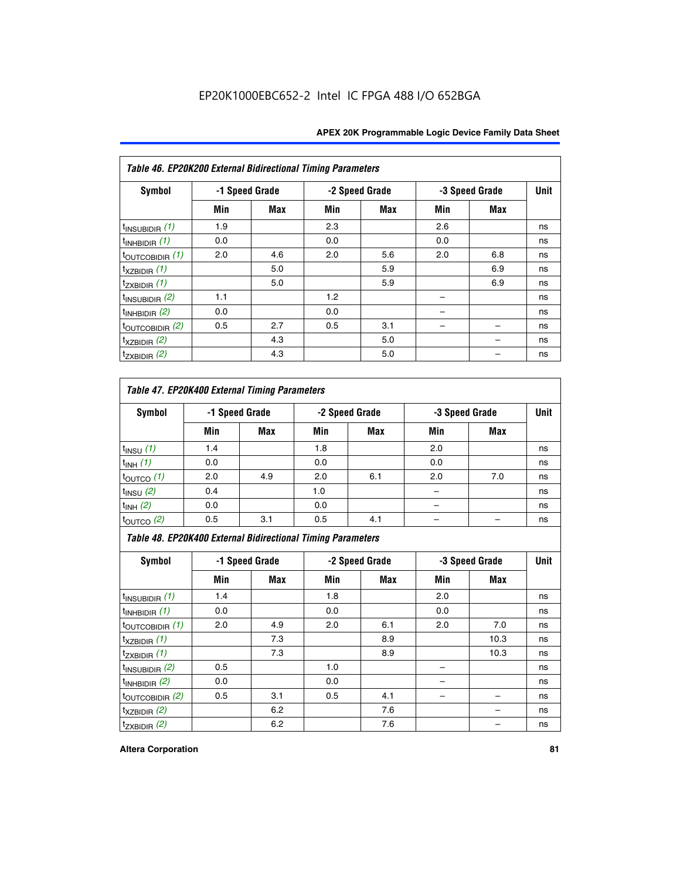EP20K1000EBC652-2 Intel IC FPGA 488 I/O 652BGA

**Table 46. EP20K200 External Bidirectional Timing Parameters**

| Symbol | -1 Speed Grade | | -2 Speed Grade | | -3 Speed Grade | | Unit |
|---|---|---|---|---|---|---|---|
| | Min | Max | Min | Max | Min | Max | |
| $t_{INSUBIDIR}$ (1) | 1.9 | | 2.3 | | 2.6 | | ns |
| $t_{INHBIDIR}$ (1) | 0.0 | | 0.0 | | 0.0 | | ns |
| $t_{OUTCOBIDIR}$ (1) | 2.0 | 4.6 | 2.0 | 5.6 | 2.0 | 6.8 | ns |
| $t_{XZBIDIR}$ (1) | | 5.0 | | 5.9 | | 6.9 | ns |
| $t_{ZXBIDIR}$ (1) | | 5.0 | | 5.9 | | 6.9 | ns |
| $t_{INSUBIDIR}$ (2) | 1.1 | | 1.2 | | – | | ns |
| $t_{INHBIDIR}$ (2) | 0.0 | | 0.0 | | – | | ns |
| $t_{OUTCOBIDIR}$ (2) | 0.5 | 2.7 | 0.5 | 3.1 | – | – | ns |
| $t_{XZBIDIR}$ (2) | | 4.3 | | 5.0 | | – | ns |
| $t_{ZXBIDIR}$ (2) | | 4.3 | | 5.0 | | – | ns |

**Table 47. EP20K400 External Timing Parameters**

| Symbol | -1 Speed Grade | | -2 Speed Grade | | -3 Speed Grade | | Unit |
|---|---|---|---|---|---|---|---|
| | Min | Max | Min | Max | Min | Max | |
| $t_{INSU}$ (1) | 1.4 | | 1.8 | | 2.0 | | ns |
| $t_{INH}$ (1) | 0.0 | | 0.0 | | 0.0 | | ns |
| $t_{OUTCO}$ (1) | 2.0 | 4.9 | 2.0 | 6.1 | 2.0 | 7.0 | ns |
| $t_{INSU}$ (2) | 0.4 | | 1.0 | | – | | ns |
| $t_{INH}$ (2) | 0.0 | | 0.0 | | – | | ns |
| $t_{OUTCO}$ (2) | 0.5 | 3.1 | 0.5 | 4.1 | – | – | ns |

**Table 48. EP20K400 External Bidirectional Timing Parameters**

| Symbol | -1 Speed Grade | | -2 Speed Grade | | -3 Speed Grade | | Unit |
|---|---|---|---|---|---|---|---|
| | Min | Max | Min | Max | Min | Max | |
| $t_{INSUBIDIR}$ (1) | 1.4 | | 1.8 | | 2.0 | | ns |
| $t_{INHBIDIR}$ (1) | 0.0 | | 0.0 | | 0.0 | | ns |
| $t_{OUTCOBIDIR}$ (1) | 2.0 | 4.9 | 2.0 | 6.1 | 2.0 | 7.0 | ns |
| $t_{XZBIDIR}$ (1) | | 7.3 | | 8.9 | | 10.3 | ns |
| $t_{ZXBIDIR}$ (1) | | 7.3 | | 8.9 | | 10.3 | ns |
| $t_{INSUBIDIR}$ (2) | 0.5 | | 1.0 | | – | | ns |
| $t_{INHBIDIR}$ (2) | 0.0 | | 0.0 | | – | | ns |
| $t_{OUTCOBIDIR}$ (2) | 0.5 | 3.1 | 0.5 | 4.1 | – | – | ns |
| $t_{XZBIDIR}$ (2) | | 6.2 | | 7.6 | | – | ns |
| $t_{ZXBIDIR}$ (2) | | 6.2 | | 7.6 | | – | ns |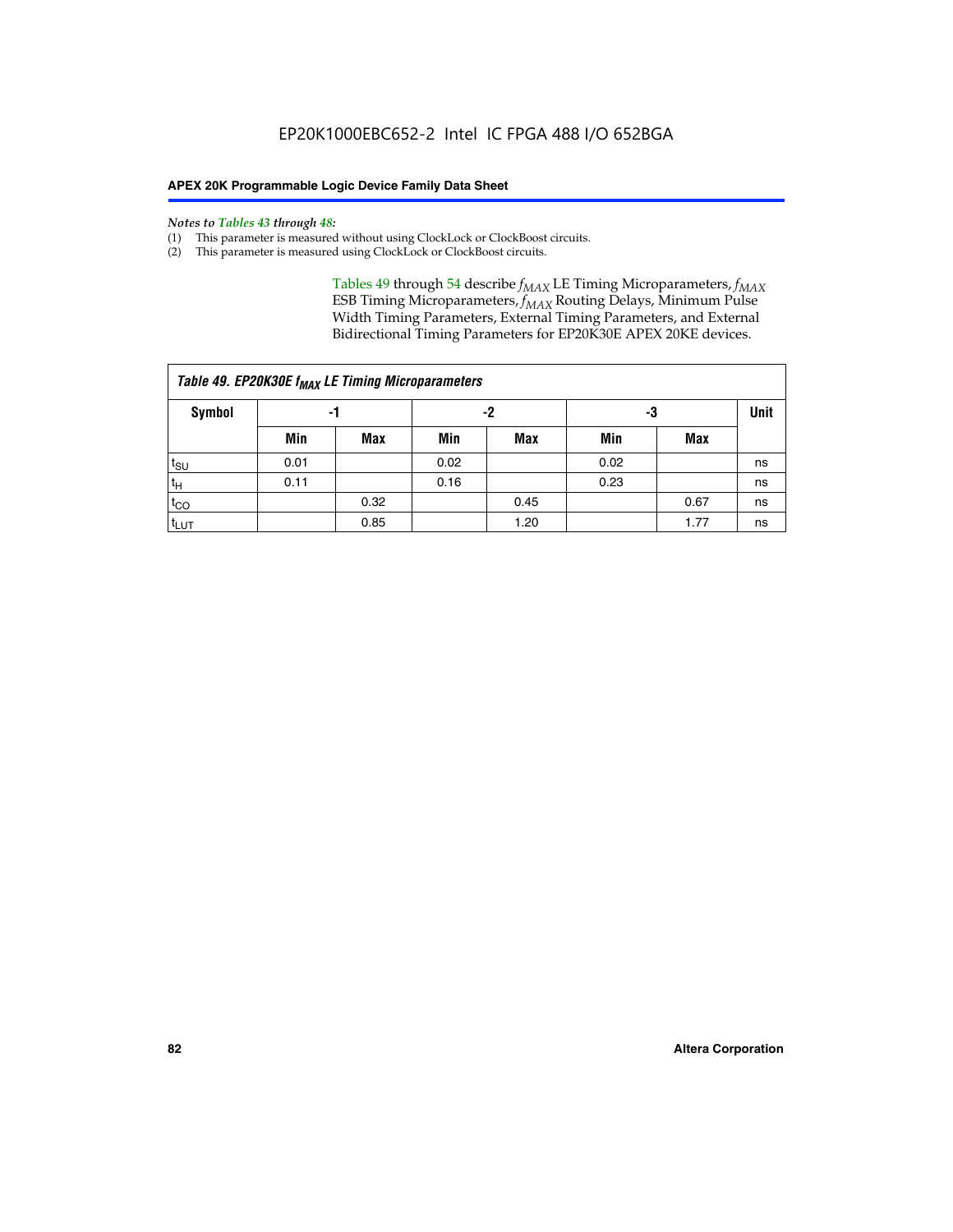*Notes to Tables 43 through 48:*

(1) This parameter is measured without using ClockLock or ClockBoost circuits.
(2) This parameter is measured using ClockLock or ClockBoost circuits.

Tables 49 through 54 describe $f_{MAX}$ LE Timing Microparameters, $f_{MAX}$ ESB Timing Microparameters, $f_{MAX}$ Routing Delays, Minimum Pulse Width Timing Parameters, External Timing Parameters, and External Bidirectional Timing Parameters for EP20K30E APEX 20KE devices.

**Table 49. EP20K30E $f_{MAX}$ LE Timing Microparameters**

| Symbol | -1 | | -2 | | -3 | | Unit |
|---|---|---|---|---|---|---|---|
| | Min | Max | Min | Max | Min | Max | |
| $t_{SU}$ | 0.01 | | 0.02 | | 0.02 | | ns |
| $t_H$ | 0.11 | | 0.16 | | 0.23 | | ns |
| $t_{CO}$ | | 0.32 | | 0.45 | | 0.67 | ns |
| $t_{LUT}$ | | 0.85 | | 1.20 | | 1.77 | ns |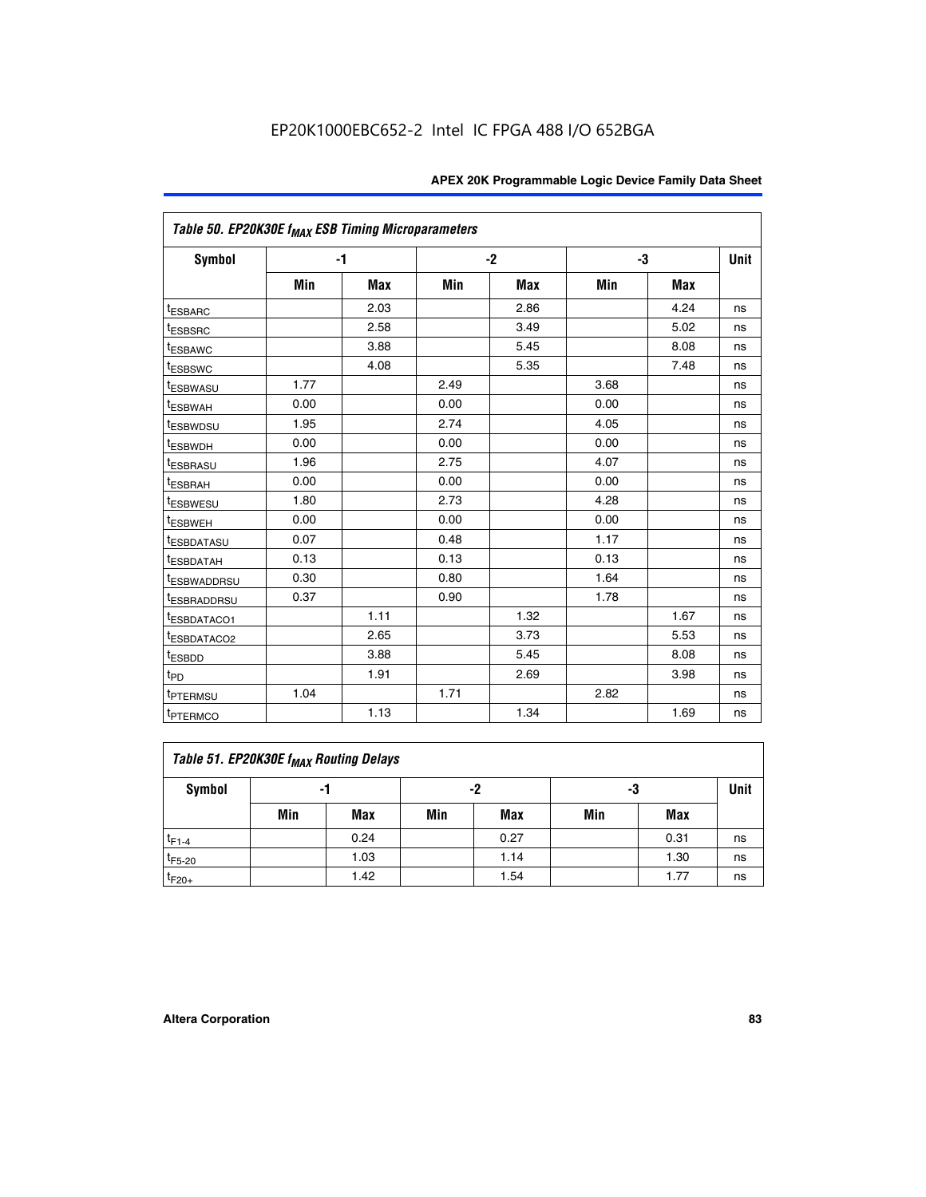### Table 50. EP20K30E $f_{MAX}$ ESB Timing Microparameters

| Symbol | -1 | | -2 | | -3 | | Unit |
|---|---|---|---|---|---|---|---|
| | Min | Max | Min | Max | Min | Max | |
| $t_{ESBARC}$ | | 2.03 | | 2.86 | | 4.24 | ns |
| $t_{ESBSRC}$ | | 2.58 | | 3.49 | | 5.02 | ns |
| $t_{ESBAWC}$ | | 3.88 | | 5.45 | | 8.08 | ns |
| $t_{ESBSWC}$ | | 4.08 | | 5.35 | | 7.48 | ns |
| $t_{ESBWASU}$ | 1.77 | | 2.49 | | 3.68 | | ns |
| $t_{ESBWAH}$ | 0.00 | | 0.00 | | 0.00 | | ns |
| $t_{ESBWDSU}$ | 1.95 | | 2.74 | | 4.05 | | ns |
| $t_{ESBWDH}$ | 0.00 | | 0.00 | | 0.00 | | ns |
| $t_{ESBRASU}$ | 1.96 | | 2.75 | | 4.07 | | ns |
| $t_{ESBRAH}$ | 0.00 | | 0.00 | | 0.00 | | ns |
| $t_{ESBWESU}$ | 1.80 | | 2.73 | | 4.28 | | ns |
| $t_{ESBWEH}$ | 0.00 | | 0.00 | | 0.00 | | ns |
| $t_{ESBDATASU}$ | 0.07 | | 0.48 | | 1.17 | | ns |
| $t_{ESBDATAH}$ | 0.13 | | 0.13 | | 0.13 | | ns |
| $t_{ESBWADDRSU}$ | 0.30 | | 0.80 | | 1.64 | | ns |
| $t_{ESBRADDRSU}$ | 0.37 | | 0.90 | | 1.78 | | ns |
| $t_{ESBDATACO1}$ | | 1.11 | | 1.32 | | 1.67 | ns |
| $t_{ESBDATACO2}$ | | 2.65 | | 3.73 | | 5.53 | ns |
| $t_{ESBDD}$ | | 3.88 | | 5.45 | | 8.08 | ns |
| $t_{PD}$ | | 1.91 | | 2.69 | | 3.98 | ns |
| $t_{PTERMSU}$ | 1.04 | | 1.71 | | 2.82 | | ns |
| $t_{PTERMCO}$ | | 1.13 | | 1.34 | | 1.69 | ns |

### Table 51. EP20K30E $f_{MAX}$ Routing Delays

| Symbol | -1 | | -2 | | -3 | | Unit |
|---|---|---|---|---|---|---|---|
| | Min | Max | Min | Max | Min | Max | |
| $t_{F1-4}$ | | 0.24 | | 0.27 | | 0.31 | ns |
| $t_{F5-20}$ | | 1.03 | | 1.14 | | 1.30 | ns |
| $t_{F20+}$ | | 1.42 | | 1.54 | | 1.77 | ns |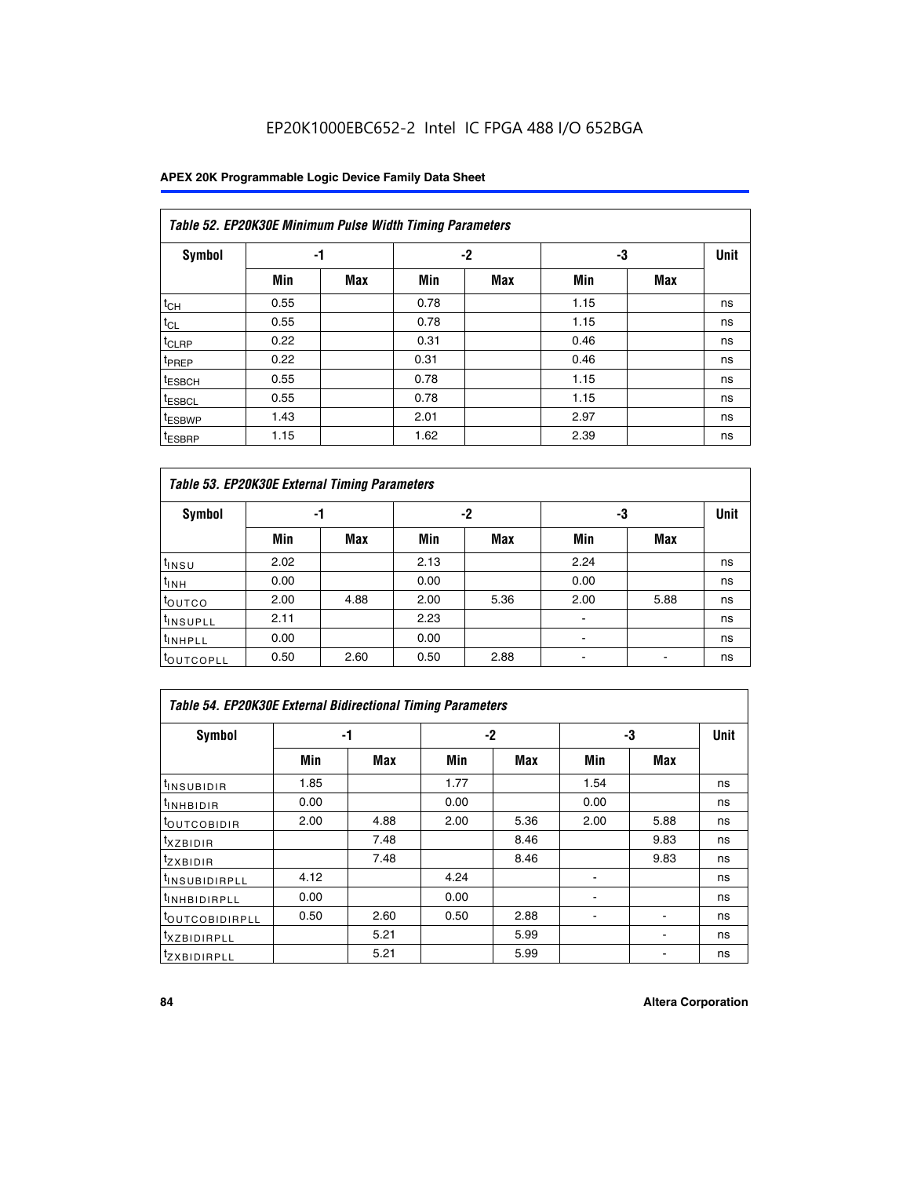EP20K1000EBC652-2 Intel IC FPGA 488 I/O 652BGA

| Table 52. EP20K30E Minimum Pulse Width Timing Parameters | | | | | | | |
|---|---|---|---|---|---|---|---|
| Symbol | -1 | | -2 | | -3 | | Unit |
| | Min | Max | Min | Max | Min | Max | |
| $t_{CH}$ | 0.55 | | 0.78 | | 1.15 | | ns |
| $t_{CL}$ | 0.55 | | 0.78 | | 1.15 | | ns |
| $t_{CLRP}$ | 0.22 | | 0.31 | | 0.46 | | ns |
| $t_{PREP}$ | 0.22 | | 0.31 | | 0.46 | | ns |
| $t_{ESBCH}$ | 0.55 | | 0.78 | | 1.15 | | ns |
| $t_{ESBCL}$ | 0.55 | | 0.78 | | 1.15 | | ns |
| $t_{ESBWP}$ | 1.43 | | 2.01 | | 2.97 | | ns |
| $t_{ESBRP}$ | 1.15 | | 1.62 | | 2.39 | | ns |

| Table 53. EP20K30E External Timing Parameters | | | | | | | |
|---|---|---|---|---|---|---|---|
| Symbol | -1 | | -2 | | -3 | | Unit |
| | Min | Max | Min | Max | Min | Max | |
| $t_{INSU}$ | 2.02 | | 2.13 | | 2.24 | | ns |
| $t_{INH}$ | 0.00 | | 0.00 | | 0.00 | | ns |
| $t_{OUTCO}$ | 2.00 | 4.88 | 2.00 | 5.36 | 2.00 | 5.88 | ns |
| $t_{INSUPLL}$ | 2.11 | | 2.23 | | - | | ns |
| $t_{INHPLL}$ | 0.00 | | 0.00 | | - | | ns |
| $t_{OUTCOPLL}$ | 0.50 | 2.60 | 0.50 | 2.88 | - | - | ns |

| Table 54. EP20K30E External Bidirectional Timing Parameters | | | | | | | |
|---|---|---|---|---|---|---|---|
| Symbol | -1 | | -2 | | -3 | | Unit |
| | Min | Max | Min | Max | Min | Max | |
| $t_{INSUBIDIR}$ | 1.85 | | 1.77 | | 1.54 | | ns |
| $t_{INHBIDIR}$ | 0.00 | | 0.00 | | 0.00 | | ns |
| $t_{OUTCOBIDIR}$ | 2.00 | 4.88 | 2.00 | 5.36 | 2.00 | 5.88 | ns |
| $t_{XZBIDIR}$ | | 7.48 | | 8.46 | | 9.83 | ns |
| $t_{ZXBIDIR}$ | | 7.48 | | 8.46 | | 9.83 | ns |
| $t_{INSUBIDIRPLL}$ | 4.12 | | 4.24 | | - | | ns |
| $t_{INHBIDIRPLL}$ | 0.00 | | 0.00 | | - | | ns |
| $t_{OUTCOBIDIRPLL}$ | 0.50 | 2.60 | 0.50 | 2.88 | - | - | ns |
| $t_{XZBIDIRPLL}$ | | 5.21 | | 5.99 | | - | ns |
| $t_{ZXBIDIRPLL}$ | | 5.21 | | 5.99 | | - | ns |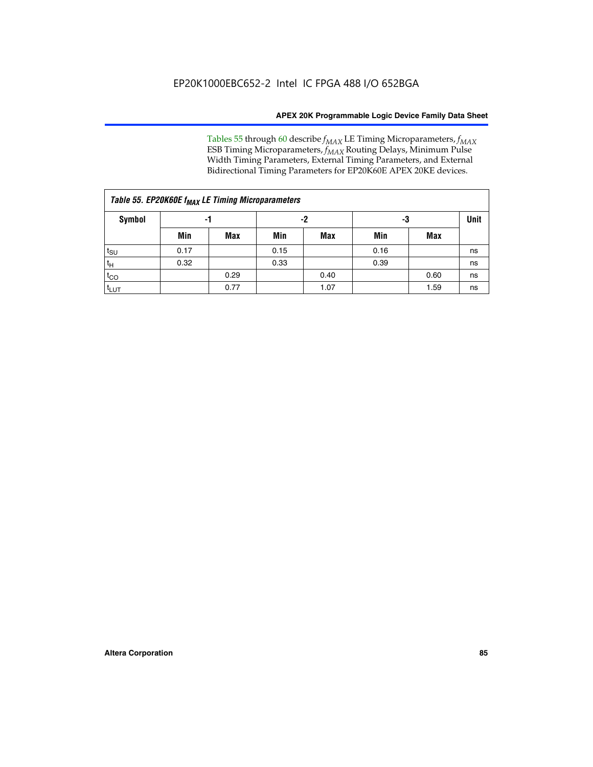Tables 55 through 60 describe $f_{MAX}$ LE Timing Microparameters, $f_{MAX}$ ESB Timing Microparameters, $f_{MAX}$ Routing Delays, Minimum Pulse Width Timing Parameters, External Timing Parameters, and External Bidirectional Timing Parameters for EP20K60E APEX 20KE devices.

| *Table 55. EP20K60E $f_{MAX}$ LE Timing Microparameters* | | | | | | | |
|---|---|---|---|---|---|---|---|
| **Symbol** | **-1** | | **-2** | | **-3** | | **Unit** |
| | **Min** | **Max** | **Min** | **Max** | **Min** | **Max** | |
| $t_{SU}$ | 0.17 | | 0.15 | | 0.16 | | ns |
| $t_H$ | 0.32 | | 0.33 | | 0.39 | | ns |
| $t_{CO}$ | | 0.29 | | 0.40 | | 0.60 | ns |
| $t_{LUT}$ | | 0.77 | | 1.07 | | 1.59 | ns |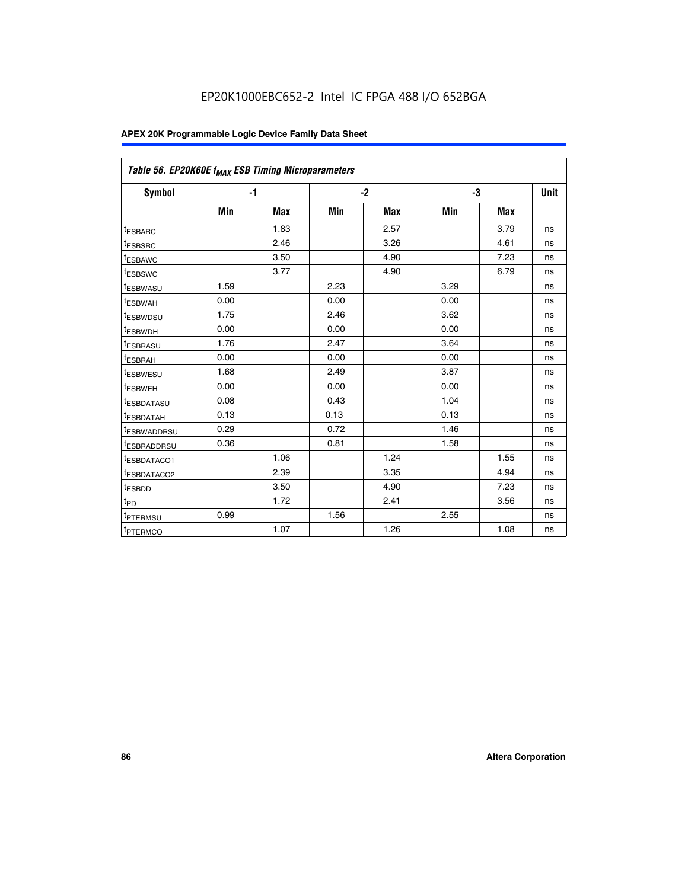Table 56. EP20K60E $f_{MAX}$ ESB Timing Microparameters

| Symbol | -1 | | -2 | | -3 | | Unit |
|---|---|---|---|---|---|---|---|
| | Min | Max | Min | Max | Min | Max | |
| $t_{ESBARC}$ | | 1.83 | | 2.57 | | 3.79 | ns |
| $t_{ESBSRC}$ | | 2.46 | | 3.26 | | 4.61 | ns |
| $t_{ESBAWC}$ | | 3.50 | | 4.90 | | 7.23 | ns |
| $t_{ESBSWC}$ | | 3.77 | | 4.90 | | 6.79 | ns |
| $t_{ESBWASU}$ | 1.59 | | 2.23 | | 3.29 | | ns |
| $t_{ESBWAH}$ | 0.00 | | 0.00 | | 0.00 | | ns |
| $t_{ESBWDSU}$ | 1.75 | | 2.46 | | 3.62 | | ns |
| $t_{ESBWDH}$ | 0.00 | | 0.00 | | 0.00 | | ns |
| $t_{ESBRASU}$ | 1.76 | | 2.47 | | 3.64 | | ns |
| $t_{ESBRAH}$ | 0.00 | | 0.00 | | 0.00 | | ns |
| $t_{ESBWESU}$ | 1.68 | | 2.49 | | 3.87 | | ns |
| $t_{ESBWEH}$ | 0.00 | | 0.00 | | 0.00 | | ns |
| $t_{ESBDATASU}$ | 0.08 | | 0.43 | | 1.04 | | ns |
| $t_{ESBDATAH}$ | 0.13 | | 0.13 | | 0.13 | | ns |
| $t_{ESBWADDRSU}$ | 0.29 | | 0.72 | | 1.46 | | ns |
| $t_{ESBRADDRSU}$ | 0.36 | | 0.81 | | 1.58 | | ns |
| $t_{ESBDATACO1}$ | | 1.06 | | 1.24 | | 1.55 | ns |
| $t_{ESBDATACO2}$ | | 2.39 | | 3.35 | | 4.94 | ns |
| $t_{ESBDD}$ | | 3.50 | | 4.90 | | 7.23 | ns |
| $t_{PD}$ | | 1.72 | | 2.41 | | 3.56 | ns |
| $t_{PTERMSU}$ | 0.99 | | 1.56 | | 2.55 | | ns |
| $t_{PTERMCO}$ | | 1.07 | | 1.26 | | 1.08 | ns |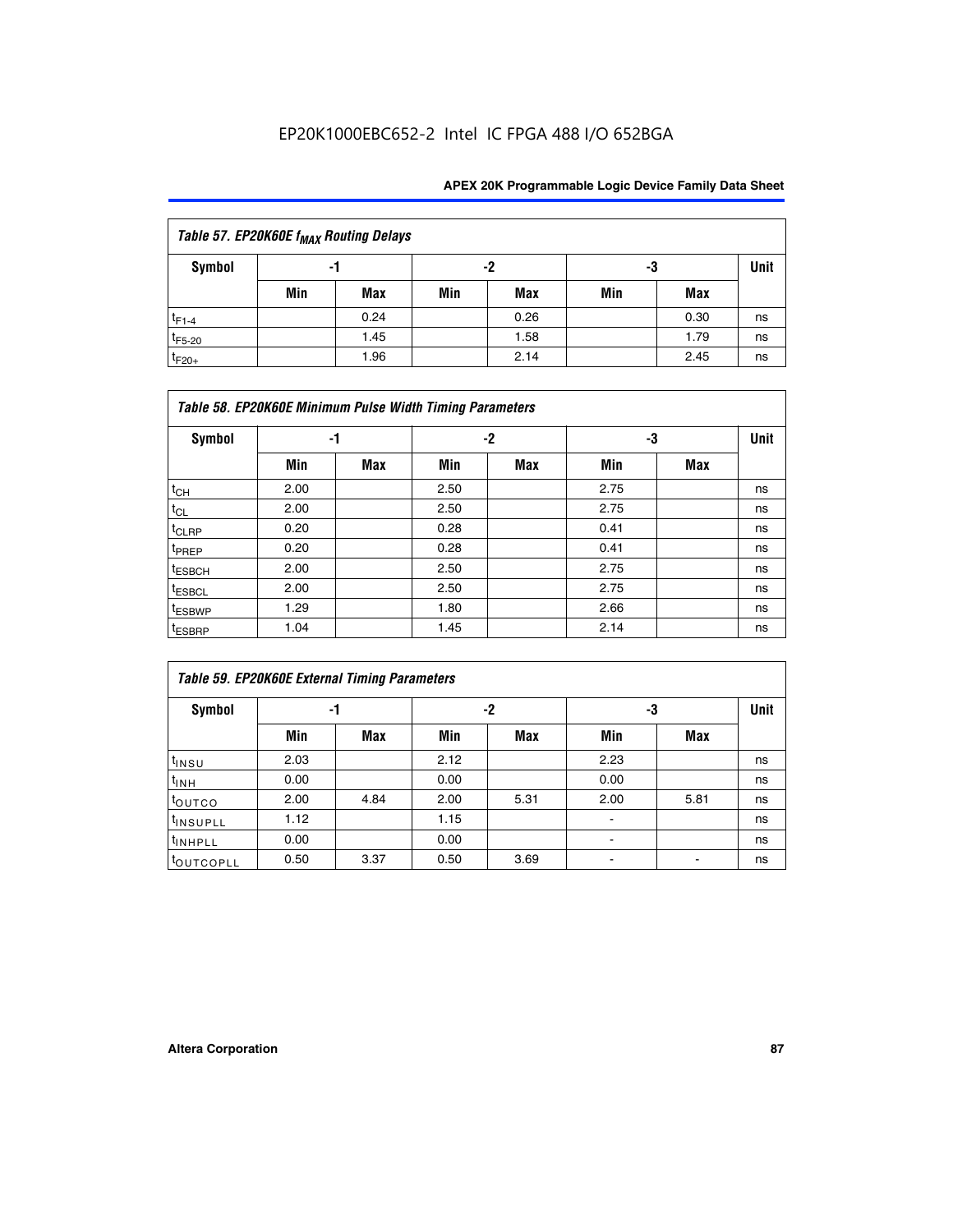EP20K1000EBC652-2 Intel IC FPGA 488 I/O 652BGA

| Table 57. EP20K60E $f_{MAX}$ Routing Delays | | | | | | | |
|---|---|---|---|---|---|---|---|
| Symbol | -1 | | -2 | | -3 | | Unit |
| | Min | Max | Min | Max | Min | Max | |
| $t_{F1-4}$ | | 0.24 | | 0.26 | | 0.30 | ns |
| $t_{F5-20}$ | | 1.45 | | 1.58 | | 1.79 | ns |
| $t_{F20+}$ | | 1.96 | | 2.14 | | 2.45 | ns |

| Table 58. EP20K60E Minimum Pulse Width Timing Parameters | | | | | | | |
|---|---|---|---|---|---|---|---|
| Symbol | -1 | | -2 | | -3 | | Unit |
| | Min | Max | Min | Max | Min | Max | |
| $t_{CH}$ | 2.00 | | 2.50 | | 2.75 | | ns |
| $t_{CL}$ | 2.00 | | 2.50 | | 2.75 | | ns |
| $t_{CLRP}$ | 0.20 | | 0.28 | | 0.41 | | ns |
| $t_{PREP}$ | 0.20 | | 0.28 | | 0.41 | | ns |
| $t_{ESBCH}$ | 2.00 | | 2.50 | | 2.75 | | ns |
| $t_{ESBCL}$ | 2.00 | | 2.50 | | 2.75 | | ns |
| $t_{ESBWP}$ | 1.29 | | 1.80 | | 2.66 | | ns |
| $t_{ESBRP}$ | 1.04 | | 1.45 | | 2.14 | | ns |

| Table 59. EP20K60E External Timing Parameters | | | | | | | |
|---|---|---|---|---|---|---|---|
| Symbol | -1 | | -2 | | -3 | | Unit |
| | Min | Max | Min | Max | Min | Max | |
| $t_{INSU}$ | 2.03 | | 2.12 | | 2.23 | | ns |
| $t_{INH}$ | 0.00 | | 0.00 | | 0.00 | | ns |
| $t_{OUTCO}$ | 2.00 | 4.84 | 2.00 | 5.31 | 2.00 | 5.81 | ns |
| $t_{INSUPLL}$ | 1.12 | | 1.15 | | - | | ns |
| $t_{INHPLL}$ | 0.00 | | 0.00 | | - | | ns |
| $t_{OUTCOPLL}$ | 0.50 | 3.37 | 0.50 | 3.69 | - | - | ns |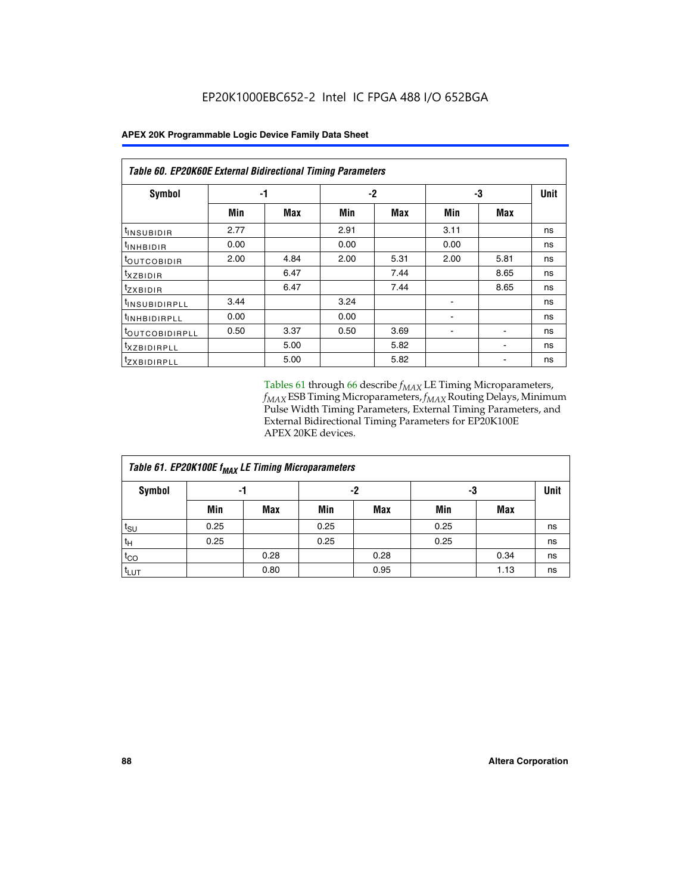EP20K1000EBC652-2 Intel IC FPGA 488 I/O 652BGA

| Table 60. EP20K60E External Bidirectional Timing Parameters | | | | | | | |
|---|---|---|---|---|---|---|---|
| Symbol | -1 | | -2 | | -3 | | Unit |
| | Min | Max | Min | Max | Min | Max | |
| $t_{INSUBIDIR}$ | 2.77 | | 2.91 | | 3.11 | | ns |
| $t_{INHBIDIR}$ | 0.00 | | 0.00 | | 0.00 | | ns |
| $t_{OUTCOBIDIR}$ | 2.00 | 4.84 | 2.00 | 5.31 | 2.00 | 5.81 | ns |
| $t_{XZBIDIR}$ | | 6.47 | | 7.44 | | 8.65 | ns |
| $t_{ZXBIDIR}$ | | 6.47 | | 7.44 | | 8.65 | ns |
| $t_{INSUBIDIRPLL}$ | 3.44 | | 3.24 | | - | | ns |
| $t_{INHBIDIRPLL}$ | 0.00 | | 0.00 | | - | | ns |
| $t_{OUTCOBIDIRPLL}$ | 0.50 | 3.37 | 0.50 | 3.69 | - | - | ns |
| $t_{XZBIDIRPLL}$ | | 5.00 | | 5.82 | | - | ns |
| $t_{ZXBIDIRPLL}$ | | 5.00 | | 5.82 | | - | ns |

Tables 61 through 66 describe $f_{MAX}$ LE Timing Microparameters, $f_{MAX}$ ESB Timing Microparameters, $f_{MAX}$ Routing Delays, Minimum Pulse Width Timing Parameters, External Timing Parameters, and External Bidirectional Timing Parameters for EP20K100E APEX 20KE devices.

| Table 61. EP20K100E $f_{MAX}$ LE Timing Microparameters | | | | | | | |
|---|---|---|---|---|---|---|---|
| Symbol | -1 | | -2 | | -3 | | Unit |
| | Min | Max | Min | Max | Min | Max | |
| $t_{SU}$ | 0.25 | | 0.25 | | 0.25 | | ns |
| $t_{H}$ | 0.25 | | 0.25 | | 0.25 | | ns |
| $t_{CO}$ | | 0.28 | | 0.28 | | 0.34 | ns |
| $t_{LUT}$ | | 0.80 | | 0.95 | | 1.13 | ns |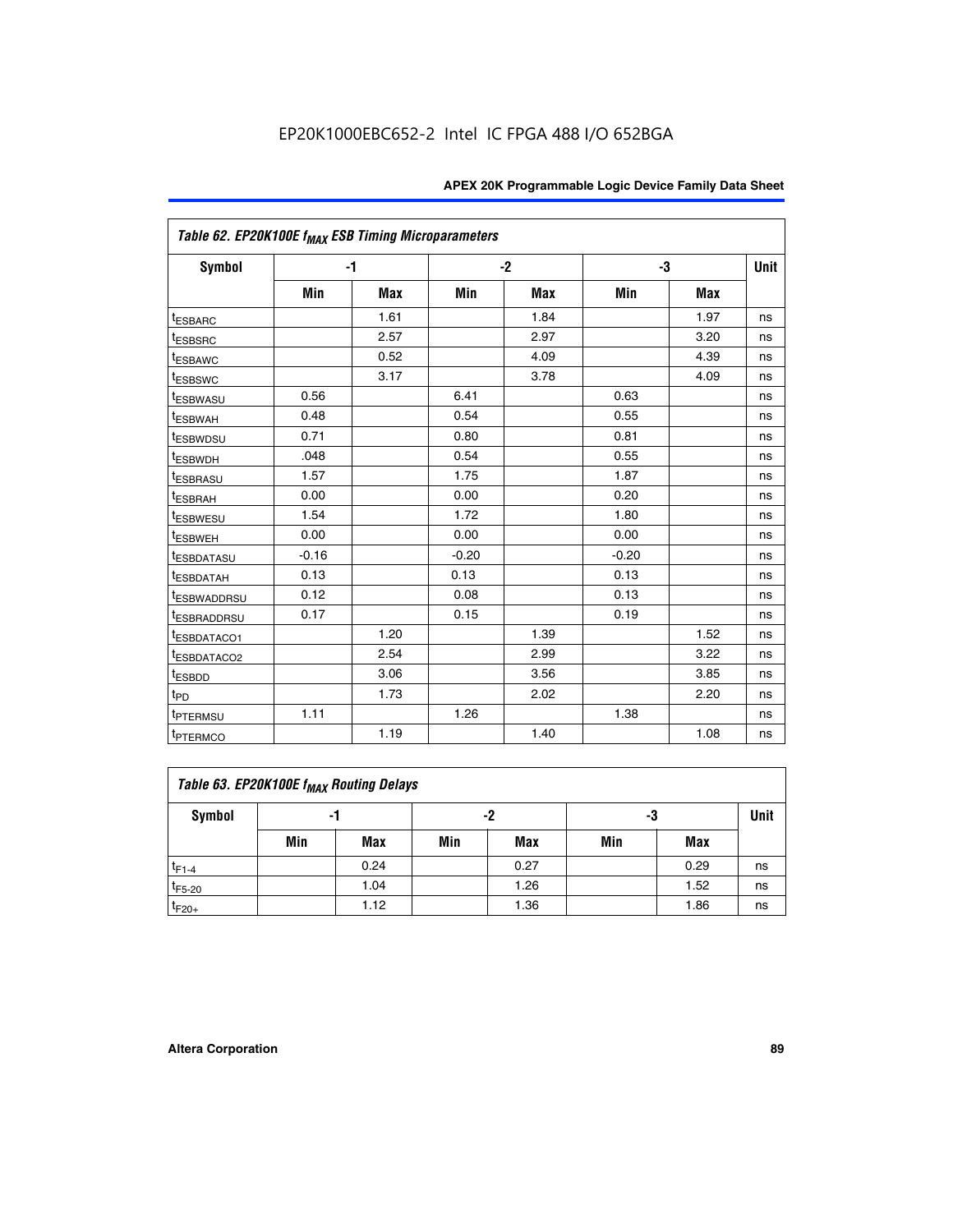EP20K1000EBC652-2 Intel IC FPGA 488 I/O 652BGA

| Table 62. EP20K100E $f_{MAX}$ ESB Timing Microparameters | | | | | | | |
|---|---|---|---|---|---|---|---|
| Symbol | -1 | | -2 | | -3 | | Unit |
| | Min | Max | Min | Max | Min | Max | |
| $t_{ESBARC}$ | | 1.61 | | 1.84 | | 1.97 | ns |
| $t_{ESBSRC}$ | | 2.57 | | 2.97 | | 3.20 | ns |
| $t_{ESBAWC}$ | | 0.52 | | 4.09 | | 4.39 | ns |
| $t_{ESBSWC}$ | | 3.17 | | 3.78 | | 4.09 | ns |
| $t_{ESBWASU}$ | 0.56 | | 6.41 | | 0.63 | | ns |
| $t_{ESBWAH}$ | 0.48 | | 0.54 | | 0.55 | | ns |
| $t_{ESBWDSU}$ | 0.71 | | 0.80 | | 0.81 | | ns |
| $t_{ESBWDH}$ | .048 | | 0.54 | | 0.55 | | ns |
| $t_{ESBRASU}$ | 1.57 | | 1.75 | | 1.87 | | ns |
| $t_{ESBRAH}$ | 0.00 | | 0.00 | | 0.20 | | ns |
| $t_{ESBWESU}$ | 1.54 | | 1.72 | | 1.80 | | ns |
| $t_{ESBWEH}$ | 0.00 | | 0.00 | | 0.00 | | ns |
| $t_{ESBDATASU}$ | -0.16 | | -0.20 | | -0.20 | | ns |
| $t_{ESBDATAH}$ | 0.13 | | 0.13 | | 0.13 | | ns |
| $t_{ESBWADDRSU}$ | 0.12 | | 0.08 | | 0.13 | | ns |
| $t_{ESBRADDRSU}$ | 0.17 | | 0.15 | | 0.19 | | ns |
| $t_{ESBDATACO1}$ | | 1.20 | | 1.39 | | 1.52 | ns |
| $t_{ESBDATACO2}$ | | 2.54 | | 2.99 | | 3.22 | ns |
| $t_{ESBDD}$ | | 3.06 | | 3.56 | | 3.85 | ns |
| $t_{PD}$ | | 1.73 | | 2.02 | | 2.20 | ns |
| $t_{PTERMSU}$ | 1.11 | | 1.26 | | 1.38 | | ns |
| $t_{PTERMCO}$ | | 1.19 | | 1.40 | | 1.08 | ns |

| Table 63. EP20K100E $f_{MAX}$ Routing Delays | | | | | | | |
|---|---|---|---|---|---|---|---|
| Symbol | -1 | | -2 | | -3 | | Unit |
| | Min | Max | Min | Max | Min | Max | |
| $t_{F1-4}$ | | 0.24 | | 0.27 | | 0.29 | ns |
| $t_{F5-20}$ | | 1.04 | | 1.26 | | 1.52 | ns |
| $t_{F20+}$ | | 1.12 | | 1.36 | | 1.86 | ns |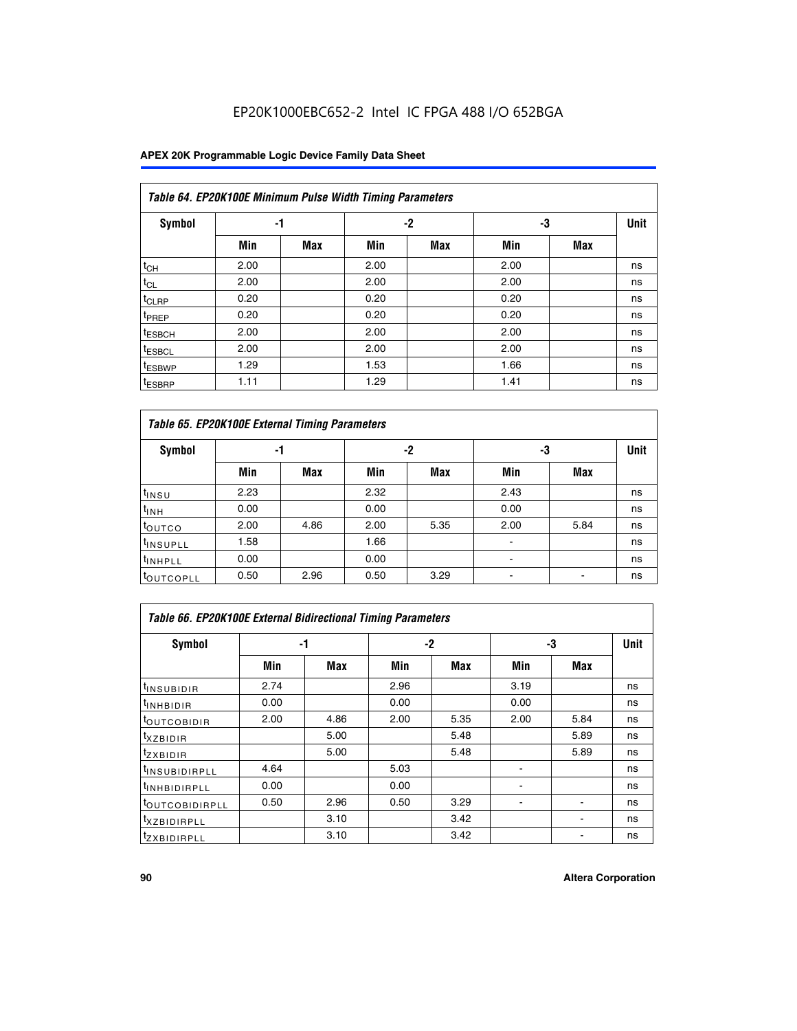EP20K1000EBC652-2 Intel IC FPGA 488 I/O 652BGA

| *Table 64. EP20K100E Minimum Pulse Width Timing Parameters* | | | | | | | |
|---|---|---|---|---|---|---|---|
| **Symbol** | **-1** | | **-2** | | **-3** | | **Unit** |
| | **Min** | **Max** | **Min** | **Max** | **Min** | **Max** | |
| $t_{CH}$ | 2.00 | | 2.00 | | 2.00 | | ns |
| $t_{CL}$ | 2.00 | | 2.00 | | 2.00 | | ns |
| $t_{CLRP}$ | 0.20 | | 0.20 | | 0.20 | | ns |
| $t_{PREP}$ | 0.20 | | 0.20 | | 0.20 | | ns |
| $t_{ESBCH}$ | 2.00 | | 2.00 | | 2.00 | | ns |
| $t_{ESBCL}$ | 2.00 | | 2.00 | | 2.00 | | ns |
| $t_{ESBWP}$ | 1.29 | | 1.53 | | 1.66 | | ns |
| $t_{ESBRP}$ | 1.11 | | 1.29 | | 1.41 | | ns |

| *Table 65. EP20K100E External Timing Parameters* | | | | | | | |
|---|---|---|---|---|---|---|---|
| **Symbol** | **-1** | | **-2** | | **-3** | | **Unit** |
| | **Min** | **Max** | **Min** | **Max** | **Min** | **Max** | |
| $t_{INSU}$ | 2.23 | | 2.32 | | 2.43 | | ns |
| $t_{INH}$ | 0.00 | | 0.00 | | 0.00 | | ns |
| $t_{OUTCO}$ | 2.00 | 4.86 | 2.00 | 5.35 | 2.00 | 5.84 | ns |
| $t_{INSUPLL}$ | 1.58 | | 1.66 | | - | | ns |
| $t_{INHPLL}$ | 0.00 | | 0.00 | | - | | ns |
| $t_{OUTCOPLL}$ | 0.50 | 2.96 | 0.50 | 3.29 | - | - | ns |

| *Table 66. EP20K100E External Bidirectional Timing Parameters* | | | | | | | |
|---|---|---|---|---|---|---|---|
| **Symbol** | **-1** | | **-2** | | **-3** | | **Unit** |
| | **Min** | **Max** | **Min** | **Max** | **Min** | **Max** | |
| $t_{INSUBIDIR}$ | 2.74 | | 2.96 | | 3.19 | | ns |
| $t_{INHBIDIR}$ | 0.00 | | 0.00 | | 0.00 | | ns |
| $t_{OUTCOBIDIR}$ | 2.00 | 4.86 | 2.00 | 5.35 | 2.00 | 5.84 | ns |
| $t_{XZBIDIR}$ | | 5.00 | | 5.48 | | 5.89 | ns |
| $t_{ZXBIDIR}$ | | 5.00 | | 5.48 | | 5.89 | ns |
| $t_{INSUBIDIRPLL}$ | 4.64 | | 5.03 | | - | | ns |
| $t_{INHBIDIRPLL}$ | 0.00 | | 0.00 | | - | | ns |
| $t_{OUTCOBIDIRPLL}$ | 0.50 | 2.96 | 0.50 | 3.29 | - | - | ns |
| $t_{XZBIDIRPLL}$ | | 3.10 | | 3.42 | | - | ns |
| $t_{ZXBIDIRPLL}$ | | 3.10 | | 3.42 | | - | ns |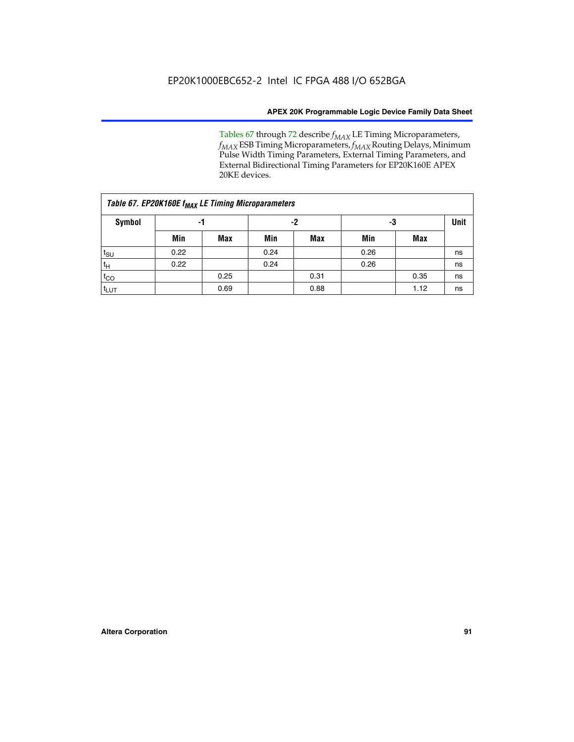Tables 67 through 72 describe $f_{MAX}$ LE Timing Microparameters, $f_{MAX}$ ESB Timing Microparameters, $f_{MAX}$ Routing Delays, Minimum Pulse Width Timing Parameters, External Timing Parameters, and External Bidirectional Timing Parameters for EP20K160E APEX 20KE devices.

| *Table 67. EP20K160E $f_{MAX}$ LE Timing Microparameters* | | | | | | | |
|---|---|---|---|---|---|---|---|
| **Symbol** | **-1** | | **-2** | | **-3** | | **Unit** |
| | **Min** | **Max** | **Min** | **Max** | **Min** | **Max** | |
| $t_{SU}$ | 0.22 | | 0.24 | | 0.26 | | ns |
| $t_{H}$ | 0.22 | | 0.24 | | 0.26 | | ns |
| $t_{CO}$ | | 0.25 | | 0.31 | | 0.35 | ns |
| $t_{LUT}$ | | 0.69 | | 0.88 | | 1.12 | ns |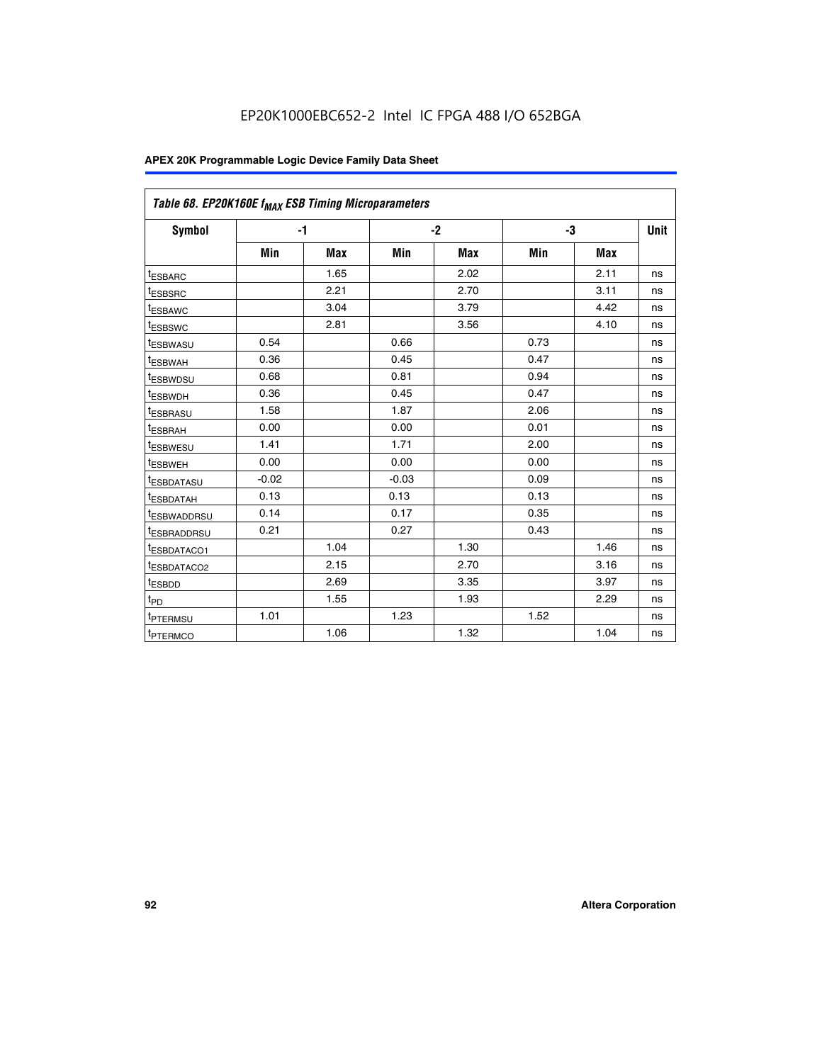EP20K1000EBC652-2 Intel IC FPGA 488 I/O 652BGA

| Table 68. EP20K160E $f_{MAX}$ ESB Timing Microparameters | | | | | | | |
|---|---|---|---|---|---|---|---|
| Symbol | -1 | | -2 | | -3 | | Unit |
| | Min | Max | Min | Max | Min | Max | |
| $t_{ESBARC}$ | | 1.65 | | 2.02 | | 2.11 | ns |
| $t_{ESBSRC}$ | | 2.21 | | 2.70 | | 3.11 | ns |
| $t_{ESBAWC}$ | | 3.04 | | 3.79 | | 4.42 | ns |
| $t_{ESBSWC}$ | | 2.81 | | 3.56 | | 4.10 | ns |
| $t_{ESBWASU}$ | 0.54 | | 0.66 | | 0.73 | | ns |
| $t_{ESBWAH}$ | 0.36 | | 0.45 | | 0.47 | | ns |
| $t_{ESBWDSU}$ | 0.68 | | 0.81 | | 0.94 | | ns |
| $t_{ESBWDH}$ | 0.36 | | 0.45 | | 0.47 | | ns |
| $t_{ESBRASU}$ | 1.58 | | 1.87 | | 2.06 | | ns |
| $t_{ESBRAH}$ | 0.00 | | 0.00 | | 0.01 | | ns |
| $t_{ESBWESU}$ | 1.41 | | 1.71 | | 2.00 | | ns |
| $t_{ESBWEH}$ | 0.00 | | 0.00 | | 0.00 | | ns |
| $t_{ESBDATASU}$ | -0.02 | | -0.03 | | 0.09 | | ns |
| $t_{ESBDATAH}$ | 0.13 | | 0.13 | | 0.13 | | ns |
| $t_{ESBWADDRSU}$ | 0.14 | | 0.17 | | 0.35 | | ns |
| $t_{ESBRADDRSU}$ | 0.21 | | 0.27 | | 0.43 | | ns |
| $t_{ESBDATACO1}$ | | 1.04 | | 1.30 | | 1.46 | ns |
| $t_{ESBDATACO2}$ | | 2.15 | | 2.70 | | 3.16 | ns |
| $t_{ESBDD}$ | | 2.69 | | 3.35 | | 3.97 | ns |
| $t_{PD}$ | | 1.55 | | 1.93 | | 2.29 | ns |
| $t_{PTERMSU}$ | 1.01 | | 1.23 | | 1.52 | | ns |
| $t_{PTERMCO}$ | | 1.06 | | 1.32 | | 1.04 | ns |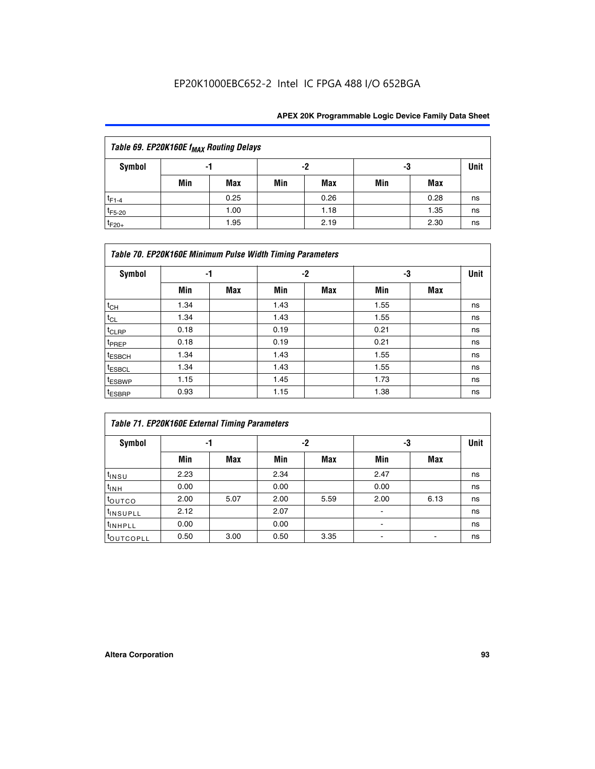| Table 69. EP20K160E $f_{MAX}$ Routing Delays | | | | | | | |
|---|---|---|---|---|---|---|---|
| Symbol | -1 | | -2 | | -3 | | Unit |
| | Min | Max | Min | Max | Min | Max | |
| $t_{F1-4}$ | | 0.25 | | 0.26 | | 0.28 | ns |
| $t_{F5-20}$ | | 1.00 | | 1.18 | | 1.35 | ns |
| $t_{F20+}$ | | 1.95 | | 2.19 | | 2.30 | ns |

| Table 70. EP20K160E Minimum Pulse Width Timing Parameters | | | | | | | |
|---|---|---|---|---|---|---|---|
| Symbol | -1 | | -2 | | -3 | | Unit |
| | Min | Max | Min | Max | Min | Max | |
| $t_{CH}$ | 1.34 | | 1.43 | | 1.55 | | ns |
| $t_{CL}$ | 1.34 | | 1.43 | | 1.55 | | ns |
| $t_{CLRP}$ | 0.18 | | 0.19 | | 0.21 | | ns |
| $t_{PREP}$ | 0.18 | | 0.19 | | 0.21 | | ns |
| $t_{ESBCH}$ | 1.34 | | 1.43 | | 1.55 | | ns |
| $t_{ESBCL}$ | 1.34 | | 1.43 | | 1.55 | | ns |
| $t_{ESBWP}$ | 1.15 | | 1.45 | | 1.73 | | ns |
| $t_{ESBRP}$ | 0.93 | | 1.15 | | 1.38 | | ns |

| Table 71. EP20K160E External Timing Parameters | | | | | | | |
|---|---|---|---|---|---|---|---|
| Symbol | -1 | | -2 | | -3 | | Unit |
| | Min | Max | Min | Max | Min | Max | |
| $t_{INSU}$ | 2.23 | | 2.34 | | 2.47 | | ns |
| $t_{INH}$ | 0.00 | | 0.00 | | 0.00 | | ns |
| $t_{OUTCO}$ | 2.00 | 5.07 | 2.00 | 5.59 | 2.00 | 6.13 | ns |
| $t_{INSUPLL}$ | 2.12 | | 2.07 | | - | | ns |
| $t_{INHPLL}$ | 0.00 | | 0.00 | | - | | ns |
| $t_{OUTCOPLL}$ | 0.50 | 3.00 | 0.50 | 3.35 | - | - | ns |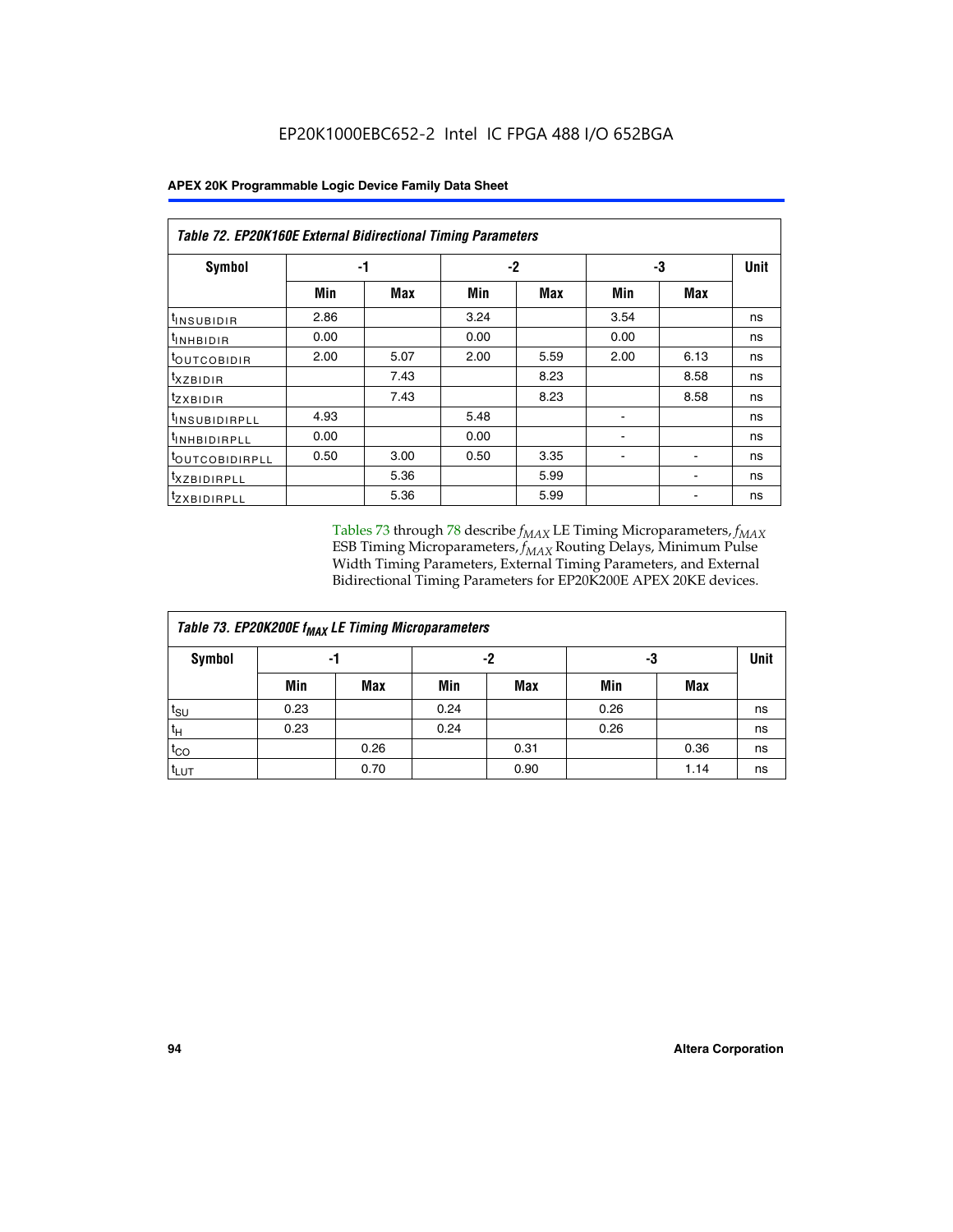EP20K1000EBC652-2 Intel IC FPGA 488 I/O 652BGA

| Table 72. EP20K160E External Bidirectional Timing Parameters | | | | | | | |
|---|---|---|---|---|---|---|---|
| Symbol | -1 | | -2 | | -3 | | Unit |
| | Min | Max | Min | Max | Min | Max | |
| $t_{INSUBIDIR}$ | 2.86 | | 3.24 | | 3.54 | | ns |
| $t_{INHBIDIR}$ | 0.00 | | 0.00 | | 0.00 | | ns |
| $t_{OUTCOBIDIR}$ | 2.00 | 5.07 | 2.00 | 5.59 | 2.00 | 6.13 | ns |
| $t_{XZBIDIR}$ | | 7.43 | | 8.23 | | 8.58 | ns |
| $t_{ZXBIDIR}$ | | 7.43 | | 8.23 | | 8.58 | ns |
| $t_{INSUBIDIRPLL}$ | 4.93 | | 5.48 | | - | | ns |
| $t_{INHBIDIRPLL}$ | 0.00 | | 0.00 | | - | | ns |
| $t_{OUTCOBIDIRPLL}$ | 0.50 | 3.00 | 0.50 | 3.35 | - | - | ns |
| $t_{XZBIDIRPLL}$ | | 5.36 | | 5.99 | | - | ns |
| $t_{ZXBIDIRPLL}$ | | 5.36 | | 5.99 | | - | ns |

Tables 73 through 78 describe $f_{MAX}$ LE Timing Microparameters, $f_{MAX}$ ESB Timing Microparameters, $f_{MAX}$ Routing Delays, Minimum Pulse Width Timing Parameters, External Timing Parameters, and External Bidirectional Timing Parameters for EP20K200E APEX 20KE devices.

| Table 73. EP20K200E $f_{MAX}$ LE Timing Microparameters | | | | | | | |
|---|---|---|---|---|---|---|---|
| Symbol | -1 | | -2 | | -3 | | Unit |
| | Min | Max | Min | Max | Min | Max | |
| $t_{SU}$ | 0.23 | | 0.24 | | 0.26 | | ns |
| $t_H$ | 0.23 | | 0.24 | | 0.26 | | ns |
| $t_{CO}$ | | 0.26 | | 0.31 | | 0.36 | ns |
| $t_{LUT}$ | | 0.70 | | 0.90 | | 1.14 | ns |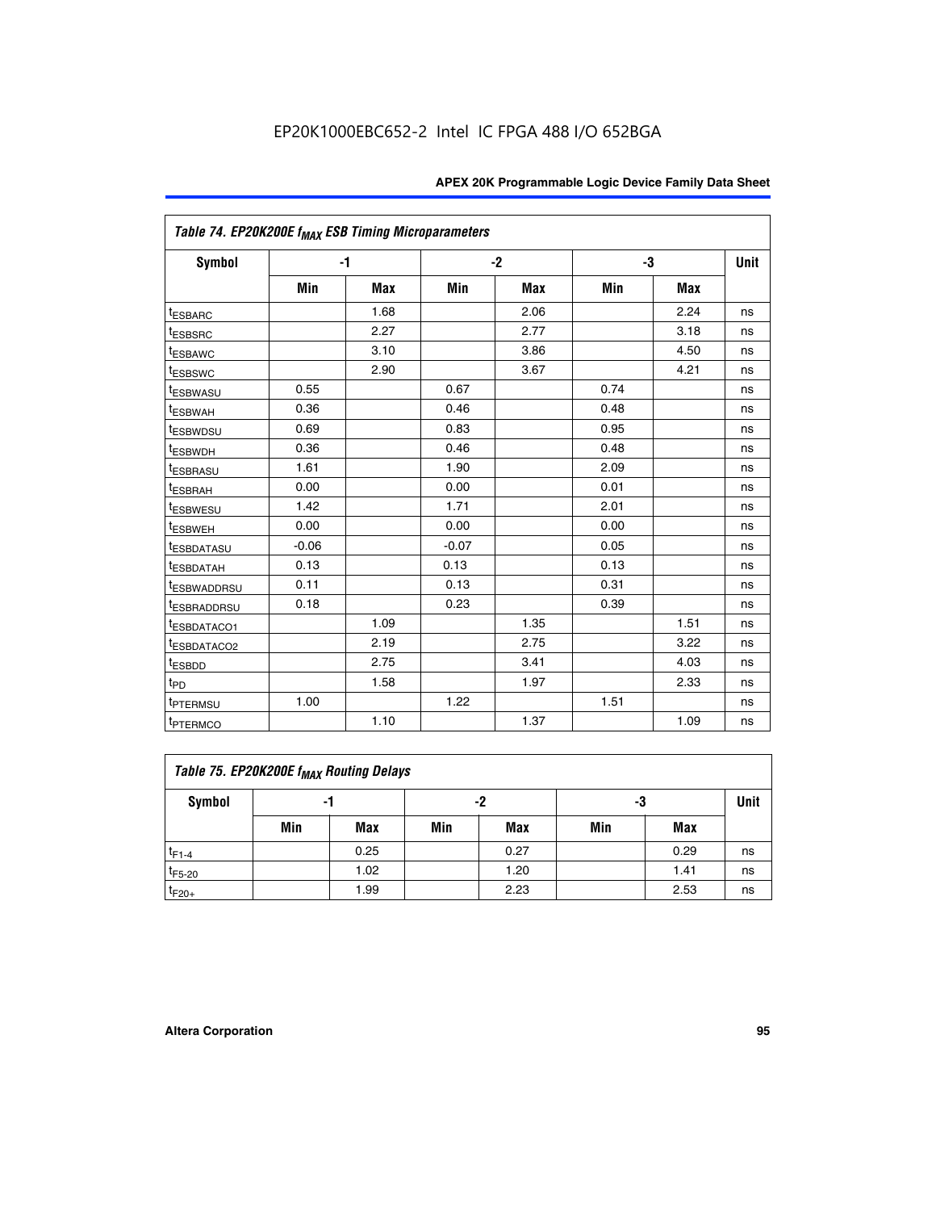### Table 74. EP20K200E $f_{MAX}$ ESB Timing Microparameters

| Symbol | -1 | | -2 | | -3 | | Unit |
|---|---|---|---|---|---|---|---|
| | Min | Max | Min | Max | Min | Max | |
| $t_{ESBARC}$ | | 1.68 | | 2.06 | | 2.24 | ns |
| $t_{ESBSRC}$ | | 2.27 | | 2.77 | | 3.18 | ns |
| $t_{ESBAWC}$ | | 3.10 | | 3.86 | | 4.50 | ns |
| $t_{ESBSWC}$ | | 2.90 | | 3.67 | | 4.21 | ns |
| $t_{ESBWASU}$ | 0.55 | | 0.67 | | 0.74 | | ns |
| $t_{ESBWAH}$ | 0.36 | | 0.46 | | 0.48 | | ns |
| $t_{ESBWDSU}$ | 0.69 | | 0.83 | | 0.95 | | ns |
| $t_{ESBWDH}$ | 0.36 | | 0.46 | | 0.48 | | ns |
| $t_{ESBRASU}$ | 1.61 | | 1.90 | | 2.09 | | ns |
| $t_{ESBRAH}$ | 0.00 | | 0.00 | | 0.01 | | ns |
| $t_{ESBWESU}$ | 1.42 | | 1.71 | | 2.01 | | ns |
| $t_{ESBWEH}$ | 0.00 | | 0.00 | | 0.00 | | ns |
| $t_{ESBDATASU}$ | -0.06 | | -0.07 | | 0.05 | | ns |
| $t_{ESBDATAH}$ | 0.13 | | 0.13 | | 0.13 | | ns |
| $t_{ESBWADDRSU}$ | 0.11 | | 0.13 | | 0.31 | | ns |
| $t_{ESBRADDRSU}$ | 0.18 | | 0.23 | | 0.39 | | ns |
| $t_{ESBDATACO1}$ | | 1.09 | | 1.35 | | 1.51 | ns |
| $t_{ESBDATACO2}$ | | 2.19 | | 2.75 | | 3.22 | ns |
| $t_{ESBDD}$ | | 2.75 | | 3.41 | | 4.03 | ns |
| $t_{PD}$ | | 1.58 | | 1.97 | | 2.33 | ns |
| $t_{PTERMSU}$ | 1.00 | | 1.22 | | 1.51 | | ns |
| $t_{PTERMCO}$ | | 1.10 | | 1.37 | | 1.09 | ns |

### Table 75. EP20K200E $f_{MAX}$ Routing Delays

| Symbol | -1 | | -2 | | -3 | | Unit |
|---|---|---|---|---|---|---|---|
| | Min | Max | Min | Max | Min | Max | |
| $t_{F1-4}$ | | 0.25 | | 0.27 | | 0.29 | ns |
| $t_{F5-20}$ | | 1.02 | | 1.20 | | 1.41 | ns |
| $t_{F20+}$ | | 1.99 | | 2.23 | | 2.53 | ns |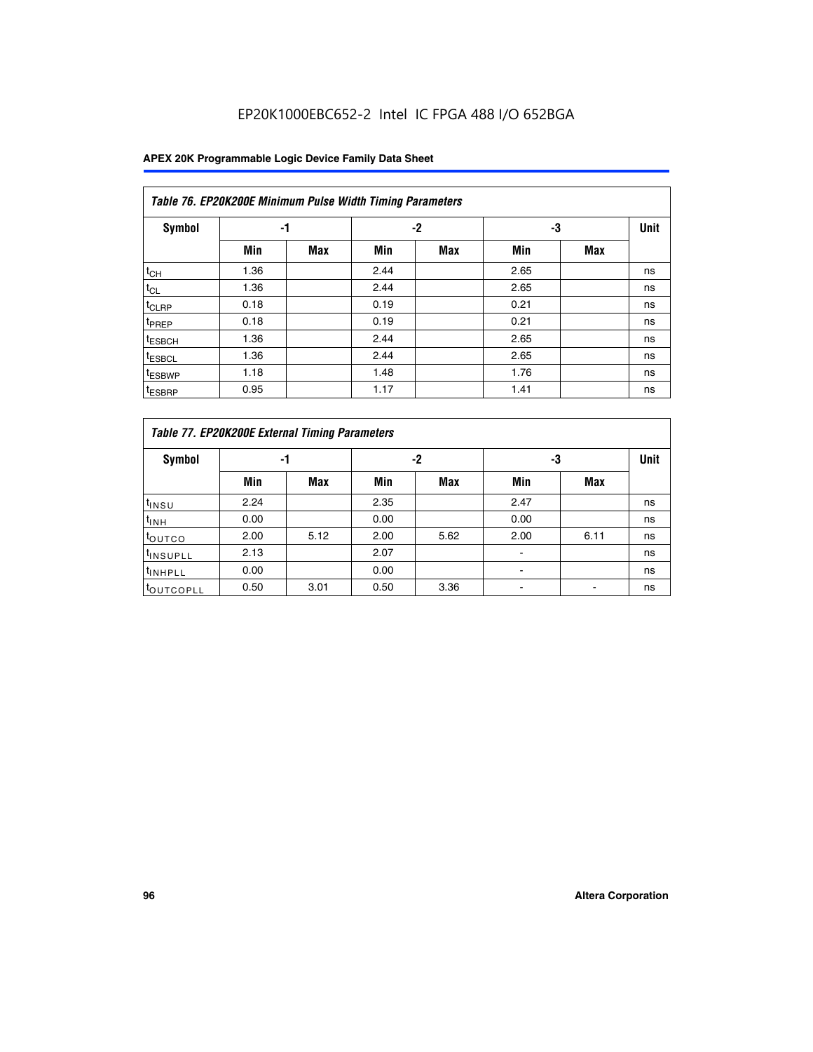### Table 76. EP20K200E Minimum Pulse Width Timing Parameters

| Symbol | -1 | | -2 | | -3 | | Unit |
|---|---|---|---|---|---|---|---|
| | Min | Max | Min | Max | Min | Max | |
| $t_{CH}$ | 1.36 | | 2.44 | | 2.65 | | ns |
| $t_{CL}$ | 1.36 | | 2.44 | | 2.65 | | ns |
| $t_{CLRP}$ | 0.18 | | 0.19 | | 0.21 | | ns |
| $t_{PREP}$ | 0.18 | | 0.19 | | 0.21 | | ns |
| $t_{ESBCH}$ | 1.36 | | 2.44 | | 2.65 | | ns |
| $t_{ESBCL}$ | 1.36 | | 2.44 | | 2.65 | | ns |
| $t_{ESBWP}$ | 1.18 | | 1.48 | | 1.76 | | ns |
| $t_{ESBRP}$ | 0.95 | | 1.17 | | 1.41 | | ns |

### Table 77. EP20K200E External Timing Parameters

| Symbol | -1 | | -2 | | -3 | | Unit |
|---|---|---|---|---|---|---|---|
| | Min | Max | Min | Max | Min | Max | |
| $t_{INSU}$ | 2.24 | | 2.35 | | 2.47 | | ns |
| $t_{INH}$ | 0.00 | | 0.00 | | 0.00 | | ns |
| $t_{OUTCO}$ | 2.00 | 5.12 | 2.00 | 5.62 | 2.00 | 6.11 | ns |
| $t_{INSUPLL}$ | 2.13 | | 2.07 | | - | | ns |
| $t_{INHPLL}$ | 0.00 | | 0.00 | | - | | ns |
| $t_{OUTCOPLL}$ | 0.50 | 3.01 | 0.50 | 3.36 | - | - | ns |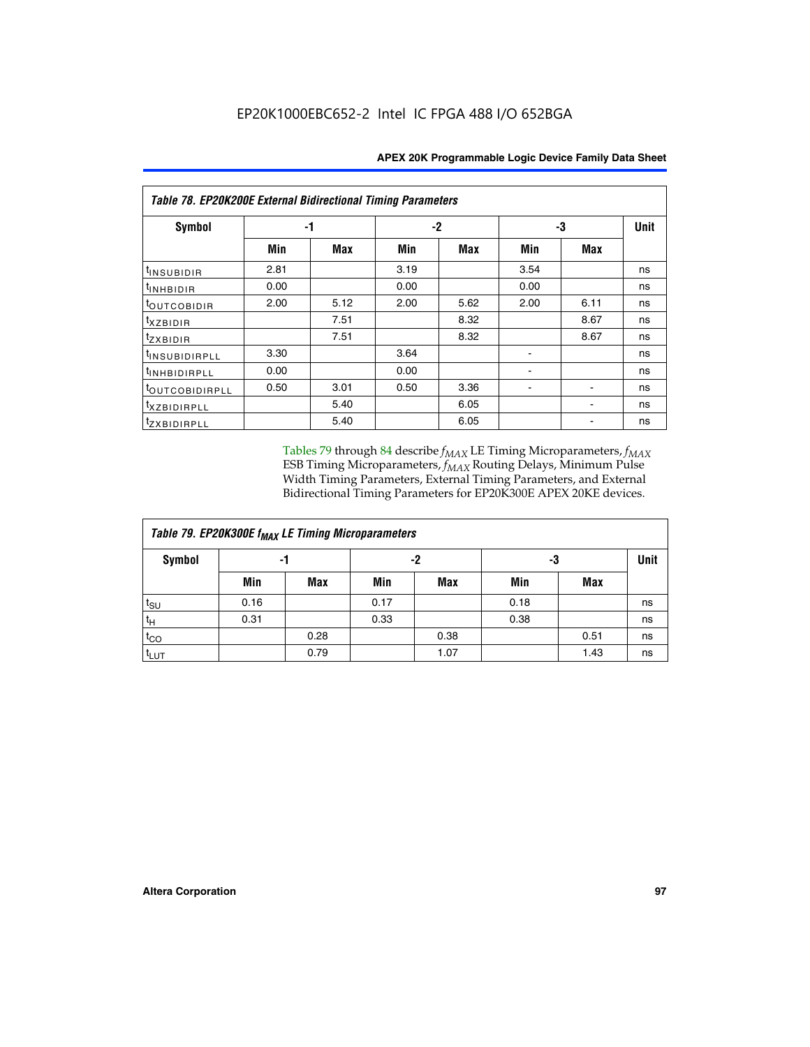EP20K1000EBC652-2 Intel IC FPGA 488 I/O 652BGA

| *Table 78. EP20K200E External Bidirectional Timing Parameters* | | | | | | | |
|---|---|---|---|---|---|---|---|
| **Symbol** | **-1** | | **-2** | | **-3** | | **Unit** |
| | **Min** | **Max** | **Min** | **Max** | **Min** | **Max** | |
| $t_{INSUBIDIR}$ | 2.81 | | 3.19 | | 3.54 | | ns |
| $t_{INHBIDIR}$ | 0.00 | | 0.00 | | 0.00 | | ns |
| $t_{OUTCOBIDIR}$ | 2.00 | 5.12 | 2.00 | 5.62 | 2.00 | 6.11 | ns |
| $t_{XZBIDIR}$ | | 7.51 | | 8.32 | | 8.67 | ns |
| $t_{ZXBIDIR}$ | | 7.51 | | 8.32 | | 8.67 | ns |
| $t_{INSUBIDIRPLL}$ | 3.30 | | 3.64 | | - | | ns |
| $t_{INHBIDIRPLL}$ | 0.00 | | 0.00 | | - | | ns |
| $t_{OUTCOBIDIRPLL}$ | 0.50 | 3.01 | 0.50 | 3.36 | - | - | ns |
| $t_{XZBIDIRPLL}$ | | 5.40 | | 6.05 | | - | ns |
| $t_{ZXBIDIRPLL}$ | | 5.40 | | 6.05 | | - | ns |

Tables 79 through 84 describe $f_{MAX}$ LE Timing Microparameters, $f_{MAX}$ ESB Timing Microparameters, $f_{MAX}$ Routing Delays, Minimum Pulse Width Timing Parameters, External Timing Parameters, and External Bidirectional Timing Parameters for EP20K300E APEX 20KE devices.

| *Table 79. EP20K300E $f_{MAX}$ LE Timing Microparameters* | | | | | | | |
|---|---|---|---|---|---|---|---|
| **Symbol** | **-1** | | **-2** | | **-3** | | **Unit** |
| | **Min** | **Max** | **Min** | **Max** | **Min** | **Max** | |
| $t_{SU}$ | 0.16 | | 0.17 | | 0.18 | | ns |
| $t_H$ | 0.31 | | 0.33 | | 0.38 | | ns |
| $t_{CO}$ | | 0.28 | | 0.38 | | 0.51 | ns |
| $t_{LUT}$ | | 0.79 | | 1.07 | | 1.43 | ns |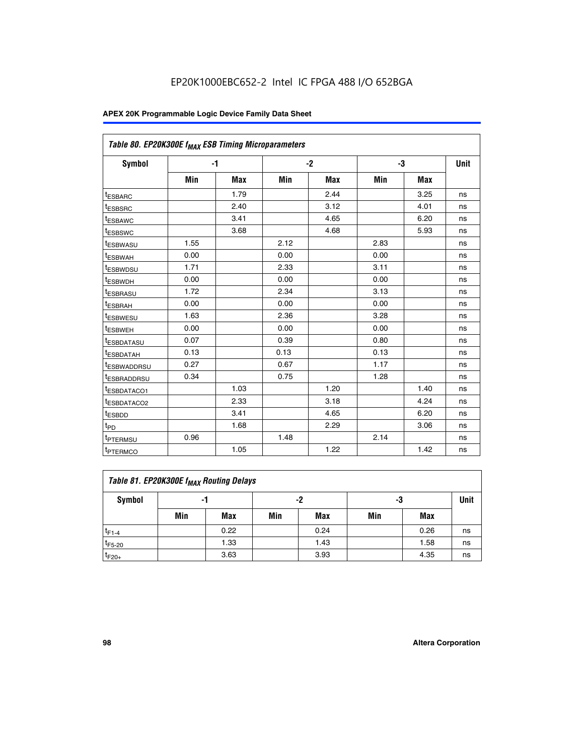EP20K1000EBC652-2 Intel IC FPGA 488 I/O 652BGA

| Table 80. EP20K300E $f_{MAX}$ ESB Timing Microparameters | | | | | | | |
|---|---|---|---|---|---|---|---|
| Symbol | -1 | | -2 | | -3 | | Unit |
| | Min | Max | Min | Max | Min | Max | |
| $t_{ESBARC}$ | | 1.79 | | 2.44 | | 3.25 | ns |
| $t_{ESBSRC}$ | | 2.40 | | 3.12 | | 4.01 | ns |
| $t_{ESBAWC}$ | | 3.41 | | 4.65 | | 6.20 | ns |
| $t_{ESBSWC}$ | | 3.68 | | 4.68 | | 5.93 | ns |
| $t_{ESBWASU}$ | 1.55 | | 2.12 | | 2.83 | | ns |
| $t_{ESBWAH}$ | 0.00 | | 0.00 | | 0.00 | | ns |
| $t_{ESBWDSU}$ | 1.71 | | 2.33 | | 3.11 | | ns |
| $t_{ESBWDH}$ | 0.00 | | 0.00 | | 0.00 | | ns |
| $t_{ESBRASU}$ | 1.72 | | 2.34 | | 3.13 | | ns |
| $t_{ESBRAH}$ | 0.00 | | 0.00 | | 0.00 | | ns |
| $t_{ESBWESU}$ | 1.63 | | 2.36 | | 3.28 | | ns |
| $t_{ESBWEH}$ | 0.00 | | 0.00 | | 0.00 | | ns |
| $t_{ESBDATASU}$ | 0.07 | | 0.39 | | 0.80 | | ns |
| $t_{ESBDATAH}$ | 0.13 | | 0.13 | | 0.13 | | ns |
| $t_{ESBWADDRSU}$ | 0.27 | | 0.67 | | 1.17 | | ns |
| $t_{ESBRADDRSU}$ | 0.34 | | 0.75 | | 1.28 | | ns |
| $t_{ESBDATACO1}$ | | 1.03 | | 1.20 | | 1.40 | ns |
| $t_{ESBDATACO2}$ | | 2.33 | | 3.18 | | 4.24 | ns |
| $t_{ESBDD}$ | | 3.41 | | 4.65 | | 6.20 | ns |
| $t_{PD}$ | | 1.68 | | 2.29 | | 3.06 | ns |
| $t_{PTERMSU}$ | 0.96 | | 1.48 | | 2.14 | | ns |
| $t_{PTERMCO}$ | | 1.05 | | 1.22 | | 1.42 | ns |

| Table 81. EP20K300E $f_{MAX}$ Routing Delays | | | | | | | |
|---|---|---|---|---|---|---|---|
| Symbol | -1 | | -2 | | -3 | | Unit |
| | Min | Max | Min | Max | Min | Max | |
| $t_{F1-4}$ | | 0.22 | | 0.24 | | 0.26 | ns |
| $t_{F5-20}$ | | 1.33 | | 1.43 | | 1.58 | ns |
| $t_{F20+}$ | | 3.63 | | 3.93 | | 4.35 | ns |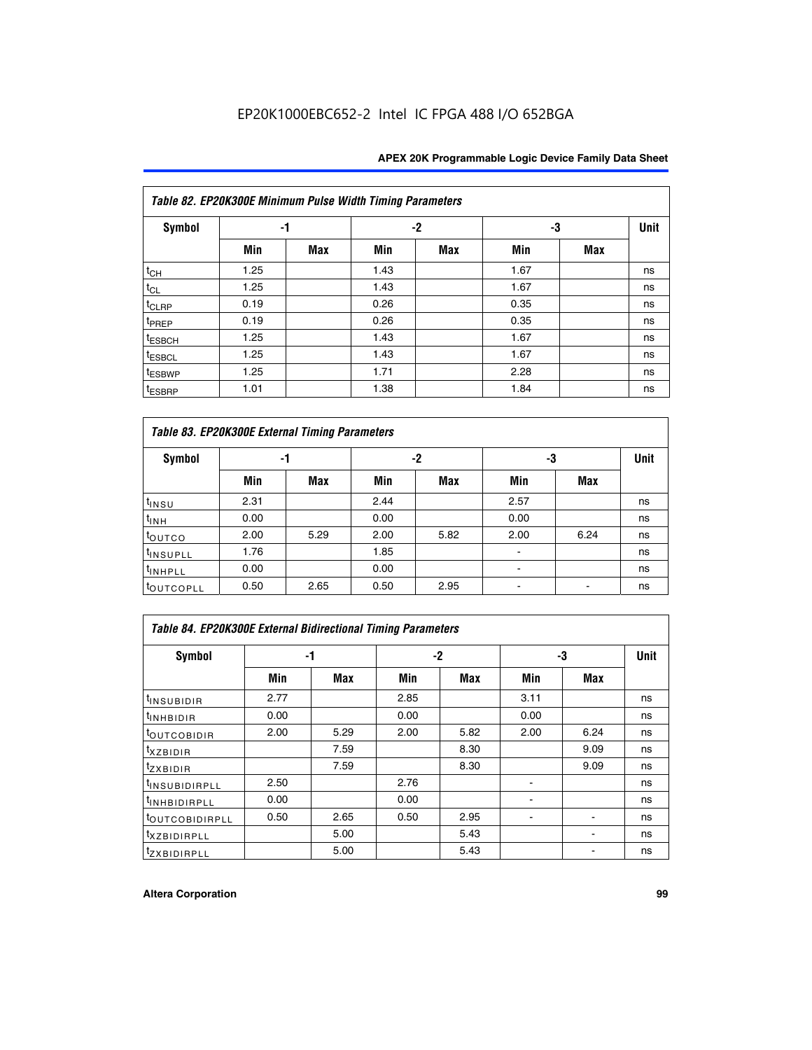EP20K1000EBC652-2 Intel IC FPGA 488 I/O 652BGA

| *Table 82. EP20K300E Minimum Pulse Width Timing Parameters* | | | | | | | |
|---|---|---|---|---|---|---|---|
| **Symbol** | **-1** | | **-2** | | **-3** | | **Unit** |
| | **Min** | **Max** | **Min** | **Max** | **Min** | **Max** | |
| $t_{CH}$ | 1.25 | | 1.43 | | 1.67 | | ns |
| $t_{CL}$ | 1.25 | | 1.43 | | 1.67 | | ns |
| $t_{CLRP}$ | 0.19 | | 0.26 | | 0.35 | | ns |
| $t_{PREP}$ | 0.19 | | 0.26 | | 0.35 | | ns |
| $t_{ESBCH}$ | 1.25 | | 1.43 | | 1.67 | | ns |
| $t_{ESBCL}$ | 1.25 | | 1.43 | | 1.67 | | ns |
| $t_{ESBWP}$ | 1.25 | | 1.71 | | 2.28 | | ns |
| $t_{ESBRP}$ | 1.01 | | 1.38 | | 1.84 | | ns |

| *Table 83. EP20K300E External Timing Parameters* | | | | | | | |
|---|---|---|---|---|---|---|---|
| **Symbol** | **-1** | | **-2** | | **-3** | | **Unit** |
| | **Min** | **Max** | **Min** | **Max** | **Min** | **Max** | |
| $t_{INSU}$ | 2.31 | | 2.44 | | 2.57 | | ns |
| $t_{INH}$ | 0.00 | | 0.00 | | 0.00 | | ns |
| $t_{OUTCO}$ | 2.00 | 5.29 | 2.00 | 5.82 | 2.00 | 6.24 | ns |
| $t_{INSUPLL}$ | 1.76 | | 1.85 | | - | | ns |
| $t_{INHPLL}$ | 0.00 | | 0.00 | | - | | ns |
| $t_{OUTCOPLL}$ | 0.50 | 2.65 | 0.50 | 2.95 | - | - | ns |

| *Table 84. EP20K300E External Bidirectional Timing Parameters* | | | | | | | |
|---|---|---|---|---|---|---|---|
| **Symbol** | **-1** | | **-2** | | **-3** | | **Unit** |
| | **Min** | **Max** | **Min** | **Max** | **Min** | **Max** | |
| $t_{INSUBIDIR}$ | 2.77 | | 2.85 | | 3.11 | | ns |
| $t_{INHBIDIR}$ | 0.00 | | 0.00 | | 0.00 | | ns |
| $t_{OUTCOBIDIR}$ | 2.00 | 5.29 | 2.00 | 5.82 | 2.00 | 6.24 | ns |
| $t_{XZBIDIR}$ | | 7.59 | | 8.30 | | 9.09 | ns |
| $t_{ZXBIDIR}$ | | 7.59 | | 8.30 | | 9.09 | ns |
| $t_{INSUBIDIRPLL}$ | 2.50 | | 2.76 | | - | | ns |
| $t_{INHBIDIRPLL}$ | 0.00 | | 0.00 | | - | | ns |
| $t_{OUTCOBIDIRPLL}$ | 0.50 | 2.65 | 0.50 | 2.95 | - | - | ns |
| $t_{XZBIDIRPLL}$ | | 5.00 | | 5.43 | | - | ns |
| $t_{ZXBIDIRPLL}$ | | 5.00 | | 5.43 | | - | ns |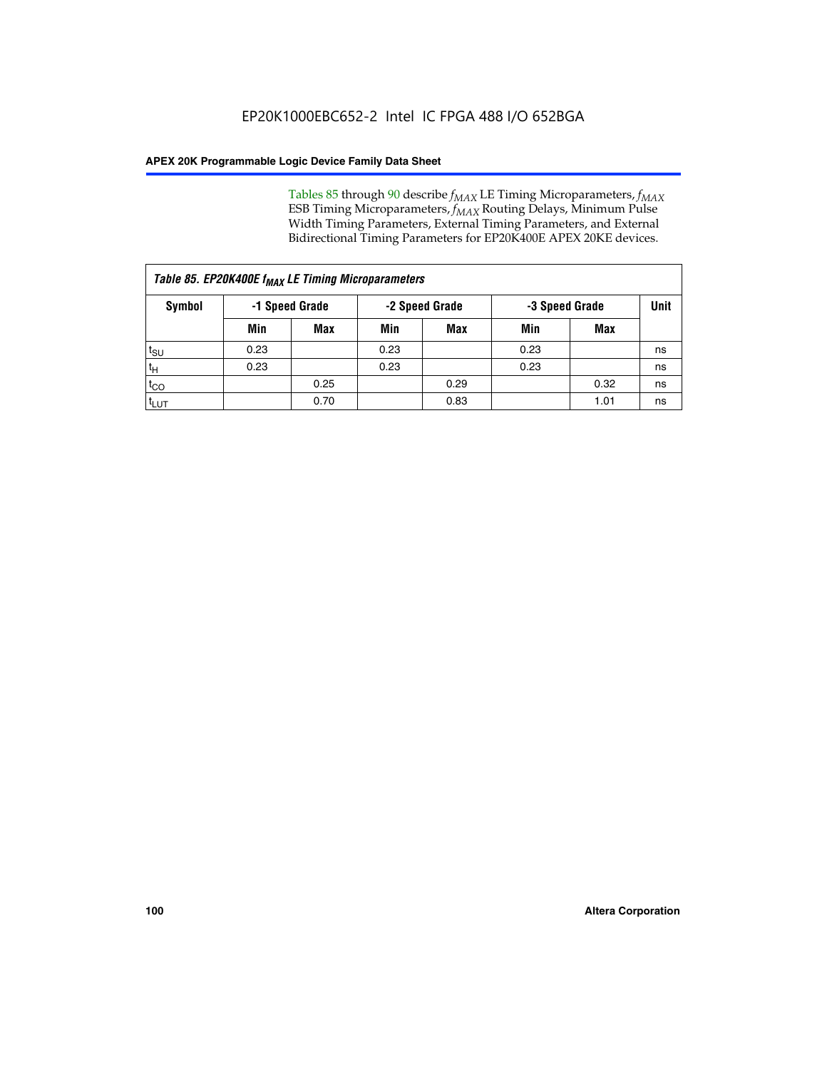Tables 85 through 90 describe $f_{MAX}$ LE Timing Microparameters, $f_{MAX}$ ESB Timing Microparameters, $f_{MAX}$ Routing Delays, Minimum Pulse Width Timing Parameters, External Timing Parameters, and External Bidirectional Timing Parameters for EP20K400E APEX 20KE devices.

| Table 85. EP20K400E $f_{MAX}$ LE Timing Microparameters | | | | | | | |
|---|---|---|---|---|---|---|---|
| Symbol | -1 Speed Grade | | -2 Speed Grade | | -3 Speed Grade | | Unit |
| | Min | Max | Min | Max | Min | Max | |
| $t_{SU}$ | 0.23 | | 0.23 | | 0.23 | | ns |
| $t_{H}$ | 0.23 | | 0.23 | | 0.23 | | ns |
| $t_{CO}$ | | 0.25 | | 0.29 | | 0.32 | ns |
| $t_{LUT}$ | | 0.70 | | 0.83 | | 1.01 | ns |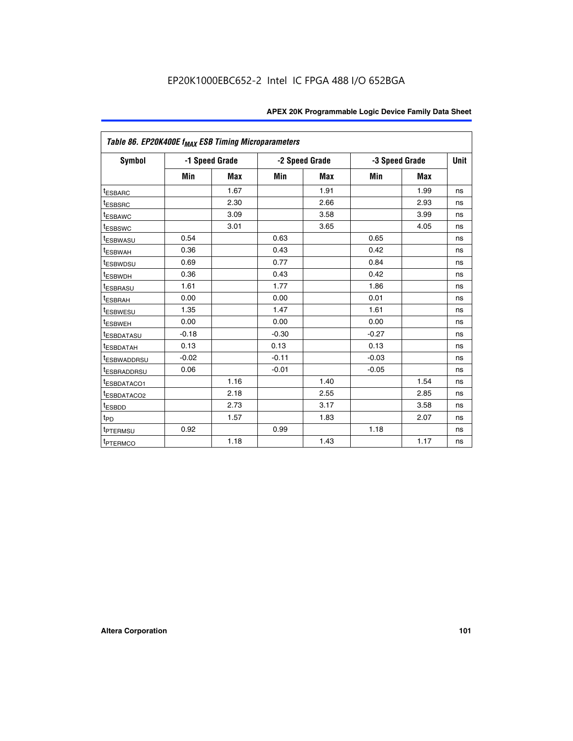EP20K1000EBC652-2 Intel IC FPGA 488 I/O 652BGA

*Table 86. EP20K400E $f_{MAX}$ ESB Timing Microparameters*

| Symbol | -1 Speed Grade | | -2 Speed Grade | | -3 Speed Grade | | Unit |
|---|---|---|---|---|---|---|---|
| | Min | Max | Min | Max | Min | Max | |
| $t_{ESBARC}$ | | 1.67 | | 1.91 | | 1.99 | ns |
| $t_{ESBSRC}$ | | 2.30 | | 2.66 | | 2.93 | ns |
| $t_{ESBAWC}$ | | 3.09 | | 3.58 | | 3.99 | ns |
| $t_{ESBSWC}$ | | 3.01 | | 3.65 | | 4.05 | ns |
| $t_{ESBWASU}$ | 0.54 | | 0.63 | | 0.65 | | ns |
| $t_{ESBWAH}$ | 0.36 | | 0.43 | | 0.42 | | ns |
| $t_{ESBWDSU}$ | 0.69 | | 0.77 | | 0.84 | | ns |
| $t_{ESBWDH}$ | 0.36 | | 0.43 | | 0.42 | | ns |
| $t_{ESBRASU}$ | 1.61 | | 1.77 | | 1.86 | | ns |
| $t_{ESBRAH}$ | 0.00 | | 0.00 | | 0.01 | | ns |
| $t_{ESBWESU}$ | 1.35 | | 1.47 | | 1.61 | | ns |
| $t_{ESBWEH}$ | 0.00 | | 0.00 | | 0.00 | | ns |
| $t_{ESBDATASU}$ | -0.18 | | -0.30 | | -0.27 | | ns |
| $t_{ESBDATAH}$ | 0.13 | | 0.13 | | 0.13 | | ns |
| $t_{ESBWADDRSU}$ | -0.02 | | -0.11 | | -0.03 | | ns |
| $t_{ESBRADDRSU}$ | 0.06 | | -0.01 | | -0.05 | | ns |
| $t_{ESBDATACO1}$ | | 1.16 | | 1.40 | | 1.54 | ns |
| $t_{ESBDATACO2}$ | | 2.18 | | 2.55 | | 2.85 | ns |
| $t_{ESBDD}$ | | 2.73 | | 3.17 | | 3.58 | ns |
| $t_{PD}$ | | 1.57 | | 1.83 | | 2.07 | ns |
| $t_{PTERMSU}$ | 0.92 | | 0.99 | | 1.18 | | ns |
| $t_{PTERMCO}$ | | 1.18 | | 1.43 | | 1.17 | ns |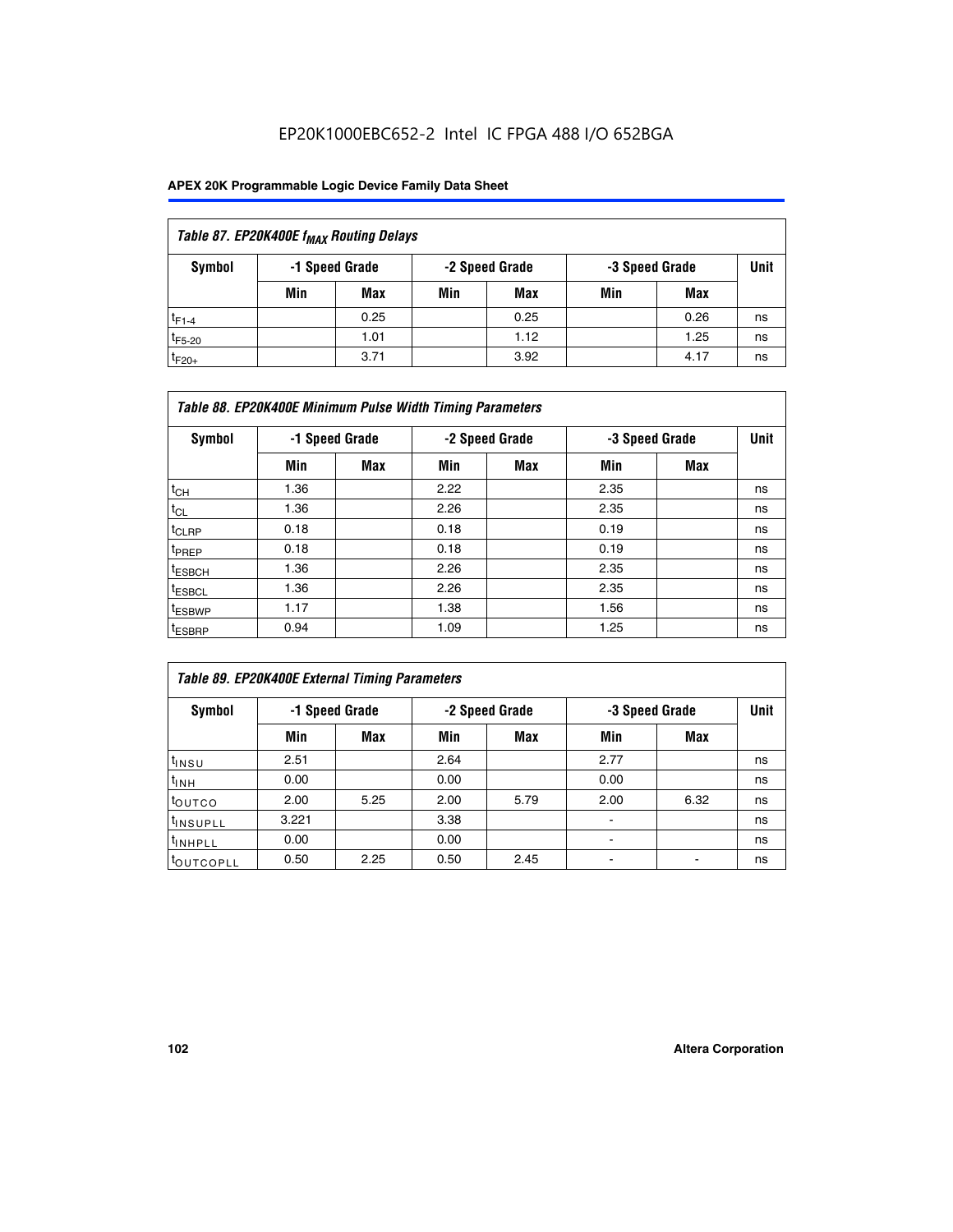EP20K1000EBC652-2 Intel IC FPGA 488 I/O 652BGA

| Table 87. EP20K400E $f_{MAX}$ Routing Delays | | | | | | | |
|---|---|---|---|---|---|---|---|
| Symbol | -1 Speed Grade | | -2 Speed Grade | | -3 Speed Grade | | Unit |
| | Min | Max | Min | Max | Min | Max | |
| $t_{F1-4}$ | | 0.25 | | 0.25 | | 0.26 | ns |
| $t_{F5-20}$ | | 1.01 | | 1.12 | | 1.25 | ns |
| $t_{F20+}$ | | 3.71 | | 3.92 | | 4.17 | ns |

| Table 88. EP20K400E Minimum Pulse Width Timing Parameters | | | | | | | |
|---|---|---|---|---|---|---|---|
| Symbol | -1 Speed Grade | | -2 Speed Grade | | -3 Speed Grade | | Unit |
| | Min | Max | Min | Max | Min | Max | |
| $t_{CH}$ | 1.36 | | 2.22 | | 2.35 | | ns |
| $t_{CL}$ | 1.36 | | 2.26 | | 2.35 | | ns |
| $t_{CLRP}$ | 0.18 | | 0.18 | | 0.19 | | ns |
| $t_{PREP}$ | 0.18 | | 0.18 | | 0.19 | | ns |
| $t_{ESBCH}$ | 1.36 | | 2.26 | | 2.35 | | ns |
| $t_{ESBCL}$ | 1.36 | | 2.26 | | 2.35 | | ns |
| $t_{ESBWP}$ | 1.17 | | 1.38 | | 1.56 | | ns |
| $t_{ESBRP}$ | 0.94 | | 1.09 | | 1.25 | | ns |

| Table 89. EP20K400E External Timing Parameters | | | | | | | |
|---|---|---|---|---|---|---|---|
| Symbol | -1 Speed Grade | | -2 Speed Grade | | -3 Speed Grade | | Unit |
| | Min | Max | Min | Max | Min | Max | |
| $t_{INSU}$ | 2.51 | | 2.64 | | 2.77 | | ns |
| $t_{INH}$ | 0.00 | | 0.00 | | 0.00 | | ns |
| $t_{OUTCO}$ | 2.00 | 5.25 | 2.00 | 5.79 | 2.00 | 6.32 | ns |
| $t_{INSUPLL}$ | 3.221 | | 3.38 | | - | | ns |
| $t_{INHPLL}$ | 0.00 | | 0.00 | | - | | ns |
| $t_{OUTCOPLL}$ | 0.50 | 2.25 | 0.50 | 2.45 | - | - | ns |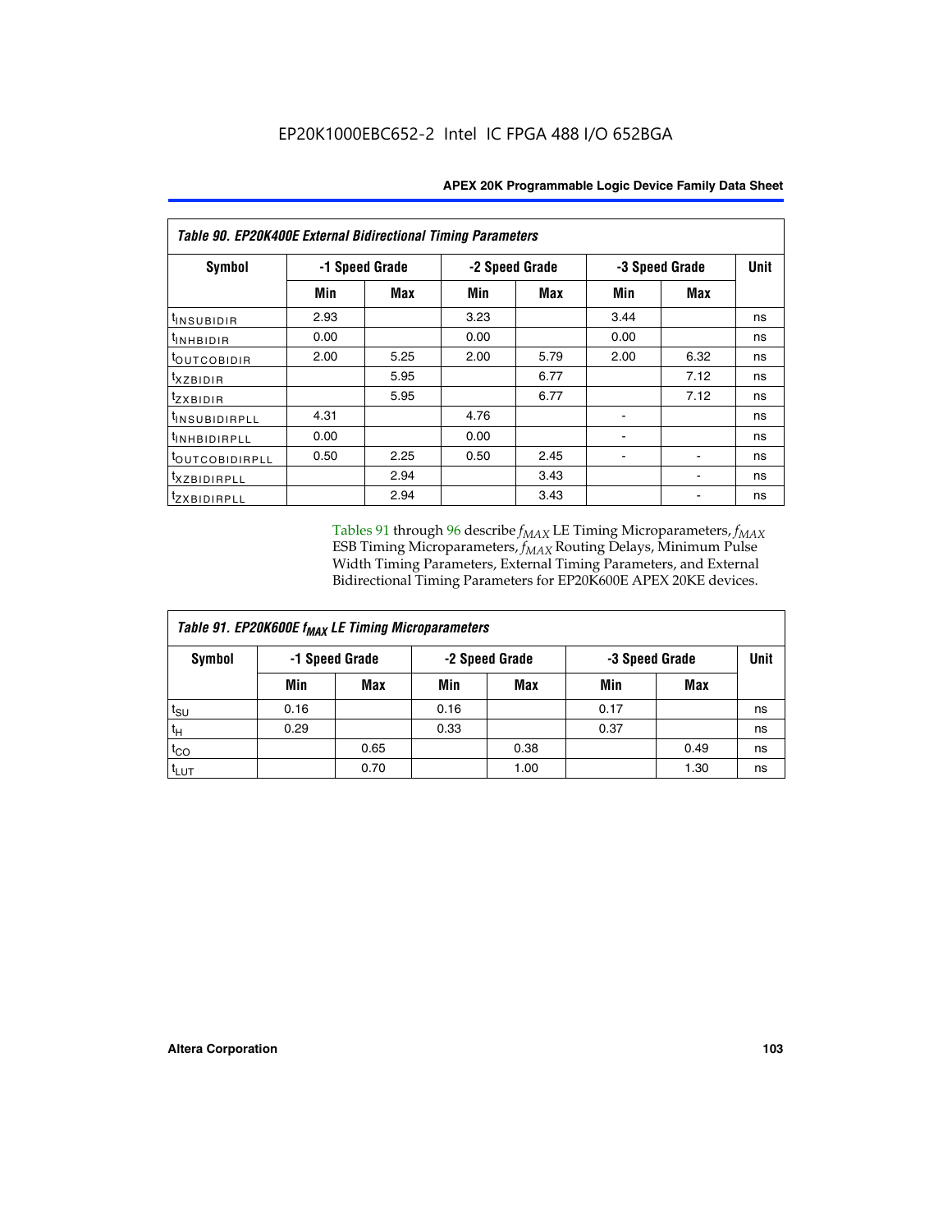**Table 90. EP20K400E External Bidirectional Timing Parameters**

| Symbol | -1 Speed Grade | | -2 Speed Grade | | -3 Speed Grade | | Unit |
|---|---|---|---|---|---|---|---|
| | Min | Max | Min | Max | Min | Max | |
| $t_{INSUBIDIR}$ | 2.93 | | 3.23 | | 3.44 | | ns |
| $t_{INHBIDIR}$ | 0.00 | | 0.00 | | 0.00 | | ns |
| $t_{OUTCOBIDIR}$ | 2.00 | 5.25 | 2.00 | 5.79 | 2.00 | 6.32 | ns |
| $t_{XZBIDIR}$ | | 5.95 | | 6.77 | | 7.12 | ns |
| $t_{ZXBIDIR}$ | | 5.95 | | 6.77 | | 7.12 | ns |
| $t_{INSUBIDIRPLL}$ | 4.31 | | 4.76 | | - | | ns |
| $t_{INHBIDIRPLL}$ | 0.00 | | 0.00 | | - | | ns |
| $t_{OUTCOBIDIRPLL}$ | 0.50 | 2.25 | 0.50 | 2.45 | - | - | ns |
| $t_{XZBIDIRPLL}$ | | 2.94 | | 3.43 | | - | ns |
| $t_{ZXBIDIRPLL}$ | | 2.94 | | 3.43 | | - | ns |

Tables 91 through 96 describe $f_{MAX}$ LE Timing Microparameters, $f_{MAX}$ ESB Timing Microparameters, $f_{MAX}$ Routing Delays, Minimum Pulse Width Timing Parameters, External Timing Parameters, and External Bidirectional Timing Parameters for EP20K600E APEX 20KE devices.

**Table 91. EP20K600E $f_{MAX}$ LE Timing Microparameters**

| Symbol | -1 Speed Grade | | -2 Speed Grade | | -3 Speed Grade | | Unit |
|---|---|---|---|---|---|---|---|
| | Min | Max | Min | Max | Min | Max | |
| $t_{SU}$ | 0.16 | | 0.16 | | 0.17 | | ns |
| $t_H$ | 0.29 | | 0.33 | | 0.37 | | ns |
| $t_{CO}$ | | 0.65 | | 0.38 | | 0.49 | ns |
| $t_{LUT}$ | | 0.70 | | 1.00 | | 1.30 | ns |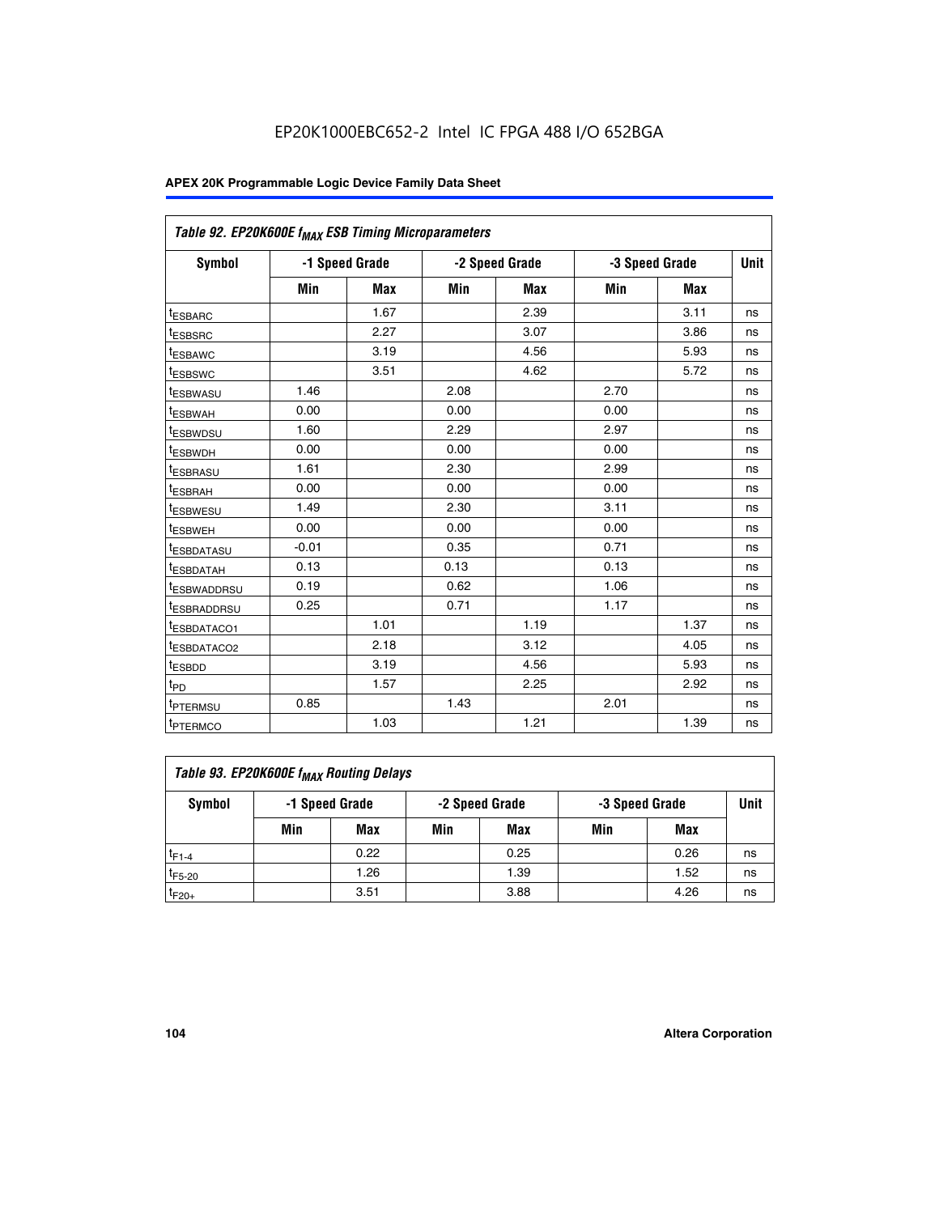EP20K1000EBC652-2 Intel IC FPGA 488 I/O 652BGA

| Table 92. EP20K600E $f_{MAX}$ ESB Timing Microparameters | | | | | | | |
|---|---|---|---|---|---|---|---|
| Symbol | -1 Speed Grade | | -2 Speed Grade | | -3 Speed Grade | | Unit |
| | Min | Max | Min | Max | Min | Max | |
| $t_{ESBARC}$ | | 1.67 | | 2.39 | | 3.11 | ns |
| $t_{ESBSRC}$ | | 2.27 | | 3.07 | | 3.86 | ns |
| $t_{ESBAWC}$ | | 3.19 | | 4.56 | | 5.93 | ns |
| $t_{ESBSWC}$ | | 3.51 | | 4.62 | | 5.72 | ns |
| $t_{ESBWASU}$ | 1.46 | | 2.08 | | 2.70 | | ns |
| $t_{ESBWAH}$ | 0.00 | | 0.00 | | 0.00 | | ns |
| $t_{ESBWDSU}$ | 1.60 | | 2.29 | | 2.97 | | ns |
| $t_{ESBWDH}$ | 0.00 | | 0.00 | | 0.00 | | ns |
| $t_{ESBRASU}$ | 1.61 | | 2.30 | | 2.99 | | ns |
| $t_{ESBRAH}$ | 0.00 | | 0.00 | | 0.00 | | ns |
| $t_{ESBWESU}$ | 1.49 | | 2.30 | | 3.11 | | ns |
| $t_{ESBWEH}$ | 0.00 | | 0.00 | | 0.00 | | ns |
| $t_{ESBDATASU}$ | -0.01 | | 0.35 | | 0.71 | | ns |
| $t_{ESBDATAH}$ | 0.13 | | 0.13 | | 0.13 | | ns |
| $t_{ESBWADDRSU}$ | 0.19 | | 0.62 | | 1.06 | | ns |
| $t_{ESBRADDRSU}$ | 0.25 | | 0.71 | | 1.17 | | ns |
| $t_{ESBDATACO1}$ | | 1.01 | | 1.19 | | 1.37 | ns |
| $t_{ESBDATACO2}$ | | 2.18 | | 3.12 | | 4.05 | ns |
| $t_{ESBDD}$ | | 3.19 | | 4.56 | | 5.93 | ns |
| $t_{PD}$ | | 1.57 | | 2.25 | | 2.92 | ns |
| $t_{PTERMSU}$ | 0.85 | | 1.43 | | 2.01 | | ns |
| $t_{PTERMCO}$ | | 1.03 | | 1.21 | | 1.39 | ns |

| Table 93. EP20K600E $f_{MAX}$ Routing Delays | | | | | | | |
|---|---|---|---|---|---|---|---|
| Symbol | -1 Speed Grade | | -2 Speed Grade | | -3 Speed Grade | | Unit |
| | Min | Max | Min | Max | Min | Max | |
| $t_{F1-4}$ | | 0.22 | | 0.25 | | 0.26 | ns |
| $t_{F5-20}$ | | 1.26 | | 1.39 | | 1.52 | ns |
| $t_{F20+}$ | | 3.51 | | 3.88 | | 4.26 | ns |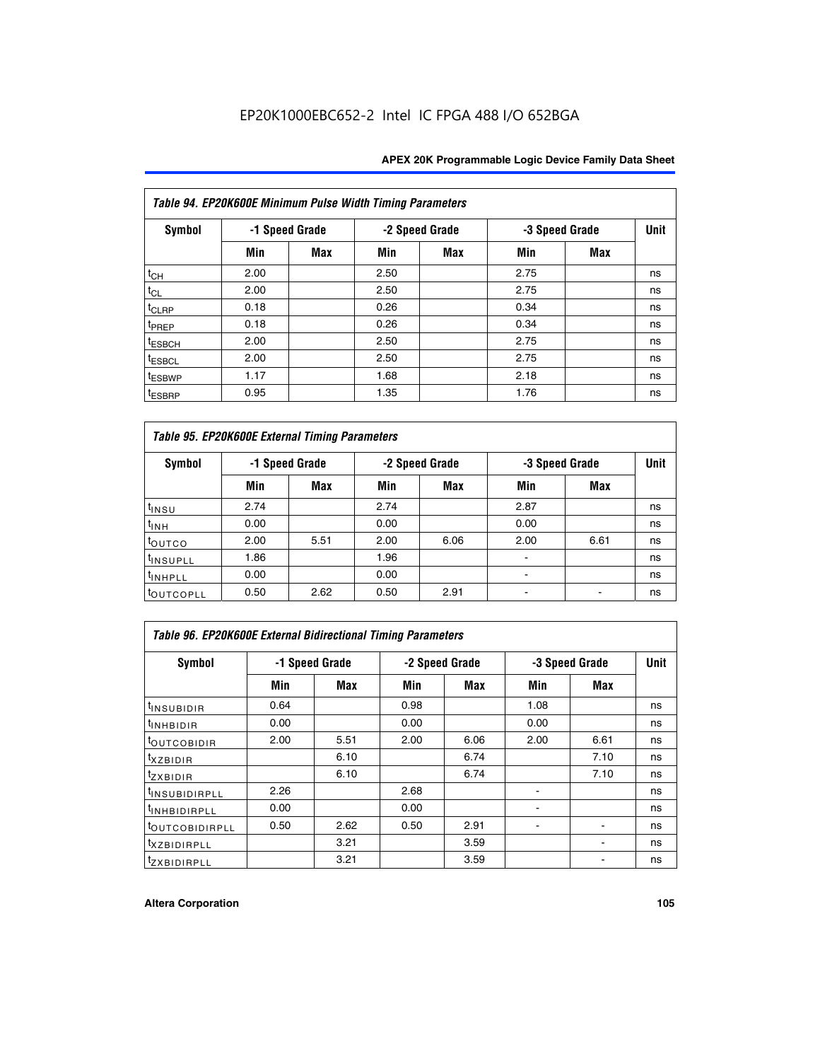EP20K1000EBC652-2 Intel IC FPGA 488 I/O 652BGA

| Table 94. EP20K600E Minimum Pulse Width Timing Parameters | | | | | | | |
|---|---|---|---|---|---|---|---|
| Symbol | -1 Speed Grade | | -2 Speed Grade | | -3 Speed Grade | | Unit |
| | Min | Max | Min | Max | Min | Max | |
| $t_{CH}$ | 2.00 | | 2.50 | | 2.75 | | ns |
| $t_{CL}$ | 2.00 | | 2.50 | | 2.75 | | ns |
| $t_{CLRP}$ | 0.18 | | 0.26 | | 0.34 | | ns |
| $t_{PREP}$ | 0.18 | | 0.26 | | 0.34 | | ns |
| $t_{ESBCH}$ | 2.00 | | 2.50 | | 2.75 | | ns |
| $t_{ESBCL}$ | 2.00 | | 2.50 | | 2.75 | | ns |
| $t_{ESBWP}$ | 1.17 | | 1.68 | | 2.18 | | ns |
| $t_{ESBRP}$ | 0.95 | | 1.35 | | 1.76 | | ns |

| Table 95. EP20K600E External Timing Parameters | | | | | | | |
|---|---|---|---|---|---|---|---|
| Symbol | -1 Speed Grade | | -2 Speed Grade | | -3 Speed Grade | | Unit |
| | Min | Max | Min | Max | Min | Max | |
| $t_{INSU}$ | 2.74 | | 2.74 | | 2.87 | | ns |
| $t_{INH}$ | 0.00 | | 0.00 | | 0.00 | | ns |
| $t_{OUTCO}$ | 2.00 | 5.51 | 2.00 | 6.06 | 2.00 | 6.61 | ns |
| $t_{INSUPLL}$ | 1.86 | | 1.96 | | - | | ns |
| $t_{INHPLL}$ | 0.00 | | 0.00 | | - | | ns |
| $t_{OUTCOPLL}$ | 0.50 | 2.62 | 0.50 | 2.91 | - | - | ns |

| Table 96. EP20K600E External Bidirectional Timing Parameters | | | | | | | |
|---|---|---|---|---|---|---|---|
| Symbol | -1 Speed Grade | | -2 Speed Grade | | -3 Speed Grade | | Unit |
| | Min | Max | Min | Max | Min | Max | |
| $t_{INSUBIDIR}$ | 0.64 | | 0.98 | | 1.08 | | ns |
| $t_{INHBIDIR}$ | 0.00 | | 0.00 | | 0.00 | | ns |
| $t_{OUTCOBIDIR}$ | 2.00 | 5.51 | 2.00 | 6.06 | 2.00 | 6.61 | ns |
| $t_{XZBIDIR}$ | | 6.10 | | 6.74 | | 7.10 | ns |
| $t_{ZXBIDIR}$ | | 6.10 | | 6.74 | | 7.10 | ns |
| $t_{INSUBIDIRPLL}$ | 2.26 | | 2.68 | | - | | ns |
| $t_{INHBIDIRPLL}$ | 0.00 | | 0.00 | | - | | ns |
| $t_{OUTCOBIDIRPLL}$ | 0.50 | 2.62 | 0.50 | 2.91 | - | - | ns |
| $t_{XZBIDIRPLL}$ | | 3.21 | | 3.59 | | - | ns |
| $t_{ZXBIDIRPLL}$ | | 3.21 | | 3.59 | | - | ns |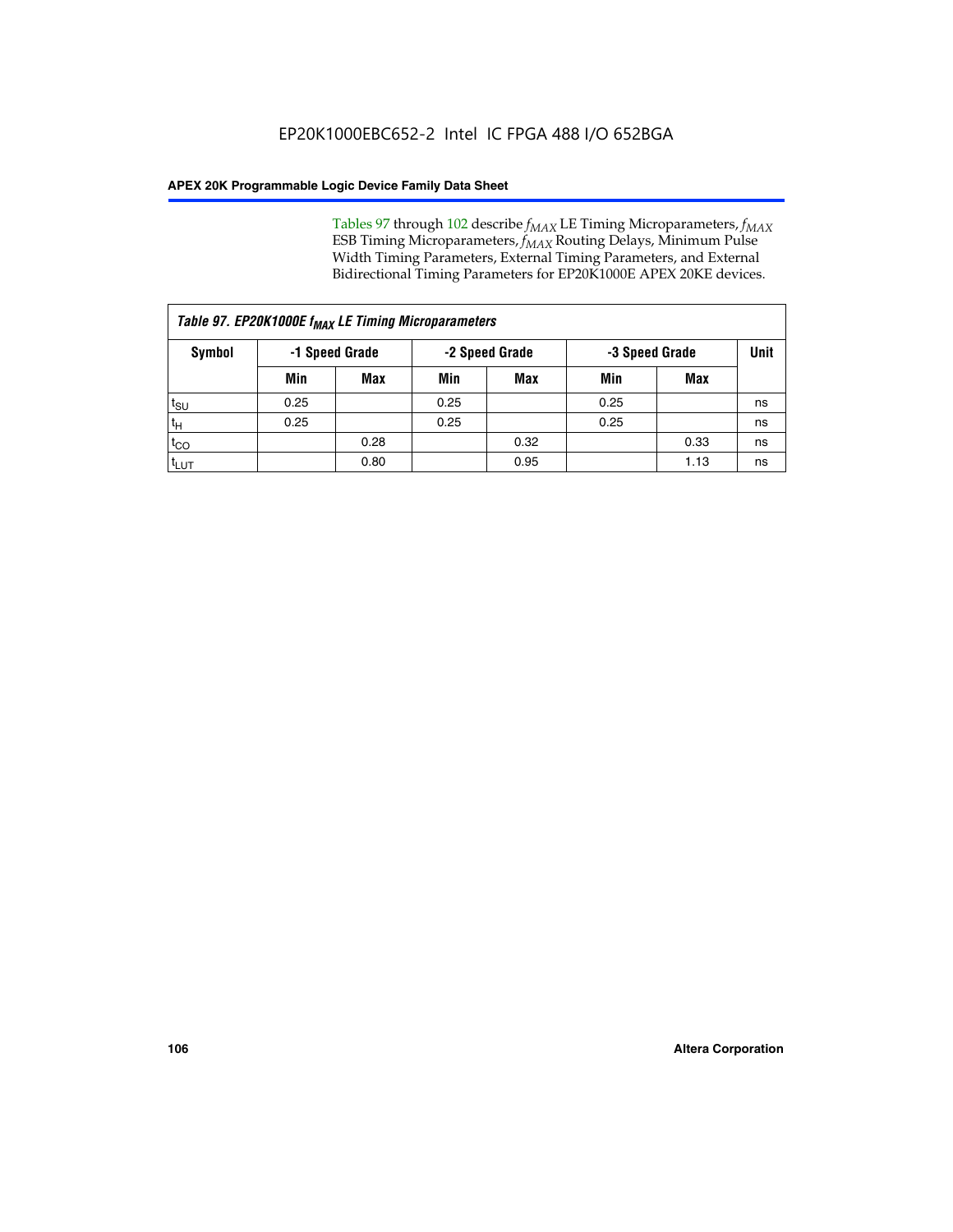Tables 97 through 102 describe $f_{MAX}$ LE Timing Microparameters, $f_{MAX}$ ESB Timing Microparameters, $f_{MAX}$ Routing Delays, Minimum Pulse Width Timing Parameters, External Timing Parameters, and External Bidirectional Timing Parameters for EP20K1000E APEX 20KE devices.

*Table 97. EP20K1000E $f_{MAX}$ LE Timing Microparameters*

| Symbol | -1 Speed Grade | | -2 Speed Grade | | -3 Speed Grade | | Unit |
|---|---|---|---|---|---|---|---|
| | Min | Max | Min | Max | Min | Max | |
| $t_{SU}$ | 0.25 | | 0.25 | | 0.25 | | ns |
| $t_{H}$ | 0.25 | | 0.25 | | 0.25 | | ns |
| $t_{CO}$ | | 0.28 | | 0.32 | | 0.33 | ns |
| $t_{LUT}$ | | 0.80 | | 0.95 | | 1.13 | ns |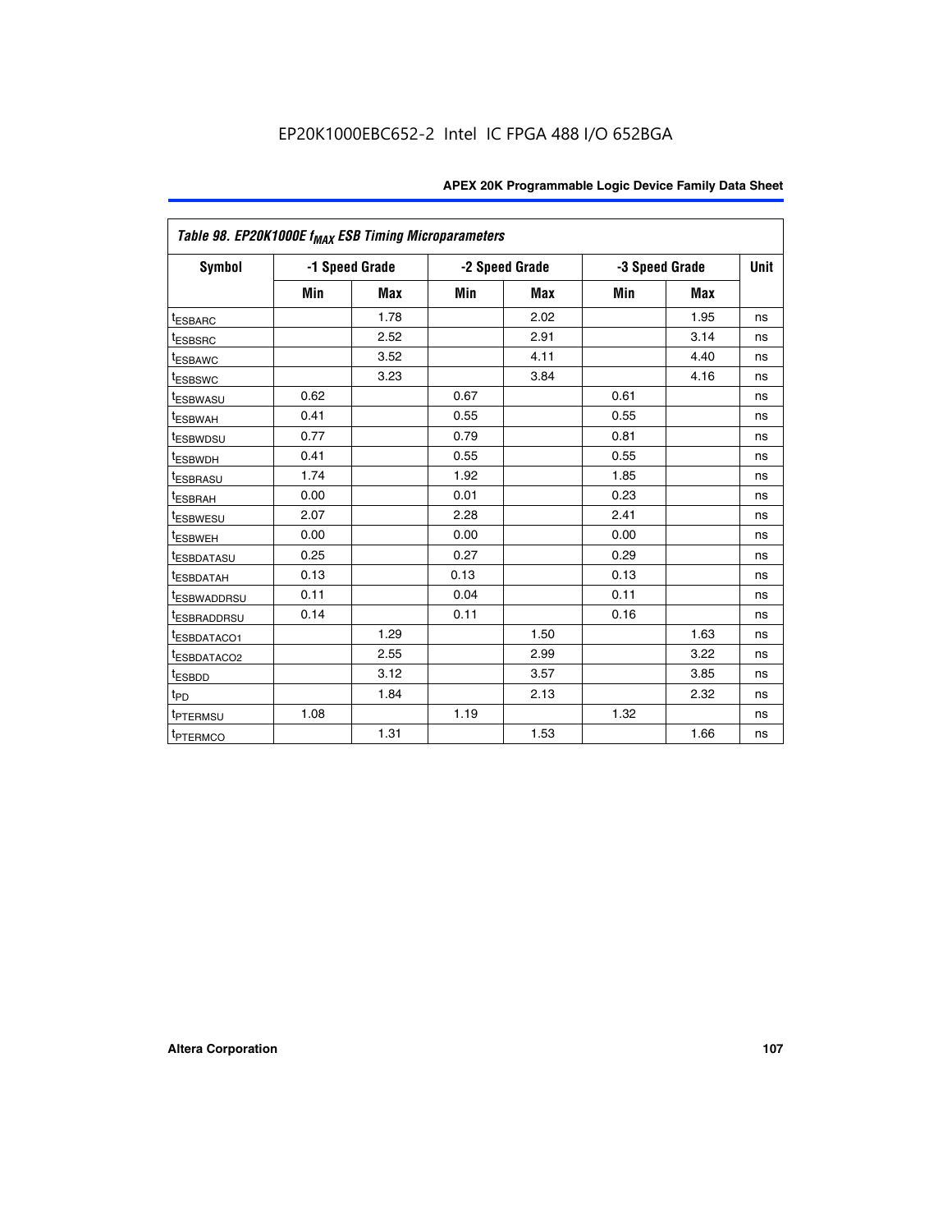EP20K1000EBC652-2 Intel IC FPGA 488 I/O 652BGA

| Table 98. EP20K1000E $f_{MAX}$ ESB Timing Microparameters | | | | | | | |
|---|---|---|---|---|---|---|---|
| Symbol | -1 Speed Grade | | -2 Speed Grade | | -3 Speed Grade | | Unit |
| | Min | Max | Min | Max | Min | Max | |
| $t_{ESBARC}$ | | 1.78 | | 2.02 | | 1.95 | ns |
| $t_{ESBSRC}$ | | 2.52 | | 2.91 | | 3.14 | ns |
| $t_{ESBAWC}$ | | 3.52 | | 4.11 | | 4.40 | ns |
| $t_{ESBSWC}$ | | 3.23 | | 3.84 | | 4.16 | ns |
| $t_{ESBWASU}$ | 0.62 | | 0.67 | | 0.61 | | ns |
| $t_{ESBWAH}$ | 0.41 | | 0.55 | | 0.55 | | ns |
| $t_{ESBWDSU}$ | 0.77 | | 0.79 | | 0.81 | | ns |
| $t_{ESBWDH}$ | 0.41 | | 0.55 | | 0.55 | | ns |
| $t_{ESBRASU}$ | 1.74 | | 1.92 | | 1.85 | | ns |
| $t_{ESBRAH}$ | 0.00 | | 0.01 | | 0.23 | | ns |
| $t_{ESBWESU}$ | 2.07 | | 2.28 | | 2.41 | | ns |
| $t_{ESBWEH}$ | 0.00 | | 0.00 | | 0.00 | | ns |
| $t_{ESBDATASU}$ | 0.25 | | 0.27 | | 0.29 | | ns |
| $t_{ESBDATAH}$ | 0.13 | | 0.13 | | 0.13 | | ns |
| $t_{ESBWADDRSU}$ | 0.11 | | 0.04 | | 0.11 | | ns |
| $t_{ESBRADDRSU}$ | 0.14 | | 0.11 | | 0.16 | | ns |
| $t_{ESBDATACO1}$ | | 1.29 | | 1.50 | | 1.63 | ns |
| $t_{ESBDATACO2}$ | | 2.55 | | 2.99 | | 3.22 | ns |
| $t_{ESBDD}$ | | 3.12 | | 3.57 | | 3.85 | ns |
| $t_{PD}$ | | 1.84 | | 2.13 | | 2.32 | ns |
| $t_{PTERMSU}$ | 1.08 | | 1.19 | | 1.32 | | ns |
| $t_{PTERMCO}$ | | 1.31 | | 1.53 | | 1.66 | ns |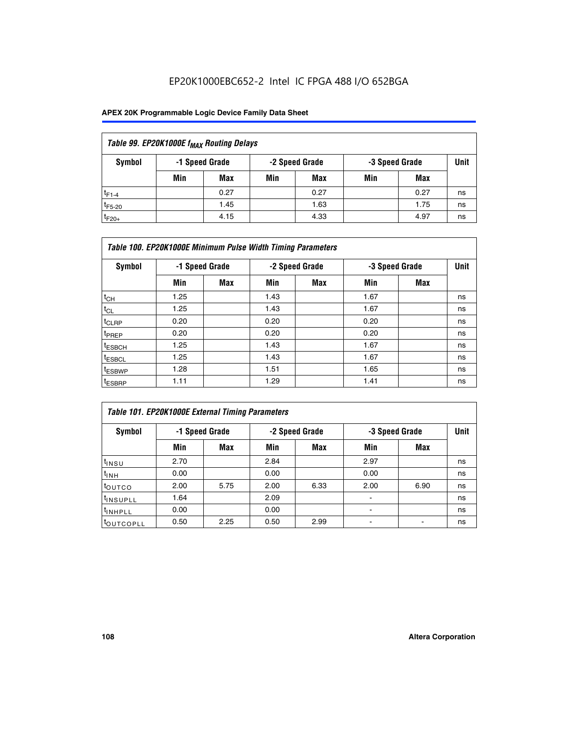EP20K1000EBC652-2 Intel IC FPGA 488 I/O 652BGA

| Table 99. EP20K1000E $f_{MAX}$ Routing Delays | | | | | | | |
|---|---|---|---|---|---|---|---|
| Symbol | -1 Speed Grade | | -2 Speed Grade | | -3 Speed Grade | | Unit |
| | Min | Max | Min | Max | Min | Max | |
| $t_{F1-4}$ | | 0.27 | | 0.27 | | 0.27 | ns |
| $t_{F5-20}$ | | 1.45 | | 1.63 | | 1.75 | ns |
| $t_{F20+}$ | | 4.15 | | 4.33 | | 4.97 | ns |

| Table 100. EP20K1000E Minimum Pulse Width Timing Parameters | | | | | | | |
|---|---|---|---|---|---|---|---|
| Symbol | -1 Speed Grade | | -2 Speed Grade | | -3 Speed Grade | | Unit |
| | Min | Max | Min | Max | Min | Max | |
| $t_{CH}$ | 1.25 | | 1.43 | | 1.67 | | ns |
| $t_{CL}$ | 1.25 | | 1.43 | | 1.67 | | ns |
| $t_{CLRP}$ | 0.20 | | 0.20 | | 0.20 | | ns |
| $t_{PREP}$ | 0.20 | | 0.20 | | 0.20 | | ns |
| $t_{ESBCH}$ | 1.25 | | 1.43 | | 1.67 | | ns |
| $t_{ESBCL}$ | 1.25 | | 1.43 | | 1.67 | | ns |
| $t_{ESBWP}$ | 1.28 | | 1.51 | | 1.65 | | ns |
| $t_{ESBRP}$ | 1.11 | | 1.29 | | 1.41 | | ns |

| Table 101. EP20K1000E External Timing Parameters | | | | | | | |
|---|---|---|---|---|---|---|---|
| Symbol | -1 Speed Grade | | -2 Speed Grade | | -3 Speed Grade | | Unit |
| | Min | Max | Min | Max | Min | Max | |
| $t_{INSU}$ | 2.70 | | 2.84 | | 2.97 | | ns |
| $t_{INH}$ | 0.00 | | 0.00 | | 0.00 | | ns |
| $t_{OUTCO}$ | 2.00 | 5.75 | 2.00 | 6.33 | 2.00 | 6.90 | ns |
| $t_{INSUPLL}$ | 1.64 | | 2.09 | | - | | ns |
| $t_{INHPLL}$ | 0.00 | | 0.00 | | - | | ns |
| $t_{OUTCOPLL}$ | 0.50 | 2.25 | 0.50 | 2.99 | - | - | ns |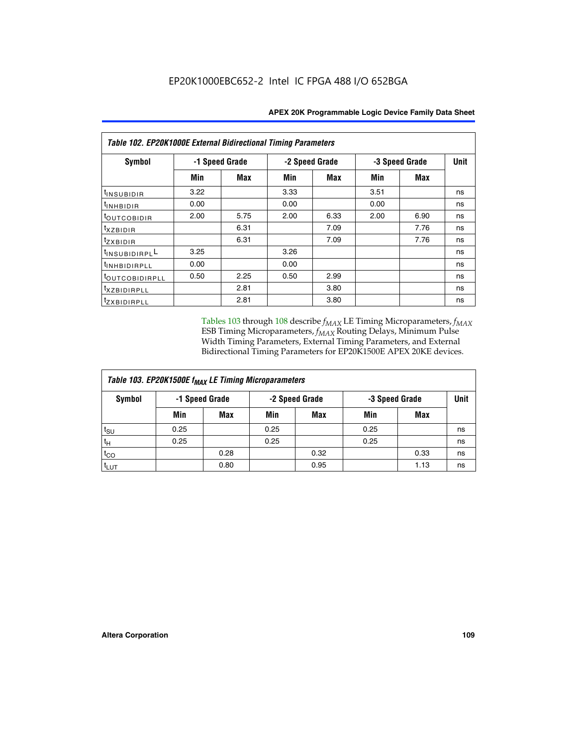| Table 102. EP20K1000E External Bidirectional Timing Parameters | | | | | | | |
|---|---|---|---|---|---|---|---|
| Symbol | -1 Speed Grade | | -2 Speed Grade | | -3 Speed Grade | | Unit |
| | Min | Max | Min | Max | Min | Max | |
| $t_{INSUBIDIR}$ | 3.22 | | 3.33 | | 3.51 | | ns |
| $t_{INHBIDIR}$ | 0.00 | | 0.00 | | 0.00 | | ns |
| $t_{OUTCOBIDIR}$ | 2.00 | 5.75 | 2.00 | 6.33 | 2.00 | 6.90 | ns |
| $t_{XZBIDIR}$ | | 6.31 | | 7.09 | | 7.76 | ns |
| $t_{ZXBIDIR}$ | | 6.31 | | 7.09 | | 7.76 | ns |
| $t_{INSUBIDIRPLL}$ | 3.25 | | 3.26 | | | | ns |
| $t_{INHBIDIRPLL}$ | 0.00 | | 0.00 | | | | ns |
| $t_{OUTCOBIDIRPLL}$ | 0.50 | 2.25 | 0.50 | 2.99 | | | ns |
| $t_{XZBIDIRPLL}$ | | 2.81 | | 3.80 | | | ns |
| $t_{ZXBIDIRPLL}$ | | 2.81 | | 3.80 | | | ns |

Tables 103 through 108 describe $f_{MAX}$ LE Timing Microparameters, $f_{MAX}$ ESB Timing Microparameters, $f_{MAX}$ Routing Delays, Minimum Pulse Width Timing Parameters, External Timing Parameters, and External Bidirectional Timing Parameters for EP20K1500E APEX 20KE devices.

| Table 103. EP20K1500E $f_{MAX}$ LE Timing Microparameters | | | | | | | |
|---|---|---|---|---|---|---|---|
| Symbol | -1 Speed Grade | | -2 Speed Grade | | -3 Speed Grade | | Unit |
| | Min | Max | Min | Max | Min | Max | |
| $t_{SU}$ | 0.25 | | 0.25 | | 0.25 | | ns |
| $t_{H}$ | 0.25 | | 0.25 | | 0.25 | | ns |
| $t_{CO}$ | | 0.28 | | 0.32 | | 0.33 | ns |
| $t_{LUT}$ | | 0.80 | | 0.95 | | 1.13 | ns |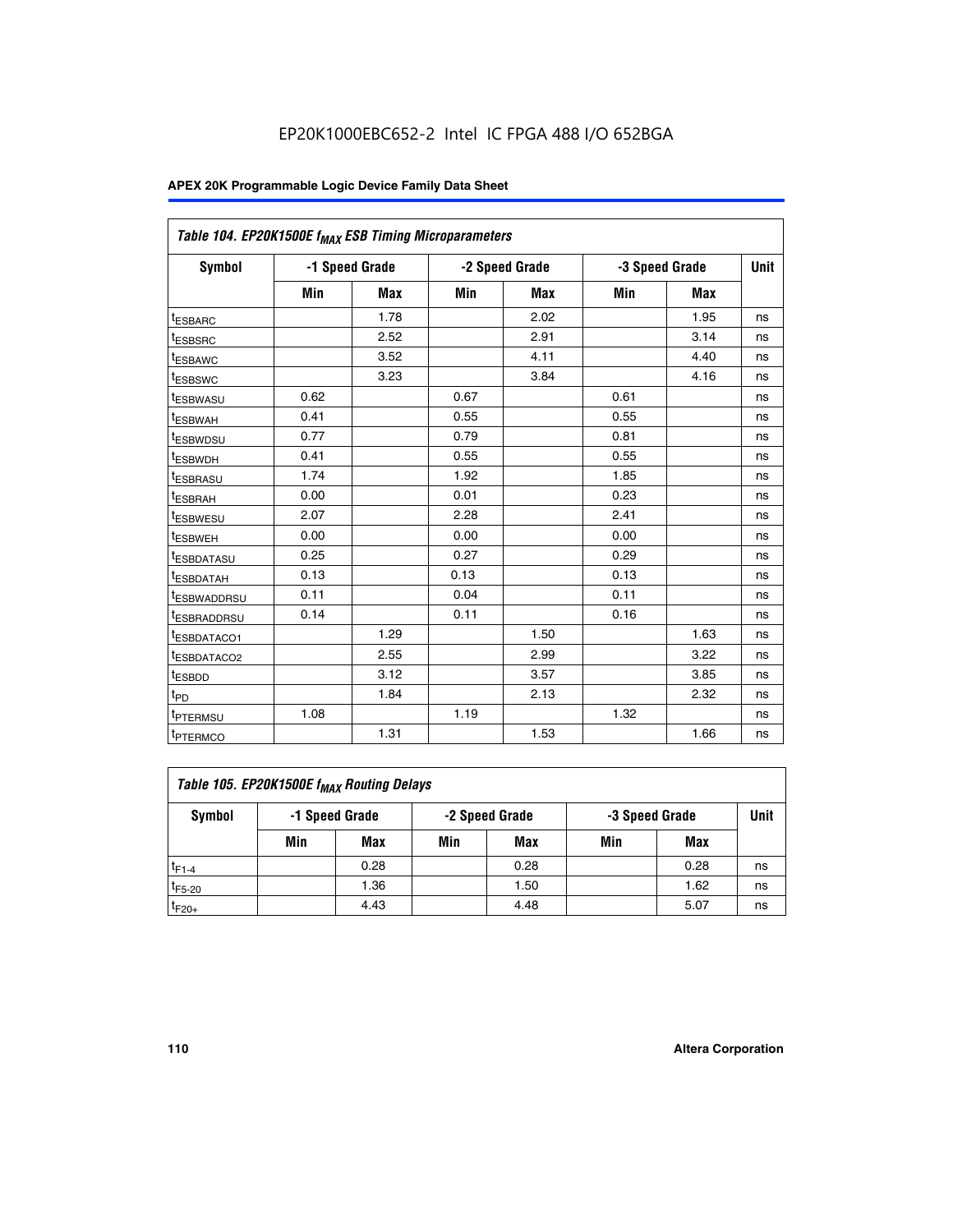EP20K1000EBC652-2 Intel IC FPGA 488 I/O 652BGA

**APEX 20K Programmable Logic Device Family Data Sheet**

| Table 104. EP20K1500E $f_{MAX}$ ESB Timing Microparameters | | | | | | | |
|---|---|---|---|---|---|---|---|
| Symbol | -1 Speed Grade | | -2 Speed Grade | | -3 Speed Grade | | Unit |
| | Min | Max | Min | Max | Min | Max | |
| $t_{ESBARC}$ | | 1.78 | | 2.02 | | 1.95 | ns |
| $t_{ESBSRC}$ | | 2.52 | | 2.91 | | 3.14 | ns |
| $t_{ESBAWC}$ | | 3.52 | | 4.11 | | 4.40 | ns |
| $t_{ESBSWC}$ | | 3.23 | | 3.84 | | 4.16 | ns |
| $t_{ESBWASU}$ | 0.62 | | 0.67 | | 0.61 | | ns |
| $t_{ESBWAH}$ | 0.41 | | 0.55 | | 0.55 | | ns |
| $t_{ESBWDSU}$ | 0.77 | | 0.79 | | 0.81 | | ns |
| $t_{ESBWDH}$ | 0.41 | | 0.55 | | 0.55 | | ns |
| $t_{ESBRASU}$ | 1.74 | | 1.92 | | 1.85 | | ns |
| $t_{ESBRAH}$ | 0.00 | | 0.01 | | 0.23 | | ns |
| $t_{ESBWESU}$ | 2.07 | | 2.28 | | 2.41 | | ns |
| $t_{ESBWEH}$ | 0.00 | | 0.00 | | 0.00 | | ns |
| $t_{ESBDATASU}$ | 0.25 | | 0.27 | | 0.29 | | ns |
| $t_{ESBDATAH}$ | 0.13 | | 0.13 | | 0.13 | | ns |
| $t_{ESBWADDRSU}$ | 0.11 | | 0.04 | | 0.11 | | ns |
| $t_{ESBRADDRSU}$ | 0.14 | | 0.11 | | 0.16 | | ns |
| $t_{ESBDATACO1}$ | | 1.29 | | 1.50 | | 1.63 | ns |
| $t_{ESBDATACO2}$ | | 2.55 | | 2.99 | | 3.22 | ns |
| $t_{ESBDD}$ | | 3.12 | | 3.57 | | 3.85 | ns |
| $t_{PD}$ | | 1.84 | | 2.13 | | 2.32 | ns |
| $t_{PTERMSU}$ | 1.08 | | 1.19 | | 1.32 | | ns |
| $t_{PTERMCO}$ | | 1.31 | | 1.53 | | 1.66 | ns |

| Table 105. EP20K1500E $f_{MAX}$ Routing Delays | | | | | | | |
|---|---|---|---|---|---|---|---|
| Symbol | -1 Speed Grade | | -2 Speed Grade | | -3 Speed Grade | | Unit |
| | Min | Max | Min | Max | Min | Max | |
| $t_{F1-4}$ | | 0.28 | | 0.28 | | 0.28 | ns |
| $t_{F5-20}$ | | 1.36 | | 1.50 | | 1.62 | ns |
| $t_{F20+}$ | | 4.43 | | 4.48 | | 5.07 | ns |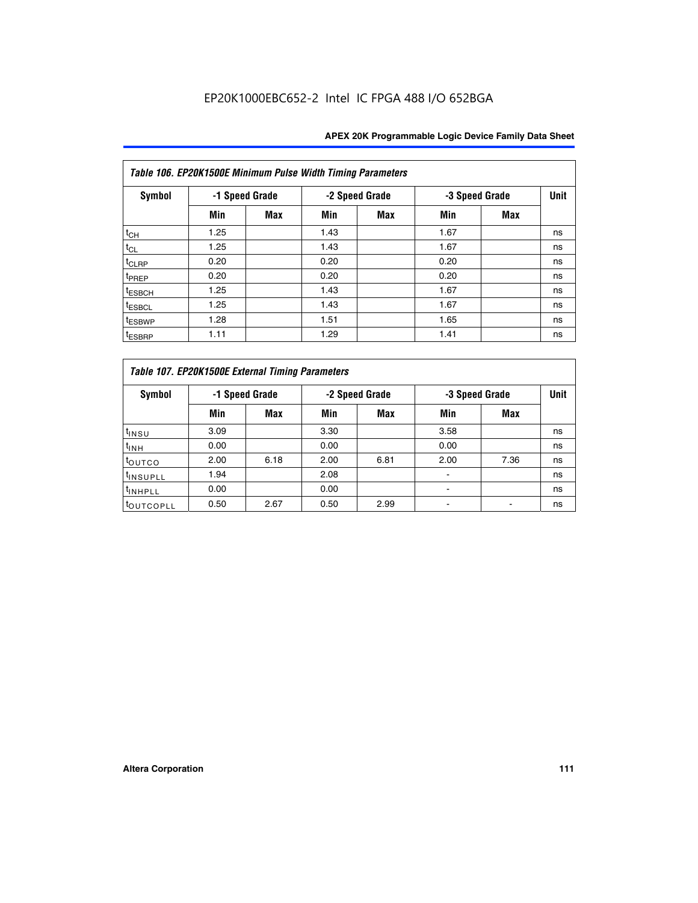EP20K1000EBC652-2 Intel IC FPGA 488 I/O 652BGA

| *Table 106. EP20K1500E Minimum Pulse Width Timing Parameters* | | | | | | | |
|---|---|---|---|---|---|---|---|
| **Symbol** | **-1 Speed Grade** | | **-2 Speed Grade** | | **-3 Speed Grade** | | **Unit** |
| | **Min** | **Max** | **Min** | **Max** | **Min** | **Max** | |
| $t_{CH}$ | 1.25 | | 1.43 | | 1.67 | | ns |
| $t_{CL}$ | 1.25 | | 1.43 | | 1.67 | | ns |
| $t_{CLRP}$ | 0.20 | | 0.20 | | 0.20 | | ns |
| $t_{PREP}$ | 0.20 | | 0.20 | | 0.20 | | ns |
| $t_{ESBCH}$ | 1.25 | | 1.43 | | 1.67 | | ns |
| $t_{ESBCL}$ | 1.25 | | 1.43 | | 1.67 | | ns |
| $t_{ESBWP}$ | 1.28 | | 1.51 | | 1.65 | | ns |
| $t_{ESBRP}$ | 1.11 | | 1.29 | | 1.41 | | ns |

| *Table 107. EP20K1500E External Timing Parameters* | | | | | | | |
|---|---|---|---|---|---|---|---|
| **Symbol** | **-1 Speed Grade** | | **-2 Speed Grade** | | **-3 Speed Grade** | | **Unit** |
| | **Min** | **Max** | **Min** | **Max** | **Min** | **Max** | |
| $t_{INSU}$ | 3.09 | | 3.30 | | 3.58 | | ns |
| $t_{INH}$ | 0.00 | | 0.00 | | 0.00 | | ns |
| $t_{OUTCO}$ | 2.00 | 6.18 | 2.00 | 6.81 | 2.00 | 7.36 | ns |
| $t_{INSUPLL}$ | 1.94 | | 2.08 | | - | | ns |
| $t_{INHPLL}$ | 0.00 | | 0.00 | | - | | ns |
| $t_{OUTCOPLL}$ | 0.50 | 2.67 | 0.50 | 2.99 | - | - | ns |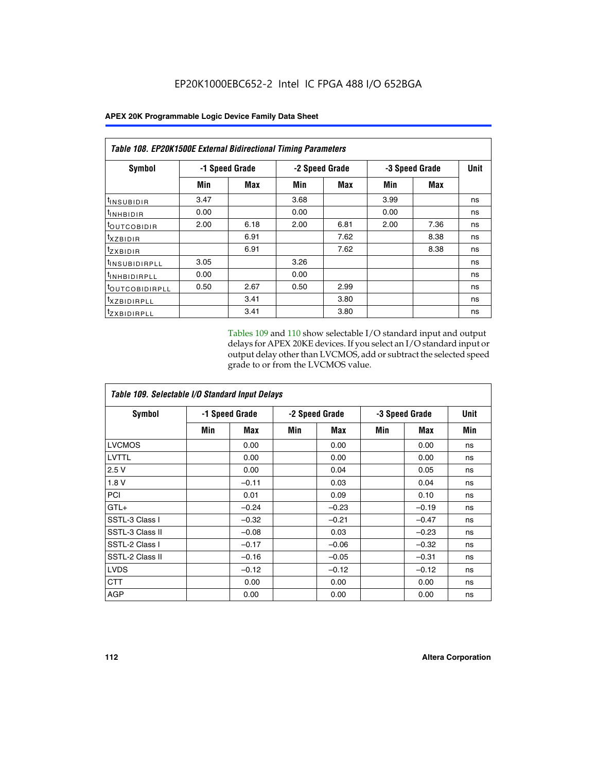EP20K1000EBC652-2 Intel IC FPGA 488 I/O 652BGA

| Table 108. EP20K1500E External Bidirectional Timing Parameters | | | | | | | |
|---|---|---|---|---|---|---|---|
| Symbol | -1 Speed Grade | | -2 Speed Grade | | -3 Speed Grade | | Unit |
| | Min | Max | Min | Max | Min | Max | |
| $t_{INSUBIDIR}$ | 3.47 | | 3.68 | | 3.99 | | ns |
| $t_{INHBIDIR}$ | 0.00 | | 0.00 | | 0.00 | | ns |
| $t_{OUTCOBIDIR}$ | 2.00 | 6.18 | 2.00 | 6.81 | 2.00 | 7.36 | ns |
| $t_{XZBIDIR}$ | | 6.91 | | 7.62 | | 8.38 | ns |
| $t_{ZXBIDIR}$ | | 6.91 | | 7.62 | | 8.38 | ns |
| $t_{INSUBIDIRPLL}$ | 3.05 | | 3.26 | | | | ns |
| $t_{INHBIDIRPLL}$ | 0.00 | | 0.00 | | | | ns |
| $t_{OUTCOBIDIRPLL}$ | 0.50 | 2.67 | 0.50 | 2.99 | | | ns |
| $t_{XZBIDIRPLL}$ | | 3.41 | | 3.80 | | | ns |
| $t_{ZXBIDIRPLL}$ | | 3.41 | | 3.80 | | | ns |

Tables 109 and 110 show selectable I/O standard input and output delays for APEX 20KE devices. If you select an I/O standard input or output delay other than LVCMOS, add or subtract the selected speed grade to or from the LVCMOS value.

| Table 109. Selectable I/O Standard Input Delays | | | | | | | |
|---|---|---|---|---|---|---|---|
| Symbol | -1 Speed Grade | | -2 Speed Grade | | -3 Speed Grade | | Unit |
| | Min | Max | Min | Max | Min | Max | Min |
| LVCMOS | | 0.00 | | 0.00 | | 0.00 | ns |
| LVTTL | | 0.00 | | 0.00 | | 0.00 | ns |
| 2.5 V | | 0.00 | | 0.04 | | 0.05 | ns |
| 1.8 V | | –0.11 | | 0.03 | | 0.04 | ns |
| PCI | | 0.01 | | 0.09 | | 0.10 | ns |
| GTL+ | | –0.24 | | –0.23 | | –0.19 | ns |
| SSTL-3 Class I | | –0.32 | | –0.21 | | –0.47 | ns |
| SSTL-3 Class II | | –0.08 | | 0.03 | | –0.23 | ns |
| SSTL-2 Class I | | –0.17 | | –0.06 | | –0.32 | ns |
| SSTL-2 Class II | | –0.16 | | –0.05 | | –0.31 | ns |
| LVDS | | –0.12 | | –0.12 | | –0.12 | ns |
| CTT | | 0.00 | | 0.00 | | 0.00 | ns |
| AGP | | 0.00 | | 0.00 | | 0.00 | ns |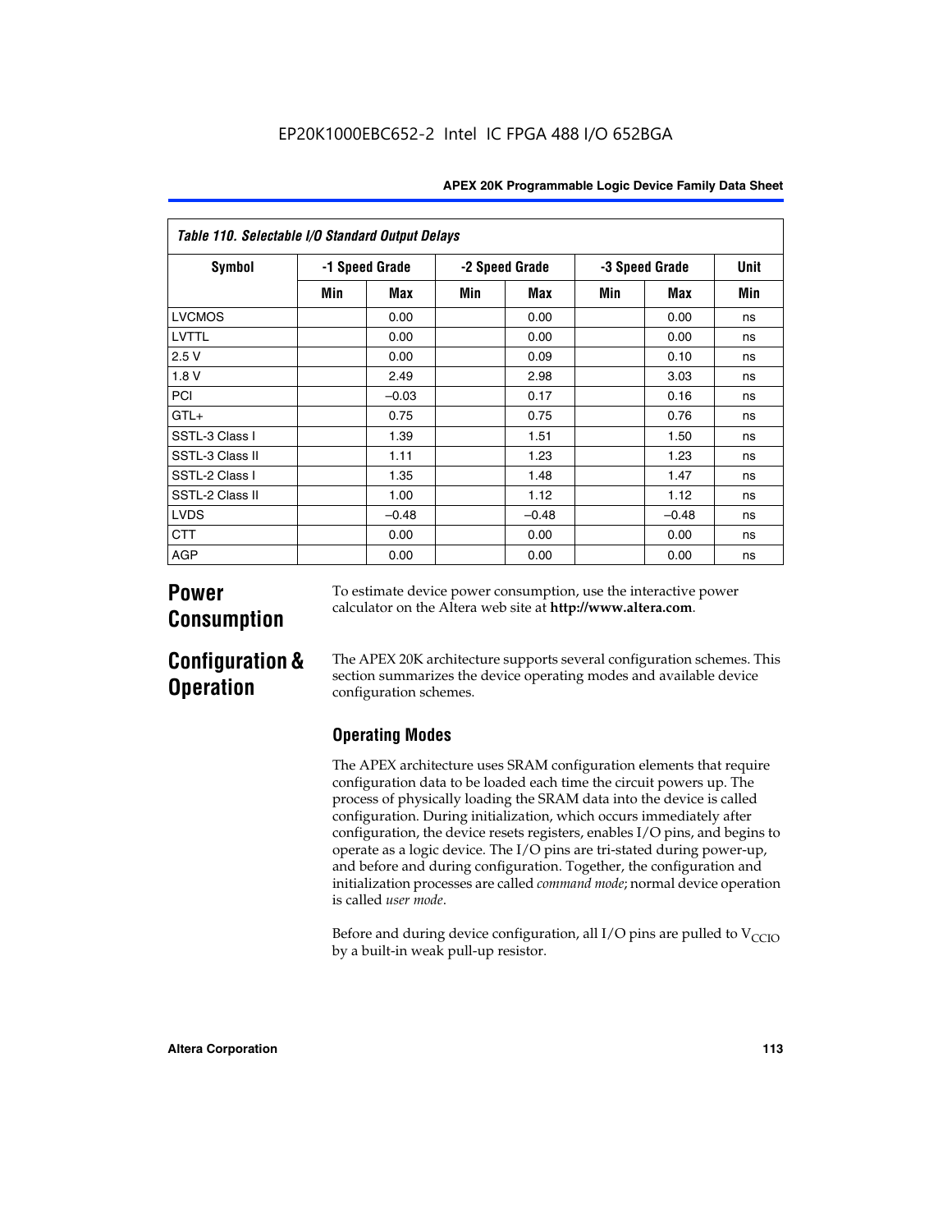**Table 110. Selectable I/O Standard Output Delays**

| Symbol | -1 Speed Grade | | -2 Speed Grade | | -3 Speed Grade | | Unit |
|---|---|---|---|---|---|---|---|
| | Min | Max | Min | Max | Min | Max | Min |
| LVCMOS | | 0.00 | | 0.00 | | 0.00 | ns |
| LVTTL | | 0.00 | | 0.00 | | 0.00 | ns |
| 2.5 V | | 0.00 | | 0.09 | | 0.10 | ns |
| 1.8 V | | 2.49 | | 2.98 | | 3.03 | ns |
| PCI | | –0.03 | | 0.17 | | 0.16 | ns |
| GTL+ | | 0.75 | | 0.75 | | 0.76 | ns |
| SSTL-3 Class I | | 1.39 | | 1.51 | | 1.50 | ns |
| SSTL-3 Class II | | 1.11 | | 1.23 | | 1.23 | ns |
| SSTL-2 Class I | | 1.35 | | 1.48 | | 1.47 | ns |
| SSTL-2 Class II | | 1.00 | | 1.12 | | 1.12 | ns |
| LVDS | | –0.48 | | –0.48 | | –0.48 | ns |
| CTT | | 0.00 | | 0.00 | | 0.00 | ns |
| AGP | | 0.00 | | 0.00 | | 0.00 | ns |

## Power Consumption

To estimate device power consumption, use the interactive power calculator on the Altera web site at **http://www.altera.com**.

## Configuration & Operation

The APEX 20K architecture supports several configuration schemes. This section summarizes the device operating modes and available device configuration schemes.

### Operating Modes

The APEX architecture uses SRAM configuration elements that require configuration data to be loaded each time the circuit powers up. The process of physically loading the SRAM data into the device is called configuration. During initialization, which occurs immediately after configuration, the device resets registers, enables I/O pins, and begins to operate as a logic device. The I/O pins are tri-stated during power-up, and before and during configuration. Together, the configuration and initialization processes are called *command mode*; normal device operation is called *user mode*.

Before and during device configuration, all I/O pins are pulled to $V_{CCIO}$ by a built-in weak pull-up resistor.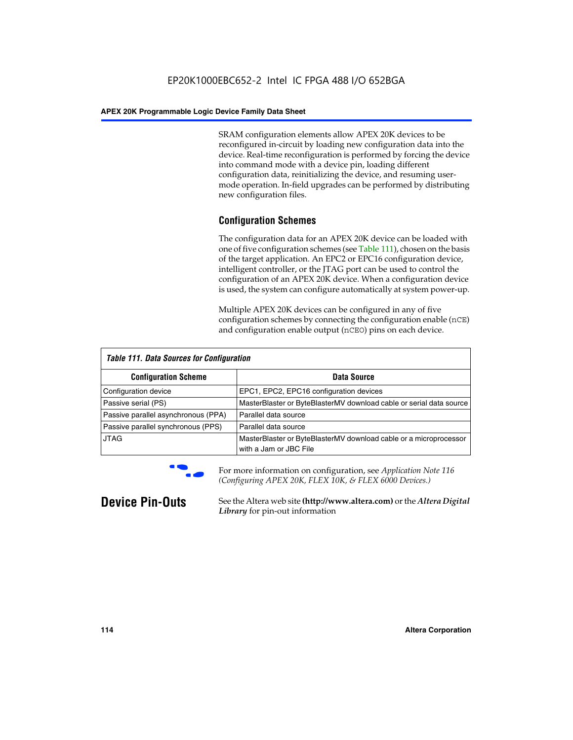SRAM configuration elements allow APEX 20K devices to be reconfigured in-circuit by loading new configuration data into the device. Real-time reconfiguration is performed by forcing the device into command mode with a device pin, loading different configuration data, reinitializing the device, and resuming user-mode operation. In-field upgrades can be performed by distributing new configuration files.

### Configuration Schemes

The configuration data for an APEX 20K device can be loaded with one of five configuration schemes (see Table 111), chosen on the basis of the target application. An EPC2 or EPC16 configuration device, intelligent controller, or the JTAG port can be used to control the configuration of an APEX 20K device. When a configuration device is used, the system can configure automatically at system power-up.

Multiple APEX 20K devices can be configured in any of five configuration schemes by connecting the configuration enable (nCE) and configuration enable output (nCEO) pins on each device.

*Table 111. Data Sources for Configuration*

| Configuration Scheme | Data Source |
|---|---|
| Configuration device | EPC1, EPC2, EPC16 configuration devices |
| Passive serial (PS) | MasterBlaster or ByteBlasterMV download cable or serial data source |
| Passive parallel asynchronous (PPA) | Parallel data source |
| Passive parallel synchronous (PPS) | Parallel data source |
| JTAG | MasterBlaster or ByteBlasterMV download cable or a microprocessor with a Jam or JBC File |

For more information on configuration, see *Application Note 116 (Configuring APEX 20K, FLEX 10K, & FLEX 6000 Devices.)*

## Device Pin-Outs

See the Altera web site **(http://www.altera.com)** or the ***Altera Digital Library*** for pin-out information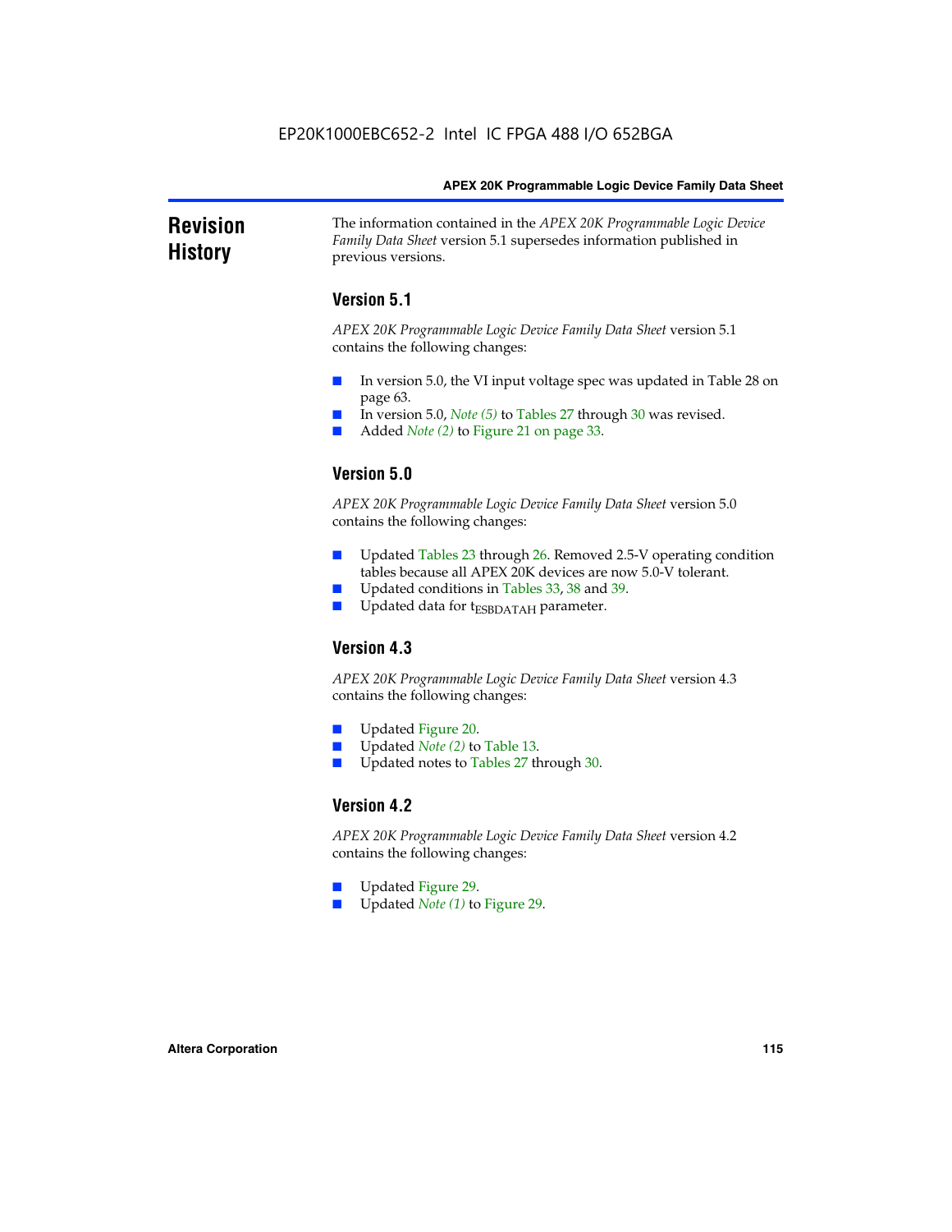## Revision History

The information contained in the *APEX 20K Programmable Logic Device Family Data Sheet* version 5.1 supersedes information published in previous versions.

### Version 5.1

*APEX 20K Programmable Logic Device Family Data Sheet* version 5.1 contains the following changes:

- In version 5.0, the VI input voltage spec was updated in Table 28 on page 63.
- In version 5.0, *Note (5)* to Tables 27 through 30 was revised.
- Added *Note (2)* to Figure 21 on page 33.

### Version 5.0

*APEX 20K Programmable Logic Device Family Data Sheet* version 5.0 contains the following changes:

- Updated Tables 23 through 26. Removed 2.5-V operating condition tables because all APEX 20K devices are now 5.0-V tolerant.
- Updated conditions in Tables 33, 38 and 39.
- Updated data for $t_{ESBDATAH}$ parameter.

### Version 4.3

*APEX 20K Programmable Logic Device Family Data Sheet* version 4.3 contains the following changes:

- Updated Figure 20.
- Updated *Note (2)* to Table 13.
- Updated notes to Tables 27 through 30.

### Version 4.2

*APEX 20K Programmable Logic Device Family Data Sheet* version 4.2 contains the following changes:

- Updated Figure 29.
- Updated *Note (1)* to Figure 29.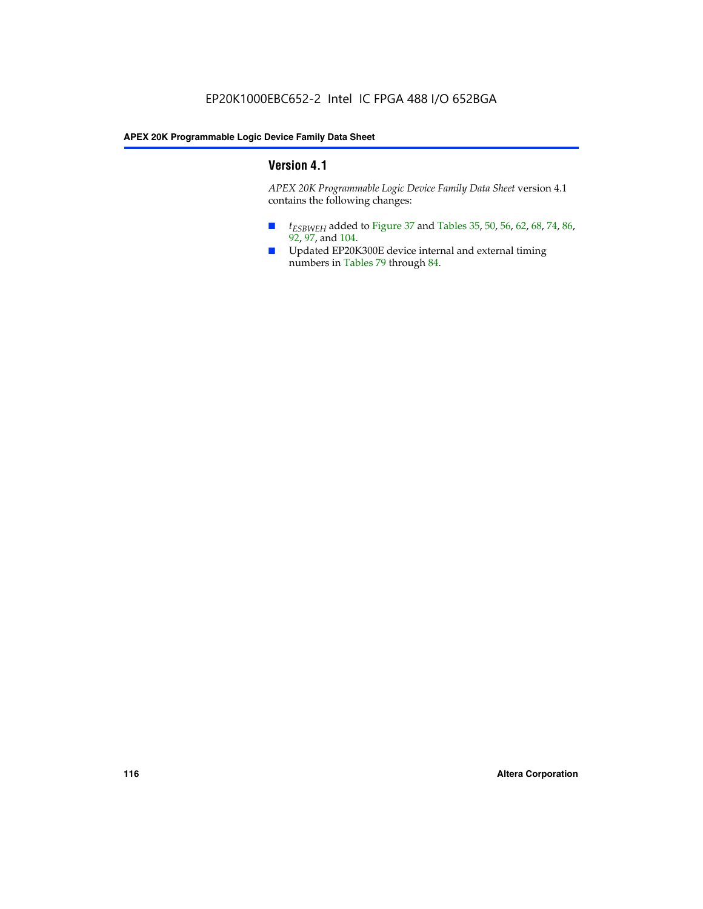## Version 4.1

*APEX 20K Programmable Logic Device Family Data Sheet* version 4.1 contains the following changes:

- $t_{ESBWEH}$ added to Figure 37 and Tables 35, 50, 56, 62, 68, 74, 86, 92, 97, and 104.
- Updated EP20K300E device internal and external timing numbers in Tables 79 through 84.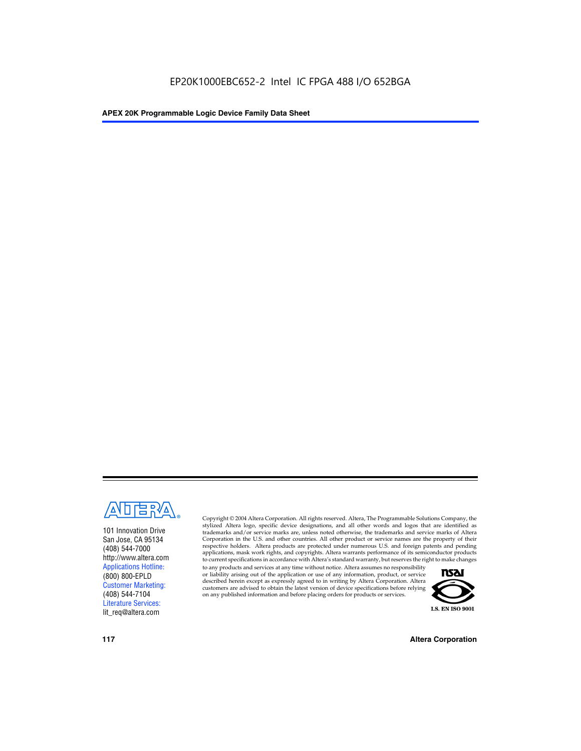EP20K1000EBC652-2 Intel IC FPGA 488 I/O 652BGA

ALTERA

101 Innovation Drive
San Jose, CA 95134
(408) 544-7000
http://www.altera.com
Applications Hotline:
(800) 800-EPLD
Customer Marketing:
(408) 544-7104
Literature Services:
lit_req@altera.com

Copyright © 2004 Altera Corporation. All rights reserved. Altera, The Programmable Solutions Company, the stylized Altera logo, specific device designations, and all other words and logos that are identified as trademarks and/or service marks are, unless noted otherwise, the trademarks and service marks of Altera Corporation in the U.S. and other countries. All other product or service names are the property of their respective holders. Altera products are protected under numerous U.S. and foreign patents and pending applications, mask work rights, and copyrights. Altera warrants performance of its semiconductor products to current specifications in accordance with Altera's standard warranty, but reserves the right to make changes to any products and services at any time without notice. Altera assumes no responsibility or liability arising out of the application or use of any information, product, or service described herein except as expressly agreed to in writing by Altera Corporation. Altera customers are advised to obtain the latest version of device specifications before relying on any published information and before placing orders for products or services.

I.S. EN ISO 9001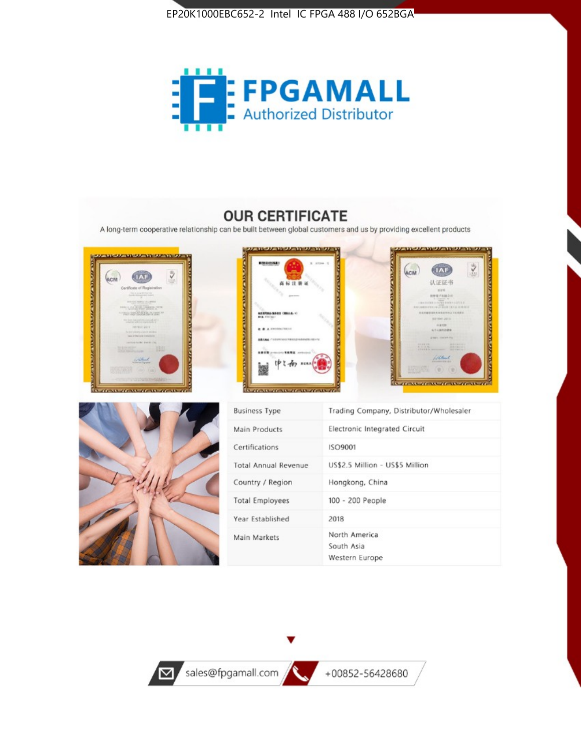FPGAMALL
Authorized Distributor

## OUR CERTIFICATE

A long-term cooperative relationship can be built between global customers and us by providing excellent products

| | |
|---|---|
| Business Type | Trading Company, Distributor/Wholesaler |
| Main Products | Electronic Integrated Circuit |
| Certifications | ISO9001 |
| Total Annual Revenue | US$2.5 Million - US$5 Million |
| Country / Region | Hongkong, China |
| Total Employees | 100 - 200 People |
| Year Established | 2018 |
| Main Markets | North America<br>South Asia<br>Western Europe |

sales@fpgamall.com

+00852-56428680